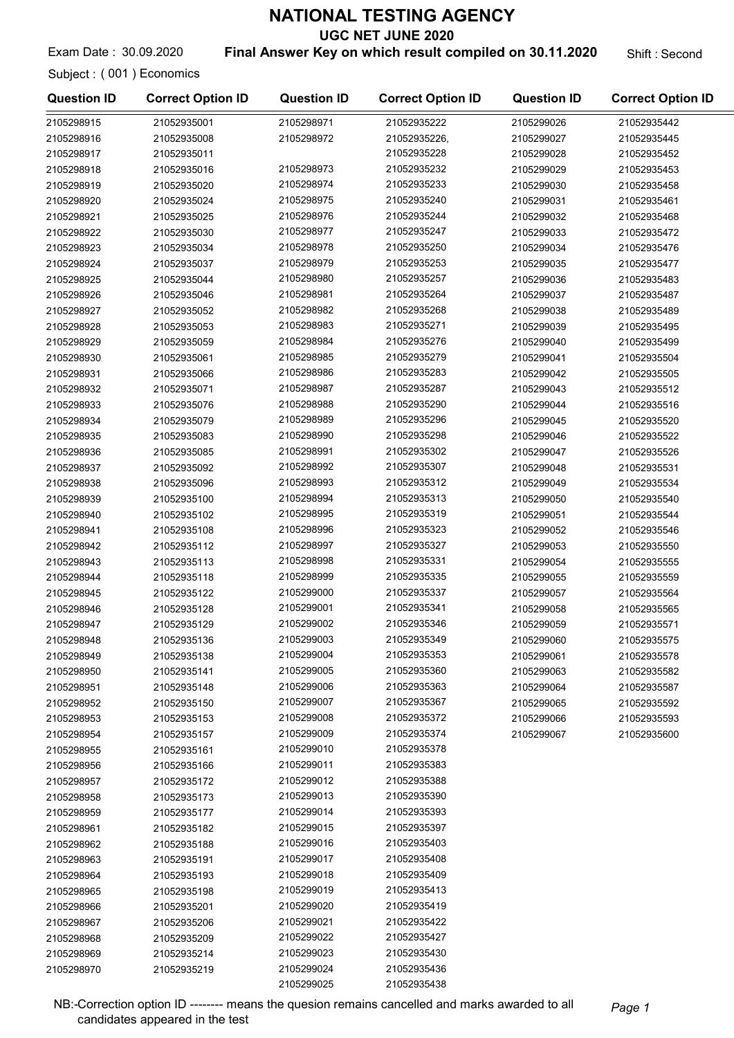# NATIONAL TESTING AGENCY

## UGC NET JUNE 2020

Exam Date : 30.09.2020 **Final Answer Key on which result compiled on 30.11.2020** Shift : Second

Subject : ( 001 ) Economics

| Question ID | Correct Option ID | Question ID | Correct Option ID | Question ID | Correct Option ID |
|---|---|---|---|---|---|
| 2105298915 | 21052935001 | 2105298971 | 21052935222 | 2105299026 | 21052935442 |
| 2105298916 | 21052935008 | 2105298972 | 21052935226, 21052935228 | 2105299027 | 21052935445 |
| 2105298917 | 21052935011 | | | 2105299028 | 21052935452 |
| 2105298918 | 21052935016 | 2105298973 | 21052935232 | 2105299029 | 21052935453 |
| 2105298919 | 21052935020 | 2105298974 | 21052935233 | 2105299030 | 21052935458 |
| 2105298920 | 21052935024 | 2105298975 | 21052935240 | 2105299031 | 21052935461 |
| 2105298921 | 21052935025 | 2105298976 | 21052935244 | 2105299032 | 21052935468 |
| 2105298922 | 21052935030 | 2105298977 | 21052935247 | 2105299033 | 21052935472 |
| 2105298923 | 21052935034 | 2105298978 | 21052935250 | 2105299034 | 21052935476 |
| 2105298924 | 21052935037 | 2105298979 | 21052935253 | 2105299035 | 21052935477 |
| 2105298925 | 21052935044 | 2105298980 | 21052935257 | 2105299036 | 21052935483 |
| 2105298926 | 21052935046 | 2105298981 | 21052935264 | 2105299037 | 21052935487 |
| 2105298927 | 21052935052 | 2105298982 | 21052935268 | 2105299038 | 21052935489 |
| 2105298928 | 21052935053 | 2105298983 | 21052935271 | 2105299039 | 21052935495 |
| 2105298929 | 21052935059 | 2105298984 | 21052935276 | 2105299040 | 21052935499 |
| 2105298930 | 21052935061 | 2105298985 | 21052935279 | 2105299041 | 21052935504 |
| 2105298931 | 21052935066 | 2105298986 | 21052935283 | 2105299042 | 21052935505 |
| 2105298932 | 21052935071 | 2105298987 | 21052935287 | 2105299043 | 21052935512 |
| 2105298933 | 21052935076 | 2105298988 | 21052935290 | 2105299044 | 21052935516 |
| 2105298934 | 21052935079 | 2105298989 | 21052935296 | 2105299045 | 21052935520 |
| 2105298935 | 21052935083 | 2105298990 | 21052935298 | 2105299046 | 21052935522 |
| 2105298936 | 21052935085 | 2105298991 | 21052935302 | 2105299047 | 21052935526 |
| 2105298937 | 21052935092 | 2105298992 | 21052935307 | 2105299048 | 21052935531 |
| 2105298938 | 21052935096 | 2105298993 | 21052935312 | 2105299049 | 21052935534 |
| 2105298939 | 21052935100 | 2105298994 | 21052935313 | 2105299050 | 21052935540 |
| 2105298940 | 21052935102 | 2105298995 | 21052935319 | 2105299051 | 21052935544 |
| 2105298941 | 21052935108 | 2105298996 | 21052935323 | 2105299052 | 21052935546 |
| 2105298942 | 21052935112 | 2105298997 | 21052935327 | 2105299053 | 21052935550 |
| 2105298943 | 21052935113 | 2105298998 | 21052935331 | 2105299054 | 21052935555 |
| 2105298944 | 21052935118 | 2105298999 | 21052935335 | 2105299055 | 21052935559 |
| 2105298945 | 21052935122 | 2105299000 | 21052935337 | 2105299057 | 21052935564 |
| 2105298946 | 21052935128 | 2105299001 | 21052935341 | 2105299058 | 21052935565 |
| 2105298947 | 21052935129 | 2105299002 | 21052935346 | 2105299059 | 21052935571 |
| 2105298948 | 21052935136 | 2105299003 | 21052935349 | 2105299060 | 21052935575 |
| 2105298949 | 21052935138 | 2105299004 | 21052935353 | 2105299061 | 21052935578 |
| 2105298950 | 21052935141 | 2105299005 | 21052935360 | 2105299063 | 21052935582 |
| 2105298951 | 21052935148 | 2105299006 | 21052935363 | 2105299064 | 21052935587 |
| 2105298952 | 21052935150 | 2105299007 | 21052935367 | 2105299065 | 21052935592 |
| 2105298953 | 21052935153 | 2105299008 | 21052935372 | 2105299066 | 21052935593 |
| 2105298954 | 21052935157 | 2105299009 | 21052935374 | 2105299067 | 21052935600 |
| 2105298955 | 21052935161 | 2105299010 | 21052935378 | | |
| 2105298956 | 21052935166 | 2105299011 | 21052935383 | | |
| 2105298957 | 21052935172 | 2105299012 | 21052935388 | | |
| 2105298958 | 21052935173 | 2105299013 | 21052935390 | | |
| 2105298959 | 21052935177 | 2105299014 | 21052935393 | | |
| 2105298961 | 21052935182 | 2105299015 | 21052935397 | | |
| 2105298962 | 21052935188 | 2105299016 | 21052935403 | | |
| 2105298963 | 21052935191 | 2105299017 | 21052935408 | | |
| 2105298964 | 21052935193 | 2105299018 | 21052935409 | | |
| 2105298965 | 21052935198 | 2105299019 | 21052935413 | | |
| 2105298966 | 21052935201 | 2105299020 | 21052935419 | | |
| 2105298967 | 21052935206 | 2105299021 | 21052935422 | | |
| 2105298968 | 21052935209 | 2105299022 | 21052935427 | | |
| 2105298969 | 21052935214 | 2105299023 | 21052935430 | | |
| 2105298970 | 21052935219 | 2105299024 | 21052935436 | | |
| | | 2105299025 | 21052935438 | | |

NB:-Correction option ID -------- means the quesion remains cancelled and marks awarded to all candidates appeared in the test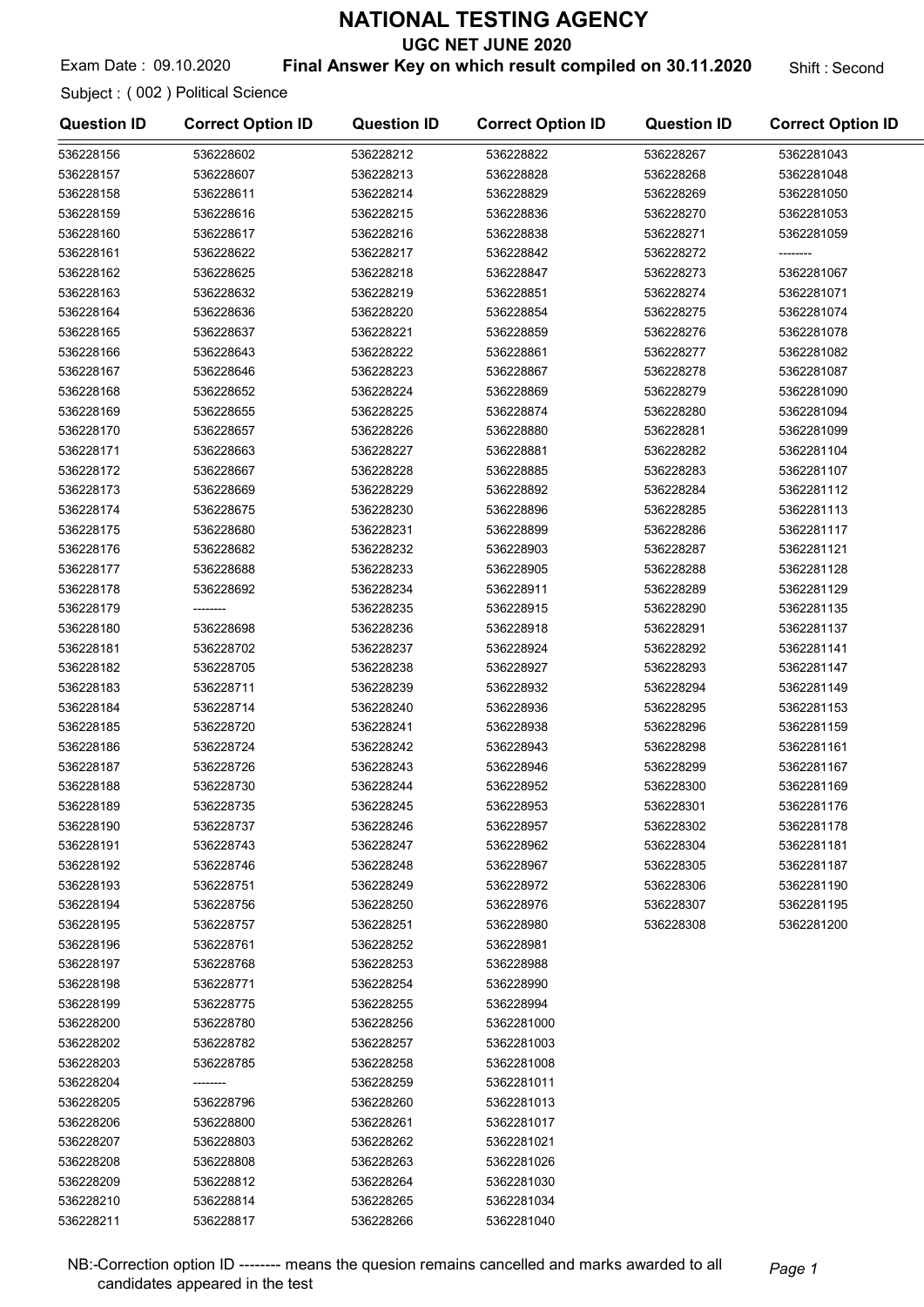# NATIONAL TESTING AGENCY

## UGC NET JUNE 2020

Exam Date : 09.10.2020 **Final Answer Key on which result compiled on 30.11.2020** Shift : Second

Subject : ( 002 ) Political Science

| Question ID | Correct Option ID | Question ID | Correct Option ID | Question ID | Correct Option ID |
|---|---|---|---|---|---|
| 536228156 | 536228602 | 536228212 | 536228822 | 536228267 | 5362281043 |
| 536228157 | 536228607 | 536228213 | 536228828 | 536228268 | 5362281048 |
| 536228158 | 536228611 | 536228214 | 536228829 | 536228269 | 5362281050 |
| 536228159 | 536228616 | 536228215 | 536228836 | 536228270 | 5362281053 |
| 536228160 | 536228617 | 536228216 | 536228838 | 536228271 | 5362281059 |
| 536228161 | 536228622 | 536228217 | 536228842 | 536228272 | -------- |
| 536228162 | 536228625 | 536228218 | 536228847 | 536228273 | 5362281067 |
| 536228163 | 536228632 | 536228219 | 536228851 | 536228274 | 5362281071 |
| 536228164 | 536228636 | 536228220 | 536228854 | 536228275 | 5362281074 |
| 536228165 | 536228637 | 536228221 | 536228859 | 536228276 | 5362281078 |
| 536228166 | 536228643 | 536228222 | 536228861 | 536228277 | 5362281082 |
| 536228167 | 536228646 | 536228223 | 536228867 | 536228278 | 5362281087 |
| 536228168 | 536228652 | 536228224 | 536228869 | 536228279 | 5362281090 |
| 536228169 | 536228655 | 536228225 | 536228874 | 536228280 | 5362281094 |
| 536228170 | 536228657 | 536228226 | 536228880 | 536228281 | 5362281099 |
| 536228171 | 536228663 | 536228227 | 536228881 | 536228282 | 5362281104 |
| 536228172 | 536228667 | 536228228 | 536228885 | 536228283 | 5362281107 |
| 536228173 | 536228669 | 536228229 | 536228892 | 536228284 | 5362281112 |
| 536228174 | 536228675 | 536228230 | 536228896 | 536228285 | 5362281113 |
| 536228175 | 536228680 | 536228231 | 536228899 | 536228286 | 5362281117 |
| 536228176 | 536228682 | 536228232 | 536228903 | 536228287 | 5362281121 |
| 536228177 | 536228688 | 536228233 | 536228905 | 536228288 | 5362281128 |
| 536228178 | 536228692 | 536228234 | 536228911 | 536228289 | 5362281129 |
| 536228179 | -------- | 536228235 | 536228915 | 536228290 | 5362281135 |
| 536228180 | 536228698 | 536228236 | 536228918 | 536228291 | 5362281137 |
| 536228181 | 536228702 | 536228237 | 536228924 | 536228292 | 5362281141 |
| 536228182 | 536228705 | 536228238 | 536228927 | 536228293 | 5362281147 |
| 536228183 | 536228711 | 536228239 | 536228932 | 536228294 | 5362281149 |
| 536228184 | 536228714 | 536228240 | 536228936 | 536228295 | 5362281153 |
| 536228185 | 536228720 | 536228241 | 536228938 | 536228296 | 5362281159 |
| 536228186 | 536228724 | 536228242 | 536228943 | 536228298 | 5362281161 |
| 536228187 | 536228726 | 536228243 | 536228946 | 536228299 | 5362281167 |
| 536228188 | 536228730 | 536228244 | 536228952 | 536228300 | 5362281169 |
| 536228189 | 536228735 | 536228245 | 536228953 | 536228301 | 5362281176 |
| 536228190 | 536228737 | 536228246 | 536228957 | 536228302 | 5362281178 |
| 536228191 | 536228743 | 536228247 | 536228962 | 536228304 | 5362281181 |
| 536228192 | 536228746 | 536228248 | 536228967 | 536228305 | 5362281187 |
| 536228193 | 536228751 | 536228249 | 536228972 | 536228306 | 5362281190 |
| 536228194 | 536228756 | 536228250 | 536228976 | 536228307 | 5362281195 |
| 536228195 | 536228757 | 536228251 | 536228980 | 536228308 | 5362281200 |
| 536228196 | 536228761 | 536228252 | 536228981 | | |
| 536228197 | 536228768 | 536228253 | 536228988 | | |
| 536228198 | 536228771 | 536228254 | 536228990 | | |
| 536228199 | 536228775 | 536228255 | 536228994 | | |
| 536228200 | 536228780 | 536228256 | 5362281000 | | |
| 536228202 | 536228782 | 536228257 | 5362281003 | | |
| 536228203 | 536228785 | 536228258 | 5362281008 | | |
| 536228204 | -------- | 536228259 | 5362281011 | | |
| 536228205 | 536228796 | 536228260 | 5362281013 | | |
| 536228206 | 536228800 | 536228261 | 5362281017 | | |
| 536228207 | 536228803 | 536228262 | 5362281021 | | |
| 536228208 | 536228808 | 536228263 | 5362281026 | | |
| 536228209 | 536228812 | 536228264 | 5362281030 | | |
| 536228210 | 536228814 | 536228265 | 5362281034 | | |
| 536228211 | 536228817 | 536228266 | 5362281040 | | |

NB:-Correction option ID -------- means the quesion remains cancelled and marks awarded to all candidates appeared in the test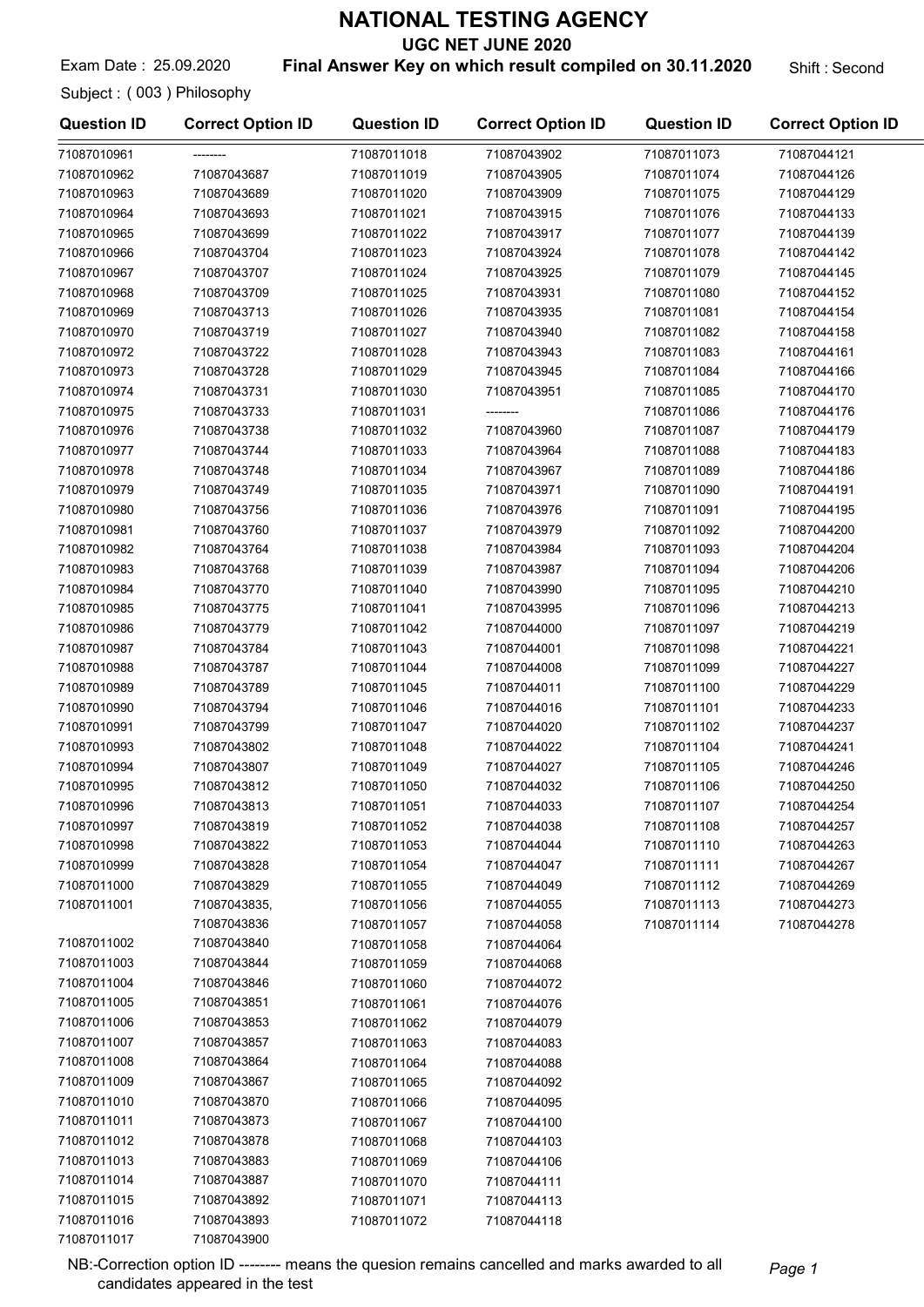# NATIONAL TESTING AGENCY

## UGC NET JUNE 2020

Exam Date : 25.09.2020 **Final Answer Key on which result compiled on 30.11.2020** Shift : Second

Subject : ( 003 ) Philosophy

| Question ID | Correct Option ID | Question ID | Correct Option ID | Question ID | Correct Option ID |
|---|---|---|---|---|---|
| 71087010961 | -------- | 71087011018 | 71087043902 | 71087011073 | 71087044121 |
| 71087010962 | 71087043687 | 71087011019 | 71087043905 | 71087011074 | 71087044126 |
| 71087010963 | 71087043689 | 71087011020 | 71087043909 | 71087011075 | 71087044129 |
| 71087010964 | 71087043693 | 71087011021 | 71087043915 | 71087011076 | 71087044133 |
| 71087010965 | 71087043699 | 71087011022 | 71087043917 | 71087011077 | 71087044139 |
| 71087010966 | 71087043704 | 71087011023 | 71087043924 | 71087011078 | 71087044142 |
| 71087010967 | 71087043707 | 71087011024 | 71087043925 | 71087011079 | 71087044145 |
| 71087010968 | 71087043709 | 71087011025 | 71087043931 | 71087011080 | 71087044152 |
| 71087010969 | 71087043713 | 71087011026 | 71087043935 | 71087011081 | 71087044154 |
| 71087010970 | 71087043719 | 71087011027 | 71087043940 | 71087011082 | 71087044158 |
| 71087010972 | 71087043722 | 71087011028 | 71087043943 | 71087011083 | 71087044161 |
| 71087010973 | 71087043728 | 71087011029 | 71087043945 | 71087011084 | 71087044166 |
| 71087010974 | 71087043731 | 71087011030 | 71087043951 | 71087011085 | 71087044170 |
| 71087010975 | 71087043733 | 71087011031 | -------- | 71087011086 | 71087044176 |
| 71087010976 | 71087043738 | 71087011032 | 71087043960 | 71087011087 | 71087044179 |
| 71087010977 | 71087043744 | 71087011033 | 71087043964 | 71087011088 | 71087044183 |
| 71087010978 | 71087043748 | 71087011034 | 71087043967 | 71087011089 | 71087044186 |
| 71087010979 | 71087043749 | 71087011035 | 71087043971 | 71087011090 | 71087044191 |
| 71087010980 | 71087043756 | 71087011036 | 71087043976 | 71087011091 | 71087044195 |
| 71087010981 | 71087043760 | 71087011037 | 71087043979 | 71087011092 | 71087044200 |
| 71087010982 | 71087043764 | 71087011038 | 71087043984 | 71087011093 | 71087044204 |
| 71087010983 | 71087043768 | 71087011039 | 71087043987 | 71087011094 | 71087044206 |
| 71087010984 | 71087043770 | 71087011040 | 71087043990 | 71087011095 | 71087044210 |
| 71087010985 | 71087043775 | 71087011041 | 71087043995 | 71087011096 | 71087044213 |
| 71087010986 | 71087043779 | 71087011042 | 71087044000 | 71087011097 | 71087044219 |
| 71087010987 | 71087043784 | 71087011043 | 71087044001 | 71087011098 | 71087044221 |
| 71087010988 | 71087043787 | 71087011044 | 71087044008 | 71087011099 | 71087044227 |
| 71087010989 | 71087043789 | 71087011045 | 71087044011 | 71087011100 | 71087044229 |
| 71087010990 | 71087043794 | 71087011046 | 71087044016 | 71087011101 | 71087044233 |
| 71087010991 | 71087043799 | 71087011047 | 71087044020 | 71087011102 | 71087044237 |
| 71087010993 | 71087043802 | 71087011048 | 71087044022 | 71087011104 | 71087044241 |
| 71087010994 | 71087043807 | 71087011049 | 71087044027 | 71087011105 | 71087044246 |
| 71087010995 | 71087043812 | 71087011050 | 71087044032 | 71087011106 | 71087044250 |
| 71087010996 | 71087043813 | 71087011051 | 71087044033 | 71087011107 | 71087044254 |
| 71087010997 | 71087043819 | 71087011052 | 71087044038 | 71087011108 | 71087044257 |
| 71087010998 | 71087043822 | 71087011053 | 71087044044 | 71087011110 | 71087044263 |
| 71087010999 | 71087043828 | 71087011054 | 71087044047 | 71087011111 | 71087044267 |
| 71087011000 | 71087043829 | 71087011055 | 71087044049 | 71087011112 | 71087044269 |
| 71087011001 | 71087043835, 71087043836 | 71087011056 | 71087044055 | 71087011113 | 71087044273 |
| 71087011002 | 71087043840 | 71087011057 | 71087044058 | 71087011114 | 71087044278 |
| 71087011003 | 71087043844 | 71087011058 | 71087044064 | | |
| 71087011004 | 71087043846 | 71087011059 | 71087044068 | | |
| 71087011005 | 71087043851 | 71087011060 | 71087044072 | | |
| 71087011006 | 71087043853 | 71087011061 | 71087044076 | | |
| 71087011007 | 71087043857 | 71087011062 | 71087044079 | | |
| 71087011008 | 71087043864 | 71087011063 | 71087044083 | | |
| 71087011009 | 71087043867 | 71087011064 | 71087044088 | | |
| 71087011010 | 71087043870 | 71087011065 | 71087044092 | | |
| 71087011011 | 71087043873 | 71087011066 | 71087044095 | | |
| 71087011012 | 71087043878 | 71087011067 | 71087044100 | | |
| 71087011013 | 71087043883 | 71087011068 | 71087044103 | | |
| 71087011014 | 71087043887 | 71087011069 | 71087044106 | | |
| 71087011015 | 71087043892 | 71087011070 | 71087044111 | | |
| 71087011016 | 71087043893 | 71087011071 | 71087044113 | | |
| 71087011017 | 71087043900 | 71087011072 | 71087044118 | | |

NB:-Correction option ID -------- means the quesion remains cancelled and marks awarded to all candidates appeared in the test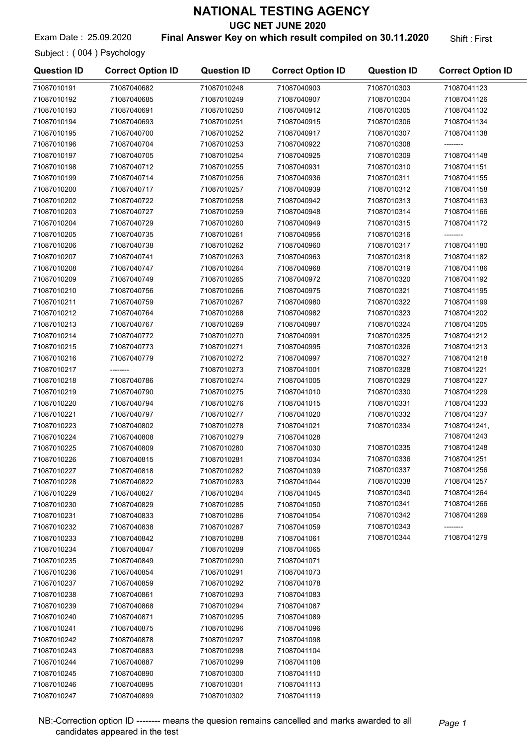# NATIONAL TESTING AGENCY

## UGC NET JUNE 2020

Exam Date : 25.09.2020 **Final Answer Key on which result compiled on 30.11.2020** Shift : First

Subject : ( 004 ) Psychology

| Question ID | Correct Option ID | Question ID | Correct Option ID | Question ID | Correct Option ID |
|---|---|---|---|---|---|
| 71087010191 | 71087040682 | 71087010248 | 71087040903 | 71087010303 | 71087041123 |
| 71087010192 | 71087040685 | 71087010249 | 71087040907 | 71087010304 | 71087041126 |
| 71087010193 | 71087040691 | 71087010250 | 71087040912 | 71087010305 | 71087041132 |
| 71087010194 | 71087040693 | 71087010251 | 71087040915 | 71087010306 | 71087041134 |
| 71087010195 | 71087040700 | 71087010252 | 71087040917 | 71087010307 | 71087041138 |
| 71087010196 | 71087040704 | 71087010253 | 71087040922 | 71087010308 | -------- |
| 71087010197 | 71087040705 | 71087010254 | 71087040925 | 71087010309 | 71087041148 |
| 71087010198 | 71087040712 | 71087010255 | 71087040931 | 71087010310 | 71087041151 |
| 71087010199 | 71087040714 | 71087010256 | 71087040936 | 71087010311 | 71087041155 |
| 71087010200 | 71087040717 | 71087010257 | 71087040939 | 71087010312 | 71087041158 |
| 71087010202 | 71087040722 | 71087010258 | 71087040942 | 71087010313 | 71087041163 |
| 71087010203 | 71087040727 | 71087010259 | 71087040948 | 71087010314 | 71087041166 |
| 71087010204 | 71087040729 | 71087010260 | 71087040949 | 71087010315 | 71087041172 |
| 71087010205 | 71087040735 | 71087010261 | 71087040956 | 71087010316 | -------- |
| 71087010206 | 71087040738 | 71087010262 | 71087040960 | 71087010317 | 71087041180 |
| 71087010207 | 71087040741 | 71087010263 | 71087040963 | 71087010318 | 71087041182 |
| 71087010208 | 71087040747 | 71087010264 | 71087040968 | 71087010319 | 71087041186 |
| 71087010209 | 71087040749 | 71087010265 | 71087040972 | 71087010320 | 71087041192 |
| 71087010210 | 71087040756 | 71087010266 | 71087040975 | 71087010321 | 71087041195 |
| 71087010211 | 71087040759 | 71087010267 | 71087040980 | 71087010322 | 71087041199 |
| 71087010212 | 71087040764 | 71087010268 | 71087040982 | 71087010323 | 71087041202 |
| 71087010213 | 71087040767 | 71087010269 | 71087040987 | 71087010324 | 71087041205 |
| 71087010214 | 71087040772 | 71087010270 | 71087040991 | 71087010325 | 71087041212 |
| 71087010215 | 71087040773 | 71087010271 | 71087040995 | 71087010326 | 71087041213 |
| 71087010216 | 71087040779 | 71087010272 | 71087040997 | 71087010327 | 71087041218 |
| 71087010217 | -------- | 71087010273 | 71087041001 | 71087010328 | 71087041221 |
| 71087010218 | 71087040786 | 71087010274 | 71087041005 | 71087010329 | 71087041227 |
| 71087010219 | 71087040790 | 71087010275 | 71087041010 | 71087010330 | 71087041229 |
| 71087010220 | 71087040794 | 71087010276 | 71087041015 | 71087010331 | 71087041233 |
| 71087010221 | 71087040797 | 71087010277 | 71087041020 | 71087010332 | 71087041237 |
| 71087010223 | 71087040802 | 71087010278 | 71087041021 | 71087010334 | 71087041241, 71087041243 |
| 71087010224 | 71087040808 | 71087010279 | 71087041028 | 71087010335 | 71087041248 |
| 71087010225 | 71087040809 | 71087010280 | 71087041030 | 71087010336 | 71087041251 |
| 71087010226 | 71087040815 | 71087010281 | 71087041034 | 71087010337 | 71087041256 |
| 71087010227 | 71087040818 | 71087010282 | 71087041039 | 71087010338 | 71087041257 |
| 71087010228 | 71087040822 | 71087010283 | 71087041044 | 71087010340 | 71087041264 |
| 71087010229 | 71087040827 | 71087010284 | 71087041045 | 71087010341 | 71087041266 |
| 71087010230 | 71087040829 | 71087010285 | 71087041050 | 71087010342 | 71087041269 |
| 71087010231 | 71087040833 | 71087010286 | 71087041054 | 71087010343 | -------- |
| 71087010232 | 71087040838 | 71087010287 | 71087041059 | 71087010344 | 71087041279 |
| 71087010233 | 71087040842 | 71087010288 | 71087041061 | | |
| 71087010234 | 71087040847 | 71087010289 | 71087041065 | | |
| 71087010235 | 71087040849 | 71087010290 | 71087041071 | | |
| 71087010236 | 71087040854 | 71087010291 | 71087041073 | | |
| 71087010237 | 71087040859 | 71087010292 | 71087041078 | | |
| 71087010238 | 71087040861 | 71087010293 | 71087041083 | | |
| 71087010239 | 71087040868 | 71087010294 | 71087041087 | | |
| 71087010240 | 71087040871 | 71087010295 | 71087041089 | | |
| 71087010241 | 71087040875 | 71087010296 | 71087041096 | | |
| 71087010242 | 71087040878 | 71087010297 | 71087041098 | | |
| 71087010243 | 71087040883 | 71087010298 | 71087041104 | | |
| 71087010244 | 71087040887 | 71087010299 | 71087041108 | | |
| 71087010245 | 71087040890 | 71087010300 | 71087041110 | | |
| 71087010246 | 71087040895 | 71087010301 | 71087041113 | | |
| 71087010247 | 71087040899 | 71087010302 | 71087041119 | | |

NB:-Correction option ID -------- means the quesion remains cancelled and marks awarded to all candidates appeared in the test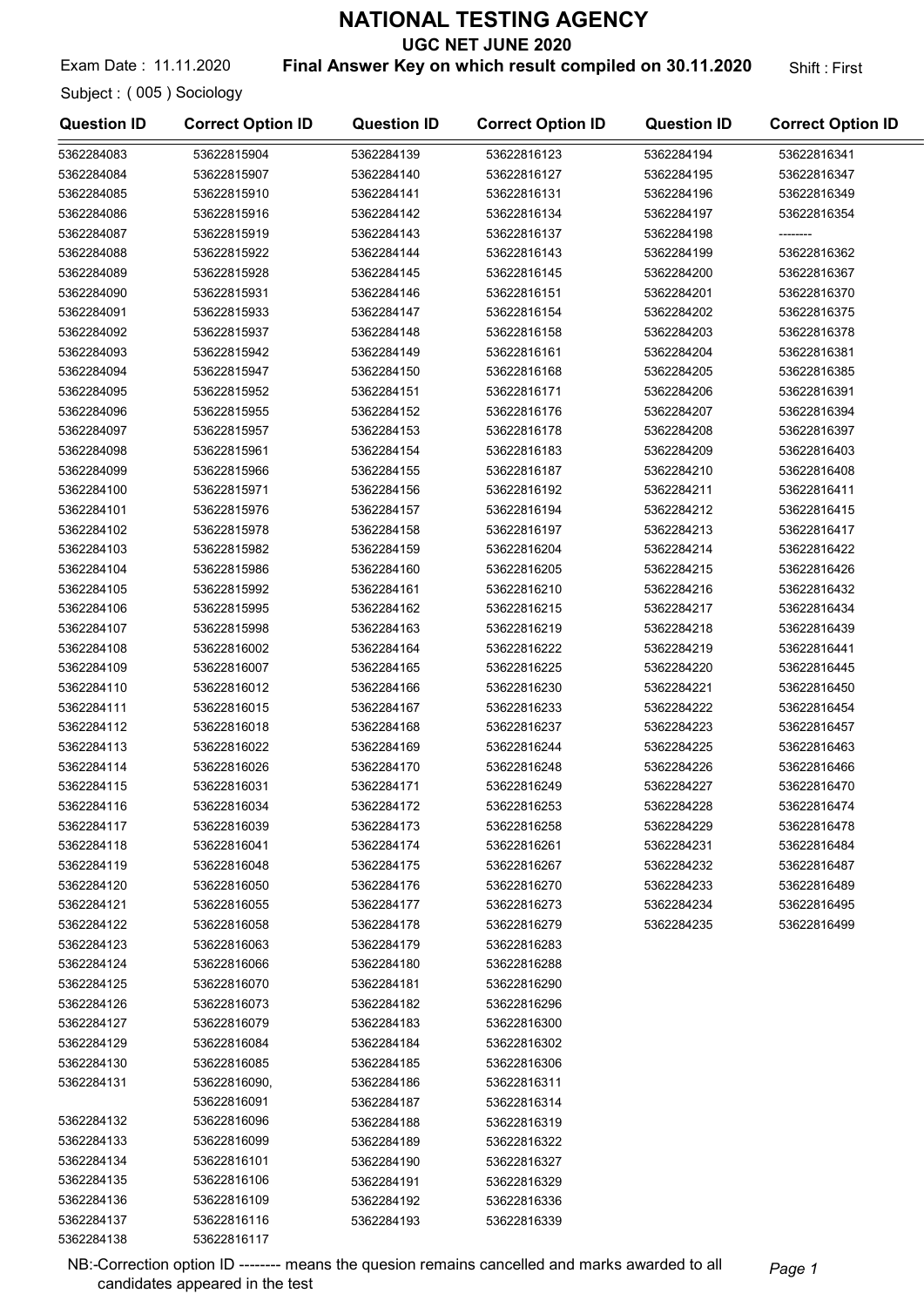# NATIONAL TESTING AGENCY

## UGC NET JUNE 2020

Exam Date : 11.11.2020 **Final Answer Key on which result compiled on 30.11.2020** Shift : First

Subject : ( 005 ) Sociology

| Question ID | Correct Option ID | Question ID | Correct Option ID | Question ID | Correct Option ID |
|---|---|---|---|---|---|
| 5362284083 | 53622815904 | 5362284139 | 53622816123 | 5362284194 | 53622816341 |
| 5362284084 | 53622815907 | 5362284140 | 53622816127 | 5362284195 | 53622816347 |
| 5362284085 | 53622815910 | 5362284141 | 53622816131 | 5362284196 | 53622816349 |
| 5362284086 | 53622815916 | 5362284142 | 53622816134 | 5362284197 | 53622816354 |
| 5362284087 | 53622815919 | 5362284143 | 53622816137 | 5362284198 | -------- |
| 5362284088 | 53622815922 | 5362284144 | 53622816143 | 5362284199 | 53622816362 |
| 5362284089 | 53622815928 | 5362284145 | 53622816145 | 5362284200 | 53622816367 |
| 5362284090 | 53622815931 | 5362284146 | 53622816151 | 5362284201 | 53622816370 |
| 5362284091 | 53622815933 | 5362284147 | 53622816154 | 5362284202 | 53622816375 |
| 5362284092 | 53622815937 | 5362284148 | 53622816158 | 5362284203 | 53622816378 |
| 5362284093 | 53622815942 | 5362284149 | 53622816161 | 5362284204 | 53622816381 |
| 5362284094 | 53622815947 | 5362284150 | 53622816168 | 5362284205 | 53622816385 |
| 5362284095 | 53622815952 | 5362284151 | 53622816171 | 5362284206 | 53622816391 |
| 5362284096 | 53622815955 | 5362284152 | 53622816176 | 5362284207 | 53622816394 |
| 5362284097 | 53622815957 | 5362284153 | 53622816178 | 5362284208 | 53622816397 |
| 5362284098 | 53622815961 | 5362284154 | 53622816183 | 5362284209 | 53622816403 |
| 5362284099 | 53622815966 | 5362284155 | 53622816187 | 5362284210 | 53622816408 |
| 5362284100 | 53622815971 | 5362284156 | 53622816192 | 5362284211 | 53622816411 |
| 5362284101 | 53622815976 | 5362284157 | 53622816194 | 5362284212 | 53622816415 |
| 5362284102 | 53622815978 | 5362284158 | 53622816197 | 5362284213 | 53622816417 |
| 5362284103 | 53622815982 | 5362284159 | 53622816204 | 5362284214 | 53622816422 |
| 5362284104 | 53622815986 | 5362284160 | 53622816205 | 5362284215 | 53622816426 |
| 5362284105 | 53622815992 | 5362284161 | 53622816210 | 5362284216 | 53622816432 |
| 5362284106 | 53622815995 | 5362284162 | 53622816215 | 5362284217 | 53622816434 |
| 5362284107 | 53622815998 | 5362284163 | 53622816219 | 5362284218 | 53622816439 |
| 5362284108 | 53622816002 | 5362284164 | 53622816222 | 5362284219 | 53622816441 |
| 5362284109 | 53622816007 | 5362284165 | 53622816225 | 5362284220 | 53622816445 |
| 5362284110 | 53622816012 | 5362284166 | 53622816230 | 5362284221 | 53622816450 |
| 5362284111 | 53622816015 | 5362284167 | 53622816233 | 5362284222 | 53622816454 |
| 5362284112 | 53622816018 | 5362284168 | 53622816237 | 5362284223 | 53622816457 |
| 5362284113 | 53622816022 | 5362284169 | 53622816244 | 5362284225 | 53622816463 |
| 5362284114 | 53622816026 | 5362284170 | 53622816248 | 5362284226 | 53622816466 |
| 5362284115 | 53622816031 | 5362284171 | 53622816249 | 5362284227 | 53622816470 |
| 5362284116 | 53622816034 | 5362284172 | 53622816253 | 5362284228 | 53622816474 |
| 5362284117 | 53622816039 | 5362284173 | 53622816258 | 5362284229 | 53622816478 |
| 5362284118 | 53622816041 | 5362284174 | 53622816261 | 5362284231 | 53622816484 |
| 5362284119 | 53622816048 | 5362284175 | 53622816267 | 5362284232 | 53622816487 |
| 5362284120 | 53622816050 | 5362284176 | 53622816270 | 5362284233 | 53622816489 |
| 5362284121 | 53622816055 | 5362284177 | 53622816273 | 5362284234 | 53622816495 |
| 5362284122 | 53622816058 | 5362284178 | 53622816279 | 5362284235 | 53622816499 |
| 5362284123 | 53622816063 | 5362284179 | 53622816283 | | |
| 5362284124 | 53622816066 | 5362284180 | 53622816288 | | |
| 5362284125 | 53622816070 | 5362284181 | 53622816290 | | |
| 5362284126 | 53622816073 | 5362284182 | 53622816296 | | |
| 5362284127 | 53622816079 | 5362284183 | 53622816300 | | |
| 5362284129 | 53622816084 | 5362284184 | 53622816302 | | |
| 5362284130 | 53622816085 | 5362284185 | 53622816306 | | |
| 5362284131 | 53622816090, 53622816091 | 5362284186 | 53622816311 | | |
| | | 5362284187 | 53622816314 | | |
| 5362284132 | 53622816096 | 5362284188 | 53622816319 | | |
| 5362284133 | 53622816099 | 5362284189 | 53622816322 | | |
| 5362284134 | 53622816101 | 5362284190 | 53622816327 | | |
| 5362284135 | 53622816106 | 5362284191 | 53622816329 | | |
| 5362284136 | 53622816109 | 5362284192 | 53622816336 | | |
| 5362284137 | 53622816116 | 5362284193 | 53622816339 | | |
| 5362284138 | 53622816117 | | | | |

NB:-Correction option ID -------- means the quesion remains cancelled and marks awarded to all candidates appeared in the test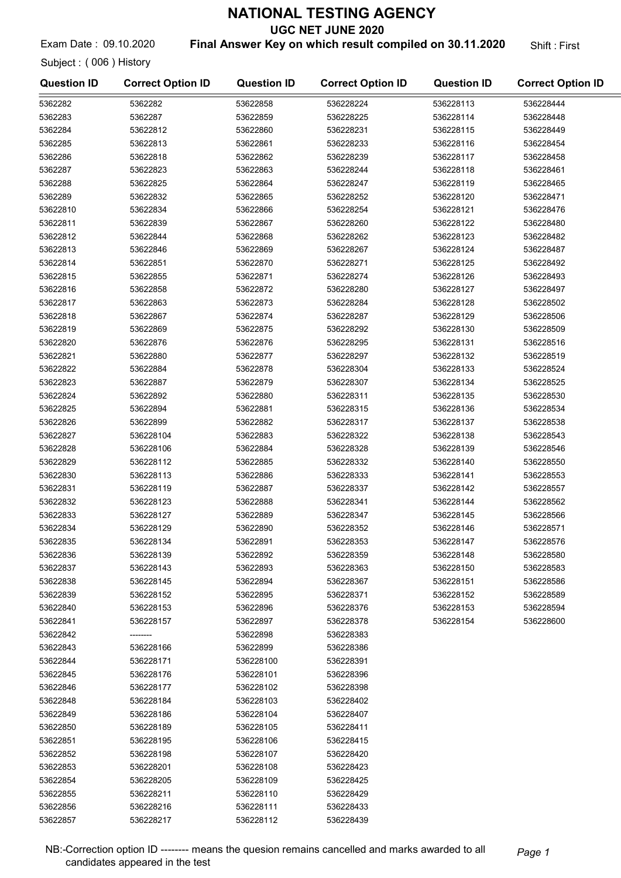# NATIONAL TESTING AGENCY

## UGC NET JUNE 2020

Exam Date : 09.10.2020 **Final Answer Key on which result compiled on 30.11.2020** Shift : First

Subject : ( 006 ) History

| Question ID | Correct Option ID | Question ID | Correct Option ID | Question ID | Correct Option ID |
|---|---|---|---|---|---|
| 5362282 | 5362282 | 53622858 | 536228224 | 536228113 | 536228444 |
| 5362283 | 5362287 | 53622859 | 536228225 | 536228114 | 536228448 |
| 5362284 | 53622812 | 53622860 | 536228231 | 536228115 | 536228449 |
| 5362285 | 53622813 | 53622861 | 536228233 | 536228116 | 536228454 |
| 5362286 | 53622818 | 53622862 | 536228239 | 536228117 | 536228458 |
| 5362287 | 53622823 | 53622863 | 536228244 | 536228118 | 536228461 |
| 5362288 | 53622825 | 53622864 | 536228247 | 536228119 | 536228465 |
| 5362289 | 53622832 | 53622865 | 536228252 | 536228120 | 536228471 |
| 53622810 | 53622834 | 53622866 | 536228254 | 536228121 | 536228476 |
| 53622811 | 53622839 | 53622867 | 536228260 | 536228122 | 536228480 |
| 53622812 | 53622844 | 53622868 | 536228262 | 536228123 | 536228482 |
| 53622813 | 53622846 | 53622869 | 536228267 | 536228124 | 536228487 |
| 53622814 | 53622851 | 53622870 | 536228271 | 536228125 | 536228492 |
| 53622815 | 53622855 | 53622871 | 536228274 | 536228126 | 536228493 |
| 53622816 | 53622858 | 53622872 | 536228280 | 536228127 | 536228497 |
| 53622817 | 53622863 | 53622873 | 536228284 | 536228128 | 536228502 |
| 53622818 | 53622867 | 53622874 | 536228287 | 536228129 | 536228506 |
| 53622819 | 53622869 | 53622875 | 536228292 | 536228130 | 536228509 |
| 53622820 | 53622876 | 53622876 | 536228295 | 536228131 | 536228516 |
| 53622821 | 53622880 | 53622877 | 536228297 | 536228132 | 536228519 |
| 53622822 | 53622884 | 53622878 | 536228304 | 536228133 | 536228524 |
| 53622823 | 53622887 | 53622879 | 536228307 | 536228134 | 536228525 |
| 53622824 | 53622892 | 53622880 | 536228311 | 536228135 | 536228530 |
| 53622825 | 53622894 | 53622881 | 536228315 | 536228136 | 536228534 |
| 53622826 | 53622899 | 53622882 | 536228317 | 536228137 | 536228538 |
| 53622827 | 536228104 | 53622883 | 536228322 | 536228138 | 536228543 |
| 53622828 | 536228106 | 53622884 | 536228328 | 536228139 | 536228546 |
| 53622829 | 536228112 | 53622885 | 536228332 | 536228140 | 536228550 |
| 53622830 | 536228113 | 53622886 | 536228333 | 536228141 | 536228553 |
| 53622831 | 536228119 | 53622887 | 536228337 | 536228142 | 536228557 |
| 53622832 | 536228123 | 53622888 | 536228341 | 536228144 | 536228562 |
| 53622833 | 536228127 | 53622889 | 536228347 | 536228145 | 536228566 |
| 53622834 | 536228129 | 53622890 | 536228352 | 536228146 | 536228571 |
| 53622835 | 536228134 | 53622891 | 536228353 | 536228147 | 536228576 |
| 53622836 | 536228139 | 53622892 | 536228359 | 536228148 | 536228580 |
| 53622837 | 536228143 | 53622893 | 536228363 | 536228150 | 536228583 |
| 53622838 | 536228145 | 53622894 | 536228367 | 536228151 | 536228586 |
| 53622839 | 536228152 | 53622895 | 536228371 | 536228152 | 536228589 |
| 53622840 | 536228153 | 53622896 | 536228376 | 536228153 | 536228594 |
| 53622841 | 536228157 | 53622897 | 536228378 | 536228154 | 536228600 |
| 53622842 | -------- | 53622898 | 536228383 | | |
| 53622843 | 536228166 | 53622899 | 536228386 | | |
| 53622844 | 536228171 | 536228100 | 536228391 | | |
| 53622845 | 536228176 | 536228101 | 536228396 | | |
| 53622846 | 536228177 | 536228102 | 536228398 | | |
| 53622848 | 536228184 | 536228103 | 536228402 | | |
| 53622849 | 536228186 | 536228104 | 536228407 | | |
| 53622850 | 536228189 | 536228105 | 536228411 | | |
| 53622851 | 536228195 | 536228106 | 536228415 | | |
| 53622852 | 536228198 | 536228107 | 536228420 | | |
| 53622853 | 536228201 | 536228108 | 536228423 | | |
| 53622854 | 536228205 | 536228109 | 536228425 | | |
| 53622855 | 536228211 | 536228110 | 536228429 | | |
| 53622856 | 536228216 | 536228111 | 536228433 | | |
| 53622857 | 536228217 | 536228112 | 536228439 | | |

NB:-Correction option ID -------- means the quesion remains cancelled and marks awarded to all candidates appeared in the test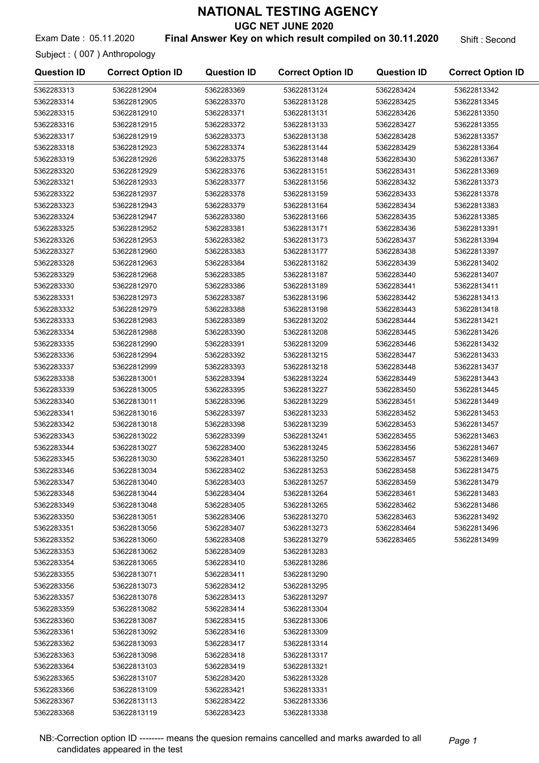# NATIONAL TESTING AGENCY

## UGC NET JUNE 2020

Exam Date : 05.11.2020 **Final Answer Key on which result compiled on 30.11.2020** Shift : Second

Subject : ( 007 ) Anthropology

| Question ID | Correct Option ID | Question ID | Correct Option ID | Question ID | Correct Option ID |
|---|---|---|---|---|---|
| 5362283313 | 53622812904 | 5362283369 | 53622813124 | 5362283424 | 53622813342 |
| 5362283314 | 53622812905 | 5362283370 | 53622813128 | 5362283425 | 53622813345 |
| 5362283315 | 53622812910 | 5362283371 | 53622813131 | 5362283426 | 53622813350 |
| 5362283316 | 53622812915 | 5362283372 | 53622813133 | 5362283427 | 53622813355 |
| 5362283317 | 53622812919 | 5362283373 | 53622813138 | 5362283428 | 53622813357 |
| 5362283318 | 53622812923 | 5362283374 | 53622813144 | 5362283429 | 53622813364 |
| 5362283319 | 53622812926 | 5362283375 | 53622813148 | 5362283430 | 53622813367 |
| 5362283320 | 53622812929 | 5362283376 | 53622813151 | 5362283431 | 53622813369 |
| 5362283321 | 53622812933 | 5362283377 | 53622813156 | 5362283432 | 53622813373 |
| 5362283322 | 53622812937 | 5362283378 | 53622813159 | 5362283433 | 53622813378 |
| 5362283323 | 53622812943 | 5362283379 | 53622813164 | 5362283434 | 53622813383 |
| 5362283324 | 53622812947 | 5362283380 | 53622813166 | 5362283435 | 53622813385 |
| 5362283325 | 53622812952 | 5362283381 | 53622813171 | 5362283436 | 53622813391 |
| 5362283326 | 53622812953 | 5362283382 | 53622813173 | 5362283437 | 53622813394 |
| 5362283327 | 53622812960 | 5362283383 | 53622813177 | 5362283438 | 53622813397 |
| 5362283328 | 53622812963 | 5362283384 | 53622813182 | 5362283439 | 53622813402 |
| 5362283329 | 53622812968 | 5362283385 | 53622813187 | 5362283440 | 53622813407 |
| 5362283330 | 53622812970 | 5362283386 | 53622813189 | 5362283441 | 53622813411 |
| 5362283331 | 53622812973 | 5362283387 | 53622813196 | 5362283442 | 53622813413 |
| 5362283332 | 53622812979 | 5362283388 | 53622813198 | 5362283443 | 53622813418 |
| 5362283333 | 53622812983 | 5362283389 | 53622813202 | 5362283444 | 53622813421 |
| 5362283334 | 53622812988 | 5362283390 | 53622813208 | 5362283445 | 53622813426 |
| 5362283335 | 53622812990 | 5362283391 | 53622813209 | 5362283446 | 53622813432 |
| 5362283336 | 53622812994 | 5362283392 | 53622813215 | 5362283447 | 53622813433 |
| 5362283337 | 53622812999 | 5362283393 | 53622813218 | 5362283448 | 53622813437 |
| 5362283338 | 53622813001 | 5362283394 | 53622813224 | 5362283449 | 53622813443 |
| 5362283339 | 53622813005 | 5362283395 | 53622813227 | 5362283450 | 53622813445 |
| 5362283340 | 53622813011 | 5362283396 | 53622813229 | 5362283451 | 53622813449 |
| 5362283341 | 53622813016 | 5362283397 | 53622813233 | 5362283452 | 53622813453 |
| 5362283342 | 53622813018 | 5362283398 | 53622813239 | 5362283453 | 53622813457 |
| 5362283343 | 53622813022 | 5362283399 | 53622813241 | 5362283455 | 53622813463 |
| 5362283344 | 53622813027 | 5362283400 | 53622813245 | 5362283456 | 53622813467 |
| 5362283345 | 53622813030 | 5362283401 | 53622813250 | 5362283457 | 53622813469 |
| 5362283346 | 53622813034 | 5362283402 | 53622813253 | 5362283458 | 53622813475 |
| 5362283347 | 53622813040 | 5362283403 | 53622813257 | 5362283459 | 53622813479 |
| 5362283348 | 53622813044 | 5362283404 | 53622813264 | 5362283461 | 53622813483 |
| 5362283349 | 53622813048 | 5362283405 | 53622813265 | 5362283462 | 53622813486 |
| 5362283350 | 53622813051 | 5362283406 | 53622813270 | 5362283463 | 53622813492 |
| 5362283351 | 53622813056 | 5362283407 | 53622813273 | 5362283464 | 53622813496 |
| 5362283352 | 53622813060 | 5362283408 | 53622813279 | 5362283465 | 53622813499 |
| 5362283353 | 53622813062 | 5362283409 | 53622813283 | | |
| 5362283354 | 53622813065 | 5362283410 | 53622813286 | | |
| 5362283355 | 53622813071 | 5362283411 | 53622813290 | | |
| 5362283356 | 53622813073 | 5362283412 | 53622813295 | | |
| 5362283357 | 53622813078 | 5362283413 | 53622813297 | | |
| 5362283359 | 53622813082 | 5362283414 | 53622813304 | | |
| 5362283360 | 53622813087 | 5362283415 | 53622813306 | | |
| 5362283361 | 53622813092 | 5362283416 | 53622813309 | | |
| 5362283362 | 53622813093 | 5362283417 | 53622813314 | | |
| 5362283363 | 53622813098 | 5362283418 | 53622813317 | | |
| 5362283364 | 53622813103 | 5362283419 | 53622813321 | | |
| 5362283365 | 53622813107 | 5362283420 | 53622813328 | | |
| 5362283366 | 53622813109 | 5362283421 | 53622813331 | | |
| 5362283367 | 53622813113 | 5362283422 | 53622813336 | | |
| 5362283368 | 53622813119 | 5362283423 | 53622813338 | | |

NB:-Correction option ID -------- means the quesion remains cancelled and marks awarded to all candidates appeared in the test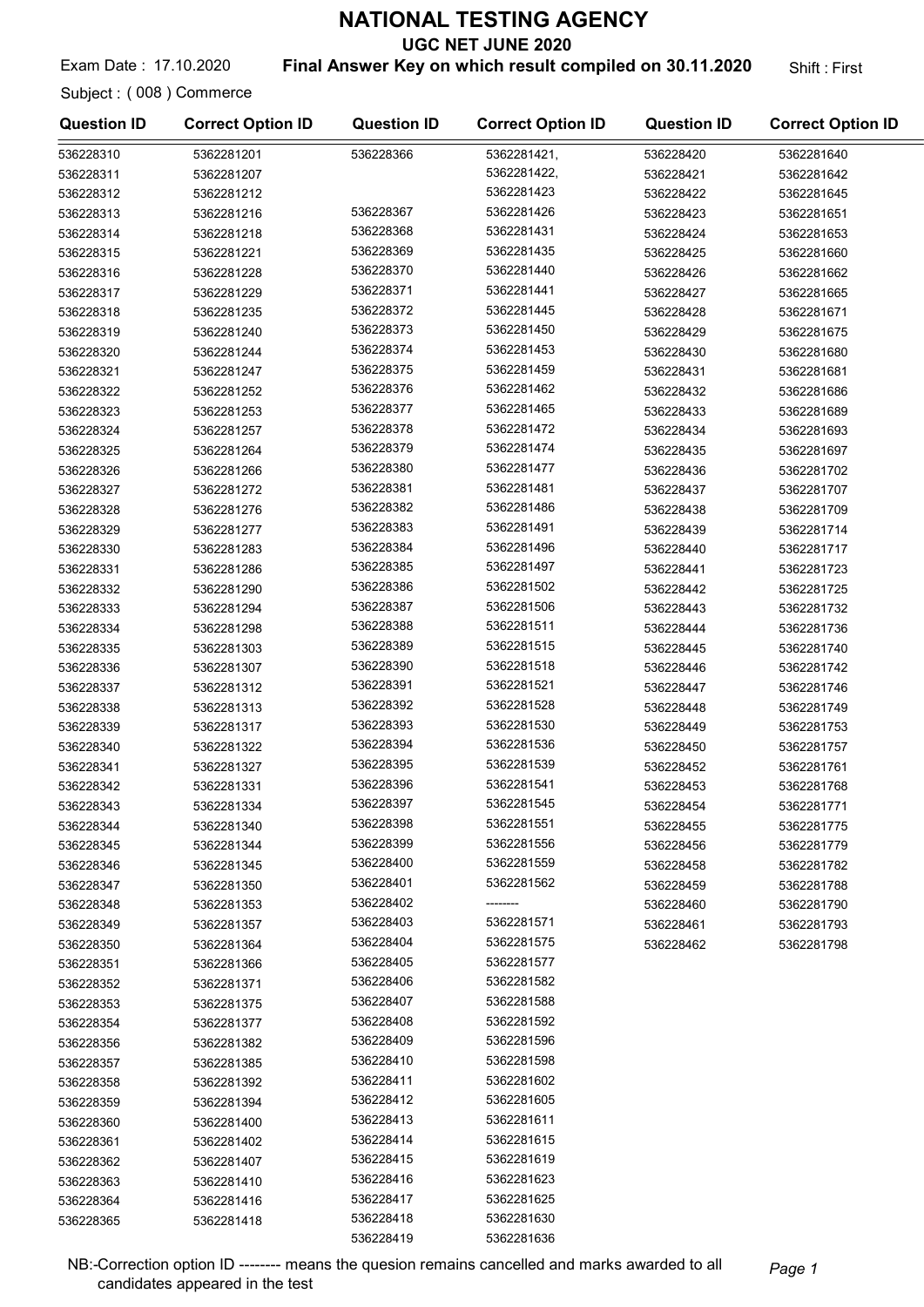# NATIONAL TESTING AGENCY

## UGC NET JUNE 2020

Exam Date : 17.10.2020 **Final Answer Key on which result compiled on 30.11.2020** Shift : First

Subject : ( 008 ) Commerce

| Question ID | Correct Option ID | Question ID | Correct Option ID | Question ID | Correct Option ID |
|---|---|---|---|---|---|
| 536228310 | 5362281201 | 536228366 | 5362281421, 5362281422, 5362281423 | 536228420 | 5362281640 |
| 536228311 | 5362281207 | 536228367 | 5362281426 | 536228421 | 5362281642 |
| 536228312 | 5362281212 | 536228368 | 5362281431 | 536228422 | 5362281645 |
| 536228313 | 5362281216 | 536228369 | 5362281435 | 536228423 | 5362281651 |
| 536228314 | 5362281218 | 536228370 | 5362281440 | 536228424 | 5362281653 |
| 536228315 | 5362281221 | 536228371 | 5362281441 | 536228425 | 5362281660 |
| 536228316 | 5362281228 | 536228372 | 5362281445 | 536228426 | 5362281662 |
| 536228317 | 5362281229 | 536228373 | 5362281450 | 536228427 | 5362281665 |
| 536228318 | 5362281235 | 536228374 | 5362281453 | 536228428 | 5362281671 |
| 536228319 | 5362281240 | 536228375 | 5362281459 | 536228429 | 5362281675 |
| 536228320 | 5362281244 | 536228376 | 5362281462 | 536228430 | 5362281680 |
| 536228321 | 5362281247 | 536228377 | 5362281465 | 536228431 | 5362281681 |
| 536228322 | 5362281252 | 536228378 | 5362281472 | 536228432 | 5362281686 |
| 536228323 | 5362281253 | 536228379 | 5362281474 | 536228433 | 5362281689 |
| 536228324 | 5362281257 | 536228380 | 5362281477 | 536228434 | 5362281693 |
| 536228325 | 5362281264 | 536228381 | 5362281481 | 536228435 | 5362281697 |
| 536228326 | 5362281266 | 536228382 | 5362281486 | 536228436 | 5362281702 |
| 536228327 | 5362281272 | 536228383 | 5362281491 | 536228437 | 5362281707 |
| 536228328 | 5362281276 | 536228384 | 5362281496 | 536228438 | 5362281709 |
| 536228329 | 5362281277 | 536228385 | 5362281497 | 536228439 | 5362281714 |
| 536228330 | 5362281283 | 536228386 | 5362281502 | 536228440 | 5362281717 |
| 536228331 | 5362281286 | 536228387 | 5362281506 | 536228441 | 5362281723 |
| 536228332 | 5362281290 | 536228388 | 5362281511 | 536228442 | 5362281725 |
| 536228333 | 5362281294 | 536228389 | 5362281515 | 536228443 | 5362281732 |
| 536228334 | 5362281298 | 536228390 | 5362281518 | 536228444 | 5362281736 |
| 536228335 | 5362281303 | 536228391 | 5362281521 | 536228445 | 5362281740 |
| 536228336 | 5362281307 | 536228392 | 5362281528 | 536228446 | 5362281742 |
| 536228337 | 5362281312 | 536228393 | 5362281530 | 536228447 | 5362281746 |
| 536228338 | 5362281313 | 536228394 | 5362281536 | 536228448 | 5362281749 |
| 536228339 | 5362281317 | 536228395 | 5362281539 | 536228449 | 5362281753 |
| 536228340 | 5362281322 | 536228396 | 5362281541 | 536228450 | 5362281757 |
| 536228341 | 5362281327 | 536228397 | 5362281545 | 536228452 | 5362281761 |
| 536228342 | 5362281331 | 536228398 | 5362281551 | 536228453 | 5362281768 |
| 536228343 | 5362281334 | 536228399 | 5362281556 | 536228454 | 5362281771 |
| 536228344 | 5362281340 | 536228400 | 5362281559 | 536228455 | 5362281775 |
| 536228345 | 5362281344 | 536228401 | 5362281562 | 536228456 | 5362281779 |
| 536228346 | 5362281345 | 536228402 | -------- | 536228458 | 5362281782 |
| 536228347 | 5362281350 | 536228403 | 5362281571 | 536228459 | 5362281788 |
| 536228348 | 5362281353 | 536228404 | 5362281575 | 536228460 | 5362281790 |
| 536228349 | 5362281357 | 536228405 | 5362281577 | 536228461 | 5362281793 |
| 536228350 | 5362281364 | 536228406 | 5362281582 | 536228462 | 5362281798 |
| 536228351 | 5362281366 | 536228407 | 5362281588 | | |
| 536228352 | 5362281371 | 536228408 | 5362281592 | | |
| 536228353 | 5362281375 | 536228409 | 5362281596 | | |
| 536228354 | 5362281377 | 536228410 | 5362281598 | | |
| 536228356 | 5362281382 | 536228411 | 5362281602 | | |
| 536228357 | 5362281385 | 536228412 | 5362281605 | | |
| 536228358 | 5362281392 | 536228413 | 5362281611 | | |
| 536228359 | 5362281394 | 536228414 | 5362281615 | | |
| 536228360 | 5362281400 | 536228415 | 5362281619 | | |
| 536228361 | 5362281402 | 536228416 | 5362281623 | | |
| 536228362 | 5362281407 | 536228417 | 5362281625 | | |
| 536228363 | 5362281410 | 536228418 | 5362281630 | | |
| 536228364 | 5362281416 | 536228419 | 5362281636 | | |
| 536228365 | 5362281418 | | | | |

NB:-Correction option ID -------- means the quesion remains cancelled and marks awarded to all candidates appeared in the test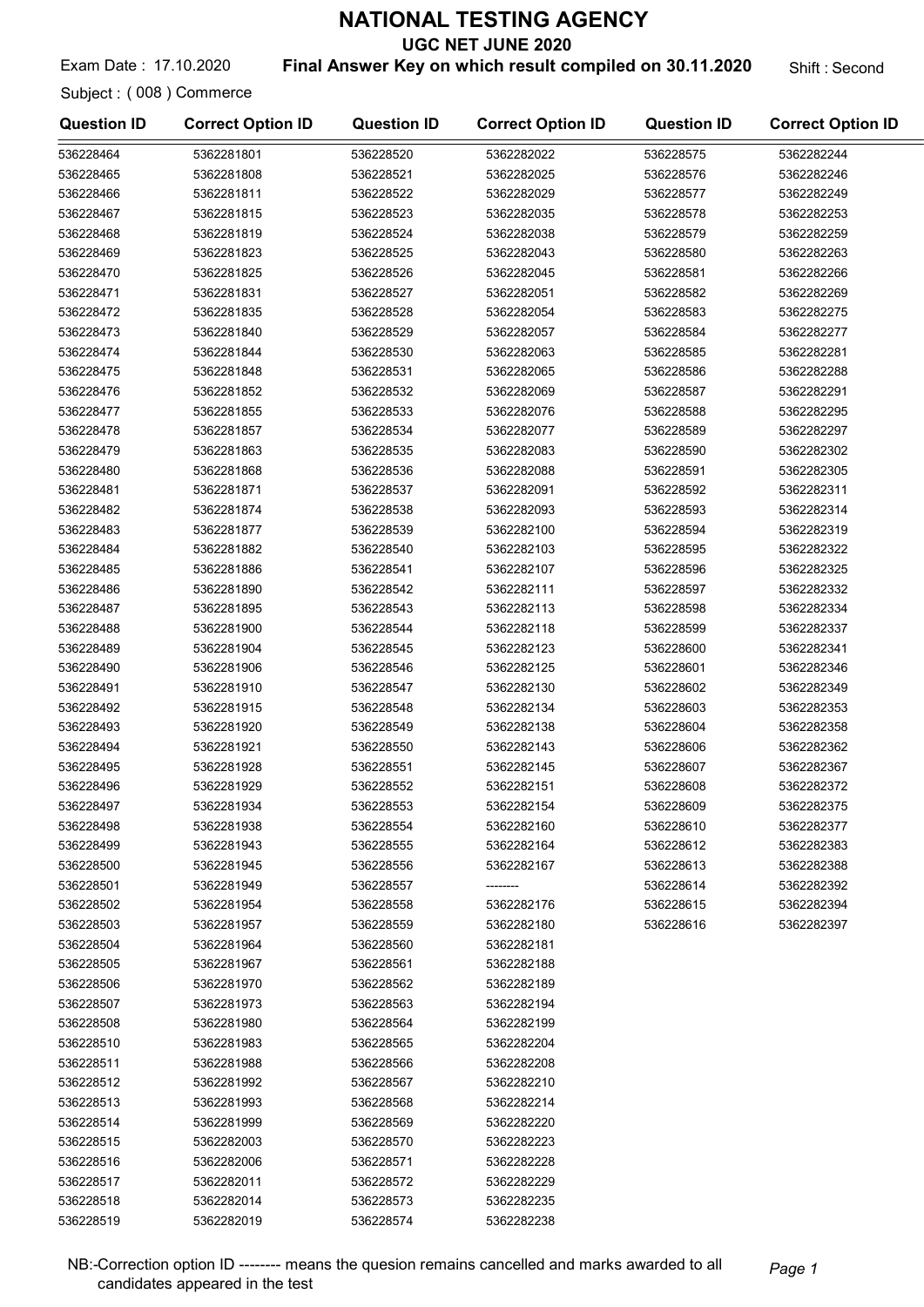# NATIONAL TESTING AGENCY

## UGC NET JUNE 2020

Exam Date : 17.10.2020 **Final Answer Key on which result compiled on 30.11.2020** Shift : Second

Subject : ( 008 ) Commerce

| Question ID | Correct Option ID | Question ID | Correct Option ID | Question ID | Correct Option ID |
|---|---|---|---|---|---|
| 536228464 | 5362281801 | 536228520 | 5362282022 | 536228575 | 5362282244 |
| 536228465 | 5362281808 | 536228521 | 5362282025 | 536228576 | 5362282246 |
| 536228466 | 5362281811 | 536228522 | 5362282029 | 536228577 | 5362282249 |
| 536228467 | 5362281815 | 536228523 | 5362282035 | 536228578 | 5362282253 |
| 536228468 | 5362281819 | 536228524 | 5362282038 | 536228579 | 5362282259 |
| 536228469 | 5362281823 | 536228525 | 5362282043 | 536228580 | 5362282263 |
| 536228470 | 5362281825 | 536228526 | 5362282045 | 536228581 | 5362282266 |
| 536228471 | 5362281831 | 536228527 | 5362282051 | 536228582 | 5362282269 |
| 536228472 | 5362281835 | 536228528 | 5362282054 | 536228583 | 5362282275 |
| 536228473 | 5362281840 | 536228529 | 5362282057 | 536228584 | 5362282277 |
| 536228474 | 5362281844 | 536228530 | 5362282063 | 536228585 | 5362282281 |
| 536228475 | 5362281848 | 536228531 | 5362282065 | 536228586 | 5362282288 |
| 536228476 | 5362281852 | 536228532 | 5362282069 | 536228587 | 5362282291 |
| 536228477 | 5362281855 | 536228533 | 5362282076 | 536228588 | 5362282295 |
| 536228478 | 5362281857 | 536228534 | 5362282077 | 536228589 | 5362282297 |
| 536228479 | 5362281863 | 536228535 | 5362282083 | 536228590 | 5362282302 |
| 536228480 | 5362281868 | 536228536 | 5362282088 | 536228591 | 5362282305 |
| 536228481 | 5362281871 | 536228537 | 5362282091 | 536228592 | 5362282311 |
| 536228482 | 5362281874 | 536228538 | 5362282093 | 536228593 | 5362282314 |
| 536228483 | 5362281877 | 536228539 | 5362282100 | 536228594 | 5362282319 |
| 536228484 | 5362281882 | 536228540 | 5362282103 | 536228595 | 5362282322 |
| 536228485 | 5362281886 | 536228541 | 5362282107 | 536228596 | 5362282325 |
| 536228486 | 5362281890 | 536228542 | 5362282111 | 536228597 | 5362282332 |
| 536228487 | 5362281895 | 536228543 | 5362282113 | 536228598 | 5362282334 |
| 536228488 | 5362281900 | 536228544 | 5362282118 | 536228599 | 5362282337 |
| 536228489 | 5362281904 | 536228545 | 5362282123 | 536228600 | 5362282341 |
| 536228490 | 5362281906 | 536228546 | 5362282125 | 536228601 | 5362282346 |
| 536228491 | 5362281910 | 536228547 | 5362282130 | 536228602 | 5362282349 |
| 536228492 | 5362281915 | 536228548 | 5362282134 | 536228603 | 5362282353 |
| 536228493 | 5362281920 | 536228549 | 5362282138 | 536228604 | 5362282358 |
| 536228494 | 5362281921 | 536228550 | 5362282143 | 536228606 | 5362282362 |
| 536228495 | 5362281928 | 536228551 | 5362282145 | 536228607 | 5362282367 |
| 536228496 | 5362281929 | 536228552 | 5362282151 | 536228608 | 5362282372 |
| 536228497 | 5362281934 | 536228553 | 5362282154 | 536228609 | 5362282375 |
| 536228498 | 5362281938 | 536228554 | 5362282160 | 536228610 | 5362282377 |
| 536228499 | 5362281943 | 536228555 | 5362282164 | 536228612 | 5362282383 |
| 536228500 | 5362281945 | 536228556 | 5362282167 | 536228613 | 5362282388 |
| 536228501 | 5362281949 | 536228557 | -------- | 536228614 | 5362282392 |
| 536228502 | 5362281954 | 536228558 | 5362282176 | 536228615 | 5362282394 |
| 536228503 | 5362281957 | 536228559 | 5362282180 | 536228616 | 5362282397 |
| 536228504 | 5362281964 | 536228560 | 5362282181 | | |
| 536228505 | 5362281967 | 536228561 | 5362282188 | | |
| 536228506 | 5362281970 | 536228562 | 5362282189 | | |
| 536228507 | 5362281973 | 536228563 | 5362282194 | | |
| 536228508 | 5362281980 | 536228564 | 5362282199 | | |
| 536228510 | 5362281983 | 536228565 | 5362282204 | | |
| 536228511 | 5362281988 | 536228566 | 5362282208 | | |
| 536228512 | 5362281992 | 536228567 | 5362282210 | | |
| 536228513 | 5362281993 | 536228568 | 5362282214 | | |
| 536228514 | 5362281999 | 536228569 | 5362282220 | | |
| 536228515 | 5362282003 | 536228570 | 5362282223 | | |
| 536228516 | 5362282006 | 536228571 | 5362282228 | | |
| 536228517 | 5362282011 | 536228572 | 5362282229 | | |
| 536228518 | 5362282014 | 536228573 | 5362282235 | | |
| 536228519 | 5362282019 | 536228574 | 5362282238 | | |

NB:-Correction option ID -------- means the quesion remains cancelled and marks awarded to all candidates appeared in the test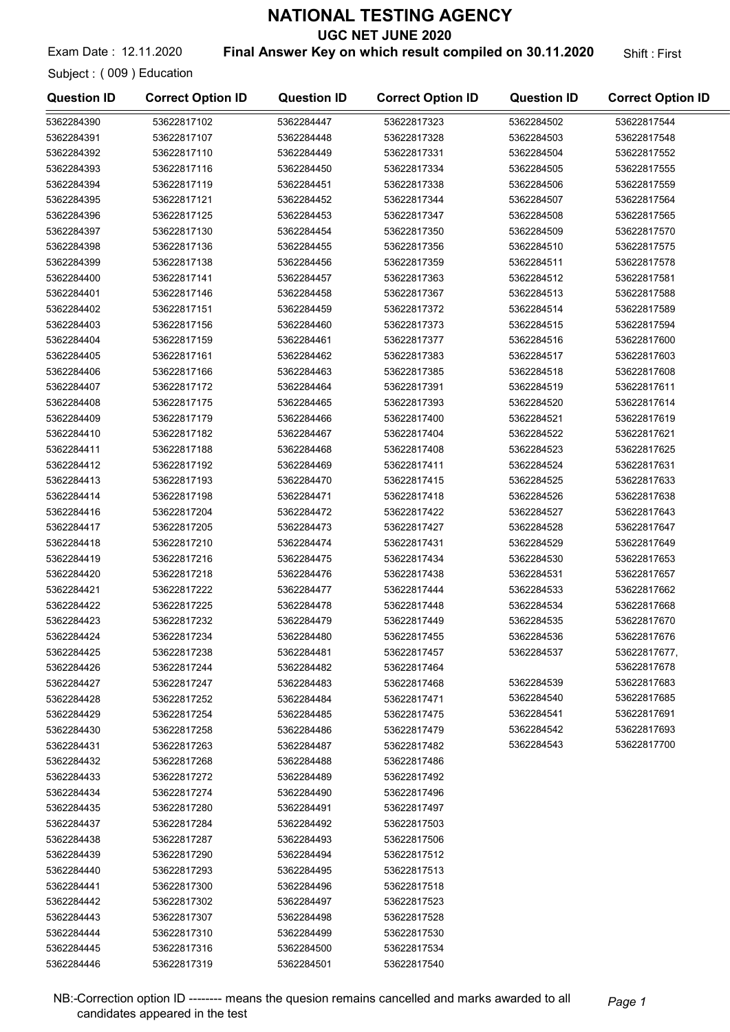# NATIONAL TESTING AGENCY

## UGC NET JUNE 2020

Exam Date : 12.11.2020 **Final Answer Key on which result compiled on 30.11.2020** Shift : First

Subject : ( 009 ) Education

| Question ID | Correct Option ID | Question ID | Correct Option ID | Question ID | Correct Option ID |
|---|---|---|---|---|---|
| 5362284390 | 53622817102 | 5362284447 | 53622817323 | 5362284502 | 53622817544 |
| 5362284391 | 53622817107 | 5362284448 | 53622817328 | 5362284503 | 53622817548 |
| 5362284392 | 53622817110 | 5362284449 | 53622817331 | 5362284504 | 53622817552 |
| 5362284393 | 53622817116 | 5362284450 | 53622817334 | 5362284505 | 53622817555 |
| 5362284394 | 53622817119 | 5362284451 | 53622817338 | 5362284506 | 53622817559 |
| 5362284395 | 53622817121 | 5362284452 | 53622817344 | 5362284507 | 53622817564 |
| 5362284396 | 53622817125 | 5362284453 | 53622817347 | 5362284508 | 53622817565 |
| 5362284397 | 53622817130 | 5362284454 | 53622817350 | 5362284509 | 53622817570 |
| 5362284398 | 53622817136 | 5362284455 | 53622817356 | 5362284510 | 53622817575 |
| 5362284399 | 53622817138 | 5362284456 | 53622817359 | 5362284511 | 53622817578 |
| 5362284400 | 53622817141 | 5362284457 | 53622817363 | 5362284512 | 53622817581 |
| 5362284401 | 53622817146 | 5362284458 | 53622817367 | 5362284513 | 53622817588 |
| 5362284402 | 53622817151 | 5362284459 | 53622817372 | 5362284514 | 53622817589 |
| 5362284403 | 53622817156 | 5362284460 | 53622817373 | 5362284515 | 53622817594 |
| 5362284404 | 53622817159 | 5362284461 | 53622817377 | 5362284516 | 53622817600 |
| 5362284405 | 53622817161 | 5362284462 | 53622817383 | 5362284517 | 53622817603 |
| 5362284406 | 53622817166 | 5362284463 | 53622817385 | 5362284518 | 53622817608 |
| 5362284407 | 53622817172 | 5362284464 | 53622817391 | 5362284519 | 53622817611 |
| 5362284408 | 53622817175 | 5362284465 | 53622817393 | 5362284520 | 53622817614 |
| 5362284409 | 53622817179 | 5362284466 | 53622817400 | 5362284521 | 53622817619 |
| 5362284410 | 53622817182 | 5362284467 | 53622817404 | 5362284522 | 53622817621 |
| 5362284411 | 53622817188 | 5362284468 | 53622817408 | 5362284523 | 53622817625 |
| 5362284412 | 53622817192 | 5362284469 | 53622817411 | 5362284524 | 53622817631 |
| 5362284413 | 53622817193 | 5362284470 | 53622817415 | 5362284525 | 53622817633 |
| 5362284414 | 53622817198 | 5362284471 | 53622817418 | 5362284526 | 53622817638 |
| 5362284416 | 53622817204 | 5362284472 | 53622817422 | 5362284527 | 53622817643 |
| 5362284417 | 53622817205 | 5362284473 | 53622817427 | 5362284528 | 53622817647 |
| 5362284418 | 53622817210 | 5362284474 | 53622817431 | 5362284529 | 53622817649 |
| 5362284419 | 53622817216 | 5362284475 | 53622817434 | 5362284530 | 53622817653 |
| 5362284420 | 53622817218 | 5362284476 | 53622817438 | 5362284531 | 53622817657 |
| 5362284421 | 53622817222 | 5362284477 | 53622817444 | 5362284533 | 53622817662 |
| 5362284422 | 53622817225 | 5362284478 | 53622817448 | 5362284534 | 53622817668 |
| 5362284423 | 53622817232 | 5362284479 | 53622817449 | 5362284535 | 53622817670 |
| 5362284424 | 53622817234 | 5362284480 | 53622817455 | 5362284536 | 53622817676 |
| 5362284425 | 53622817238 | 5362284481 | 53622817457 | 5362284537 | 53622817677, 53622817678 |
| 5362284426 | 53622817244 | 5362284482 | 53622817464 | | |
| 5362284427 | 53622817247 | 5362284483 | 53622817468 | 5362284539 | 53622817683 |
| 5362284428 | 53622817252 | 5362284484 | 53622817471 | 5362284540 | 53622817685 |
| 5362284429 | 53622817254 | 5362284485 | 53622817475 | 5362284541 | 53622817691 |
| 5362284430 | 53622817258 | 5362284486 | 53622817479 | 5362284542 | 53622817693 |
| 5362284431 | 53622817263 | 5362284487 | 53622817482 | 5362284543 | 53622817700 |
| 5362284432 | 53622817268 | 5362284488 | 53622817486 | | |
| 5362284433 | 53622817272 | 5362284489 | 53622817492 | | |
| 5362284434 | 53622817274 | 5362284490 | 53622817496 | | |
| 5362284435 | 53622817280 | 5362284491 | 53622817497 | | |
| 5362284437 | 53622817284 | 5362284492 | 53622817503 | | |
| 5362284438 | 53622817287 | 5362284493 | 53622817506 | | |
| 5362284439 | 53622817290 | 5362284494 | 53622817512 | | |
| 5362284440 | 53622817293 | 5362284495 | 53622817513 | | |
| 5362284441 | 53622817300 | 5362284496 | 53622817518 | | |
| 5362284442 | 53622817302 | 5362284497 | 53622817523 | | |
| 5362284443 | 53622817307 | 5362284498 | 53622817528 | | |
| 5362284444 | 53622817310 | 5362284499 | 53622817530 | | |
| 5362284445 | 53622817316 | 5362284500 | 53622817534 | | |
| 5362284446 | 53622817319 | 5362284501 | 53622817540 | | |

NB:-Correction option ID -------- means the quesion remains cancelled and marks awarded to all candidates appeared in the test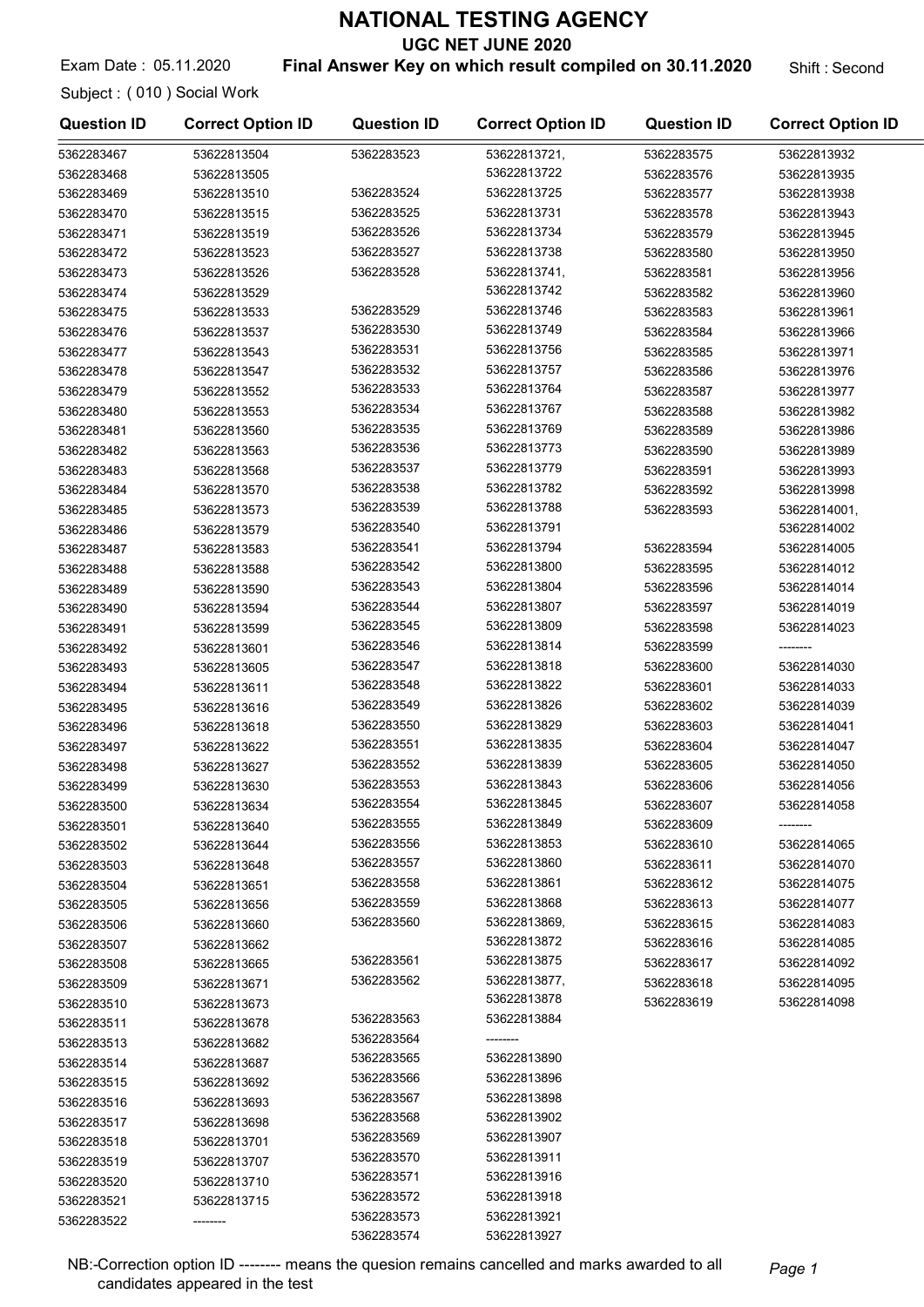# NATIONAL TESTING AGENCY

## UGC NET JUNE 2020

Exam Date : 05.11.2020 **Final Answer Key on which result compiled on 30.11.2020** Shift : Second

Subject : ( 010 ) Social Work

| Question ID | Correct Option ID |
|---|---|
| 5362283467 | 53622813504 |
| 5362283468 | 53622813505 |
| 5362283469 | 53622813510 |
| 5362283470 | 53622813515 |
| 5362283471 | 53622813519 |
| 5362283472 | 53622813523 |
| 5362283473 | 53622813526 |
| 5362283474 | 53622813529 |
| 5362283475 | 53622813533 |
| 5362283476 | 53622813537 |
| 5362283477 | 53622813543 |
| 5362283478 | 53622813547 |
| 5362283479 | 53622813552 |
| 5362283480 | 53622813553 |
| 5362283481 | 53622813560 |
| 5362283482 | 53622813563 |
| 5362283483 | 53622813568 |
| 5362283484 | 53622813570 |
| 5362283485 | 53622813573 |
| 5362283486 | 53622813579 |
| 5362283487 | 53622813583 |
| 5362283488 | 53622813588 |
| 5362283489 | 53622813590 |
| 5362283490 | 53622813594 |
| 5362283491 | 53622813599 |
| 5362283492 | 53622813601 |
| 5362283493 | 53622813605 |
| 5362283494 | 53622813611 |
| 5362283495 | 53622813616 |
| 5362283496 | 53622813618 |
| 5362283497 | 53622813622 |
| 5362283498 | 53622813627 |
| 5362283499 | 53622813630 |
| 5362283500 | 53622813634 |
| 5362283501 | 53622813640 |
| 5362283502 | 53622813644 |
| 5362283503 | 53622813648 |
| 5362283504 | 53622813651 |
| 5362283505 | 53622813656 |
| 5362283506 | 53622813660 |
| 5362283507 | 53622813662 |
| 5362283508 | 53622813665 |
| 5362283509 | 53622813671 |
| 5362283510 | 53622813673 |
| 5362283511 | 53622813678 |
| 5362283513 | 53622813682 |
| 5362283514 | 53622813687 |
| 5362283515 | 53622813692 |
| 5362283516 | 53622813693 |
| 5362283517 | 53622813698 |
| 5362283518 | 53622813701 |
| 5362283519 | 53622813707 |
| 5362283520 | 53622813710 |
| 5362283521 | 53622813715 |
| 5362283522 | -------- |
| 5362283523 | 53622813721, 53622813722 |
| 5362283524 | 53622813725 |
| 5362283525 | 53622813731 |
| 5362283526 | 53622813734 |
| 5362283527 | 53622813738 |
| 5362283528 | 53622813741, 53622813742 |
| 5362283529 | 53622813746 |
| 5362283530 | 53622813749 |
| 5362283531 | 53622813756 |
| 5362283532 | 53622813757 |
| 5362283533 | 53622813764 |
| 5362283534 | 53622813767 |
| 5362283535 | 53622813769 |
| 5362283536 | 53622813773 |
| 5362283537 | 53622813779 |
| 5362283538 | 53622813782 |
| 5362283539 | 53622813788 |
| 5362283540 | 53622813791 |
| 5362283541 | 53622813794 |
| 5362283542 | 53622813800 |
| 5362283543 | 53622813804 |
| 5362283544 | 53622813807 |
| 5362283545 | 53622813809 |
| 5362283546 | 53622813814 |
| 5362283547 | 53622813818 |
| 5362283548 | 53622813822 |
| 5362283549 | 53622813826 |
| 5362283550 | 53622813829 |
| 5362283551 | 53622813835 |
| 5362283552 | 53622813839 |
| 5362283553 | 53622813843 |
| 5362283554 | 53622813845 |
| 5362283555 | 53622813849 |
| 5362283556 | 53622813853 |
| 5362283557 | 53622813860 |
| 5362283558 | 53622813861 |
| 5362283559 | 53622813868 |
| 5362283560 | 53622813869, 53622813872 |
| 5362283561 | 53622813875 |
| 5362283562 | 53622813877, 53622813878 |
| 5362283563 | 53622813884 |
| 5362283564 | -------- |
| 5362283565 | 53622813890 |
| 5362283566 | 53622813896 |
| 5362283567 | 53622813898 |
| 5362283568 | 53622813902 |
| 5362283569 | 53622813907 |
| 5362283570 | 53622813911 |
| 5362283571 | 53622813916 |
| 5362283572 | 53622813918 |
| 5362283573 | 53622813921 |
| 5362283574 | 53622813927 |
| 5362283575 | 53622813932 |
| 5362283576 | 53622813935 |
| 5362283577 | 53622813938 |
| 5362283578 | 53622813943 |
| 5362283579 | 53622813945 |
| 5362283580 | 53622813950 |
| 5362283581 | 53622813956 |
| 5362283582 | 53622813960 |
| 5362283583 | 53622813961 |
| 5362283584 | 53622813966 |
| 5362283585 | 53622813971 |
| 5362283586 | 53622813976 |
| 5362283587 | 53622813977 |
| 5362283588 | 53622813982 |
| 5362283589 | 53622813986 |
| 5362283590 | 53622813989 |
| 5362283591 | 53622813993 |
| 5362283592 | 53622813998 |
| 5362283593 | 53622814001, 53622814002 |
| 5362283594 | 53622814005 |
| 5362283595 | 53622814012 |
| 5362283596 | 53622814014 |
| 5362283597 | 53622814019 |
| 5362283598 | 53622814023 |
| 5362283599 | -------- |
| 5362283600 | 53622814030 |
| 5362283601 | 53622814033 |
| 5362283602 | 53622814039 |
| 5362283603 | 53622814041 |
| 5362283604 | 53622814047 |
| 5362283605 | 53622814050 |
| 5362283606 | 53622814056 |
| 5362283607 | 53622814058 |
| 5362283609 | -------- |
| 5362283610 | 53622814065 |
| 5362283611 | 53622814070 |
| 5362283612 | 53622814075 |
| 5362283613 | 53622814077 |
| 5362283615 | 53622814083 |
| 5362283616 | 53622814085 |
| 5362283617 | 53622814092 |
| 5362283618 | 53622814095 |
| 5362283619 | 53622814098 |

NB:-Correction option ID -------- means the quesion remains cancelled and marks awarded to all candidates appeared in the test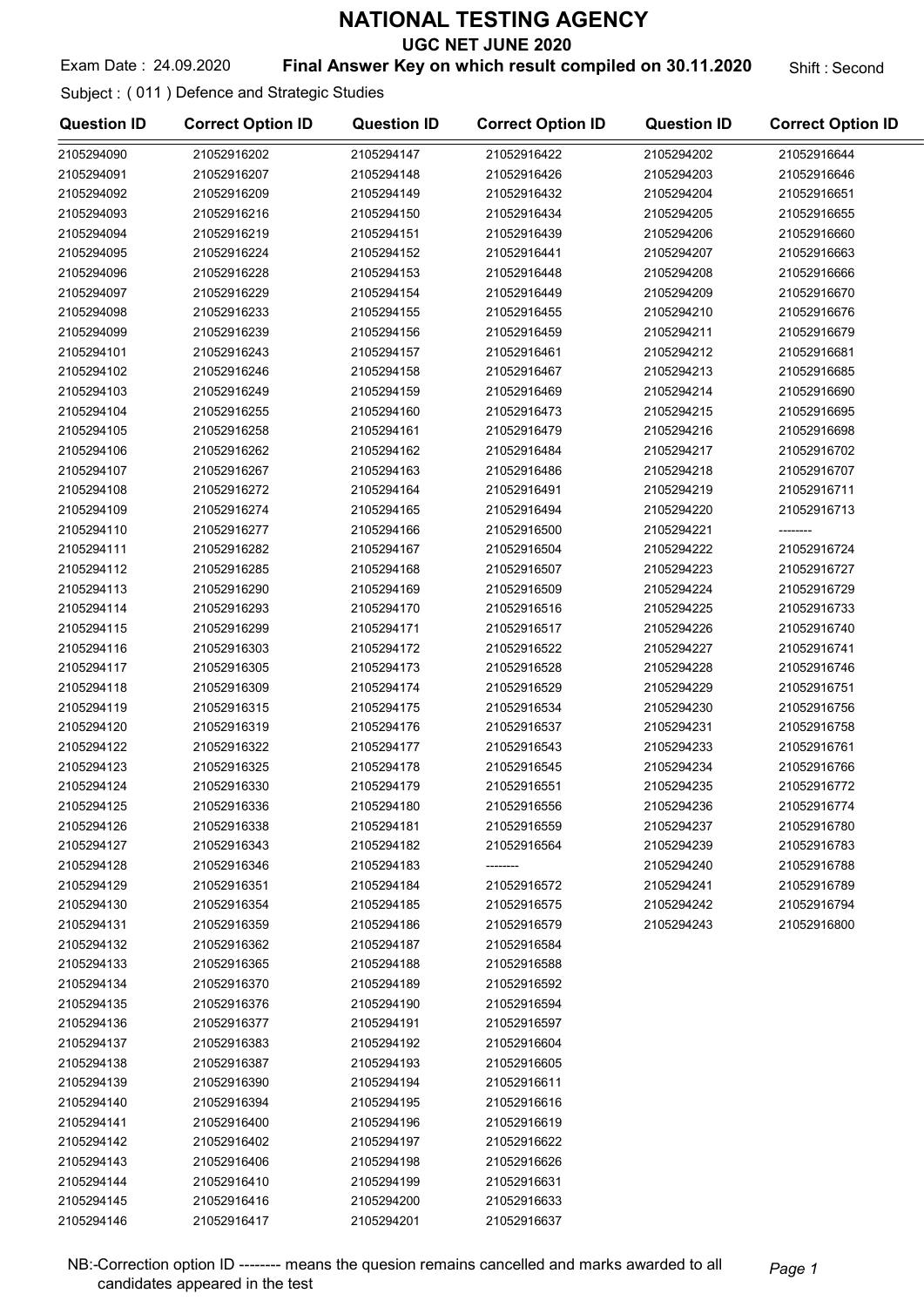# NATIONAL TESTING AGENCY

## UGC NET JUNE 2020

Exam Date : 24.09.2020 **Final Answer Key on which result compiled on 30.11.2020** Shift : Second

Subject : ( 011 ) Defence and Strategic Studies

| Question ID | Correct Option ID | Question ID | Correct Option ID | Question ID | Correct Option ID |
|---|---|---|---|---|---|
| 2105294090 | 21052916202 | 2105294147 | 21052916422 | 2105294202 | 21052916644 |
| 2105294091 | 21052916207 | 2105294148 | 21052916426 | 2105294203 | 21052916646 |
| 2105294092 | 21052916209 | 2105294149 | 21052916432 | 2105294204 | 21052916651 |
| 2105294093 | 21052916216 | 2105294150 | 21052916434 | 2105294205 | 21052916655 |
| 2105294094 | 21052916219 | 2105294151 | 21052916439 | 2105294206 | 21052916660 |
| 2105294095 | 21052916224 | 2105294152 | 21052916441 | 2105294207 | 21052916663 |
| 2105294096 | 21052916228 | 2105294153 | 21052916448 | 2105294208 | 21052916666 |
| 2105294097 | 21052916229 | 2105294154 | 21052916449 | 2105294209 | 21052916670 |
| 2105294098 | 21052916233 | 2105294155 | 21052916455 | 2105294210 | 21052916676 |
| 2105294099 | 21052916239 | 2105294156 | 21052916459 | 2105294211 | 21052916679 |
| 2105294101 | 21052916243 | 2105294157 | 21052916461 | 2105294212 | 21052916681 |
| 2105294102 | 21052916246 | 2105294158 | 21052916467 | 2105294213 | 21052916685 |
| 2105294103 | 21052916249 | 2105294159 | 21052916469 | 2105294214 | 21052916690 |
| 2105294104 | 21052916255 | 2105294160 | 21052916473 | 2105294215 | 21052916695 |
| 2105294105 | 21052916258 | 2105294161 | 21052916479 | 2105294216 | 21052916698 |
| 2105294106 | 21052916262 | 2105294162 | 21052916484 | 2105294217 | 21052916702 |
| 2105294107 | 21052916267 | 2105294163 | 21052916486 | 2105294218 | 21052916707 |
| 2105294108 | 21052916272 | 2105294164 | 21052916491 | 2105294219 | 21052916711 |
| 2105294109 | 21052916274 | 2105294165 | 21052916494 | 2105294220 | 21052916713 |
| 2105294110 | 21052916277 | 2105294166 | 21052916500 | 2105294221 | -------- |
| 2105294111 | 21052916282 | 2105294167 | 21052916504 | 2105294222 | 21052916724 |
| 2105294112 | 21052916285 | 2105294168 | 21052916507 | 2105294223 | 21052916727 |
| 2105294113 | 21052916290 | 2105294169 | 21052916509 | 2105294224 | 21052916729 |
| 2105294114 | 21052916293 | 2105294170 | 21052916516 | 2105294225 | 21052916733 |
| 2105294115 | 21052916299 | 2105294171 | 21052916517 | 2105294226 | 21052916740 |
| 2105294116 | 21052916303 | 2105294172 | 21052916522 | 2105294227 | 21052916741 |
| 2105294117 | 21052916305 | 2105294173 | 21052916528 | 2105294228 | 21052916746 |
| 2105294118 | 21052916309 | 2105294174 | 21052916529 | 2105294229 | 21052916751 |
| 2105294119 | 21052916315 | 2105294175 | 21052916534 | 2105294230 | 21052916756 |
| 2105294120 | 21052916319 | 2105294176 | 21052916537 | 2105294231 | 21052916758 |
| 2105294122 | 21052916322 | 2105294177 | 21052916543 | 2105294233 | 21052916761 |
| 2105294123 | 21052916325 | 2105294178 | 21052916545 | 2105294234 | 21052916766 |
| 2105294124 | 21052916330 | 2105294179 | 21052916551 | 2105294235 | 21052916772 |
| 2105294125 | 21052916336 | 2105294180 | 21052916556 | 2105294236 | 21052916774 |
| 2105294126 | 21052916338 | 2105294181 | 21052916559 | 2105294237 | 21052916780 |
| 2105294127 | 21052916343 | 2105294182 | 21052916564 | 2105294239 | 21052916783 |
| 2105294128 | 21052916346 | 2105294183 | -------- | 2105294240 | 21052916788 |
| 2105294129 | 21052916351 | 2105294184 | 21052916572 | 2105294241 | 21052916789 |
| 2105294130 | 21052916354 | 2105294185 | 21052916575 | 2105294242 | 21052916794 |
| 2105294131 | 21052916359 | 2105294186 | 21052916579 | 2105294243 | 21052916800 |
| 2105294132 | 21052916362 | 2105294187 | 21052916584 | | |
| 2105294133 | 21052916365 | 2105294188 | 21052916588 | | |
| 2105294134 | 21052916370 | 2105294189 | 21052916592 | | |
| 2105294135 | 21052916376 | 2105294190 | 21052916594 | | |
| 2105294136 | 21052916377 | 2105294191 | 21052916597 | | |
| 2105294137 | 21052916383 | 2105294192 | 21052916604 | | |
| 2105294138 | 21052916387 | 2105294193 | 21052916605 | | |
| 2105294139 | 21052916390 | 2105294194 | 21052916611 | | |
| 2105294140 | 21052916394 | 2105294195 | 21052916616 | | |
| 2105294141 | 21052916400 | 2105294196 | 21052916619 | | |
| 2105294142 | 21052916402 | 2105294197 | 21052916622 | | |
| 2105294143 | 21052916406 | 2105294198 | 21052916626 | | |
| 2105294144 | 21052916410 | 2105294199 | 21052916631 | | |
| 2105294145 | 21052916416 | 2105294200 | 21052916633 | | |
| 2105294146 | 21052916417 | 2105294201 | 21052916637 | | |

NB:-Correction option ID -------- means the quesion remains cancelled and marks awarded to all candidates appeared in the test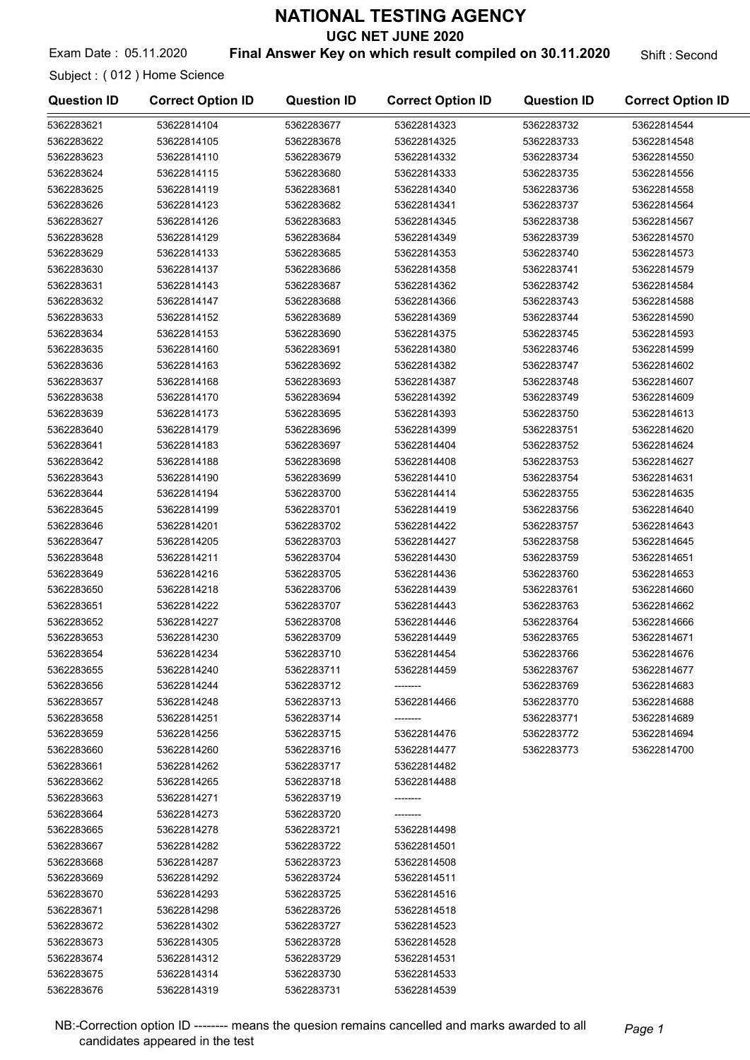# NATIONAL TESTING AGENCY

## UGC NET JUNE 2020

Exam Date : 05.11.2020 **Final Answer Key on which result compiled on 30.11.2020** Shift : Second

Subject : ( 012 ) Home Science

| Question ID | Correct Option ID | Question ID | Correct Option ID | Question ID | Correct Option ID |
|---|---|---|---|---|---|
| 5362283621 | 53622814104 | 5362283677 | 53622814323 | 5362283732 | 53622814544 |
| 5362283622 | 53622814105 | 5362283678 | 53622814325 | 5362283733 | 53622814548 |
| 5362283623 | 53622814110 | 5362283679 | 53622814332 | 5362283734 | 53622814550 |
| 5362283624 | 53622814115 | 5362283680 | 53622814333 | 5362283735 | 53622814556 |
| 5362283625 | 53622814119 | 5362283681 | 53622814340 | 5362283736 | 53622814558 |
| 5362283626 | 53622814123 | 5362283682 | 53622814341 | 5362283737 | 53622814564 |
| 5362283627 | 53622814126 | 5362283683 | 53622814345 | 5362283738 | 53622814567 |
| 5362283628 | 53622814129 | 5362283684 | 53622814349 | 5362283739 | 53622814570 |
| 5362283629 | 53622814133 | 5362283685 | 53622814353 | 5362283740 | 53622814573 |
| 5362283630 | 53622814137 | 5362283686 | 53622814358 | 5362283741 | 53622814579 |
| 5362283631 | 53622814143 | 5362283687 | 53622814362 | 5362283742 | 53622814584 |
| 5362283632 | 53622814147 | 5362283688 | 53622814366 | 5362283743 | 53622814588 |
| 5362283633 | 53622814152 | 5362283689 | 53622814369 | 5362283744 | 53622814590 |
| 5362283634 | 53622814153 | 5362283690 | 53622814375 | 5362283745 | 53622814593 |
| 5362283635 | 53622814160 | 5362283691 | 53622814380 | 5362283746 | 53622814599 |
| 5362283636 | 53622814163 | 5362283692 | 53622814382 | 5362283747 | 53622814602 |
| 5362283637 | 53622814168 | 5362283693 | 53622814387 | 5362283748 | 53622814607 |
| 5362283638 | 53622814170 | 5362283694 | 53622814392 | 5362283749 | 53622814609 |
| 5362283639 | 53622814173 | 5362283695 | 53622814393 | 5362283750 | 53622814613 |
| 5362283640 | 53622814179 | 5362283696 | 53622814399 | 5362283751 | 53622814620 |
| 5362283641 | 53622814183 | 5362283697 | 53622814404 | 5362283752 | 53622814624 |
| 5362283642 | 53622814188 | 5362283698 | 53622814408 | 5362283753 | 53622814627 |
| 5362283643 | 53622814190 | 5362283699 | 53622814410 | 5362283754 | 53622814631 |
| 5362283644 | 53622814194 | 5362283700 | 53622814414 | 5362283755 | 53622814635 |
| 5362283645 | 53622814199 | 5362283701 | 53622814419 | 5362283756 | 53622814640 |
| 5362283646 | 53622814201 | 5362283702 | 53622814422 | 5362283757 | 53622814643 |
| 5362283647 | 53622814205 | 5362283703 | 53622814427 | 5362283758 | 53622814645 |
| 5362283648 | 53622814211 | 5362283704 | 53622814430 | 5362283759 | 53622814651 |
| 5362283649 | 53622814216 | 5362283705 | 53622814436 | 5362283760 | 53622814653 |
| 5362283650 | 53622814218 | 5362283706 | 53622814439 | 5362283761 | 53622814660 |
| 5362283651 | 53622814222 | 5362283707 | 53622814443 | 5362283763 | 53622814662 |
| 5362283652 | 53622814227 | 5362283708 | 53622814446 | 5362283764 | 53622814666 |
| 5362283653 | 53622814230 | 5362283709 | 53622814449 | 5362283765 | 53622814671 |
| 5362283654 | 53622814234 | 5362283710 | 53622814454 | 5362283766 | 53622814676 |
| 5362283655 | 53622814240 | 5362283711 | 53622814459 | 5362283767 | 53622814677 |
| 5362283656 | 53622814244 | 5362283712 | -------- | 5362283769 | 53622814683 |
| 5362283657 | 53622814248 | 5362283713 | 53622814466 | 5362283770 | 53622814688 |
| 5362283658 | 53622814251 | 5362283714 | -------- | 5362283771 | 53622814689 |
| 5362283659 | 53622814256 | 5362283715 | 53622814476 | 5362283772 | 53622814694 |
| 5362283660 | 53622814260 | 5362283716 | 53622814477 | 5362283773 | 53622814700 |
| 5362283661 | 53622814262 | 5362283717 | 53622814482 | | |
| 5362283662 | 53622814265 | 5362283718 | 53622814488 | | |
| 5362283663 | 53622814271 | 5362283719 | -------- | | |
| 5362283664 | 53622814273 | 5362283720 | -------- | | |
| 5362283665 | 53622814278 | 5362283721 | 53622814498 | | |
| 5362283667 | 53622814282 | 5362283722 | 53622814501 | | |
| 5362283668 | 53622814287 | 5362283723 | 53622814508 | | |
| 5362283669 | 53622814292 | 5362283724 | 53622814511 | | |
| 5362283670 | 53622814293 | 5362283725 | 53622814516 | | |
| 5362283671 | 53622814298 | 5362283726 | 53622814518 | | |
| 5362283672 | 53622814302 | 5362283727 | 53622814523 | | |
| 5362283673 | 53622814305 | 5362283728 | 53622814528 | | |
| 5362283674 | 53622814312 | 5362283729 | 53622814531 | | |
| 5362283675 | 53622814314 | 5362283730 | 53622814533 | | |
| 5362283676 | 53622814319 | 5362283731 | 53622814539 | | |

NB:-Correction option ID -------- means the quesion remains cancelled and marks awarded to all candidates appeared in the test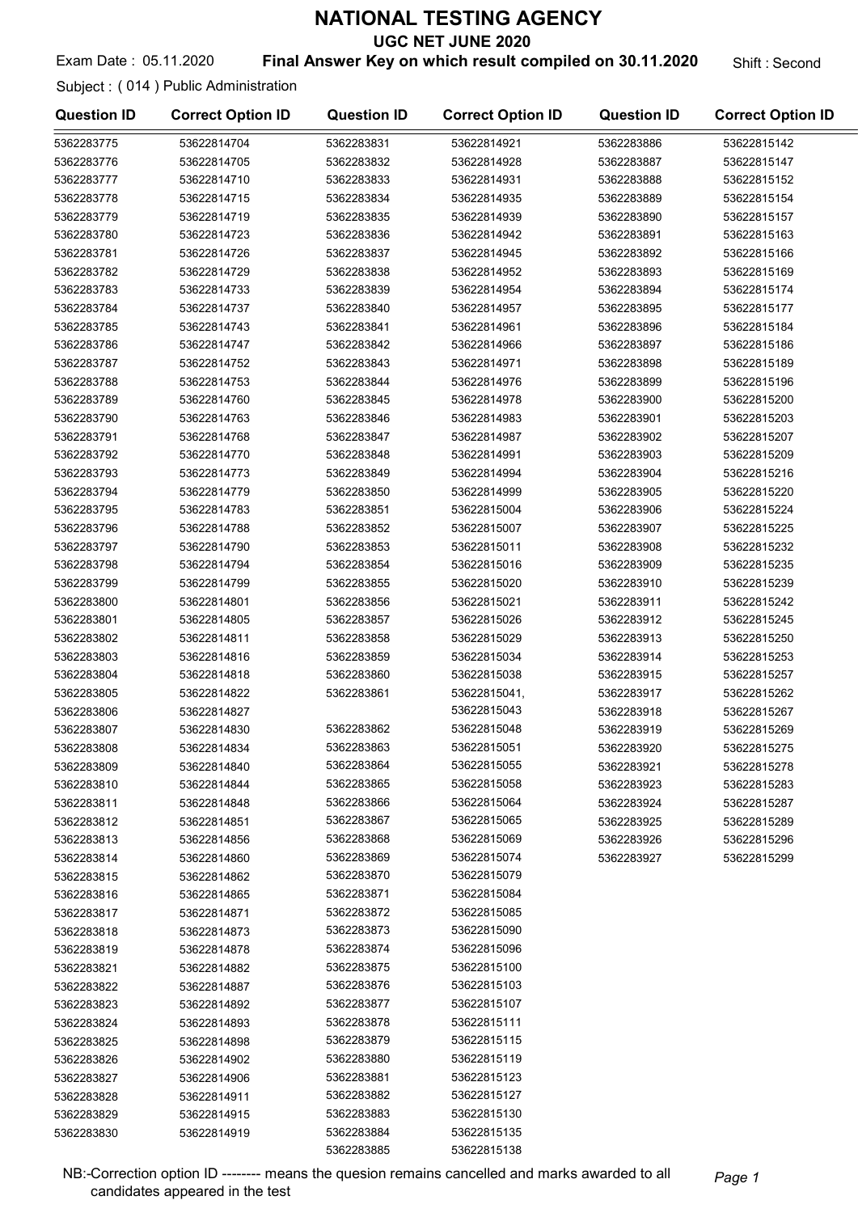# NATIONAL TESTING AGENCY

## UGC NET JUNE 2020

Exam Date : 05.11.2020 **Final Answer Key on which result compiled on 30.11.2020** Shift : Second

Subject : ( 014 ) Public Administration

| Question ID | Correct Option ID | Question ID | Correct Option ID | Question ID | Correct Option ID |
|---|---|---|---|---|---|
| 5362283775 | 53622814704 | 5362283831 | 53622814921 | 5362283886 | 53622815142 |
| 5362283776 | 53622814705 | 5362283832 | 53622814928 | 5362283887 | 53622815147 |
| 5362283777 | 53622814710 | 5362283833 | 53622814931 | 5362283888 | 53622815152 |
| 5362283778 | 53622814715 | 5362283834 | 53622814935 | 5362283889 | 53622815154 |
| 5362283779 | 53622814719 | 5362283835 | 53622814939 | 5362283890 | 53622815157 |
| 5362283780 | 53622814723 | 5362283836 | 53622814942 | 5362283891 | 53622815163 |
| 5362283781 | 53622814726 | 5362283837 | 53622814945 | 5362283892 | 53622815166 |
| 5362283782 | 53622814729 | 5362283838 | 53622814952 | 5362283893 | 53622815169 |
| 5362283783 | 53622814733 | 5362283839 | 53622814954 | 5362283894 | 53622815174 |
| 5362283784 | 53622814737 | 5362283840 | 53622814957 | 5362283895 | 53622815177 |
| 5362283785 | 53622814743 | 5362283841 | 53622814961 | 5362283896 | 53622815184 |
| 5362283786 | 53622814747 | 5362283842 | 53622814966 | 5362283897 | 53622815186 |
| 5362283787 | 53622814752 | 5362283843 | 53622814971 | 5362283898 | 53622815189 |
| 5362283788 | 53622814753 | 5362283844 | 53622814976 | 5362283899 | 53622815196 |
| 5362283789 | 53622814760 | 5362283845 | 53622814978 | 5362283900 | 53622815200 |
| 5362283790 | 53622814763 | 5362283846 | 53622814983 | 5362283901 | 53622815203 |
| 5362283791 | 53622814768 | 5362283847 | 53622814987 | 5362283902 | 53622815207 |
| 5362283792 | 53622814770 | 5362283848 | 53622814991 | 5362283903 | 53622815209 |
| 5362283793 | 53622814773 | 5362283849 | 53622814994 | 5362283904 | 53622815216 |
| 5362283794 | 53622814779 | 5362283850 | 53622814999 | 5362283905 | 53622815220 |
| 5362283795 | 53622814783 | 5362283851 | 53622815004 | 5362283906 | 53622815224 |
| 5362283796 | 53622814788 | 5362283852 | 53622815007 | 5362283907 | 53622815225 |
| 5362283797 | 53622814790 | 5362283853 | 53622815011 | 5362283908 | 53622815232 |
| 5362283798 | 53622814794 | 5362283854 | 53622815016 | 5362283909 | 53622815235 |
| 5362283799 | 53622814799 | 5362283855 | 53622815020 | 5362283910 | 53622815239 |
| 5362283800 | 53622814801 | 5362283856 | 53622815021 | 5362283911 | 53622815242 |
| 5362283801 | 53622814805 | 5362283857 | 53622815026 | 5362283912 | 53622815245 |
| 5362283802 | 53622814811 | 5362283858 | 53622815029 | 5362283913 | 53622815250 |
| 5362283803 | 53622814816 | 5362283859 | 53622815034 | 5362283914 | 53622815253 |
| 5362283804 | 53622814818 | 5362283860 | 53622815038 | 5362283915 | 53622815257 |
| 5362283805 | 53622814822 | 5362283861 | 53622815041, 53622815043 | 5362283917 | 53622815262 |
| 5362283806 | 53622814827 | | | 5362283918 | 53622815267 |
| 5362283807 | 53622814830 | 5362283862 | 53622815048 | 5362283919 | 53622815269 |
| 5362283808 | 53622814834 | 5362283863 | 53622815051 | 5362283920 | 53622815275 |
| 5362283809 | 53622814840 | 5362283864 | 53622815055 | 5362283921 | 53622815278 |
| 5362283810 | 53622814844 | 5362283865 | 53622815058 | 5362283923 | 53622815283 |
| 5362283811 | 53622814848 | 5362283866 | 53622815064 | 5362283924 | 53622815287 |
| 5362283812 | 53622814851 | 5362283867 | 53622815065 | 5362283925 | 53622815289 |
| 5362283813 | 53622814856 | 5362283868 | 53622815069 | 5362283926 | 53622815296 |
| 5362283814 | 53622814860 | 5362283869 | 53622815074 | 5362283927 | 53622815299 |
| 5362283815 | 53622814862 | 5362283870 | 53622815079 | | |
| 5362283816 | 53622814865 | 5362283871 | 53622815084 | | |
| 5362283817 | 53622814871 | 5362283872 | 53622815085 | | |
| 5362283818 | 53622814873 | 5362283873 | 53622815090 | | |
| 5362283819 | 53622814878 | 5362283874 | 53622815096 | | |
| 5362283821 | 53622814882 | 5362283875 | 53622815100 | | |
| 5362283822 | 53622814887 | 5362283876 | 53622815103 | | |
| 5362283823 | 53622814892 | 5362283877 | 53622815107 | | |
| 5362283824 | 53622814893 | 5362283878 | 53622815111 | | |
| 5362283825 | 53622814898 | 5362283879 | 53622815115 | | |
| 5362283826 | 53622814902 | 5362283880 | 53622815119 | | |
| 5362283827 | 53622814906 | 5362283881 | 53622815123 | | |
| 5362283828 | 53622814911 | 5362283882 | 53622815127 | | |
| 5362283829 | 53622814915 | 5362283883 | 53622815130 | | |
| 5362283830 | 53622814919 | 5362283884 | 53622815135 | | |
| | | 5362283885 | 53622815138 | | |

NB:-Correction option ID -------- means the quesion remains cancelled and marks awarded to all candidates appeared in the test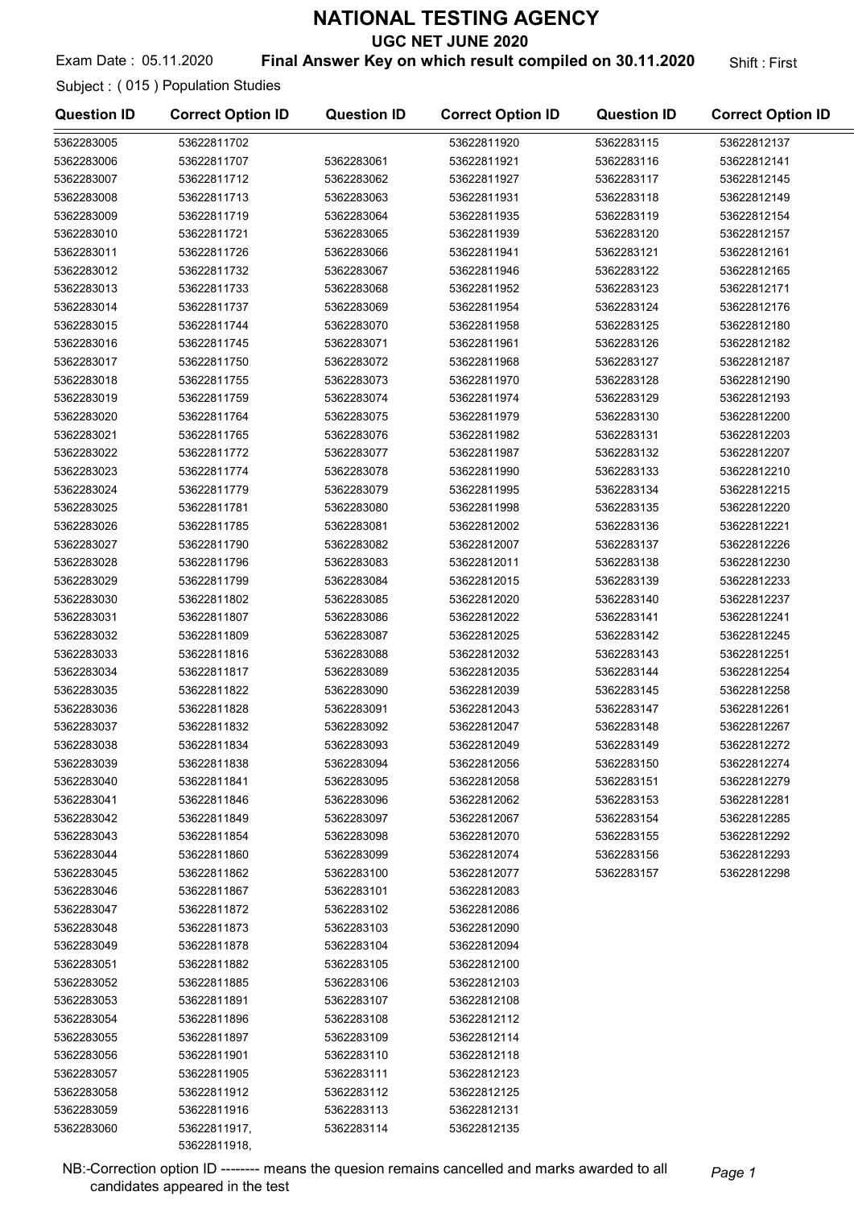# NATIONAL TESTING AGENCY

## UGC NET JUNE 2020

Exam Date : 05.11.2020 **Final Answer Key on which result compiled on 30.11.2020** Shift : First

Subject : ( 015 ) Population Studies

| Question ID | Correct Option ID | Question ID | Correct Option ID | Question ID | Correct Option ID |
|---|---|---|---|---|---|
| 5362283005 | 53622811702 | | 53622811920 | 5362283115 | 53622812137 |
| 5362283006 | 53622811707 | 5362283061 | 53622811921 | 5362283116 | 53622812141 |
| 5362283007 | 53622811712 | 5362283062 | 53622811927 | 5362283117 | 53622812145 |
| 5362283008 | 53622811713 | 5362283063 | 53622811931 | 5362283118 | 53622812149 |
| 5362283009 | 53622811719 | 5362283064 | 53622811935 | 5362283119 | 53622812154 |
| 5362283010 | 53622811721 | 5362283065 | 53622811939 | 5362283120 | 53622812157 |
| 5362283011 | 53622811726 | 5362283066 | 53622811941 | 5362283121 | 53622812161 |
| 5362283012 | 53622811732 | 5362283067 | 53622811946 | 5362283122 | 53622812165 |
| 5362283013 | 53622811733 | 5362283068 | 53622811952 | 5362283123 | 53622812171 |
| 5362283014 | 53622811737 | 5362283069 | 53622811954 | 5362283124 | 53622812176 |
| 5362283015 | 53622811744 | 5362283070 | 53622811958 | 5362283125 | 53622812180 |
| 5362283016 | 53622811745 | 5362283071 | 53622811961 | 5362283126 | 53622812182 |
| 5362283017 | 53622811750 | 5362283072 | 53622811968 | 5362283127 | 53622812187 |
| 5362283018 | 53622811755 | 5362283073 | 53622811970 | 5362283128 | 53622812190 |
| 5362283019 | 53622811759 | 5362283074 | 53622811974 | 5362283129 | 53622812193 |
| 5362283020 | 53622811764 | 5362283075 | 53622811979 | 5362283130 | 53622812200 |
| 5362283021 | 53622811765 | 5362283076 | 53622811982 | 5362283131 | 53622812203 |
| 5362283022 | 53622811772 | 5362283077 | 53622811987 | 5362283132 | 53622812207 |
| 5362283023 | 53622811774 | 5362283078 | 53622811990 | 5362283133 | 53622812210 |
| 5362283024 | 53622811779 | 5362283079 | 53622811995 | 5362283134 | 53622812215 |
| 5362283025 | 53622811781 | 5362283080 | 53622811998 | 5362283135 | 53622812220 |
| 5362283026 | 53622811785 | 5362283081 | 53622812002 | 5362283136 | 53622812221 |
| 5362283027 | 53622811790 | 5362283082 | 53622812007 | 5362283137 | 53622812226 |
| 5362283028 | 53622811796 | 5362283083 | 53622812011 | 5362283138 | 53622812230 |
| 5362283029 | 53622811799 | 5362283084 | 53622812015 | 5362283139 | 53622812233 |
| 5362283030 | 53622811802 | 5362283085 | 53622812020 | 5362283140 | 53622812237 |
| 5362283031 | 53622811807 | 5362283086 | 53622812022 | 5362283141 | 53622812241 |
| 5362283032 | 53622811809 | 5362283087 | 53622812025 | 5362283142 | 53622812245 |
| 5362283033 | 53622811816 | 5362283088 | 53622812032 | 5362283143 | 53622812251 |
| 5362283034 | 53622811817 | 5362283089 | 53622812035 | 5362283144 | 53622812254 |
| 5362283035 | 53622811822 | 5362283090 | 53622812039 | 5362283145 | 53622812258 |
| 5362283036 | 53622811828 | 5362283091 | 53622812043 | 5362283147 | 53622812261 |
| 5362283037 | 53622811832 | 5362283092 | 53622812047 | 5362283148 | 53622812267 |
| 5362283038 | 53622811834 | 5362283093 | 53622812049 | 5362283149 | 53622812272 |
| 5362283039 | 53622811838 | 5362283094 | 53622812056 | 5362283150 | 53622812274 |
| 5362283040 | 53622811841 | 5362283095 | 53622812058 | 5362283151 | 53622812279 |
| 5362283041 | 53622811846 | 5362283096 | 53622812062 | 5362283153 | 53622812281 |
| 5362283042 | 53622811849 | 5362283097 | 53622812067 | 5362283154 | 53622812285 |
| 5362283043 | 53622811854 | 5362283098 | 53622812070 | 5362283155 | 53622812292 |
| 5362283044 | 53622811860 | 5362283099 | 53622812074 | 5362283156 | 53622812293 |
| 5362283045 | 53622811862 | 5362283100 | 53622812077 | 5362283157 | 53622812298 |
| 5362283046 | 53622811867 | 5362283101 | 53622812083 | | |
| 5362283047 | 53622811872 | 5362283102 | 53622812086 | | |
| 5362283048 | 53622811873 | 5362283103 | 53622812090 | | |
| 5362283049 | 53622811878 | 5362283104 | 53622812094 | | |
| 5362283051 | 53622811882 | 5362283105 | 53622812100 | | |
| 5362283052 | 53622811885 | 5362283106 | 53622812103 | | |
| 5362283053 | 53622811891 | 5362283107 | 53622812108 | | |
| 5362283054 | 53622811896 | 5362283108 | 53622812112 | | |
| 5362283055 | 53622811897 | 5362283109 | 53622812114 | | |
| 5362283056 | 53622811901 | 5362283110 | 53622812118 | | |
| 5362283057 | 53622811905 | 5362283111 | 53622812123 | | |
| 5362283058 | 53622811912 | 5362283112 | 53622812125 | | |
| 5362283059 | 53622811916 | 5362283113 | 53622812131 | | |
| 5362283060 | 53622811917, 53622811918, | 5362283114 | 53622812135 | | |

NB:-Correction option ID -------- means the quesion remains cancelled and marks awarded to all candidates appeared in the test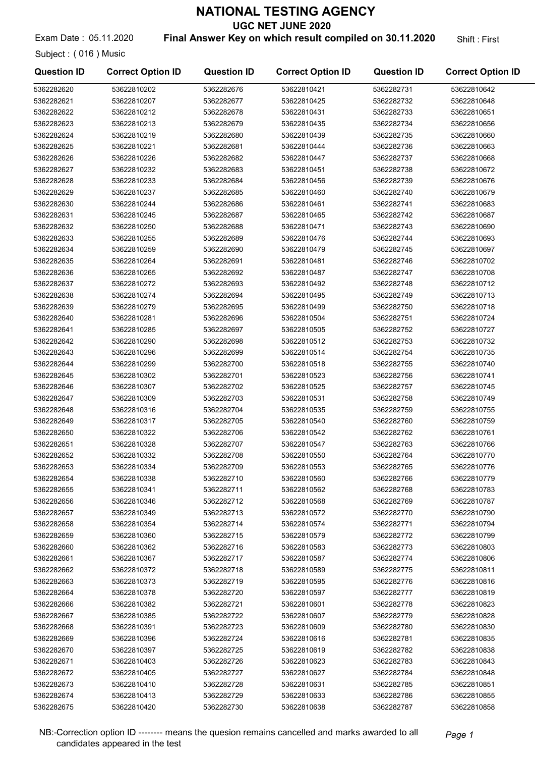# NATIONAL TESTING AGENCY

## UGC NET JUNE 2020

Exam Date : 05.11.2020 **Final Answer Key on which result compiled on 30.11.2020** Shift : First

Subject : ( 016 ) Music

| Question ID | Correct Option ID | Question ID | Correct Option ID | Question ID | Correct Option ID |
|---|---|---|---|---|---|
| 5362282620 | 53622810202 | 5362282676 | 53622810421 | 5362282731 | 53622810642 |
| 5362282621 | 53622810207 | 5362282677 | 53622810425 | 5362282732 | 53622810648 |
| 5362282622 | 53622810212 | 5362282678 | 53622810431 | 5362282733 | 53622810651 |
| 5362282623 | 53622810213 | 5362282679 | 53622810435 | 5362282734 | 53622810656 |
| 5362282624 | 53622810219 | 5362282680 | 53622810439 | 5362282735 | 53622810660 |
| 5362282625 | 53622810221 | 5362282681 | 53622810444 | 5362282736 | 53622810663 |
| 5362282626 | 53622810226 | 5362282682 | 53622810447 | 5362282737 | 53622810668 |
| 5362282627 | 53622810232 | 5362282683 | 53622810451 | 5362282738 | 53622810672 |
| 5362282628 | 53622810233 | 5362282684 | 53622810456 | 5362282739 | 53622810676 |
| 5362282629 | 53622810237 | 5362282685 | 53622810460 | 5362282740 | 53622810679 |
| 5362282630 | 53622810244 | 5362282686 | 53622810461 | 5362282741 | 53622810683 |
| 5362282631 | 53622810245 | 5362282687 | 53622810465 | 5362282742 | 53622810687 |
| 5362282632 | 53622810250 | 5362282688 | 53622810471 | 5362282743 | 53622810690 |
| 5362282633 | 53622810255 | 5362282689 | 53622810476 | 5362282744 | 53622810693 |
| 5362282634 | 53622810259 | 5362282690 | 53622810479 | 5362282745 | 53622810697 |
| 5362282635 | 53622810264 | 5362282691 | 53622810481 | 5362282746 | 53622810702 |
| 5362282636 | 53622810265 | 5362282692 | 53622810487 | 5362282747 | 53622810708 |
| 5362282637 | 53622810272 | 5362282693 | 53622810492 | 5362282748 | 53622810712 |
| 5362282638 | 53622810274 | 5362282694 | 53622810495 | 5362282749 | 53622810713 |
| 5362282639 | 53622810279 | 5362282695 | 53622810499 | 5362282750 | 53622810718 |
| 5362282640 | 53622810281 | 5362282696 | 53622810504 | 5362282751 | 53622810724 |
| 5362282641 | 53622810285 | 5362282697 | 53622810505 | 5362282752 | 53622810727 |
| 5362282642 | 53622810290 | 5362282698 | 53622810512 | 5362282753 | 53622810732 |
| 5362282643 | 53622810296 | 5362282699 | 53622810514 | 5362282754 | 53622810735 |
| 5362282644 | 53622810299 | 5362282700 | 53622810518 | 5362282755 | 53622810740 |
| 5362282645 | 53622810302 | 5362282701 | 53622810523 | 5362282756 | 53622810741 |
| 5362282646 | 53622810307 | 5362282702 | 53622810525 | 5362282757 | 53622810745 |
| 5362282647 | 53622810309 | 5362282703 | 53622810531 | 5362282758 | 53622810749 |
| 5362282648 | 53622810316 | 5362282704 | 53622810535 | 5362282759 | 53622810755 |
| 5362282649 | 53622810317 | 5362282705 | 53622810540 | 5362282760 | 53622810759 |
| 5362282650 | 53622810322 | 5362282706 | 53622810542 | 5362282762 | 53622810761 |
| 5362282651 | 53622810328 | 5362282707 | 53622810547 | 5362282763 | 53622810766 |
| 5362282652 | 53622810332 | 5362282708 | 53622810550 | 5362282764 | 53622810770 |
| 5362282653 | 53622810334 | 5362282709 | 53622810553 | 5362282765 | 53622810776 |
| 5362282654 | 53622810338 | 5362282710 | 53622810560 | 5362282766 | 53622810779 |
| 5362282655 | 53622810341 | 5362282711 | 53622810562 | 5362282768 | 53622810783 |
| 5362282656 | 53622810346 | 5362282712 | 53622810568 | 5362282769 | 53622810787 |
| 5362282657 | 53622810349 | 5362282713 | 53622810572 | 5362282770 | 53622810790 |
| 5362282658 | 53622810354 | 5362282714 | 53622810574 | 5362282771 | 53622810794 |
| 5362282659 | 53622810360 | 5362282715 | 53622810579 | 5362282772 | 53622810799 |
| 5362282660 | 53622810362 | 5362282716 | 53622810583 | 5362282773 | 53622810803 |
| 5362282661 | 53622810367 | 5362282717 | 53622810587 | 5362282774 | 53622810806 |
| 5362282662 | 53622810372 | 5362282718 | 53622810589 | 5362282775 | 53622810811 |
| 5362282663 | 53622810373 | 5362282719 | 53622810595 | 5362282776 | 53622810816 |
| 5362282664 | 53622810378 | 5362282720 | 53622810597 | 5362282777 | 53622810819 |
| 5362282666 | 53622810382 | 5362282721 | 53622810601 | 5362282778 | 53622810823 |
| 5362282667 | 53622810385 | 5362282722 | 53622810607 | 5362282779 | 53622810828 |
| 5362282668 | 53622810391 | 5362282723 | 53622810609 | 5362282780 | 53622810830 |
| 5362282669 | 53622810396 | 5362282724 | 53622810616 | 5362282781 | 53622810835 |
| 5362282670 | 53622810397 | 5362282725 | 53622810619 | 5362282782 | 53622810838 |
| 5362282671 | 53622810403 | 5362282726 | 53622810623 | 5362282783 | 53622810843 |
| 5362282672 | 53622810405 | 5362282727 | 53622810627 | 5362282784 | 53622810848 |
| 5362282673 | 53622810410 | 5362282728 | 53622810631 | 5362282785 | 53622810851 |
| 5362282674 | 53622810413 | 5362282729 | 53622810633 | 5362282786 | 53622810855 |
| 5362282675 | 53622810420 | 5362282730 | 53622810638 | 5362282787 | 53622810858 |

NB:-Correction option ID -------- means the quesion remains cancelled and marks awarded to all candidates appeared in the test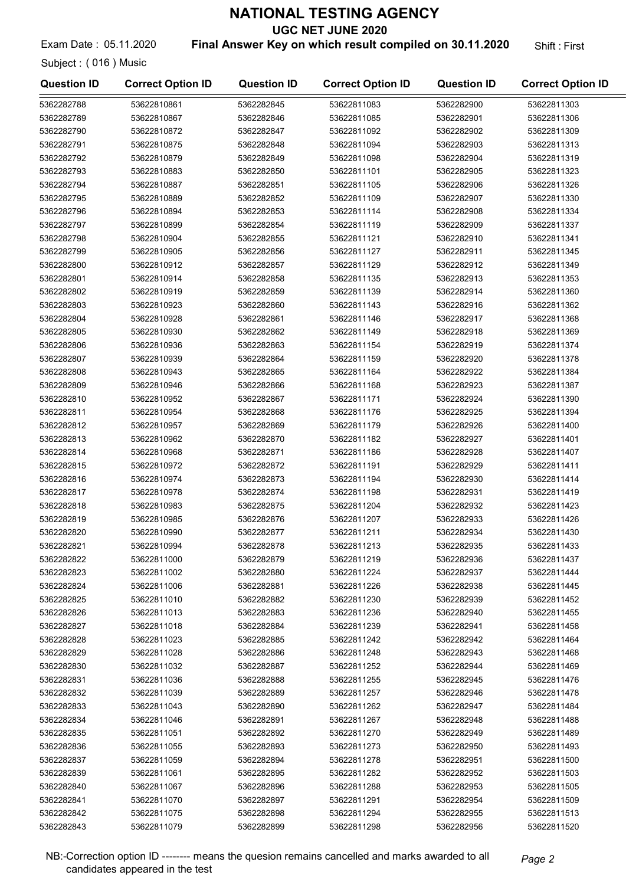# NATIONAL TESTING AGENCY

## UGC NET JUNE 2020

Exam Date : 05.11.2020 **Final Answer Key on which result compiled on 30.11.2020** Shift : First

Subject : ( 016 ) Music

| Question ID | Correct Option ID | Question ID | Correct Option ID | Question ID | Correct Option ID |
|---|---|---|---|---|---|
| 5362282788 | 53622810861 | 5362282845 | 53622811083 | 5362282900 | 53622811303 |
| 5362282789 | 53622810867 | 5362282846 | 53622811085 | 5362282901 | 53622811306 |
| 5362282790 | 53622810872 | 5362282847 | 53622811092 | 5362282902 | 53622811309 |
| 5362282791 | 53622810875 | 5362282848 | 53622811094 | 5362282903 | 53622811313 |
| 5362282792 | 53622810879 | 5362282849 | 53622811098 | 5362282904 | 53622811319 |
| 5362282793 | 53622810883 | 5362282850 | 53622811101 | 5362282905 | 53622811323 |
| 5362282794 | 53622810887 | 5362282851 | 53622811105 | 5362282906 | 53622811326 |
| 5362282795 | 53622810889 | 5362282852 | 53622811109 | 5362282907 | 53622811330 |
| 5362282796 | 53622810894 | 5362282853 | 53622811114 | 5362282908 | 53622811334 |
| 5362282797 | 53622810899 | 5362282854 | 53622811119 | 5362282909 | 53622811337 |
| 5362282798 | 53622810904 | 5362282855 | 53622811121 | 5362282910 | 53622811341 |
| 5362282799 | 53622810905 | 5362282856 | 53622811127 | 5362282911 | 53622811345 |
| 5362282800 | 53622810912 | 5362282857 | 53622811129 | 5362282912 | 53622811349 |
| 5362282801 | 53622810914 | 5362282858 | 53622811135 | 5362282913 | 53622811353 |
| 5362282802 | 53622810919 | 5362282859 | 53622811139 | 5362282914 | 53622811360 |
| 5362282803 | 53622810923 | 5362282860 | 53622811143 | 5362282916 | 53622811362 |
| 5362282804 | 53622810928 | 5362282861 | 53622811146 | 5362282917 | 53622811368 |
| 5362282805 | 53622810930 | 5362282862 | 53622811149 | 5362282918 | 53622811369 |
| 5362282806 | 53622810936 | 5362282863 | 53622811154 | 5362282919 | 53622811374 |
| 5362282807 | 53622810939 | 5362282864 | 53622811159 | 5362282920 | 53622811378 |
| 5362282808 | 53622810943 | 5362282865 | 53622811164 | 5362282922 | 53622811384 |
| 5362282809 | 53622810946 | 5362282866 | 53622811168 | 5362282923 | 53622811387 |
| 5362282810 | 53622810952 | 5362282867 | 53622811171 | 5362282924 | 53622811390 |
| 5362282811 | 53622810954 | 5362282868 | 53622811176 | 5362282925 | 53622811394 |
| 5362282812 | 53622810957 | 5362282869 | 53622811179 | 5362282926 | 53622811400 |
| 5362282813 | 53622810962 | 5362282870 | 53622811182 | 5362282927 | 53622811401 |
| 5362282814 | 53622810968 | 5362282871 | 53622811186 | 5362282928 | 53622811407 |
| 5362282815 | 53622810972 | 5362282872 | 53622811191 | 5362282929 | 53622811411 |
| 5362282816 | 53622810974 | 5362282873 | 53622811194 | 5362282930 | 53622811414 |
| 5362282817 | 53622810978 | 5362282874 | 53622811198 | 5362282931 | 53622811419 |
| 5362282818 | 53622810983 | 5362282875 | 53622811204 | 5362282932 | 53622811423 |
| 5362282819 | 53622810985 | 5362282876 | 53622811207 | 5362282933 | 53622811426 |
| 5362282820 | 53622810990 | 5362282877 | 53622811211 | 5362282934 | 53622811430 |
| 5362282821 | 53622810994 | 5362282878 | 53622811213 | 5362282935 | 53622811433 |
| 5362282822 | 53622811000 | 5362282879 | 53622811219 | 5362282936 | 53622811437 |
| 5362282823 | 53622811002 | 5362282880 | 53622811224 | 5362282937 | 53622811444 |
| 5362282824 | 53622811006 | 5362282881 | 53622811226 | 5362282938 | 53622811445 |
| 5362282825 | 53622811010 | 5362282882 | 53622811230 | 5362282939 | 53622811452 |
| 5362282826 | 53622811013 | 5362282883 | 53622811236 | 5362282940 | 53622811455 |
| 5362282827 | 53622811018 | 5362282884 | 53622811239 | 5362282941 | 53622811458 |
| 5362282828 | 53622811023 | 5362282885 | 53622811242 | 5362282942 | 53622811464 |
| 5362282829 | 53622811028 | 5362282886 | 53622811248 | 5362282943 | 53622811468 |
| 5362282830 | 53622811032 | 5362282887 | 53622811252 | 5362282944 | 53622811469 |
| 5362282831 | 53622811036 | 5362282888 | 53622811255 | 5362282945 | 53622811476 |
| 5362282832 | 53622811039 | 5362282889 | 53622811257 | 5362282946 | 53622811478 |
| 5362282833 | 53622811043 | 5362282890 | 53622811262 | 5362282947 | 53622811484 |
| 5362282834 | 53622811046 | 5362282891 | 53622811267 | 5362282948 | 53622811488 |
| 5362282835 | 53622811051 | 5362282892 | 53622811270 | 5362282949 | 53622811489 |
| 5362282836 | 53622811055 | 5362282893 | 53622811273 | 5362282950 | 53622811493 |
| 5362282837 | 53622811059 | 5362282894 | 53622811278 | 5362282951 | 53622811500 |
| 5362282839 | 53622811061 | 5362282895 | 53622811282 | 5362282952 | 53622811503 |
| 5362282840 | 53622811067 | 5362282896 | 53622811288 | 5362282953 | 53622811505 |
| 5362282841 | 53622811070 | 5362282897 | 53622811291 | 5362282954 | 53622811509 |
| 5362282842 | 53622811075 | 5362282898 | 53622811294 | 5362282955 | 53622811513 |
| 5362282843 | 53622811079 | 5362282899 | 53622811298 | 5362282956 | 53622811520 |

NB:-Correction option ID -------- means the quesion remains cancelled and marks awarded to all candidates appeared in the test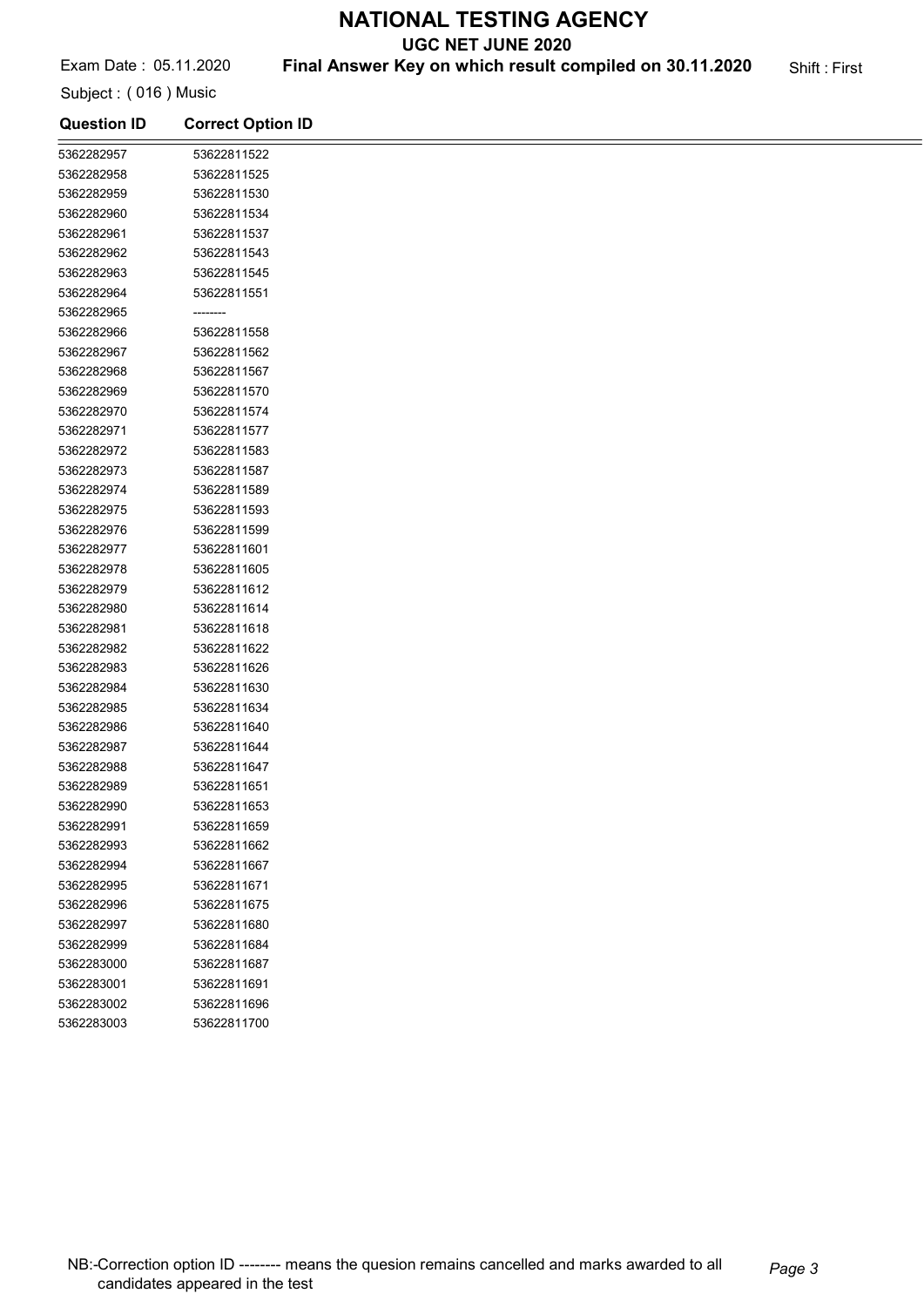# NATIONAL TESTING AGENCY

**UGC NET JUNE 2020**

Exam Date : 05.11.2020 **Final Answer Key on which result compiled on 30.11.2020** Shift : First

Subject : ( 016 ) Music

| Question ID | Correct Option ID |
|---|---|
| 5362282957 | 53622811522 |
| 5362282958 | 53622811525 |
| 5362282959 | 53622811530 |
| 5362282960 | 53622811534 |
| 5362282961 | 53622811537 |
| 5362282962 | 53622811543 |
| 5362282963 | 53622811545 |
| 5362282964 | 53622811551 |
| 5362282965 | -------- |
| 5362282966 | 53622811558 |
| 5362282967 | 53622811562 |
| 5362282968 | 53622811567 |
| 5362282969 | 53622811570 |
| 5362282970 | 53622811574 |
| 5362282971 | 53622811577 |
| 5362282972 | 53622811583 |
| 5362282973 | 53622811587 |
| 5362282974 | 53622811589 |
| 5362282975 | 53622811593 |
| 5362282976 | 53622811599 |
| 5362282977 | 53622811601 |
| 5362282978 | 53622811605 |
| 5362282979 | 53622811612 |
| 5362282980 | 53622811614 |
| 5362282981 | 53622811618 |
| 5362282982 | 53622811622 |
| 5362282983 | 53622811626 |
| 5362282984 | 53622811630 |
| 5362282985 | 53622811634 |
| 5362282986 | 53622811640 |
| 5362282987 | 53622811644 |
| 5362282988 | 53622811647 |
| 5362282989 | 53622811651 |
| 5362282990 | 53622811653 |
| 5362282991 | 53622811659 |
| 5362282993 | 53622811662 |
| 5362282994 | 53622811667 |
| 5362282995 | 53622811671 |
| 5362282996 | 53622811675 |
| 5362282997 | 53622811680 |
| 5362282999 | 53622811684 |
| 5362283000 | 53622811687 |
| 5362283001 | 53622811691 |
| 5362283002 | 53622811696 |
| 5362283003 | 53622811700 |

NB:-Correction option ID -------- means the quesion remains cancelled and marks awarded to all candidates appeared in the test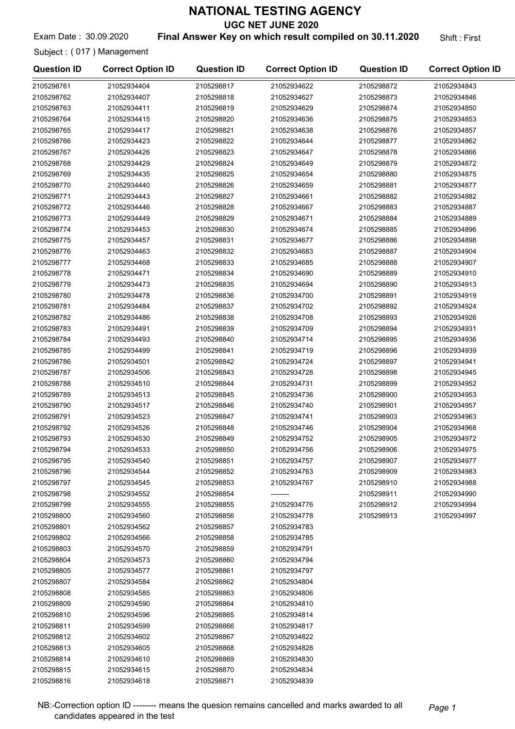# NATIONAL TESTING AGENCY

## UGC NET JUNE 2020

Exam Date : 30.09.2020 **Final Answer Key on which result compiled on 30.11.2020** Shift : First

Subject : ( 017 ) Management

| Question ID | Correct Option ID | Question ID | Correct Option ID | Question ID | Correct Option ID |
|---|---|---|---|---|---|
| 2105298761 | 21052934404 | 2105298817 | 21052934622 | 2105298872 | 21052934843 |
| 2105298762 | 21052934407 | 2105298818 | 21052934627 | 2105298873 | 21052934846 |
| 2105298763 | 21052934411 | 2105298819 | 21052934629 | 2105298874 | 21052934850 |
| 2105298764 | 21052934415 | 2105298820 | 21052934636 | 2105298875 | 21052934853 |
| 2105298765 | 21052934417 | 2105298821 | 21052934638 | 2105298876 | 21052934857 |
| 2105298766 | 21052934423 | 2105298822 | 21052934644 | 2105298877 | 21052934862 |
| 2105298767 | 21052934426 | 2105298823 | 21052934647 | 2105298878 | 21052934866 |
| 2105298768 | 21052934429 | 2105298824 | 21052934649 | 2105298879 | 21052934872 |
| 2105298769 | 21052934435 | 2105298825 | 21052934654 | 2105298880 | 21052934875 |
| 2105298770 | 21052934440 | 2105298826 | 21052934659 | 2105298881 | 21052934877 |
| 2105298771 | 21052934443 | 2105298827 | 21052934661 | 2105298882 | 21052934882 |
| 2105298772 | 21052934446 | 2105298828 | 21052934667 | 2105298883 | 21052934887 |
| 2105298773 | 21052934449 | 2105298829 | 21052934671 | 2105298884 | 21052934889 |
| 2105298774 | 21052934453 | 2105298830 | 21052934674 | 2105298885 | 21052934896 |
| 2105298775 | 21052934457 | 2105298831 | 21052934677 | 2105298886 | 21052934898 |
| 2105298776 | 21052934463 | 2105298832 | 21052934683 | 2105298887 | 21052934904 |
| 2105298777 | 21052934468 | 2105298833 | 21052934685 | 2105298888 | 21052934907 |
| 2105298778 | 21052934471 | 2105298834 | 21052934690 | 2105298889 | 21052934910 |
| 2105298779 | 21052934473 | 2105298835 | 21052934694 | 2105298890 | 21052934913 |
| 2105298780 | 21052934478 | 2105298836 | 21052934700 | 2105298891 | 21052934919 |
| 2105298781 | 21052934484 | 2105298837 | 21052934702 | 2105298892 | 21052934924 |
| 2105298782 | 21052934486 | 2105298838 | 21052934708 | 2105298893 | 21052934926 |
| 2105298783 | 21052934491 | 2105298839 | 21052934709 | 2105298894 | 21052934931 |
| 2105298784 | 21052934493 | 2105298840 | 21052934714 | 2105298895 | 21052934936 |
| 2105298785 | 21052934499 | 2105298841 | 21052934719 | 2105298896 | 21052934939 |
| 2105298786 | 21052934501 | 2105298842 | 21052934724 | 2105298897 | 21052934941 |
| 2105298787 | 21052934506 | 2105298843 | 21052934728 | 2105298898 | 21052934945 |
| 2105298788 | 21052934510 | 2105298844 | 21052934731 | 2105298899 | 21052934952 |
| 2105298789 | 21052934513 | 2105298845 | 21052934736 | 2105298900 | 21052934953 |
| 2105298790 | 21052934517 | 2105298846 | 21052934740 | 2105298901 | 21052934957 |
| 2105298791 | 21052934523 | 2105298847 | 21052934741 | 2105298903 | 21052934963 |
| 2105298792 | 21052934526 | 2105298848 | 21052934746 | 2105298904 | 21052934968 |
| 2105298793 | 21052934530 | 2105298849 | 21052934752 | 2105298905 | 21052934972 |
| 2105298794 | 21052934533 | 2105298850 | 21052934756 | 2105298906 | 21052934975 |
| 2105298795 | 21052934540 | 2105298851 | 21052934757 | 2105298907 | 21052934977 |
| 2105298796 | 21052934544 | 2105298852 | 21052934763 | 2105298909 | 21052934983 |
| 2105298797 | 21052934545 | 2105298853 | 21052934767 | 2105298910 | 21052934988 |
| 2105298798 | 21052934552 | 2105298854 | -------- | 2105298911 | 21052934990 |
| 2105298799 | 21052934555 | 2105298855 | 21052934776 | 2105298912 | 21052934994 |
| 2105298800 | 21052934560 | 2105298856 | 21052934778 | 2105298913 | 21052934997 |
| 2105298801 | 21052934562 | 2105298857 | 21052934783 | | |
| 2105298802 | 21052934566 | 2105298858 | 21052934785 | | |
| 2105298803 | 21052934570 | 2105298859 | 21052934791 | | |
| 2105298804 | 21052934573 | 2105298860 | 21052934794 | | |
| 2105298805 | 21052934577 | 2105298861 | 21052934797 | | |
| 2105298807 | 21052934584 | 2105298862 | 21052934804 | | |
| 2105298808 | 21052934585 | 2105298863 | 21052934806 | | |
| 2105298809 | 21052934590 | 2105298864 | 21052934810 | | |
| 2105298810 | 21052934596 | 2105298865 | 21052934814 | | |
| 2105298811 | 21052934599 | 2105298866 | 21052934817 | | |
| 2105298812 | 21052934602 | 2105298867 | 21052934822 | | |
| 2105298813 | 21052934605 | 2105298868 | 21052934828 | | |
| 2105298814 | 21052934610 | 2105298869 | 21052934830 | | |
| 2105298815 | 21052934615 | 2105298870 | 21052934834 | | |
| 2105298816 | 21052934618 | 2105298871 | 21052934839 | | |

NB:-Correction option ID -------- means the quesion remains cancelled and marks awarded to all candidates appeared in the test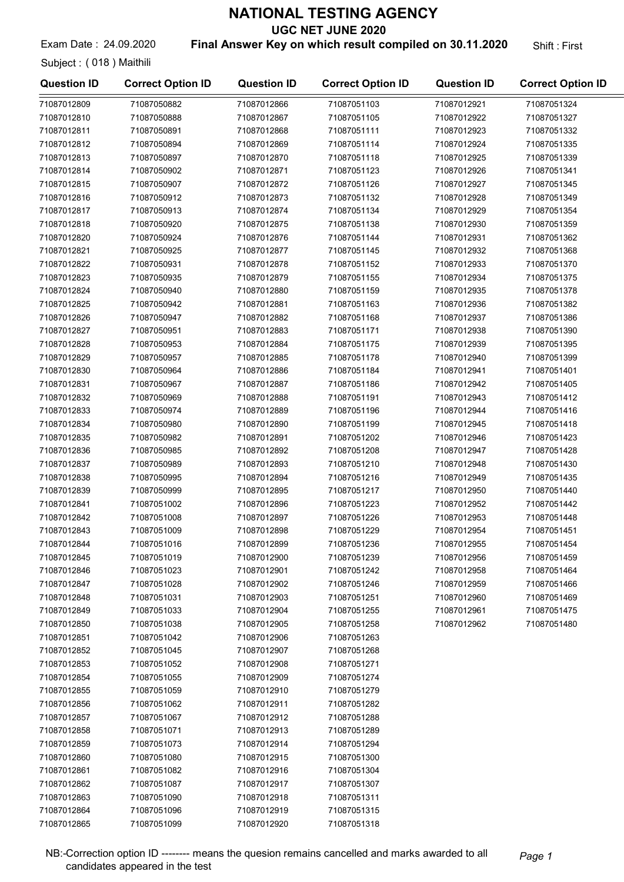# NATIONAL TESTING AGENCY

## UGC NET JUNE 2020

Exam Date : 24.09.2020 **Final Answer Key on which result compiled on 30.11.2020** Shift : First

Subject : ( 018 ) Maithili

| Question ID | Correct Option ID | Question ID | Correct Option ID | Question ID | Correct Option ID |
|---|---|---|---|---|---|
| 71087012809 | 71087050882 | 71087012866 | 71087051103 | 71087012921 | 71087051324 |
| 71087012810 | 71087050888 | 71087012867 | 71087051105 | 71087012922 | 71087051327 |
| 71087012811 | 71087050891 | 71087012868 | 71087051111 | 71087012923 | 71087051332 |
| 71087012812 | 71087050894 | 71087012869 | 71087051114 | 71087012924 | 71087051335 |
| 71087012813 | 71087050897 | 71087012870 | 71087051118 | 71087012925 | 71087051339 |
| 71087012814 | 71087050902 | 71087012871 | 71087051123 | 71087012926 | 71087051341 |
| 71087012815 | 71087050907 | 71087012872 | 71087051126 | 71087012927 | 71087051345 |
| 71087012816 | 71087050912 | 71087012873 | 71087051132 | 71087012928 | 71087051349 |
| 71087012817 | 71087050913 | 71087012874 | 71087051134 | 71087012929 | 71087051354 |
| 71087012818 | 71087050920 | 71087012875 | 71087051138 | 71087012930 | 71087051359 |
| 71087012820 | 71087050924 | 71087012876 | 71087051144 | 71087012931 | 71087051362 |
| 71087012821 | 71087050925 | 71087012877 | 71087051145 | 71087012932 | 71087051368 |
| 71087012822 | 71087050931 | 71087012878 | 71087051152 | 71087012933 | 71087051370 |
| 71087012823 | 71087050935 | 71087012879 | 71087051155 | 71087012934 | 71087051375 |
| 71087012824 | 71087050940 | 71087012880 | 71087051159 | 71087012935 | 71087051378 |
| 71087012825 | 71087050942 | 71087012881 | 71087051163 | 71087012936 | 71087051382 |
| 71087012826 | 71087050947 | 71087012882 | 71087051168 | 71087012937 | 71087051386 |
| 71087012827 | 71087050951 | 71087012883 | 71087051171 | 71087012938 | 71087051390 |
| 71087012828 | 71087050953 | 71087012884 | 71087051175 | 71087012939 | 71087051395 |
| 71087012829 | 71087050957 | 71087012885 | 71087051178 | 71087012940 | 71087051399 |
| 71087012830 | 71087050964 | 71087012886 | 71087051184 | 71087012941 | 71087051401 |
| 71087012831 | 71087050967 | 71087012887 | 71087051186 | 71087012942 | 71087051405 |
| 71087012832 | 71087050969 | 71087012888 | 71087051191 | 71087012943 | 71087051412 |
| 71087012833 | 71087050974 | 71087012889 | 71087051196 | 71087012944 | 71087051416 |
| 71087012834 | 71087050980 | 71087012890 | 71087051199 | 71087012945 | 71087051418 |
| 71087012835 | 71087050982 | 71087012891 | 71087051202 | 71087012946 | 71087051423 |
| 71087012836 | 71087050985 | 71087012892 | 71087051208 | 71087012947 | 71087051428 |
| 71087012837 | 71087050989 | 71087012893 | 71087051210 | 71087012948 | 71087051430 |
| 71087012838 | 71087050995 | 71087012894 | 71087051216 | 71087012949 | 71087051435 |
| 71087012839 | 71087050999 | 71087012895 | 71087051217 | 71087012950 | 71087051440 |
| 71087012841 | 71087051002 | 71087012896 | 71087051223 | 71087012952 | 71087051442 |
| 71087012842 | 71087051008 | 71087012897 | 71087051226 | 71087012953 | 71087051448 |
| 71087012843 | 71087051009 | 71087012898 | 71087051229 | 71087012954 | 71087051451 |
| 71087012844 | 71087051016 | 71087012899 | 71087051236 | 71087012955 | 71087051454 |
| 71087012845 | 71087051019 | 71087012900 | 71087051239 | 71087012956 | 71087051459 |
| 71087012846 | 71087051023 | 71087012901 | 71087051242 | 71087012958 | 71087051464 |
| 71087012847 | 71087051028 | 71087012902 | 71087051246 | 71087012959 | 71087051466 |
| 71087012848 | 71087051031 | 71087012903 | 71087051251 | 71087012960 | 71087051469 |
| 71087012849 | 71087051033 | 71087012904 | 71087051255 | 71087012961 | 71087051475 |
| 71087012850 | 71087051038 | 71087012905 | 71087051258 | 71087012962 | 71087051480 |
| 71087012851 | 71087051042 | 71087012906 | 71087051263 | | |
| 71087012852 | 71087051045 | 71087012907 | 71087051268 | | |
| 71087012853 | 71087051052 | 71087012908 | 71087051271 | | |
| 71087012854 | 71087051055 | 71087012909 | 71087051274 | | |
| 71087012855 | 71087051059 | 71087012910 | 71087051279 | | |
| 71087012856 | 71087051062 | 71087012911 | 71087051282 | | |
| 71087012857 | 71087051067 | 71087012912 | 71087051288 | | |
| 71087012858 | 71087051071 | 71087012913 | 71087051289 | | |
| 71087012859 | 71087051073 | 71087012914 | 71087051294 | | |
| 71087012860 | 71087051080 | 71087012915 | 71087051300 | | |
| 71087012861 | 71087051082 | 71087012916 | 71087051304 | | |
| 71087012862 | 71087051087 | 71087012917 | 71087051307 | | |
| 71087012863 | 71087051090 | 71087012918 | 71087051311 | | |
| 71087012864 | 71087051096 | 71087012919 | 71087051315 | | |
| 71087012865 | 71087051099 | 71087012920 | 71087051318 | | |

NB:-Correction option ID -------- means the quesion remains cancelled and marks awarded to all candidates appeared in the test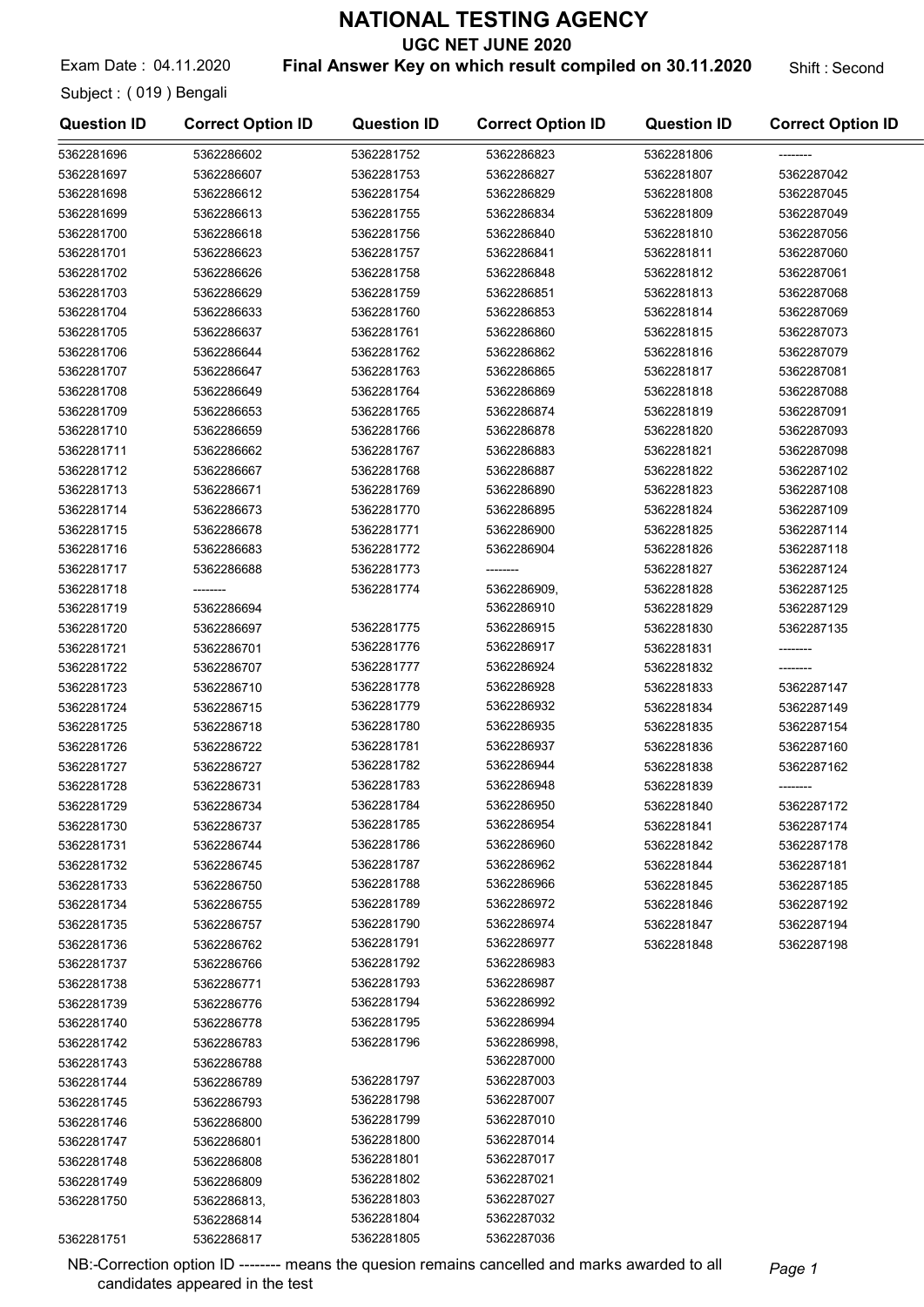# NATIONAL TESTING AGENCY

## UGC NET JUNE 2020

Exam Date : 04.11.2020 **Final Answer Key on which result compiled on 30.11.2020** Shift : Second

Subject : ( 019 ) Bengali

| Question ID | Correct Option ID | Question ID | Correct Option ID | Question ID | Correct Option ID |
|---|---|---|---|---|---|
| 5362281696 | 5362286602 | 5362281752 | 5362286823 | 5362281806 | -------- |
| 5362281697 | 5362286607 | 5362281753 | 5362286827 | 5362281807 | 5362287042 |
| 5362281698 | 5362286612 | 5362281754 | 5362286829 | 5362281808 | 5362287045 |
| 5362281699 | 5362286613 | 5362281755 | 5362286834 | 5362281809 | 5362287049 |
| 5362281700 | 5362286618 | 5362281756 | 5362286840 | 5362281810 | 5362287056 |
| 5362281701 | 5362286623 | 5362281757 | 5362286841 | 5362281811 | 5362287060 |
| 5362281702 | 5362286626 | 5362281758 | 5362286848 | 5362281812 | 5362287061 |
| 5362281703 | 5362286629 | 5362281759 | 5362286851 | 5362281813 | 5362287068 |
| 5362281704 | 5362286633 | 5362281760 | 5362286853 | 5362281814 | 5362287069 |
| 5362281705 | 5362286637 | 5362281761 | 5362286860 | 5362281815 | 5362287073 |
| 5362281706 | 5362286644 | 5362281762 | 5362286862 | 5362281816 | 5362287079 |
| 5362281707 | 5362286647 | 5362281763 | 5362286865 | 5362281817 | 5362287081 |
| 5362281708 | 5362286649 | 5362281764 | 5362286869 | 5362281818 | 5362287088 |
| 5362281709 | 5362286653 | 5362281765 | 5362286874 | 5362281819 | 5362287091 |
| 5362281710 | 5362286659 | 5362281766 | 5362286878 | 5362281820 | 5362287093 |
| 5362281711 | 5362286662 | 5362281767 | 5362286883 | 5362281821 | 5362287098 |
| 5362281712 | 5362286667 | 5362281768 | 5362286887 | 5362281822 | 5362287102 |
| 5362281713 | 5362286671 | 5362281769 | 5362286890 | 5362281823 | 5362287108 |
| 5362281714 | 5362286673 | 5362281770 | 5362286895 | 5362281824 | 5362287109 |
| 5362281715 | 5362286678 | 5362281771 | 5362286900 | 5362281825 | 5362287114 |
| 5362281716 | 5362286683 | 5362281772 | 5362286904 | 5362281826 | 5362287118 |
| 5362281717 | 5362286688 | 5362281773 | -------- | 5362281827 | 5362287124 |
| 5362281718 | -------- | 5362281774 | 5362286909, 5362286910 | 5362281828 | 5362287125 |
| 5362281719 | 5362286694 | | | 5362281829 | 5362287129 |
| 5362281720 | 5362286697 | 5362281775 | 5362286915 | 5362281830 | 5362287135 |
| 5362281721 | 5362286701 | 5362281776 | 5362286917 | 5362281831 | -------- |
| 5362281722 | 5362286707 | 5362281777 | 5362286924 | 5362281832 | -------- |
| 5362281723 | 5362286710 | 5362281778 | 5362286928 | 5362281833 | 5362287147 |
| 5362281724 | 5362286715 | 5362281779 | 5362286932 | 5362281834 | 5362287149 |
| 5362281725 | 5362286718 | 5362281780 | 5362286935 | 5362281835 | 5362287154 |
| 5362281726 | 5362286722 | 5362281781 | 5362286937 | 5362281836 | 5362287160 |
| 5362281727 | 5362286727 | 5362281782 | 5362286944 | 5362281838 | 5362287162 |
| 5362281728 | 5362286731 | 5362281783 | 5362286948 | 5362281839 | -------- |
| 5362281729 | 5362286734 | 5362281784 | 5362286950 | 5362281840 | 5362287172 |
| 5362281730 | 5362286737 | 5362281785 | 5362286954 | 5362281841 | 5362287174 |
| 5362281731 | 5362286744 | 5362281786 | 5362286960 | 5362281842 | 5362287178 |
| 5362281732 | 5362286745 | 5362281787 | 5362286962 | 5362281844 | 5362287181 |
| 5362281733 | 5362286750 | 5362281788 | 5362286966 | 5362281845 | 5362287185 |
| 5362281734 | 5362286755 | 5362281789 | 5362286972 | 5362281846 | 5362287192 |
| 5362281735 | 5362286757 | 5362281790 | 5362286974 | 5362281847 | 5362287194 |
| 5362281736 | 5362286762 | 5362281791 | 5362286977 | 5362281848 | 5362287198 |
| 5362281737 | 5362286766 | 5362281792 | 5362286983 | | |
| 5362281738 | 5362286771 | 5362281793 | 5362286987 | | |
| 5362281739 | 5362286776 | 5362281794 | 5362286992 | | |
| 5362281740 | 5362286778 | 5362281795 | 5362286994 | | |
| 5362281742 | 5362286783 | 5362281796 | 5362286998, 5362287000 | | |
| 5362281743 | 5362286788 | | | | |
| 5362281744 | 5362286789 | 5362281797 | 5362287003 | | |
| 5362281745 | 5362286793 | 5362281798 | 5362287007 | | |
| 5362281746 | 5362286800 | 5362281799 | 5362287010 | | |
| 5362281747 | 5362286801 | 5362281800 | 5362287014 | | |
| 5362281748 | 5362286808 | 5362281801 | 5362287017 | | |
| 5362281749 | 5362286809 | 5362281802 | 5362287021 | | |
| 5362281750 | 5362286813, 5362286814 | 5362281803 | 5362287027 | | |
| | | 5362281804 | 5362287032 | | |
| 5362281751 | 5362286817 | 5362281805 | 5362287036 | | |

NB:-Correction option ID -------- means the quesion remains cancelled and marks awarded to all candidates appeared in the test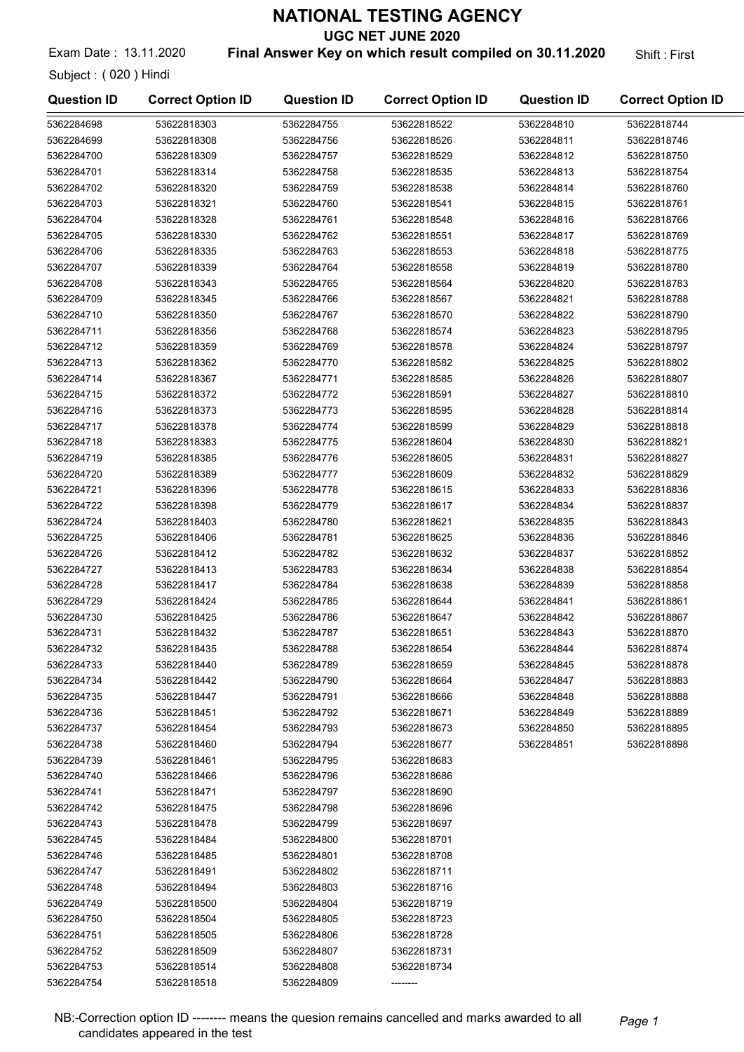# NATIONAL TESTING AGENCY

## UGC NET JUNE 2020

Exam Date : 13.11.2020 **Final Answer Key on which result compiled on 30.11.2020** Shift : First

Subject : ( 020 ) Hindi

| Question ID | Correct Option ID | Question ID | Correct Option ID | Question ID | Correct Option ID |
|---|---|---|---|---|---|
| 5362284698 | 53622818303 | 5362284755 | 53622818522 | 5362284810 | 53622818744 |
| 5362284699 | 53622818308 | 5362284756 | 53622818526 | 5362284811 | 53622818746 |
| 5362284700 | 53622818309 | 5362284757 | 53622818529 | 5362284812 | 53622818750 |
| 5362284701 | 53622818314 | 5362284758 | 53622818535 | 5362284813 | 53622818754 |
| 5362284702 | 53622818320 | 5362284759 | 53622818538 | 5362284814 | 53622818760 |
| 5362284703 | 53622818321 | 5362284760 | 53622818541 | 5362284815 | 53622818761 |
| 5362284704 | 53622818328 | 5362284761 | 53622818548 | 5362284816 | 53622818766 |
| 5362284705 | 53622818330 | 5362284762 | 53622818551 | 5362284817 | 53622818769 |
| 5362284706 | 53622818335 | 5362284763 | 53622818553 | 5362284818 | 53622818775 |
| 5362284707 | 53622818339 | 5362284764 | 53622818558 | 5362284819 | 53622818780 |
| 5362284708 | 53622818343 | 5362284765 | 53622818564 | 5362284820 | 53622818783 |
| 5362284709 | 53622818345 | 5362284766 | 53622818567 | 5362284821 | 53622818788 |
| 5362284710 | 53622818350 | 5362284767 | 53622818570 | 5362284822 | 53622818790 |
| 5362284711 | 53622818356 | 5362284768 | 53622818574 | 5362284823 | 53622818795 |
| 5362284712 | 53622818359 | 5362284769 | 53622818578 | 5362284824 | 53622818797 |
| 5362284713 | 53622818362 | 5362284770 | 53622818582 | 5362284825 | 53622818802 |
| 5362284714 | 53622818367 | 5362284771 | 53622818585 | 5362284826 | 53622818807 |
| 5362284715 | 53622818372 | 5362284772 | 53622818591 | 5362284827 | 53622818810 |
| 5362284716 | 53622818373 | 5362284773 | 53622818595 | 5362284828 | 53622818814 |
| 5362284717 | 53622818378 | 5362284774 | 53622818599 | 5362284829 | 53622818818 |
| 5362284718 | 53622818383 | 5362284775 | 53622818604 | 5362284830 | 53622818821 |
| 5362284719 | 53622818385 | 5362284776 | 53622818605 | 5362284831 | 53622818827 |
| 5362284720 | 53622818389 | 5362284777 | 53622818609 | 5362284832 | 53622818829 |
| 5362284721 | 53622818396 | 5362284778 | 53622818615 | 5362284833 | 53622818836 |
| 5362284722 | 53622818398 | 5362284779 | 53622818617 | 5362284834 | 53622818837 |
| 5362284724 | 53622818403 | 5362284780 | 53622818621 | 5362284835 | 53622818843 |
| 5362284725 | 53622818406 | 5362284781 | 53622818625 | 5362284836 | 53622818846 |
| 5362284726 | 53622818412 | 5362284782 | 53622818632 | 5362284837 | 53622818852 |
| 5362284727 | 53622818413 | 5362284783 | 53622818634 | 5362284838 | 53622818854 |
| 5362284728 | 53622818417 | 5362284784 | 53622818638 | 5362284839 | 53622818858 |
| 5362284729 | 53622818424 | 5362284785 | 53622818644 | 5362284841 | 53622818861 |
| 5362284730 | 53622818425 | 5362284786 | 53622818647 | 5362284842 | 53622818867 |
| 5362284731 | 53622818432 | 5362284787 | 53622818651 | 5362284843 | 53622818870 |
| 5362284732 | 53622818435 | 5362284788 | 53622818654 | 5362284844 | 53622818874 |
| 5362284733 | 53622818440 | 5362284789 | 53622818659 | 5362284845 | 53622818878 |
| 5362284734 | 53622818442 | 5362284790 | 53622818664 | 5362284847 | 53622818883 |
| 5362284735 | 53622818447 | 5362284791 | 53622818666 | 5362284848 | 53622818888 |
| 5362284736 | 53622818451 | 5362284792 | 53622818671 | 5362284849 | 53622818889 |
| 5362284737 | 53622818454 | 5362284793 | 53622818673 | 5362284850 | 53622818895 |
| 5362284738 | 53622818460 | 5362284794 | 53622818677 | 5362284851 | 53622818898 |
| 5362284739 | 53622818461 | 5362284795 | 53622818683 | | |
| 5362284740 | 53622818466 | 5362284796 | 53622818686 | | |
| 5362284741 | 53622818471 | 5362284797 | 53622818690 | | |
| 5362284742 | 53622818475 | 5362284798 | 53622818696 | | |
| 5362284743 | 53622818478 | 5362284799 | 53622818697 | | |
| 5362284745 | 53622818484 | 5362284800 | 53622818701 | | |
| 5362284746 | 53622818485 | 5362284801 | 53622818708 | | |
| 5362284747 | 53622818491 | 5362284802 | 53622818711 | | |
| 5362284748 | 53622818494 | 5362284803 | 53622818716 | | |
| 5362284749 | 53622818500 | 5362284804 | 53622818719 | | |
| 5362284750 | 53622818504 | 5362284805 | 53622818723 | | |
| 5362284751 | 53622818505 | 5362284806 | 53622818728 | | |
| 5362284752 | 53622818509 | 5362284807 | 53622818731 | | |
| 5362284753 | 53622818514 | 5362284808 | 53622818734 | | |
| 5362284754 | 53622818518 | 5362284809 | -------- | | |

NB:-Correction option ID -------- means the quesion remains cancelled and marks awarded to all candidates appeared in the test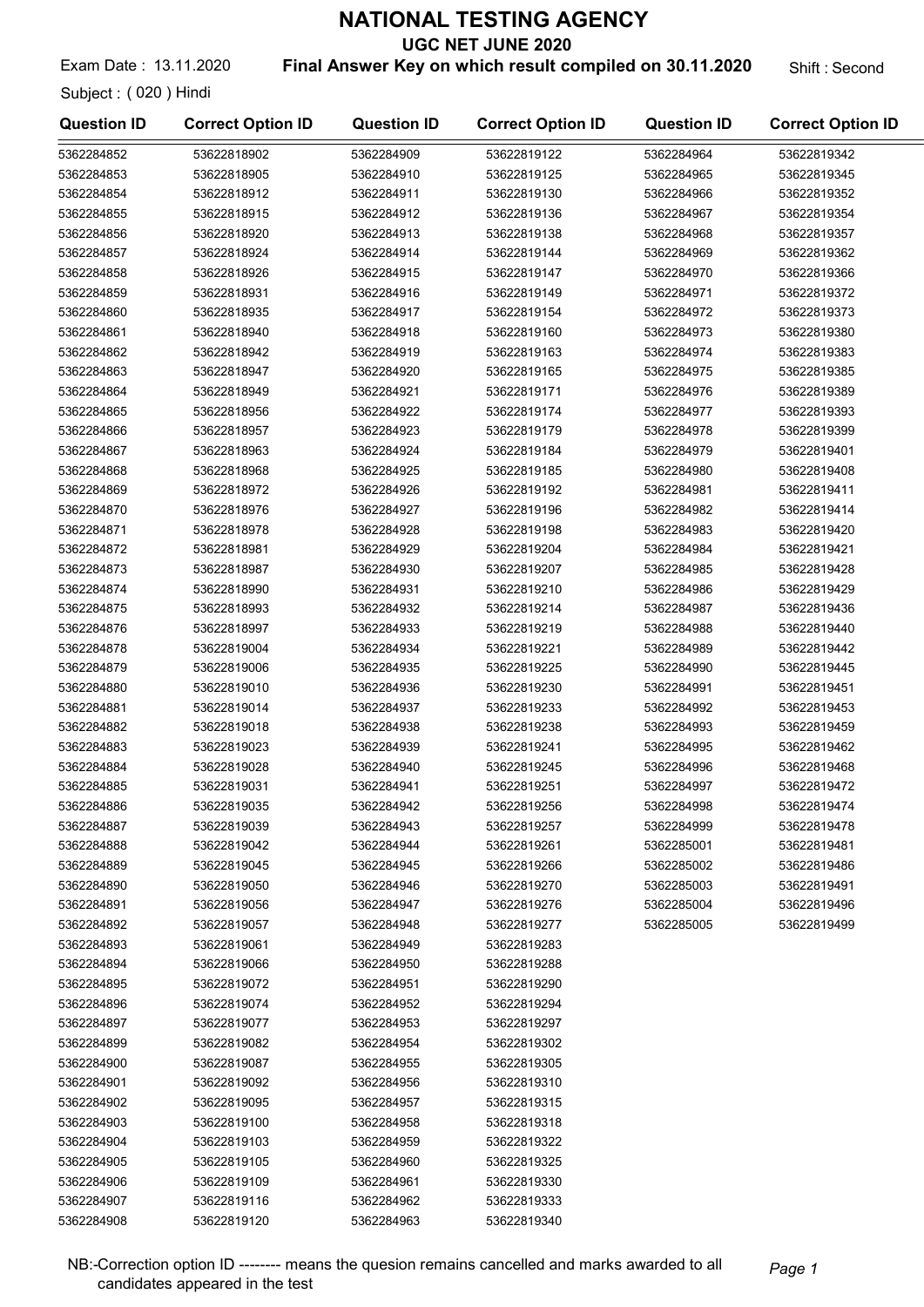# NATIONAL TESTING AGENCY

## UGC NET JUNE 2020

Exam Date : 13.11.2020 **Final Answer Key on which result compiled on 30.11.2020** Shift : Second

Subject : ( 020 ) Hindi

| Question ID | Correct Option ID | Question ID | Correct Option ID | Question ID | Correct Option ID |
|---|---|---|---|---|---|
| 5362284852 | 53622818902 | 5362284909 | 53622819122 | 5362284964 | 53622819342 |
| 5362284853 | 53622818905 | 5362284910 | 53622819125 | 5362284965 | 53622819345 |
| 5362284854 | 53622818912 | 5362284911 | 53622819130 | 5362284966 | 53622819352 |
| 5362284855 | 53622818915 | 5362284912 | 53622819136 | 5362284967 | 53622819354 |
| 5362284856 | 53622818920 | 5362284913 | 53622819138 | 5362284968 | 53622819357 |
| 5362284857 | 53622818924 | 5362284914 | 53622819144 | 5362284969 | 53622819362 |
| 5362284858 | 53622818926 | 5362284915 | 53622819147 | 5362284970 | 53622819366 |
| 5362284859 | 53622818931 | 5362284916 | 53622819149 | 5362284971 | 53622819372 |
| 5362284860 | 53622818935 | 5362284917 | 53622819154 | 5362284972 | 53622819373 |
| 5362284861 | 53622818940 | 5362284918 | 53622819160 | 5362284973 | 53622819380 |
| 5362284862 | 53622818942 | 5362284919 | 53622819163 | 5362284974 | 53622819383 |
| 5362284863 | 53622818947 | 5362284920 | 53622819165 | 5362284975 | 53622819385 |
| 5362284864 | 53622818949 | 5362284921 | 53622819171 | 5362284976 | 53622819389 |
| 5362284865 | 53622818956 | 5362284922 | 53622819174 | 5362284977 | 53622819393 |
| 5362284866 | 53622818957 | 5362284923 | 53622819179 | 5362284978 | 53622819399 |
| 5362284867 | 53622818963 | 5362284924 | 53622819184 | 5362284979 | 53622819401 |
| 5362284868 | 53622818968 | 5362284925 | 53622819185 | 5362284980 | 53622819408 |
| 5362284869 | 53622818972 | 5362284926 | 53622819192 | 5362284981 | 53622819411 |
| 5362284870 | 53622818976 | 5362284927 | 53622819196 | 5362284982 | 53622819414 |
| 5362284871 | 53622818978 | 5362284928 | 53622819198 | 5362284983 | 53622819420 |
| 5362284872 | 53622818981 | 5362284929 | 53622819204 | 5362284984 | 53622819421 |
| 5362284873 | 53622818987 | 5362284930 | 53622819207 | 5362284985 | 53622819428 |
| 5362284874 | 53622818990 | 5362284931 | 53622819210 | 5362284986 | 53622819429 |
| 5362284875 | 53622818993 | 5362284932 | 53622819214 | 5362284987 | 53622819436 |
| 5362284876 | 53622818997 | 5362284933 | 53622819219 | 5362284988 | 53622819440 |
| 5362284878 | 53622819004 | 5362284934 | 53622819221 | 5362284989 | 53622819442 |
| 5362284879 | 53622819006 | 5362284935 | 53622819225 | 5362284990 | 53622819445 |
| 5362284880 | 53622819010 | 5362284936 | 53622819230 | 5362284991 | 53622819451 |
| 5362284881 | 53622819014 | 5362284937 | 53622819233 | 5362284992 | 53622819453 |
| 5362284882 | 53622819018 | 5362284938 | 53622819238 | 5362284993 | 53622819459 |
| 5362284883 | 53622819023 | 5362284939 | 53622819241 | 5362284995 | 53622819462 |
| 5362284884 | 53622819028 | 5362284940 | 53622819245 | 5362284996 | 53622819468 |
| 5362284885 | 53622819031 | 5362284941 | 53622819251 | 5362284997 | 53622819472 |
| 5362284886 | 53622819035 | 5362284942 | 53622819256 | 5362284998 | 53622819474 |
| 5362284887 | 53622819039 | 5362284943 | 53622819257 | 5362284999 | 53622819478 |
| 5362284888 | 53622819042 | 5362284944 | 53622819261 | 5362285001 | 53622819481 |
| 5362284889 | 53622819045 | 5362284945 | 53622819266 | 5362285002 | 53622819486 |
| 5362284890 | 53622819050 | 5362284946 | 53622819270 | 5362285003 | 53622819491 |
| 5362284891 | 53622819056 | 5362284947 | 53622819276 | 5362285004 | 53622819496 |
| 5362284892 | 53622819057 | 5362284948 | 53622819277 | 5362285005 | 53622819499 |
| 5362284893 | 53622819061 | 5362284949 | 53622819283 | | |
| 5362284894 | 53622819066 | 5362284950 | 53622819288 | | |
| 5362284895 | 53622819072 | 5362284951 | 53622819290 | | |
| 5362284896 | 53622819074 | 5362284952 | 53622819294 | | |
| 5362284897 | 53622819077 | 5362284953 | 53622819297 | | |
| 5362284899 | 53622819082 | 5362284954 | 53622819302 | | |
| 5362284900 | 53622819087 | 5362284955 | 53622819305 | | |
| 5362284901 | 53622819092 | 5362284956 | 53622819310 | | |
| 5362284902 | 53622819095 | 5362284957 | 53622819315 | | |
| 5362284903 | 53622819100 | 5362284958 | 53622819318 | | |
| 5362284904 | 53622819103 | 5362284959 | 53622819322 | | |
| 5362284905 | 53622819105 | 5362284960 | 53622819325 | | |
| 5362284906 | 53622819109 | 5362284961 | 53622819330 | | |
| 5362284907 | 53622819116 | 5362284962 | 53622819333 | | |
| 5362284908 | 53622819120 | 5362284963 | 53622819340 | | |

NB:-Correction option ID -------- means the quesion remains cancelled and marks awarded to all candidates appeared in the test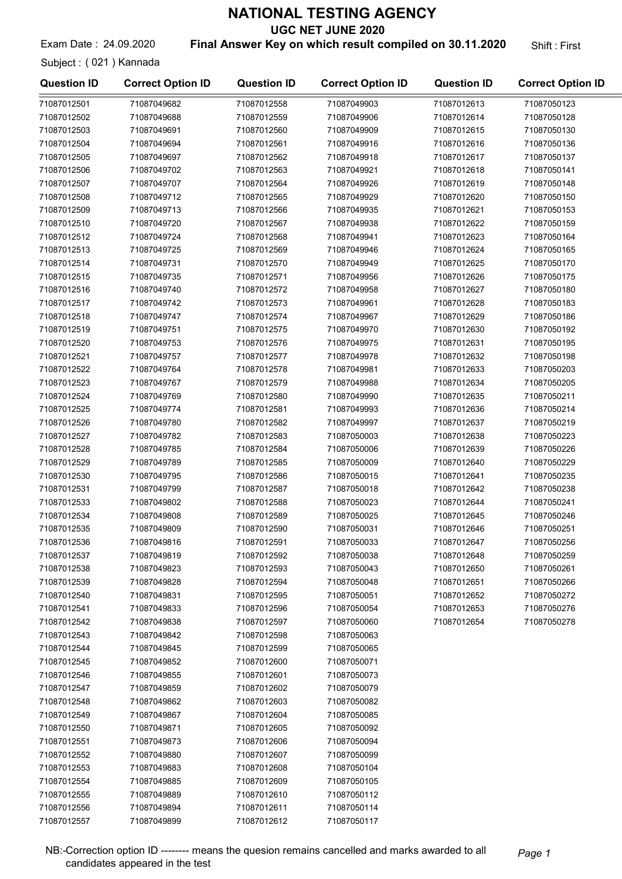# NATIONAL TESTING AGENCY

## UGC NET JUNE 2020

Exam Date : 24.09.2020 **Final Answer Key on which result compiled on 30.11.2020** Shift : First

Subject : ( 021 ) Kannada

| Question ID | Correct Option ID | Question ID | Correct Option ID | Question ID | Correct Option ID |
|---|---|---|---|---|---|
| 71087012501 | 71087049682 | 71087012558 | 71087049903 | 71087012613 | 71087050123 |
| 71087012502 | 71087049688 | 71087012559 | 71087049906 | 71087012614 | 71087050128 |
| 71087012503 | 71087049691 | 71087012560 | 71087049909 | 71087012615 | 71087050130 |
| 71087012504 | 71087049694 | 71087012561 | 71087049916 | 71087012616 | 71087050136 |
| 71087012505 | 71087049697 | 71087012562 | 71087049918 | 71087012617 | 71087050137 |
| 71087012506 | 71087049702 | 71087012563 | 71087049921 | 71087012618 | 71087050141 |
| 71087012507 | 71087049707 | 71087012564 | 71087049926 | 71087012619 | 71087050148 |
| 71087012508 | 71087049712 | 71087012565 | 71087049929 | 71087012620 | 71087050150 |
| 71087012509 | 71087049713 | 71087012566 | 71087049935 | 71087012621 | 71087050153 |
| 71087012510 | 71087049720 | 71087012567 | 71087049938 | 71087012622 | 71087050159 |
| 71087012512 | 71087049724 | 71087012568 | 71087049941 | 71087012623 | 71087050164 |
| 71087012513 | 71087049725 | 71087012569 | 71087049946 | 71087012624 | 71087050165 |
| 71087012514 | 71087049731 | 71087012570 | 71087049949 | 71087012625 | 71087050170 |
| 71087012515 | 71087049735 | 71087012571 | 71087049956 | 71087012626 | 71087050175 |
| 71087012516 | 71087049740 | 71087012572 | 71087049958 | 71087012627 | 71087050180 |
| 71087012517 | 71087049742 | 71087012573 | 71087049961 | 71087012628 | 71087050183 |
| 71087012518 | 71087049747 | 71087012574 | 71087049967 | 71087012629 | 71087050186 |
| 71087012519 | 71087049751 | 71087012575 | 71087049970 | 71087012630 | 71087050192 |
| 71087012520 | 71087049753 | 71087012576 | 71087049975 | 71087012631 | 71087050195 |
| 71087012521 | 71087049757 | 71087012577 | 71087049978 | 71087012632 | 71087050198 |
| 71087012522 | 71087049764 | 71087012578 | 71087049981 | 71087012633 | 71087050203 |
| 71087012523 | 71087049767 | 71087012579 | 71087049988 | 71087012634 | 71087050205 |
| 71087012524 | 71087049769 | 71087012580 | 71087049990 | 71087012635 | 71087050211 |
| 71087012525 | 71087049774 | 71087012581 | 71087049993 | 71087012636 | 71087050214 |
| 71087012526 | 71087049780 | 71087012582 | 71087049997 | 71087012637 | 71087050219 |
| 71087012527 | 71087049782 | 71087012583 | 71087050003 | 71087012638 | 71087050223 |
| 71087012528 | 71087049785 | 71087012584 | 71087050006 | 71087012639 | 71087050226 |
| 71087012529 | 71087049789 | 71087012585 | 71087050009 | 71087012640 | 71087050229 |
| 71087012530 | 71087049795 | 71087012586 | 71087050015 | 71087012641 | 71087050235 |
| 71087012531 | 71087049799 | 71087012587 | 71087050018 | 71087012642 | 71087050238 |
| 71087012533 | 71087049802 | 71087012588 | 71087050023 | 71087012644 | 71087050241 |
| 71087012534 | 71087049808 | 71087012589 | 71087050025 | 71087012645 | 71087050246 |
| 71087012535 | 71087049809 | 71087012590 | 71087050031 | 71087012646 | 71087050251 |
| 71087012536 | 71087049816 | 71087012591 | 71087050033 | 71087012647 | 71087050256 |
| 71087012537 | 71087049819 | 71087012592 | 71087050038 | 71087012648 | 71087050259 |
| 71087012538 | 71087049823 | 71087012593 | 71087050043 | 71087012650 | 71087050261 |
| 71087012539 | 71087049828 | 71087012594 | 71087050048 | 71087012651 | 71087050266 |
| 71087012540 | 71087049831 | 71087012595 | 71087050051 | 71087012652 | 71087050272 |
| 71087012541 | 71087049833 | 71087012596 | 71087050054 | 71087012653 | 71087050276 |
| 71087012542 | 71087049838 | 71087012597 | 71087050060 | 71087012654 | 71087050278 |
| 71087012543 | 71087049842 | 71087012598 | 71087050063 | | |
| 71087012544 | 71087049845 | 71087012599 | 71087050065 | | |
| 71087012545 | 71087049852 | 71087012600 | 71087050071 | | |
| 71087012546 | 71087049855 | 71087012601 | 71087050073 | | |
| 71087012547 | 71087049859 | 71087012602 | 71087050079 | | |
| 71087012548 | 71087049862 | 71087012603 | 71087050082 | | |
| 71087012549 | 71087049867 | 71087012604 | 71087050085 | | |
| 71087012550 | 71087049871 | 71087012605 | 71087050092 | | |
| 71087012551 | 71087049873 | 71087012606 | 71087050094 | | |
| 71087012552 | 71087049880 | 71087012607 | 71087050099 | | |
| 71087012553 | 71087049883 | 71087012608 | 71087050104 | | |
| 71087012554 | 71087049885 | 71087012609 | 71087050105 | | |
| 71087012555 | 71087049889 | 71087012610 | 71087050112 | | |
| 71087012556 | 71087049894 | 71087012611 | 71087050114 | | |
| 71087012557 | 71087049899 | 71087012612 | 71087050117 | | |

NB:-Correction option ID -------- means the quesion remains cancelled and marks awarded to all candidates appeared in the test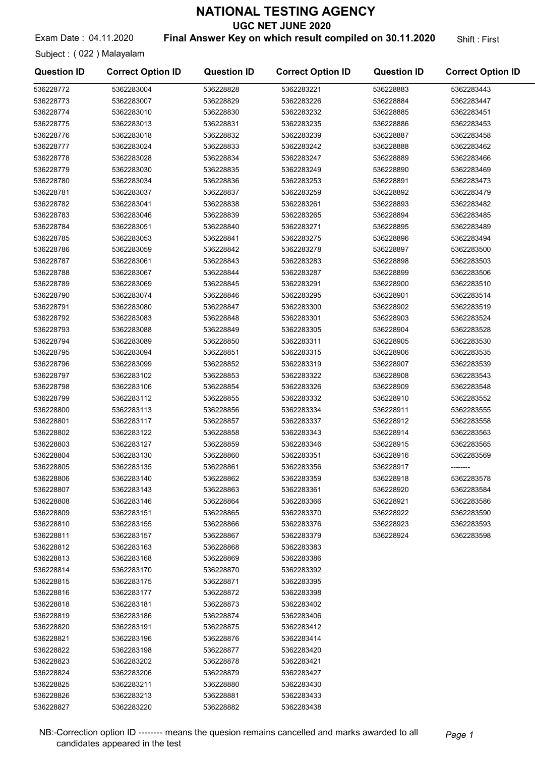# NATIONAL TESTING AGENCY

## UGC NET JUNE 2020

Exam Date : 04.11.2020 **Final Answer Key on which result compiled on 30.11.2020** Shift : First

Subject : ( 022 ) Malayalam

| Question ID | Correct Option ID | Question ID | Correct Option ID | Question ID | Correct Option ID |
|---|---|---|---|---|---|
| 536228772 | 5362283004 | 536228828 | 5362283221 | 536228883 | 5362283443 |
| 536228773 | 5362283007 | 536228829 | 5362283226 | 536228884 | 5362283447 |
| 536228774 | 5362283010 | 536228830 | 5362283232 | 536228885 | 5362283451 |
| 536228775 | 5362283013 | 536228831 | 5362283235 | 536228886 | 5362283453 |
| 536228776 | 5362283018 | 536228832 | 5362283239 | 536228887 | 5362283458 |
| 536228777 | 5362283024 | 536228833 | 5362283242 | 536228888 | 5362283462 |
| 536228778 | 5362283028 | 536228834 | 5362283247 | 536228889 | 5362283466 |
| 536228779 | 5362283030 | 536228835 | 5362283249 | 536228890 | 5362283469 |
| 536228780 | 5362283034 | 536228836 | 5362283253 | 536228891 | 5362283473 |
| 536228781 | 5362283037 | 536228837 | 5362283259 | 536228892 | 5362283479 |
| 536228782 | 5362283041 | 536228838 | 5362283261 | 536228893 | 5362283482 |
| 536228783 | 5362283046 | 536228839 | 5362283265 | 536228894 | 5362283485 |
| 536228784 | 5362283051 | 536228840 | 5362283271 | 536228895 | 5362283489 |
| 536228785 | 5362283053 | 536228841 | 5362283275 | 536228896 | 5362283494 |
| 536228786 | 5362283059 | 536228842 | 5362283278 | 536228897 | 5362283500 |
| 536228787 | 5362283061 | 536228843 | 5362283283 | 536228898 | 5362283503 |
| 536228788 | 5362283067 | 536228844 | 5362283287 | 536228899 | 5362283506 |
| 536228789 | 5362283069 | 536228845 | 5362283291 | 536228900 | 5362283510 |
| 536228790 | 5362283074 | 536228846 | 5362283295 | 536228901 | 5362283514 |
| 536228791 | 5362283080 | 536228847 | 5362283300 | 536228902 | 5362283519 |
| 536228792 | 5362283083 | 536228848 | 5362283301 | 536228903 | 5362283524 |
| 536228793 | 5362283088 | 536228849 | 5362283305 | 536228904 | 5362283528 |
| 536228794 | 5362283089 | 536228850 | 5362283311 | 536228905 | 5362283530 |
| 536228795 | 5362283094 | 536228851 | 5362283315 | 536228906 | 5362283535 |
| 536228796 | 5362283099 | 536228852 | 5362283319 | 536228907 | 5362283539 |
| 536228797 | 5362283102 | 536228853 | 5362283322 | 536228908 | 5362283543 |
| 536228798 | 5362283106 | 536228854 | 5362283326 | 536228909 | 5362283548 |
| 536228799 | 5362283112 | 536228855 | 5362283332 | 536228910 | 5362283552 |
| 536228800 | 5362283113 | 536228856 | 5362283334 | 536228911 | 5362283555 |
| 536228801 | 5362283117 | 536228857 | 5362283337 | 536228912 | 5362283558 |
| 536228802 | 5362283122 | 536228858 | 5362283343 | 536228914 | 5362283563 |
| 536228803 | 5362283127 | 536228859 | 5362283346 | 536228915 | 5362283565 |
| 536228804 | 5362283130 | 536228860 | 5362283351 | 536228916 | 5362283569 |
| 536228805 | 5362283135 | 536228861 | 5362283356 | 536228917 | -------- |
| 536228806 | 5362283140 | 536228862 | 5362283359 | 536228918 | 5362283578 |
| 536228807 | 5362283143 | 536228863 | 5362283361 | 536228920 | 5362283584 |
| 536228808 | 5362283146 | 536228864 | 5362283366 | 536228921 | 5362283586 |
| 536228809 | 5362283151 | 536228865 | 5362283370 | 536228922 | 5362283590 |
| 536228810 | 5362283155 | 536228866 | 5362283376 | 536228923 | 5362283593 |
| 536228811 | 5362283157 | 536228867 | 5362283379 | 536228924 | 5362283598 |
| 536228812 | 5362283163 | 536228868 | 5362283383 | | |
| 536228813 | 5362283168 | 536228869 | 5362283386 | | |
| 536228814 | 5362283170 | 536228870 | 5362283392 | | |
| 536228815 | 5362283175 | 536228871 | 5362283395 | | |
| 536228816 | 5362283177 | 536228872 | 5362283398 | | |
| 536228818 | 5362283181 | 536228873 | 5362283402 | | |
| 536228819 | 5362283186 | 536228874 | 5362283406 | | |
| 536228820 | 5362283191 | 536228875 | 5362283412 | | |
| 536228821 | 5362283196 | 536228876 | 5362283414 | | |
| 536228822 | 5362283198 | 536228877 | 5362283420 | | |
| 536228823 | 5362283202 | 536228878 | 5362283421 | | |
| 536228824 | 5362283206 | 536228879 | 5362283427 | | |
| 536228825 | 5362283211 | 536228880 | 5362283430 | | |
| 536228826 | 5362283213 | 536228881 | 5362283433 | | |
| 536228827 | 5362283220 | 536228882 | 5362283438 | | |

NB:-Correction option ID -------- means the quesion remains cancelled and marks awarded to all candidates appeared in the test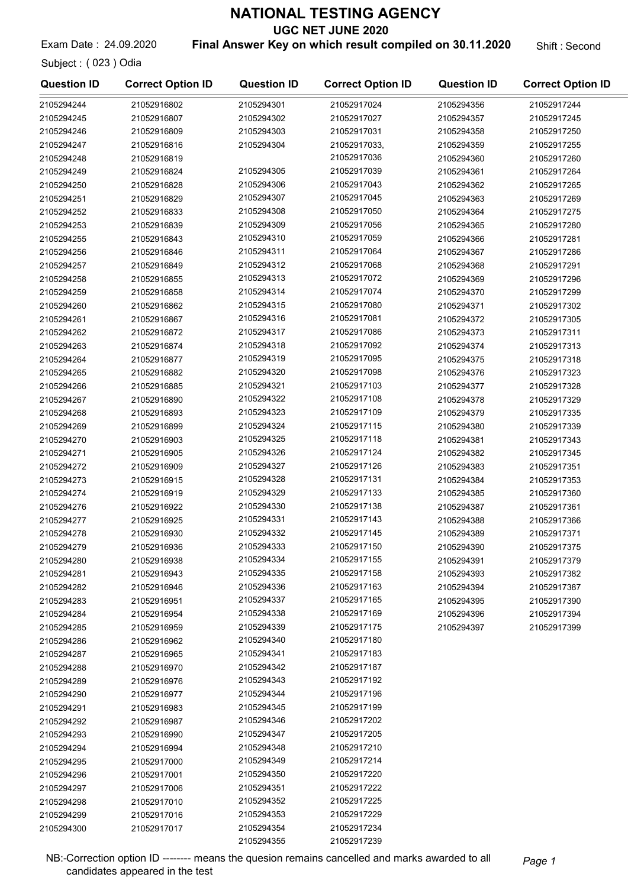# NATIONAL TESTING AGENCY

## UGC NET JUNE 2020

Exam Date : 24.09.2020 **Final Answer Key on which result compiled on 30.11.2020** Shift : Second

Subject : ( 023 ) Odia

| Question ID | Correct Option ID | Question ID | Correct Option ID | Question ID | Correct Option ID |
|---|---|---|---|---|---|
| 2105294244 | 21052916802 | 2105294301 | 21052917024 | 2105294356 | 21052917244 |
| 2105294245 | 21052916807 | 2105294302 | 21052917027 | 2105294357 | 21052917245 |
| 2105294246 | 21052916809 | 2105294303 | 21052917031 | 2105294358 | 21052917250 |
| 2105294247 | 21052916816 | 2105294304 | 21052917033, 21052917036 | 2105294359 | 21052917255 |
| 2105294248 | 21052916819 | | | 2105294360 | 21052917260 |
| 2105294249 | 21052916824 | 2105294305 | 21052917039 | 2105294361 | 21052917264 |
| 2105294250 | 21052916828 | 2105294306 | 21052917043 | 2105294362 | 21052917265 |
| 2105294251 | 21052916829 | 2105294307 | 21052917045 | 2105294363 | 21052917269 |
| 2105294252 | 21052916833 | 2105294308 | 21052917050 | 2105294364 | 21052917275 |
| 2105294253 | 21052916839 | 2105294309 | 21052917056 | 2105294365 | 21052917280 |
| 2105294255 | 21052916843 | 2105294310 | 21052917059 | 2105294366 | 21052917281 |
| 2105294256 | 21052916846 | 2105294311 | 21052917064 | 2105294367 | 21052917286 |
| 2105294257 | 21052916849 | 2105294312 | 21052917068 | 2105294368 | 21052917291 |
| 2105294258 | 21052916855 | 2105294313 | 21052917072 | 2105294369 | 21052917296 |
| 2105294259 | 21052916858 | 2105294314 | 21052917074 | 2105294370 | 21052917299 |
| 2105294260 | 21052916862 | 2105294315 | 21052917080 | 2105294371 | 21052917302 |
| 2105294261 | 21052916867 | 2105294316 | 21052917081 | 2105294372 | 21052917305 |
| 2105294262 | 21052916872 | 2105294317 | 21052917086 | 2105294373 | 21052917311 |
| 2105294263 | 21052916874 | 2105294318 | 21052917092 | 2105294374 | 21052917313 |
| 2105294264 | 21052916877 | 2105294319 | 21052917095 | 2105294375 | 21052917318 |
| 2105294265 | 21052916882 | 2105294320 | 21052917098 | 2105294376 | 21052917323 |
| 2105294266 | 21052916885 | 2105294321 | 21052917103 | 2105294377 | 21052917328 |
| 2105294267 | 21052916890 | 2105294322 | 21052917108 | 2105294378 | 21052917329 |
| 2105294268 | 21052916893 | 2105294323 | 21052917109 | 2105294379 | 21052917335 |
| 2105294269 | 21052916899 | 2105294324 | 21052917115 | 2105294380 | 21052917339 |
| 2105294270 | 21052916903 | 2105294325 | 21052917118 | 2105294381 | 21052917343 |
| 2105294271 | 21052916905 | 2105294326 | 21052917124 | 2105294382 | 21052917345 |
| 2105294272 | 21052916909 | 2105294327 | 21052917126 | 2105294383 | 21052917351 |
| 2105294273 | 21052916915 | 2105294328 | 21052917131 | 2105294384 | 21052917353 |
| 2105294274 | 21052916919 | 2105294329 | 21052917133 | 2105294385 | 21052917360 |
| 2105294276 | 21052916922 | 2105294330 | 21052917138 | 2105294387 | 21052917361 |
| 2105294277 | 21052916925 | 2105294331 | 21052917143 | 2105294388 | 21052917366 |
| 2105294278 | 21052916930 | 2105294332 | 21052917145 | 2105294389 | 21052917371 |
| 2105294279 | 21052916936 | 2105294333 | 21052917150 | 2105294390 | 21052917375 |
| 2105294280 | 21052916938 | 2105294334 | 21052917155 | 2105294391 | 21052917379 |
| 2105294281 | 21052916943 | 2105294335 | 21052917158 | 2105294393 | 21052917382 |
| 2105294282 | 21052916946 | 2105294336 | 21052917163 | 2105294394 | 21052917387 |
| 2105294283 | 21052916951 | 2105294337 | 21052917165 | 2105294395 | 21052917390 |
| 2105294284 | 21052916954 | 2105294338 | 21052917169 | 2105294396 | 21052917394 |
| 2105294285 | 21052916959 | 2105294339 | 21052917175 | 2105294397 | 21052917399 |
| 2105294286 | 21052916962 | 2105294340 | 21052917180 | | |
| 2105294287 | 21052916965 | 2105294341 | 21052917183 | | |
| 2105294288 | 21052916970 | 2105294342 | 21052917187 | | |
| 2105294289 | 21052916976 | 2105294343 | 21052917192 | | |
| 2105294290 | 21052916977 | 2105294344 | 21052917196 | | |
| 2105294291 | 21052916983 | 2105294345 | 21052917199 | | |
| 2105294292 | 21052916987 | 2105294346 | 21052917202 | | |
| 2105294293 | 21052916990 | 2105294347 | 21052917205 | | |
| 2105294294 | 21052916994 | 2105294348 | 21052917210 | | |
| 2105294295 | 21052917000 | 2105294349 | 21052917214 | | |
| 2105294296 | 21052917001 | 2105294350 | 21052917220 | | |
| 2105294297 | 21052917006 | 2105294351 | 21052917222 | | |
| 2105294298 | 21052917010 | 2105294352 | 21052917225 | | |
| 2105294299 | 21052917016 | 2105294353 | 21052917229 | | |
| 2105294300 | 21052917017 | 2105294354 | 21052917234 | | |
| | | 2105294355 | 21052917239 | | |

NB:-Correction option ID -------- means the quesion remains cancelled and marks awarded to all candidates appeared in the test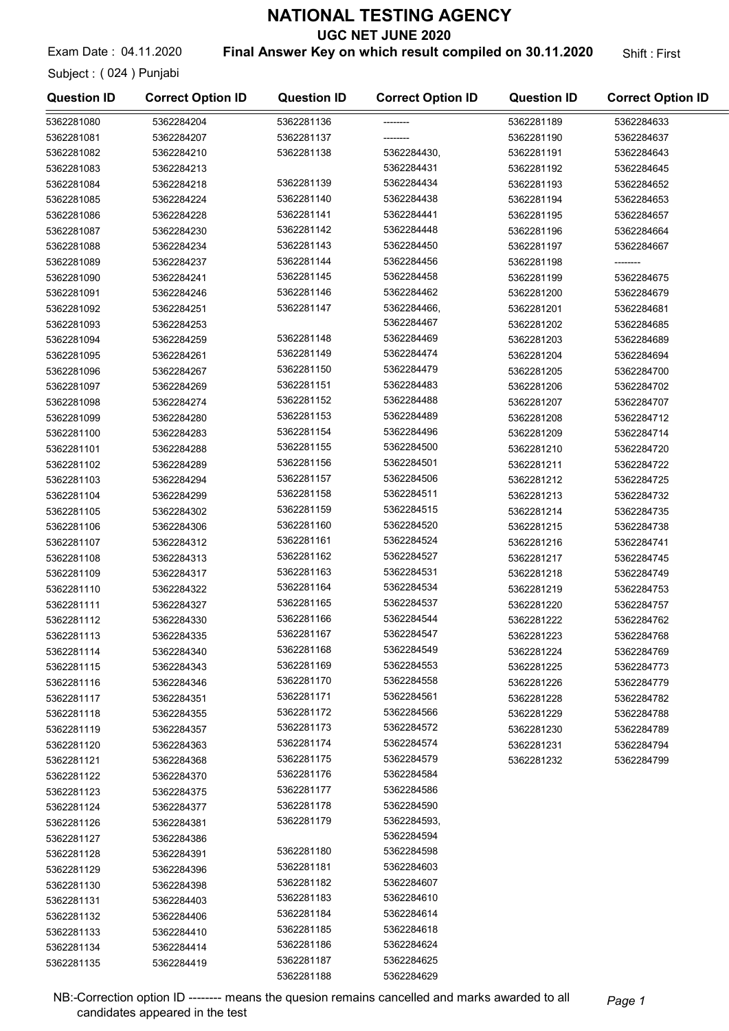# NATIONAL TESTING AGENCY

## UGC NET JUNE 2020

Exam Date : 04.11.2020 **Final Answer Key on which result compiled on 30.11.2020** Shift : First

Subject : ( 024 ) Punjabi

| Question ID | Correct Option ID | Question ID | Correct Option ID | Question ID | Correct Option ID |
|---|---|---|---|---|---|
| 5362281080 | 5362284204 | 5362281136 | -------- | 5362281189 | 5362284633 |
| 5362281081 | 5362284207 | 5362281137 | -------- | 5362281190 | 5362284637 |
| 5362281082 | 5362284210 | 5362281138 | 5362284430, 5362284431 | 5362281191 | 5362284643 |
| 5362281083 | 5362284213 | | | 5362281192 | 5362284645 |
| 5362281084 | 5362284218 | 5362281139 | 5362284434 | 5362281193 | 5362284652 |
| 5362281085 | 5362284224 | 5362281140 | 5362284438 | 5362281194 | 5362284653 |
| 5362281086 | 5362284228 | 5362281141 | 5362284441 | 5362281195 | 5362284657 |
| 5362281087 | 5362284230 | 5362281142 | 5362284448 | 5362281196 | 5362284664 |
| 5362281088 | 5362284234 | 5362281143 | 5362284450 | 5362281197 | 5362284667 |
| 5362281089 | 5362284237 | 5362281144 | 5362284456 | 5362281198 | -------- |
| 5362281090 | 5362284241 | 5362281145 | 5362284458 | 5362281199 | 5362284675 |
| 5362281091 | 5362284246 | 5362281146 | 5362284462 | 5362281200 | 5362284679 |
| 5362281092 | 5362284251 | 5362281147 | 5362284466, 5362284467 | 5362281201 | 5362284681 |
| 5362281093 | 5362284253 | | | 5362281202 | 5362284685 |
| 5362281094 | 5362284259 | 5362281148 | 5362284469 | 5362281203 | 5362284689 |
| 5362281095 | 5362284261 | 5362281149 | 5362284474 | 5362281204 | 5362284694 |
| 5362281096 | 5362284267 | 5362281150 | 5362284479 | 5362281205 | 5362284700 |
| 5362281097 | 5362284269 | 5362281151 | 5362284483 | 5362281206 | 5362284702 |
| 5362281098 | 5362284274 | 5362281152 | 5362284488 | 5362281207 | 5362284707 |
| 5362281099 | 5362284280 | 5362281153 | 5362284489 | 5362281208 | 5362284712 |
| 5362281100 | 5362284283 | 5362281154 | 5362284496 | 5362281209 | 5362284714 |
| 5362281101 | 5362284288 | 5362281155 | 5362284500 | 5362281210 | 5362284720 |
| 5362281102 | 5362284289 | 5362281156 | 5362284501 | 5362281211 | 5362284722 |
| 5362281103 | 5362284294 | 5362281157 | 5362284506 | 5362281212 | 5362284725 |
| 5362281104 | 5362284299 | 5362281158 | 5362284511 | 5362281213 | 5362284732 |
| 5362281105 | 5362284302 | 5362281159 | 5362284515 | 5362281214 | 5362284735 |
| 5362281106 | 5362284306 | 5362281160 | 5362284520 | 5362281215 | 5362284738 |
| 5362281107 | 5362284312 | 5362281161 | 5362284524 | 5362281216 | 5362284741 |
| 5362281108 | 5362284313 | 5362281162 | 5362284527 | 5362281217 | 5362284745 |
| 5362281109 | 5362284317 | 5362281163 | 5362284531 | 5362281218 | 5362284749 |
| 5362281110 | 5362284322 | 5362281164 | 5362284534 | 5362281219 | 5362284753 |
| 5362281111 | 5362284327 | 5362281165 | 5362284537 | 5362281220 | 5362284757 |
| 5362281112 | 5362284330 | 5362281166 | 5362284544 | 5362281222 | 5362284762 |
| 5362281113 | 5362284335 | 5362281167 | 5362284547 | 5362281223 | 5362284768 |
| 5362281114 | 5362284340 | 5362281168 | 5362284549 | 5362281224 | 5362284769 |
| 5362281115 | 5362284343 | 5362281169 | 5362284553 | 5362281225 | 5362284773 |
| 5362281116 | 5362284346 | 5362281170 | 5362284558 | 5362281226 | 5362284779 |
| 5362281117 | 5362284351 | 5362281171 | 5362284561 | 5362281228 | 5362284782 |
| 5362281118 | 5362284355 | 5362281172 | 5362284566 | 5362281229 | 5362284788 |
| 5362281119 | 5362284357 | 5362281173 | 5362284572 | 5362281230 | 5362284789 |
| 5362281120 | 5362284363 | 5362281174 | 5362284574 | 5362281231 | 5362284794 |
| 5362281121 | 5362284368 | 5362281175 | 5362284579 | 5362281232 | 5362284799 |
| 5362281122 | 5362284370 | 5362281176 | 5362284584 | | |
| 5362281123 | 5362284375 | 5362281177 | 5362284586 | | |
| 5362281124 | 5362284377 | 5362281178 | 5362284590 | | |
| 5362281126 | 5362284381 | 5362281179 | 5362284593, 5362284594 | | |
| 5362281127 | 5362284386 | | | | |
| 5362281128 | 5362284391 | 5362281180 | 5362284598 | | |
| 5362281129 | 5362284396 | 5362281181 | 5362284603 | | |
| 5362281130 | 5362284398 | 5362281182 | 5362284607 | | |
| 5362281131 | 5362284403 | 5362281183 | 5362284610 | | |
| 5362281132 | 5362284406 | 5362281184 | 5362284614 | | |
| 5362281133 | 5362284410 | 5362281185 | 5362284618 | | |
| 5362281134 | 5362284414 | 5362281186 | 5362284624 | | |
| 5362281135 | 5362284419 | 5362281187 | 5362284625 | | |
| | | 5362281188 | 5362284629 | | |

NB:-Correction option ID -------- means the quesion remains cancelled and marks awarded to all candidates appeared in the test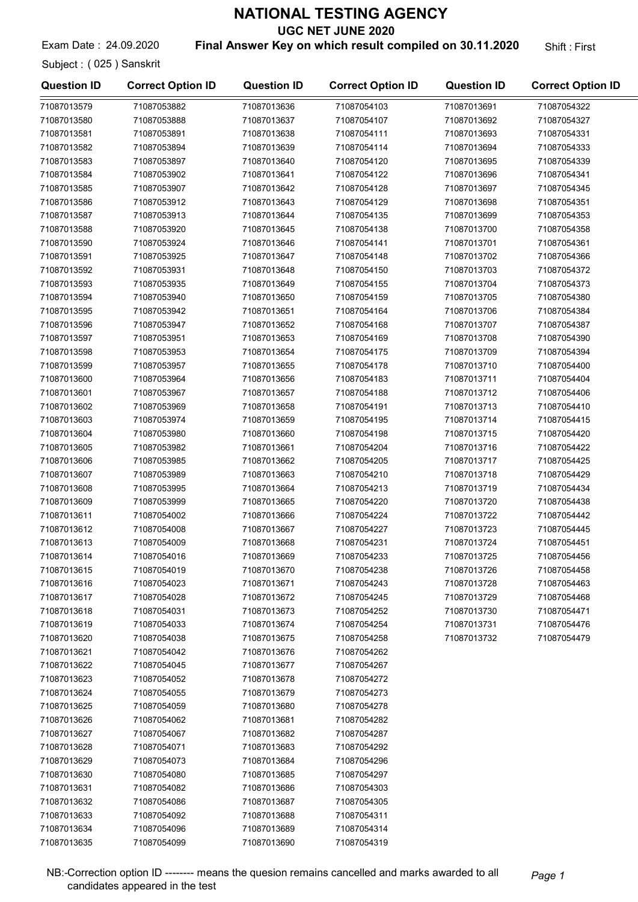# NATIONAL TESTING AGENCY

## UGC NET JUNE 2020

Exam Date : 24.09.2020 **Final Answer Key on which result compiled on 30.11.2020** Shift : First

Subject : ( 025 ) Sanskrit

| Question ID | Correct Option ID | Question ID | Correct Option ID | Question ID | Correct Option ID |
|---|---|---|---|---|---|
| 71087013579 | 71087053882 | 71087013636 | 71087054103 | 71087013691 | 71087054322 |
| 71087013580 | 71087053888 | 71087013637 | 71087054107 | 71087013692 | 71087054327 |
| 71087013581 | 71087053891 | 71087013638 | 71087054111 | 71087013693 | 71087054331 |
| 71087013582 | 71087053894 | 71087013639 | 71087054114 | 71087013694 | 71087054333 |
| 71087013583 | 71087053897 | 71087013640 | 71087054120 | 71087013695 | 71087054339 |
| 71087013584 | 71087053902 | 71087013641 | 71087054122 | 71087013696 | 71087054341 |
| 71087013585 | 71087053907 | 71087013642 | 71087054128 | 71087013697 | 71087054345 |
| 71087013586 | 71087053912 | 71087013643 | 71087054129 | 71087013698 | 71087054351 |
| 71087013587 | 71087053913 | 71087013644 | 71087054135 | 71087013699 | 71087054353 |
| 71087013588 | 71087053920 | 71087013645 | 71087054138 | 71087013700 | 71087054358 |
| 71087013590 | 71087053924 | 71087013646 | 71087054141 | 71087013701 | 71087054361 |
| 71087013591 | 71087053925 | 71087013647 | 71087054148 | 71087013702 | 71087054366 |
| 71087013592 | 71087053931 | 71087013648 | 71087054150 | 71087013703 | 71087054372 |
| 71087013593 | 71087053935 | 71087013649 | 71087054155 | 71087013704 | 71087054373 |
| 71087013594 | 71087053940 | 71087013650 | 71087054159 | 71087013705 | 71087054380 |
| 71087013595 | 71087053942 | 71087013651 | 71087054164 | 71087013706 | 71087054384 |
| 71087013596 | 71087053947 | 71087013652 | 71087054168 | 71087013707 | 71087054387 |
| 71087013597 | 71087053951 | 71087013653 | 71087054169 | 71087013708 | 71087054390 |
| 71087013598 | 71087053953 | 71087013654 | 71087054175 | 71087013709 | 71087054394 |
| 71087013599 | 71087053957 | 71087013655 | 71087054178 | 71087013710 | 71087054400 |
| 71087013600 | 71087053964 | 71087013656 | 71087054183 | 71087013711 | 71087054404 |
| 71087013601 | 71087053967 | 71087013657 | 71087054188 | 71087013712 | 71087054406 |
| 71087013602 | 71087053969 | 71087013658 | 71087054191 | 71087013713 | 71087054410 |
| 71087013603 | 71087053974 | 71087013659 | 71087054195 | 71087013714 | 71087054415 |
| 71087013604 | 71087053980 | 71087013660 | 71087054198 | 71087013715 | 71087054420 |
| 71087013605 | 71087053982 | 71087013661 | 71087054204 | 71087013716 | 71087054422 |
| 71087013606 | 71087053985 | 71087013662 | 71087054205 | 71087013717 | 71087054425 |
| 71087013607 | 71087053989 | 71087013663 | 71087054210 | 71087013718 | 71087054429 |
| 71087013608 | 71087053995 | 71087013664 | 71087054213 | 71087013719 | 71087054434 |
| 71087013609 | 71087053999 | 71087013665 | 71087054220 | 71087013720 | 71087054438 |
| 71087013611 | 71087054002 | 71087013666 | 71087054224 | 71087013722 | 71087054442 |
| 71087013612 | 71087054008 | 71087013667 | 71087054227 | 71087013723 | 71087054445 |
| 71087013613 | 71087054009 | 71087013668 | 71087054231 | 71087013724 | 71087054451 |
| 71087013614 | 71087054016 | 71087013669 | 71087054233 | 71087013725 | 71087054456 |
| 71087013615 | 71087054019 | 71087013670 | 71087054238 | 71087013726 | 71087054458 |
| 71087013616 | 71087054023 | 71087013671 | 71087054243 | 71087013728 | 71087054463 |
| 71087013617 | 71087054028 | 71087013672 | 71087054245 | 71087013729 | 71087054468 |
| 71087013618 | 71087054031 | 71087013673 | 71087054252 | 71087013730 | 71087054471 |
| 71087013619 | 71087054033 | 71087013674 | 71087054254 | 71087013731 | 71087054476 |
| 71087013620 | 71087054038 | 71087013675 | 71087054258 | 71087013732 | 71087054479 |
| 71087013621 | 71087054042 | 71087013676 | 71087054262 | | |
| 71087013622 | 71087054045 | 71087013677 | 71087054267 | | |
| 71087013623 | 71087054052 | 71087013678 | 71087054272 | | |
| 71087013624 | 71087054055 | 71087013679 | 71087054273 | | |
| 71087013625 | 71087054059 | 71087013680 | 71087054278 | | |
| 71087013626 | 71087054062 | 71087013681 | 71087054282 | | |
| 71087013627 | 71087054067 | 71087013682 | 71087054287 | | |
| 71087013628 | 71087054071 | 71087013683 | 71087054292 | | |
| 71087013629 | 71087054073 | 71087013684 | 71087054296 | | |
| 71087013630 | 71087054080 | 71087013685 | 71087054297 | | |
| 71087013631 | 71087054082 | 71087013686 | 71087054303 | | |
| 71087013632 | 71087054086 | 71087013687 | 71087054305 | | |
| 71087013633 | 71087054092 | 71087013688 | 71087054311 | | |
| 71087013634 | 71087054096 | 71087013689 | 71087054314 | | |
| 71087013635 | 71087054099 | 71087013690 | 71087054319 | | |

NB:-Correction option ID -------- means the quesion remains cancelled and marks awarded to all candidates appeared in the test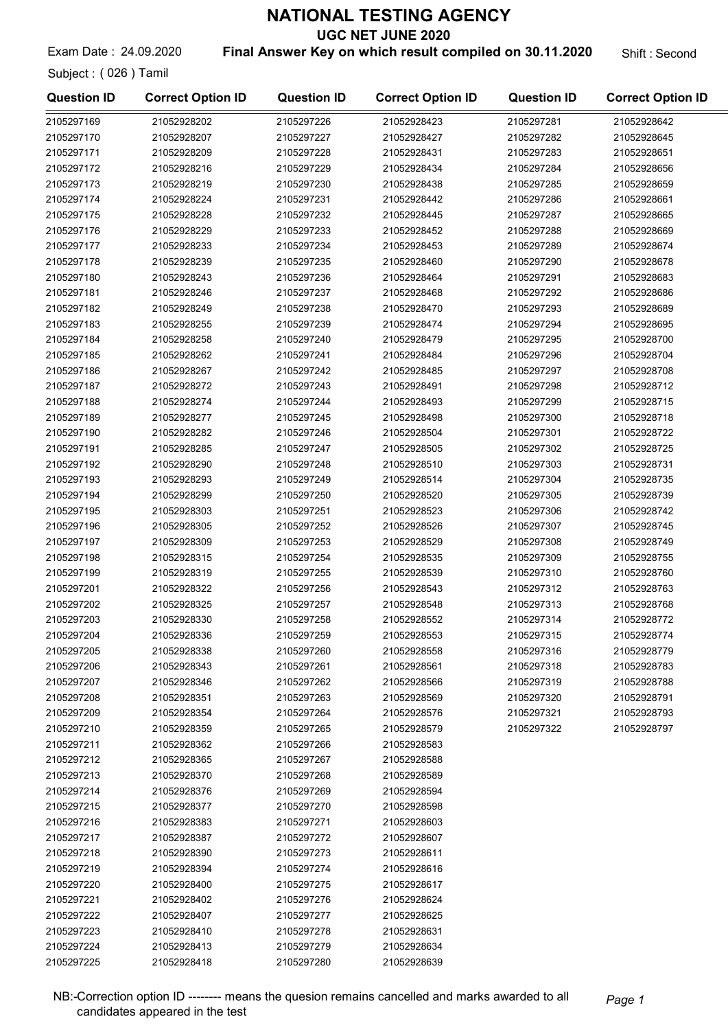# NATIONAL TESTING AGENCY

## UGC NET JUNE 2020

Exam Date : 24.09.2020 **Final Answer Key on which result compiled on 30.11.2020** Shift : Second

Subject : ( 026 ) Tamil

| Question ID | Correct Option ID | Question ID | Correct Option ID | Question ID | Correct Option ID |
|---|---|---|---|---|---|
| 2105297169 | 21052928202 | 2105297226 | 21052928423 | 2105297281 | 21052928642 |
| 2105297170 | 21052928207 | 2105297227 | 21052928427 | 2105297282 | 21052928645 |
| 2105297171 | 21052928209 | 2105297228 | 21052928431 | 2105297283 | 21052928651 |
| 2105297172 | 21052928216 | 2105297229 | 21052928434 | 2105297284 | 21052928656 |
| 2105297173 | 21052928219 | 2105297230 | 21052928438 | 2105297285 | 21052928659 |
| 2105297174 | 21052928224 | 2105297231 | 21052928442 | 2105297286 | 21052928661 |
| 2105297175 | 21052928228 | 2105297232 | 21052928445 | 2105297287 | 21052928665 |
| 2105297176 | 21052928229 | 2105297233 | 21052928452 | 2105297288 | 21052928669 |
| 2105297177 | 21052928233 | 2105297234 | 21052928453 | 2105297289 | 21052928674 |
| 2105297178 | 21052928239 | 2105297235 | 21052928460 | 2105297290 | 21052928678 |
| 2105297180 | 21052928243 | 2105297236 | 21052928464 | 2105297291 | 21052928683 |
| 2105297181 | 21052928246 | 2105297237 | 21052928468 | 2105297292 | 21052928686 |
| 2105297182 | 21052928249 | 2105297238 | 21052928470 | 2105297293 | 21052928689 |
| 2105297183 | 21052928255 | 2105297239 | 21052928474 | 2105297294 | 21052928695 |
| 2105297184 | 21052928258 | 2105297240 | 21052928479 | 2105297295 | 21052928700 |
| 2105297185 | 21052928262 | 2105297241 | 21052928484 | 2105297296 | 21052928704 |
| 2105297186 | 21052928267 | 2105297242 | 21052928485 | 2105297297 | 21052928708 |
| 2105297187 | 21052928272 | 2105297243 | 21052928491 | 2105297298 | 21052928712 |
| 2105297188 | 21052928274 | 2105297244 | 21052928493 | 2105297299 | 21052928715 |
| 2105297189 | 21052928277 | 2105297245 | 21052928498 | 2105297300 | 21052928718 |
| 2105297190 | 21052928282 | 2105297246 | 21052928504 | 2105297301 | 21052928722 |
| 2105297191 | 21052928285 | 2105297247 | 21052928505 | 2105297302 | 21052928725 |
| 2105297192 | 21052928290 | 2105297248 | 21052928510 | 2105297303 | 21052928731 |
| 2105297193 | 21052928293 | 2105297249 | 21052928514 | 2105297304 | 21052928735 |
| 2105297194 | 21052928299 | 2105297250 | 21052928520 | 2105297305 | 21052928739 |
| 2105297195 | 21052928303 | 2105297251 | 21052928523 | 2105297306 | 21052928742 |
| 2105297196 | 21052928305 | 2105297252 | 21052928526 | 2105297307 | 21052928745 |
| 2105297197 | 21052928309 | 2105297253 | 21052928529 | 2105297308 | 21052928749 |
| 2105297198 | 21052928315 | 2105297254 | 21052928535 | 2105297309 | 21052928755 |
| 2105297199 | 21052928319 | 2105297255 | 21052928539 | 2105297310 | 21052928760 |
| 2105297201 | 21052928322 | 2105297256 | 21052928543 | 2105297312 | 21052928763 |
| 2105297202 | 21052928325 | 2105297257 | 21052928548 | 2105297313 | 21052928768 |
| 2105297203 | 21052928330 | 2105297258 | 21052928552 | 2105297314 | 21052928772 |
| 2105297204 | 21052928336 | 2105297259 | 21052928553 | 2105297315 | 21052928774 |
| 2105297205 | 21052928338 | 2105297260 | 21052928558 | 2105297316 | 21052928779 |
| 2105297206 | 21052928343 | 2105297261 | 21052928561 | 2105297318 | 21052928783 |
| 2105297207 | 21052928346 | 2105297262 | 21052928566 | 2105297319 | 21052928788 |
| 2105297208 | 21052928351 | 2105297263 | 21052928569 | 2105297320 | 21052928791 |
| 2105297209 | 21052928354 | 2105297264 | 21052928576 | 2105297321 | 21052928793 |
| 2105297210 | 21052928359 | 2105297265 | 21052928579 | 2105297322 | 21052928797 |
| 2105297211 | 21052928362 | 2105297266 | 21052928583 | | |
| 2105297212 | 21052928365 | 2105297267 | 21052928588 | | |
| 2105297213 | 21052928370 | 2105297268 | 21052928589 | | |
| 2105297214 | 21052928376 | 2105297269 | 21052928594 | | |
| 2105297215 | 21052928377 | 2105297270 | 21052928598 | | |
| 2105297216 | 21052928383 | 2105297271 | 21052928603 | | |
| 2105297217 | 21052928387 | 2105297272 | 21052928607 | | |
| 2105297218 | 21052928390 | 2105297273 | 21052928611 | | |
| 2105297219 | 21052928394 | 2105297274 | 21052928616 | | |
| 2105297220 | 21052928400 | 2105297275 | 21052928617 | | |
| 2105297221 | 21052928402 | 2105297276 | 21052928624 | | |
| 2105297222 | 21052928407 | 2105297277 | 21052928625 | | |
| 2105297223 | 21052928410 | 2105297278 | 21052928631 | | |
| 2105297224 | 21052928413 | 2105297279 | 21052928634 | | |
| 2105297225 | 21052928418 | 2105297280 | 21052928639 | | |

NB:-Correction option ID -------- means the quesion remains cancelled and marks awarded to all candidates appeared in the test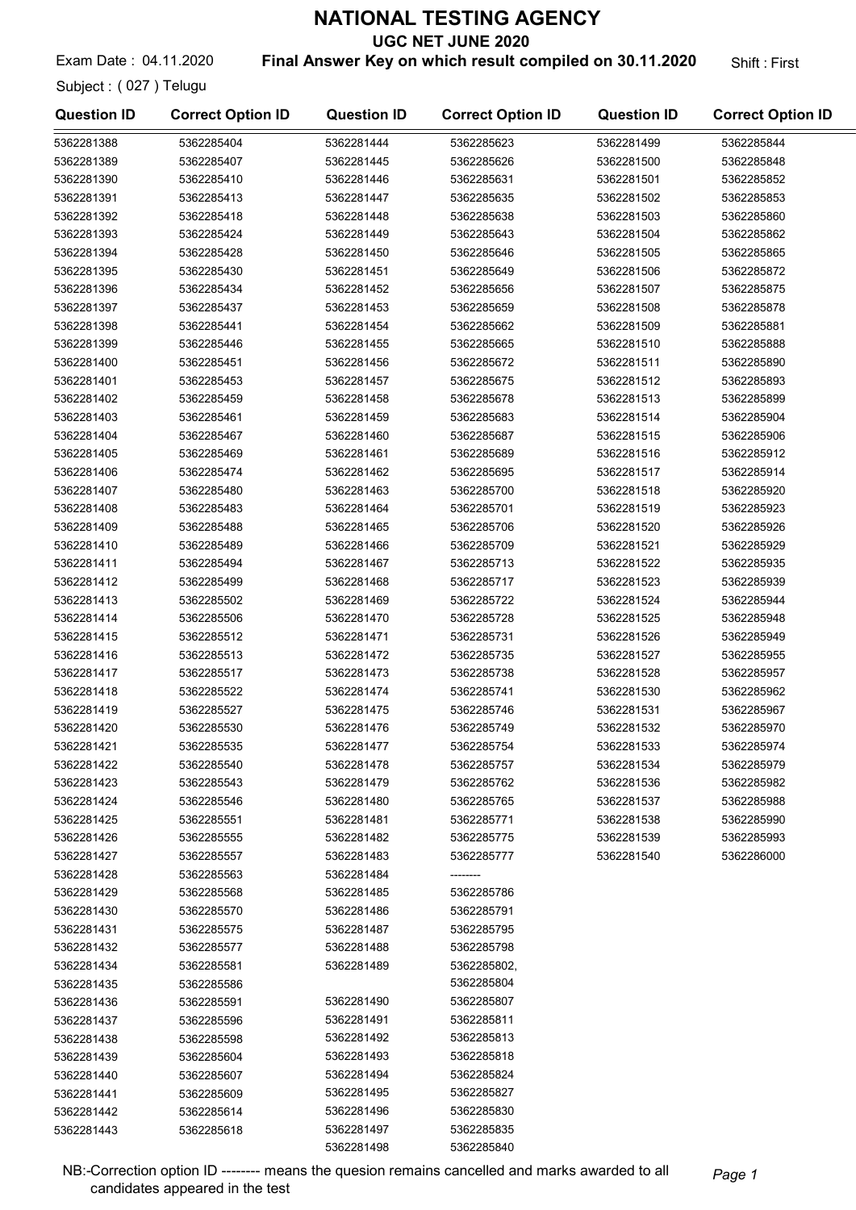# NATIONAL TESTING AGENCY

## UGC NET JUNE 2020

Exam Date : 04.11.2020 **Final Answer Key on which result compiled on 30.11.2020** Shift : First

Subject : ( 027 ) Telugu

| Question ID | Correct Option ID | Question ID | Correct Option ID | Question ID | Correct Option ID |
|---|---|---|---|---|---|
| 5362281388 | 5362285404 | 5362281444 | 5362285623 | 5362281499 | 5362285844 |
| 5362281389 | 5362285407 | 5362281445 | 5362285626 | 5362281500 | 5362285848 |
| 5362281390 | 5362285410 | 5362281446 | 5362285631 | 5362281501 | 5362285852 |
| 5362281391 | 5362285413 | 5362281447 | 5362285635 | 5362281502 | 5362285853 |
| 5362281392 | 5362285418 | 5362281448 | 5362285638 | 5362281503 | 5362285860 |
| 5362281393 | 5362285424 | 5362281449 | 5362285643 | 5362281504 | 5362285862 |
| 5362281394 | 5362285428 | 5362281450 | 5362285646 | 5362281505 | 5362285865 |
| 5362281395 | 5362285430 | 5362281451 | 5362285649 | 5362281506 | 5362285872 |
| 5362281396 | 5362285434 | 5362281452 | 5362285656 | 5362281507 | 5362285875 |
| 5362281397 | 5362285437 | 5362281453 | 5362285659 | 5362281508 | 5362285878 |
| 5362281398 | 5362285441 | 5362281454 | 5362285662 | 5362281509 | 5362285881 |
| 5362281399 | 5362285446 | 5362281455 | 5362285665 | 5362281510 | 5362285888 |
| 5362281400 | 5362285451 | 5362281456 | 5362285672 | 5362281511 | 5362285890 |
| 5362281401 | 5362285453 | 5362281457 | 5362285675 | 5362281512 | 5362285893 |
| 5362281402 | 5362285459 | 5362281458 | 5362285678 | 5362281513 | 5362285899 |
| 5362281403 | 5362285461 | 5362281459 | 5362285683 | 5362281514 | 5362285904 |
| 5362281404 | 5362285467 | 5362281460 | 5362285687 | 5362281515 | 5362285906 |
| 5362281405 | 5362285469 | 5362281461 | 5362285689 | 5362281516 | 5362285912 |
| 5362281406 | 5362285474 | 5362281462 | 5362285695 | 5362281517 | 5362285914 |
| 5362281407 | 5362285480 | 5362281463 | 5362285700 | 5362281518 | 5362285920 |
| 5362281408 | 5362285483 | 5362281464 | 5362285701 | 5362281519 | 5362285923 |
| 5362281409 | 5362285488 | 5362281465 | 5362285706 | 5362281520 | 5362285926 |
| 5362281410 | 5362285489 | 5362281466 | 5362285709 | 5362281521 | 5362285929 |
| 5362281411 | 5362285494 | 5362281467 | 5362285713 | 5362281522 | 5362285935 |
| 5362281412 | 5362285499 | 5362281468 | 5362285717 | 5362281523 | 5362285939 |
| 5362281413 | 5362285502 | 5362281469 | 5362285722 | 5362281524 | 5362285944 |
| 5362281414 | 5362285506 | 5362281470 | 5362285728 | 5362281525 | 5362285948 |
| 5362281415 | 5362285512 | 5362281471 | 5362285731 | 5362281526 | 5362285949 |
| 5362281416 | 5362285513 | 5362281472 | 5362285735 | 5362281527 | 5362285955 |
| 5362281417 | 5362285517 | 5362281473 | 5362285738 | 5362281528 | 5362285957 |
| 5362281418 | 5362285522 | 5362281474 | 5362285741 | 5362281530 | 5362285962 |
| 5362281419 | 5362285527 | 5362281475 | 5362285746 | 5362281531 | 5362285967 |
| 5362281420 | 5362285530 | 5362281476 | 5362285749 | 5362281532 | 5362285970 |
| 5362281421 | 5362285535 | 5362281477 | 5362285754 | 5362281533 | 5362285974 |
| 5362281422 | 5362285540 | 5362281478 | 5362285757 | 5362281534 | 5362285979 |
| 5362281423 | 5362285543 | 5362281479 | 5362285762 | 5362281536 | 5362285982 |
| 5362281424 | 5362285546 | 5362281480 | 5362285765 | 5362281537 | 5362285988 |
| 5362281425 | 5362285551 | 5362281481 | 5362285771 | 5362281538 | 5362285990 |
| 5362281426 | 5362285555 | 5362281482 | 5362285775 | 5362281539 | 5362285993 |
| 5362281427 | 5362285557 | 5362281483 | 5362285777 | 5362281540 | 5362286000 |
| 5362281428 | 5362285563 | 5362281484 | -------- | | |
| 5362281429 | 5362285568 | 5362281485 | 5362285786 | | |
| 5362281430 | 5362285570 | 5362281486 | 5362285791 | | |
| 5362281431 | 5362285575 | 5362281487 | 5362285795 | | |
| 5362281432 | 5362285577 | 5362281488 | 5362285798 | | |
| 5362281434 | 5362285581 | 5362281489 | 5362285802, 5362285804 | | |
| 5362281435 | 5362285586 | | | | |
| 5362281436 | 5362285591 | 5362281490 | 5362285807 | | |
| 5362281437 | 5362285596 | 5362281491 | 5362285811 | | |
| 5362281438 | 5362285598 | 5362281492 | 5362285813 | | |
| 5362281439 | 5362285604 | 5362281493 | 5362285818 | | |
| 5362281440 | 5362285607 | 5362281494 | 5362285824 | | |
| 5362281441 | 5362285609 | 5362281495 | 5362285827 | | |
| 5362281442 | 5362285614 | 5362281496 | 5362285830 | | |
| 5362281443 | 5362285618 | 5362281497 | 5362285835 | | |
| | | 5362281498 | 5362285840 | | |

NB:-Correction option ID -------- means the quesion remains cancelled and marks awarded to all candidates appeared in the test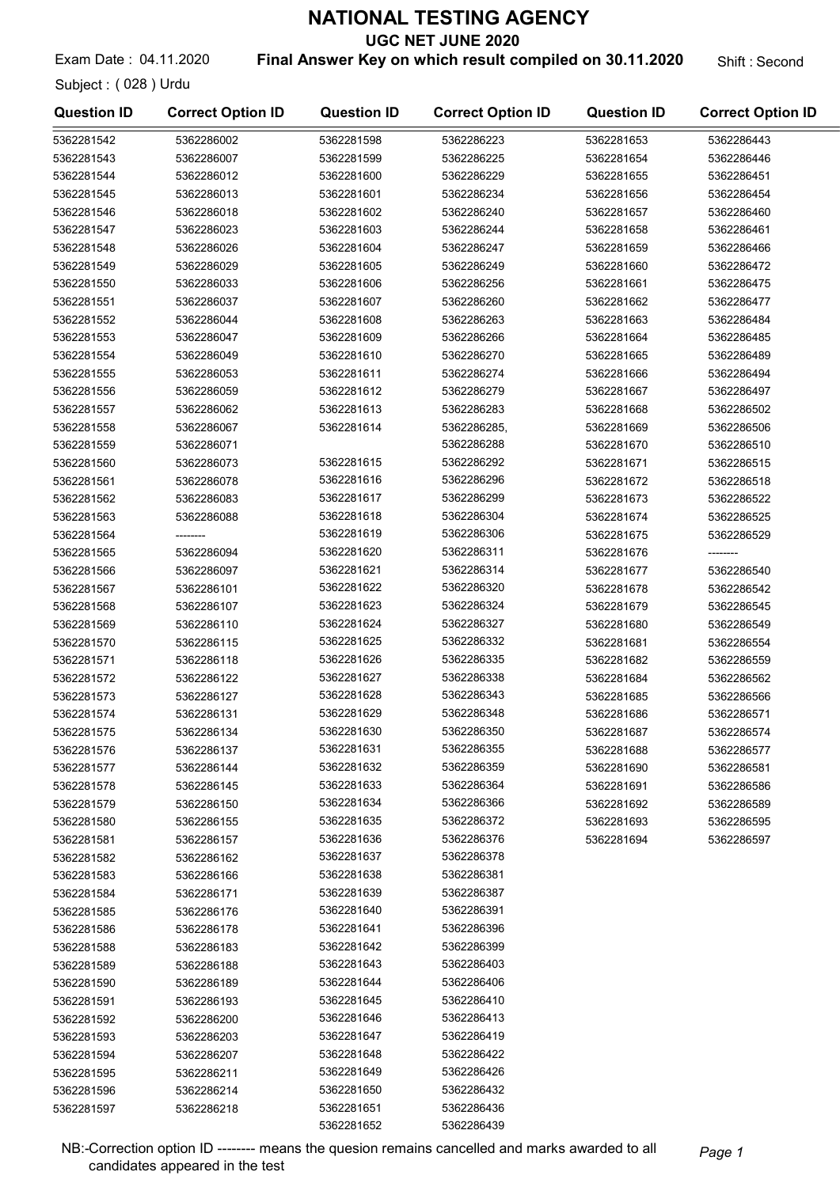# NATIONAL TESTING AGENCY

## UGC NET JUNE 2020

Exam Date : 04.11.2020 **Final Answer Key on which result compiled on 30.11.2020** Shift : Second

Subject : ( 028 ) Urdu

| Question ID | Correct Option ID | Question ID | Correct Option ID | Question ID | Correct Option ID |
|---|---|---|---|---|---|
| 5362281542 | 5362286002 | 5362281598 | 5362286223 | 5362281653 | 5362286443 |
| 5362281543 | 5362286007 | 5362281599 | 5362286225 | 5362281654 | 5362286446 |
| 5362281544 | 5362286012 | 5362281600 | 5362286229 | 5362281655 | 5362286451 |
| 5362281545 | 5362286013 | 5362281601 | 5362286234 | 5362281656 | 5362286454 |
| 5362281546 | 5362286018 | 5362281602 | 5362286240 | 5362281657 | 5362286460 |
| 5362281547 | 5362286023 | 5362281603 | 5362286244 | 5362281658 | 5362286461 |
| 5362281548 | 5362286026 | 5362281604 | 5362286247 | 5362281659 | 5362286466 |
| 5362281549 | 5362286029 | 5362281605 | 5362286249 | 5362281660 | 5362286472 |
| 5362281550 | 5362286033 | 5362281606 | 5362286256 | 5362281661 | 5362286475 |
| 5362281551 | 5362286037 | 5362281607 | 5362286260 | 5362281662 | 5362286477 |
| 5362281552 | 5362286044 | 5362281608 | 5362286263 | 5362281663 | 5362286484 |
| 5362281553 | 5362286047 | 5362281609 | 5362286266 | 5362281664 | 5362286485 |
| 5362281554 | 5362286049 | 5362281610 | 5362286270 | 5362281665 | 5362286489 |
| 5362281555 | 5362286053 | 5362281611 | 5362286274 | 5362281666 | 5362286494 |
| 5362281556 | 5362286059 | 5362281612 | 5362286279 | 5362281667 | 5362286497 |
| 5362281557 | 5362286062 | 5362281613 | 5362286283 | 5362281668 | 5362286502 |
| 5362281558 | 5362286067 | 5362281614 | 5362286285, 5362286288 | 5362281669 | 5362286506 |
| 5362281559 | 5362286071 | | | 5362281670 | 5362286510 |
| 5362281560 | 5362286073 | 5362281615 | 5362286292 | 5362281671 | 5362286515 |
| 5362281561 | 5362286078 | 5362281616 | 5362286296 | 5362281672 | 5362286518 |
| 5362281562 | 5362286083 | 5362281617 | 5362286299 | 5362281673 | 5362286522 |
| 5362281563 | 5362286088 | 5362281618 | 5362286304 | 5362281674 | 5362286525 |
| 5362281564 | -------- | 5362281619 | 5362286306 | 5362281675 | 5362286529 |
| 5362281565 | 5362286094 | 5362281620 | 5362286311 | 5362281676 | -------- |
| 5362281566 | 5362286097 | 5362281621 | 5362286314 | 5362281677 | 5362286540 |
| 5362281567 | 5362286101 | 5362281622 | 5362286320 | 5362281678 | 5362286542 |
| 5362281568 | 5362286107 | 5362281623 | 5362286324 | 5362281679 | 5362286545 |
| 5362281569 | 5362286110 | 5362281624 | 5362286327 | 5362281680 | 5362286549 |
| 5362281570 | 5362286115 | 5362281625 | 5362286332 | 5362281681 | 5362286554 |
| 5362281571 | 5362286118 | 5362281626 | 5362286335 | 5362281682 | 5362286559 |
| 5362281572 | 5362286122 | 5362281627 | 5362286338 | 5362281684 | 5362286562 |
| 5362281573 | 5362286127 | 5362281628 | 5362286343 | 5362281685 | 5362286566 |
| 5362281574 | 5362286131 | 5362281629 | 5362286348 | 5362281686 | 5362286571 |
| 5362281575 | 5362286134 | 5362281630 | 5362286350 | 5362281687 | 5362286574 |
| 5362281576 | 5362286137 | 5362281631 | 5362286355 | 5362281688 | 5362286577 |
| 5362281577 | 5362286144 | 5362281632 | 5362286359 | 5362281690 | 5362286581 |
| 5362281578 | 5362286145 | 5362281633 | 5362286364 | 5362281691 | 5362286586 |
| 5362281579 | 5362286150 | 5362281634 | 5362286366 | 5362281692 | 5362286589 |
| 5362281580 | 5362286155 | 5362281635 | 5362286372 | 5362281693 | 5362286595 |
| 5362281581 | 5362286157 | 5362281636 | 5362286376 | 5362281694 | 5362286597 |
| 5362281582 | 5362286162 | 5362281637 | 5362286378 | | |
| 5362281583 | 5362286166 | 5362281638 | 5362286381 | | |
| 5362281584 | 5362286171 | 5362281639 | 5362286387 | | |
| 5362281585 | 5362286176 | 5362281640 | 5362286391 | | |
| 5362281586 | 5362286178 | 5362281641 | 5362286396 | | |
| 5362281588 | 5362286183 | 5362281642 | 5362286399 | | |
| 5362281589 | 5362286188 | 5362281643 | 5362286403 | | |
| 5362281590 | 5362286189 | 5362281644 | 5362286406 | | |
| 5362281591 | 5362286193 | 5362281645 | 5362286410 | | |
| 5362281592 | 5362286200 | 5362281646 | 5362286413 | | |
| 5362281593 | 5362286203 | 5362281647 | 5362286419 | | |
| 5362281594 | 5362286207 | 5362281648 | 5362286422 | | |
| 5362281595 | 5362286211 | 5362281649 | 5362286426 | | |
| 5362281596 | 5362286214 | 5362281650 | 5362286432 | | |
| 5362281597 | 5362286218 | 5362281651 | 5362286436 | | |
| | | 5362281652 | 5362286439 | | |

NB:-Correction option ID -------- means the quesion remains cancelled and marks awarded to all candidates appeared in the test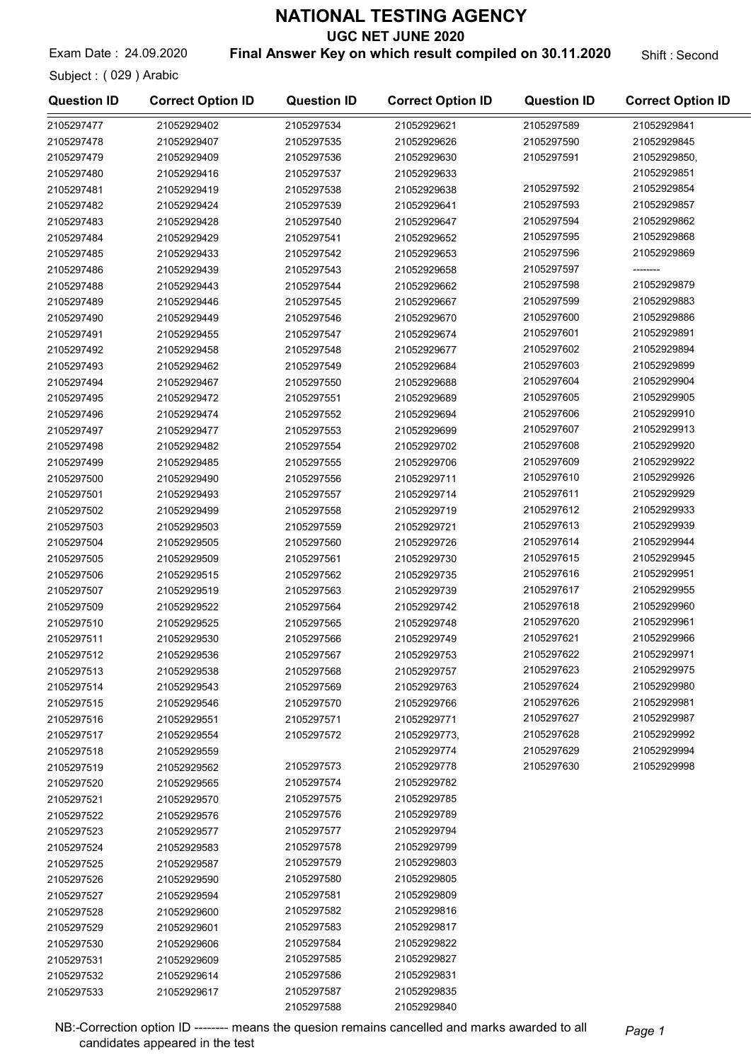# NATIONAL TESTING AGENCY

## UGC NET JUNE 2020

Exam Date : 24.09.2020 **Final Answer Key on which result compiled on 30.11.2020** Shift : Second

Subject : ( 029 ) Arabic

| Question ID | Correct Option ID | Question ID | Correct Option ID | Question ID | Correct Option ID |
|---|---|---|---|---|---|
| 2105297477 | 21052929402 | 2105297534 | 21052929621 | 2105297589 | 21052929841 |
| 2105297478 | 21052929407 | 2105297535 | 21052929626 | 2105297590 | 21052929845 |
| 2105297479 | 21052929409 | 2105297536 | 21052929630 | 2105297591 | 21052929850, 21052929851 |
| 2105297480 | 21052929416 | 2105297537 | 21052929633 | 2105297592 | 21052929854 |
| 2105297481 | 21052929419 | 2105297538 | 21052929638 | 2105297593 | 21052929857 |
| 2105297482 | 21052929424 | 2105297539 | 21052929641 | 2105297594 | 21052929862 |
| 2105297483 | 21052929428 | 2105297540 | 21052929647 | 2105297595 | 21052929868 |
| 2105297484 | 21052929429 | 2105297541 | 21052929652 | 2105297596 | 21052929869 |
| 2105297485 | 21052929433 | 2105297542 | 21052929653 | 2105297597 | -------- |
| 2105297486 | 21052929439 | 2105297543 | 21052929658 | 2105297598 | 21052929879 |
| 2105297488 | 21052929443 | 2105297544 | 21052929662 | 2105297599 | 21052929883 |
| 2105297489 | 21052929446 | 2105297545 | 21052929667 | 2105297600 | 21052929886 |
| 2105297490 | 21052929449 | 2105297546 | 21052929670 | 2105297601 | 21052929891 |
| 2105297491 | 21052929455 | 2105297547 | 21052929674 | 2105297602 | 21052929894 |
| 2105297492 | 21052929458 | 2105297548 | 21052929677 | 2105297603 | 21052929899 |
| 2105297493 | 21052929462 | 2105297549 | 21052929684 | 2105297604 | 21052929904 |
| 2105297494 | 21052929467 | 2105297550 | 21052929688 | 2105297605 | 21052929905 |
| 2105297495 | 21052929472 | 2105297551 | 21052929689 | 2105297606 | 21052929910 |
| 2105297496 | 21052929474 | 2105297552 | 21052929694 | 2105297607 | 21052929913 |
| 2105297497 | 21052929477 | 2105297553 | 21052929699 | 2105297608 | 21052929920 |
| 2105297498 | 21052929482 | 2105297554 | 21052929702 | 2105297609 | 21052929922 |
| 2105297499 | 21052929485 | 2105297555 | 21052929706 | 2105297610 | 21052929926 |
| 2105297500 | 21052929490 | 2105297556 | 21052929711 | 2105297611 | 21052929929 |
| 2105297501 | 21052929493 | 2105297557 | 21052929714 | 2105297612 | 21052929933 |
| 2105297502 | 21052929499 | 2105297558 | 21052929719 | 2105297613 | 21052929939 |
| 2105297503 | 21052929503 | 2105297559 | 21052929721 | 2105297614 | 21052929944 |
| 2105297504 | 21052929505 | 2105297560 | 21052929726 | 2105297615 | 21052929945 |
| 2105297505 | 21052929509 | 2105297561 | 21052929730 | 2105297616 | 21052929951 |
| 2105297506 | 21052929515 | 2105297562 | 21052929735 | 2105297617 | 21052929955 |
| 2105297507 | 21052929519 | 2105297563 | 21052929739 | 2105297618 | 21052929960 |
| 2105297509 | 21052929522 | 2105297564 | 21052929742 | 2105297620 | 21052929961 |
| 2105297510 | 21052929525 | 2105297565 | 21052929748 | 2105297621 | 21052929966 |
| 2105297511 | 21052929530 | 2105297566 | 21052929749 | 2105297622 | 21052929971 |
| 2105297512 | 21052929536 | 2105297567 | 21052929753 | 2105297623 | 21052929975 |
| 2105297513 | 21052929538 | 2105297568 | 21052929757 | 2105297624 | 21052929980 |
| 2105297514 | 21052929543 | 2105297569 | 21052929763 | 2105297626 | 21052929981 |
| 2105297515 | 21052929546 | 2105297570 | 21052929766 | 2105297627 | 21052929987 |
| 2105297516 | 21052929551 | 2105297571 | 21052929771 | 2105297628 | 21052929992 |
| 2105297517 | 21052929554 | 2105297572 | 21052929773, 21052929774 | 2105297629 | 21052929994 |
| 2105297518 | 21052929559 | 2105297573 | 21052929778 | 2105297630 | 21052929998 |
| 2105297519 | 21052929562 | 2105297574 | 21052929782 | | |
| 2105297520 | 21052929565 | 2105297575 | 21052929785 | | |
| 2105297521 | 21052929570 | 2105297576 | 21052929789 | | |
| 2105297522 | 21052929576 | 2105297577 | 21052929794 | | |
| 2105297523 | 21052929577 | 2105297578 | 21052929799 | | |
| 2105297524 | 21052929583 | 2105297579 | 21052929803 | | |
| 2105297525 | 21052929587 | 2105297580 | 21052929805 | | |
| 2105297526 | 21052929590 | 2105297581 | 21052929809 | | |
| 2105297527 | 21052929594 | 2105297582 | 21052929816 | | |
| 2105297528 | 21052929600 | 2105297583 | 21052929817 | | |
| 2105297529 | 21052929601 | 2105297584 | 21052929822 | | |
| 2105297530 | 21052929606 | 2105297585 | 21052929827 | | |
| 2105297531 | 21052929609 | 2105297586 | 21052929831 | | |
| 2105297532 | 21052929614 | 2105297587 | 21052929835 | | |
| 2105297533 | 21052929617 | 2105297588 | 21052929840 | | |

NB:-Correction option ID -------- means the quesion remains cancelled and marks awarded to all candidates appeared in the test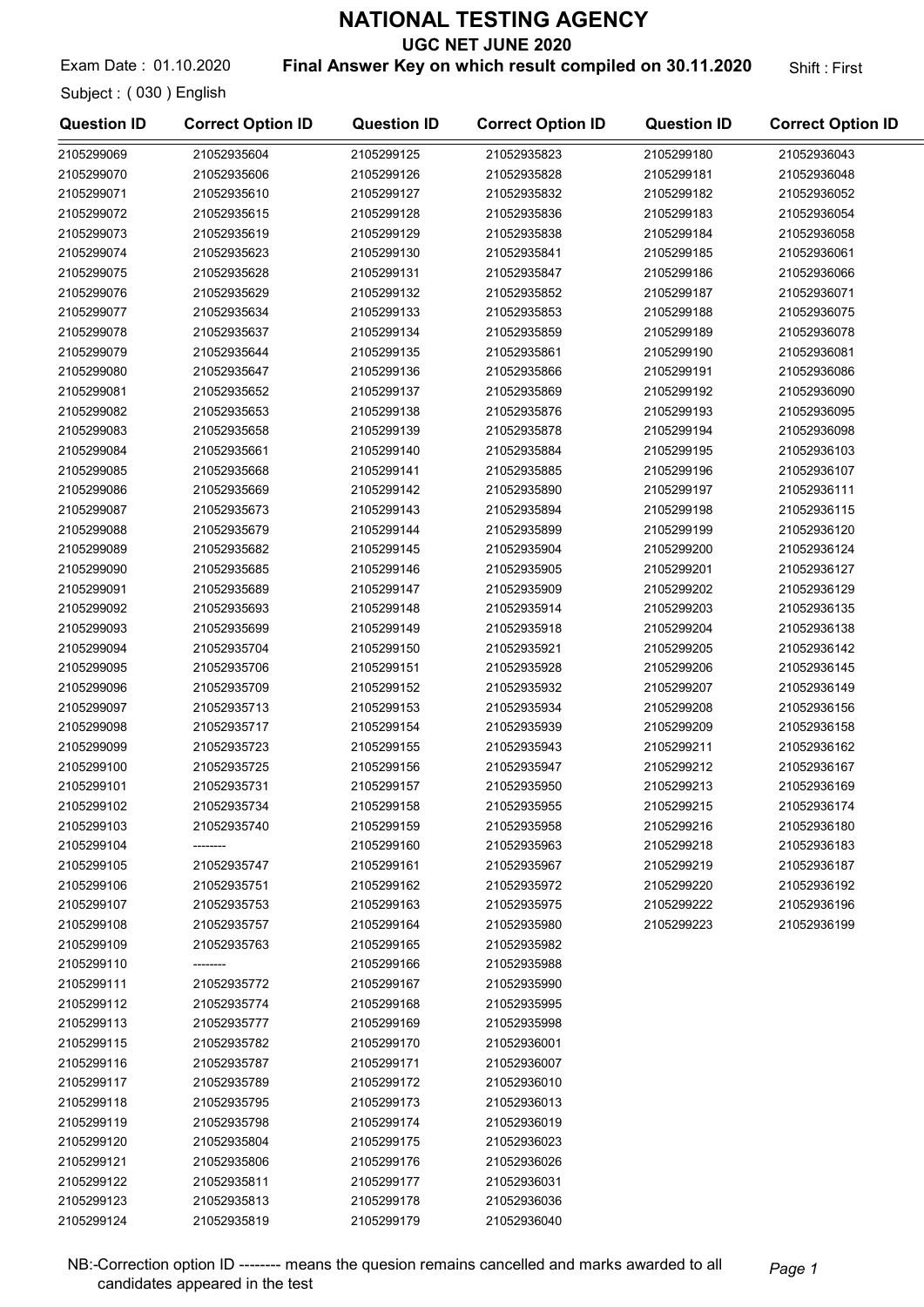# NATIONAL TESTING AGENCY

## UGC NET JUNE 2020

Exam Date : 01.10.2020 **Final Answer Key on which result compiled on 30.11.2020** Shift : First

Subject : ( 030 ) English

| Question ID | Correct Option ID | Question ID | Correct Option ID | Question ID | Correct Option ID |
|---|---|---|---|---|---|
| 2105299069 | 21052935604 | 2105299125 | 21052935823 | 2105299180 | 21052936043 |
| 2105299070 | 21052935606 | 2105299126 | 21052935828 | 2105299181 | 21052936048 |
| 2105299071 | 21052935610 | 2105299127 | 21052935832 | 2105299182 | 21052936052 |
| 2105299072 | 21052935615 | 2105299128 | 21052935836 | 2105299183 | 21052936054 |
| 2105299073 | 21052935619 | 2105299129 | 21052935838 | 2105299184 | 21052936058 |
| 2105299074 | 21052935623 | 2105299130 | 21052935841 | 2105299185 | 21052936061 |
| 2105299075 | 21052935628 | 2105299131 | 21052935847 | 2105299186 | 21052936066 |
| 2105299076 | 21052935629 | 2105299132 | 21052935852 | 2105299187 | 21052936071 |
| 2105299077 | 21052935634 | 2105299133 | 21052935853 | 2105299188 | 21052936075 |
| 2105299078 | 21052935637 | 2105299134 | 21052935859 | 2105299189 | 21052936078 |
| 2105299079 | 21052935644 | 2105299135 | 21052935861 | 2105299190 | 21052936081 |
| 2105299080 | 21052935647 | 2105299136 | 21052935866 | 2105299191 | 21052936086 |
| 2105299081 | 21052935652 | 2105299137 | 21052935869 | 2105299192 | 21052936090 |
| 2105299082 | 21052935653 | 2105299138 | 21052935876 | 2105299193 | 21052936095 |
| 2105299083 | 21052935658 | 2105299139 | 21052935878 | 2105299194 | 21052936098 |
| 2105299084 | 21052935661 | 2105299140 | 21052935884 | 2105299195 | 21052936103 |
| 2105299085 | 21052935668 | 2105299141 | 21052935885 | 2105299196 | 21052936107 |
| 2105299086 | 21052935669 | 2105299142 | 21052935890 | 2105299197 | 21052936111 |
| 2105299087 | 21052935673 | 2105299143 | 21052935894 | 2105299198 | 21052936115 |
| 2105299088 | 21052935679 | 2105299144 | 21052935899 | 2105299199 | 21052936120 |
| 2105299089 | 21052935682 | 2105299145 | 21052935904 | 2105299200 | 21052936124 |
| 2105299090 | 21052935685 | 2105299146 | 21052935905 | 2105299201 | 21052936127 |
| 2105299091 | 21052935689 | 2105299147 | 21052935909 | 2105299202 | 21052936129 |
| 2105299092 | 21052935693 | 2105299148 | 21052935914 | 2105299203 | 21052936135 |
| 2105299093 | 21052935699 | 2105299149 | 21052935918 | 2105299204 | 21052936138 |
| 2105299094 | 21052935704 | 2105299150 | 21052935921 | 2105299205 | 21052936142 |
| 2105299095 | 21052935706 | 2105299151 | 21052935928 | 2105299206 | 21052936145 |
| 2105299096 | 21052935709 | 2105299152 | 21052935932 | 2105299207 | 21052936149 |
| 2105299097 | 21052935713 | 2105299153 | 21052935934 | 2105299208 | 21052936156 |
| 2105299098 | 21052935717 | 2105299154 | 21052935939 | 2105299209 | 21052936158 |
| 2105299099 | 21052935723 | 2105299155 | 21052935943 | 2105299211 | 21052936162 |
| 2105299100 | 21052935725 | 2105299156 | 21052935947 | 2105299212 | 21052936167 |
| 2105299101 | 21052935731 | 2105299157 | 21052935950 | 2105299213 | 21052936169 |
| 2105299102 | 21052935734 | 2105299158 | 21052935955 | 2105299215 | 21052936174 |
| 2105299103 | 21052935740 | 2105299159 | 21052935958 | 2105299216 | 21052936180 |
| 2105299104 | -------- | 2105299160 | 21052935963 | 2105299218 | 21052936183 |
| 2105299105 | 21052935747 | 2105299161 | 21052935967 | 2105299219 | 21052936187 |
| 2105299106 | 21052935751 | 2105299162 | 21052935972 | 2105299220 | 21052936192 |
| 2105299107 | 21052935753 | 2105299163 | 21052935975 | 2105299222 | 21052936196 |
| 2105299108 | 21052935757 | 2105299164 | 21052935980 | 2105299223 | 21052936199 |
| 2105299109 | 21052935763 | 2105299165 | 21052935982 | | |
| 2105299110 | -------- | 2105299166 | 21052935988 | | |
| 2105299111 | 21052935772 | 2105299167 | 21052935990 | | |
| 2105299112 | 21052935774 | 2105299168 | 21052935995 | | |
| 2105299113 | 21052935777 | 2105299169 | 21052935998 | | |
| 2105299115 | 21052935782 | 2105299170 | 21052936001 | | |
| 2105299116 | 21052935787 | 2105299171 | 21052936007 | | |
| 2105299117 | 21052935789 | 2105299172 | 21052936010 | | |
| 2105299118 | 21052935795 | 2105299173 | 21052936013 | | |
| 2105299119 | 21052935798 | 2105299174 | 21052936019 | | |
| 2105299120 | 21052935804 | 2105299175 | 21052936023 | | |
| 2105299121 | 21052935806 | 2105299176 | 21052936026 | | |
| 2105299122 | 21052935811 | 2105299177 | 21052936031 | | |
| 2105299123 | 21052935813 | 2105299178 | 21052936036 | | |
| 2105299124 | 21052935819 | 2105299179 | 21052936040 | | |

NB:-Correction option ID -------- means the quesion remains cancelled and marks awarded to all candidates appeared in the test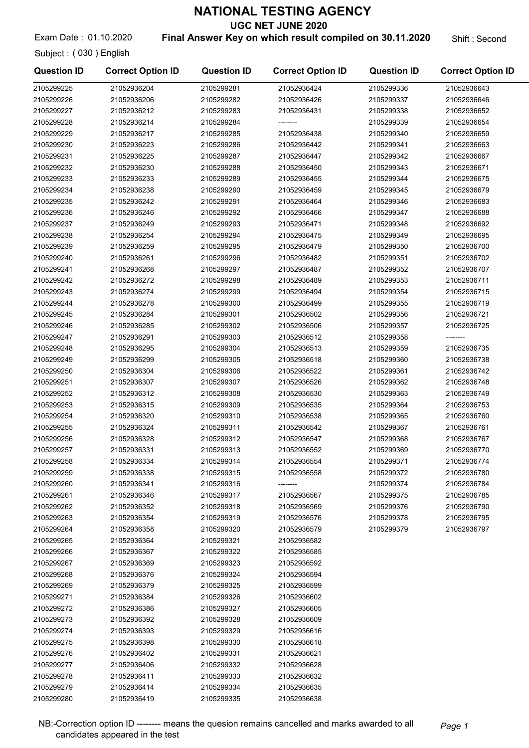# NATIONAL TESTING AGENCY

## UGC NET JUNE 2020

Exam Date : 01.10.2020 **Final Answer Key on which result compiled on 30.11.2020** Shift : Second

Subject : ( 030 ) English

| Question ID | Correct Option ID | Question ID | Correct Option ID | Question ID | Correct Option ID |
|---|---|---|---|---|---|
| 2105299225 | 21052936204 | 2105299281 | 21052936424 | 2105299336 | 21052936643 |
| 2105299226 | 21052936206 | 2105299282 | 21052936426 | 2105299337 | 21052936646 |
| 2105299227 | 21052936212 | 2105299283 | 21052936431 | 2105299338 | 21052936652 |
| 2105299228 | 21052936214 | 2105299284 | -------- | 2105299339 | 21052936654 |
| 2105299229 | 21052936217 | 2105299285 | 21052936438 | 2105299340 | 21052936659 |
| 2105299230 | 21052936223 | 2105299286 | 21052936442 | 2105299341 | 21052936663 |
| 2105299231 | 21052936225 | 2105299287 | 21052936447 | 2105299342 | 21052936667 |
| 2105299232 | 21052936230 | 2105299288 | 21052936450 | 2105299343 | 21052936671 |
| 2105299233 | 21052936233 | 2105299289 | 21052936455 | 2105299344 | 21052936675 |
| 2105299234 | 21052936238 | 2105299290 | 21052936459 | 2105299345 | 21052936679 |
| 2105299235 | 21052936242 | 2105299291 | 21052936464 | 2105299346 | 21052936683 |
| 2105299236 | 21052936246 | 2105299292 | 21052936466 | 2105299347 | 21052936688 |
| 2105299237 | 21052936249 | 2105299293 | 21052936471 | 2105299348 | 21052936692 |
| 2105299238 | 21052936254 | 2105299294 | 21052936475 | 2105299349 | 21052936695 |
| 2105299239 | 21052936259 | 2105299295 | 21052936479 | 2105299350 | 21052936700 |
| 2105299240 | 21052936261 | 2105299296 | 21052936482 | 2105299351 | 21052936702 |
| 2105299241 | 21052936268 | 2105299297 | 21052936487 | 2105299352 | 21052936707 |
| 2105299242 | 21052936272 | 2105299298 | 21052936489 | 2105299353 | 21052936711 |
| 2105299243 | 21052936274 | 2105299299 | 21052936494 | 2105299354 | 21052936715 |
| 2105299244 | 21052936278 | 2105299300 | 21052936499 | 2105299355 | 21052936719 |
| 2105299245 | 21052936284 | 2105299301 | 21052936502 | 2105299356 | 21052936721 |
| 2105299246 | 21052936285 | 2105299302 | 21052936506 | 2105299357 | 21052936725 |
| 2105299247 | 21052936291 | 2105299303 | 21052936512 | 2105299358 | -------- |
| 2105299248 | 21052936295 | 2105299304 | 21052936513 | 2105299359 | 21052936735 |
| 2105299249 | 21052936299 | 2105299305 | 21052936518 | 2105299360 | 21052936738 |
| 2105299250 | 21052936304 | 2105299306 | 21052936522 | 2105299361 | 21052936742 |
| 2105299251 | 21052936307 | 2105299307 | 21052936526 | 2105299362 | 21052936748 |
| 2105299252 | 21052936312 | 2105299308 | 21052936530 | 2105299363 | 21052936749 |
| 2105299253 | 21052936315 | 2105299309 | 21052936535 | 2105299364 | 21052936753 |
| 2105299254 | 21052936320 | 2105299310 | 21052936538 | 2105299365 | 21052936760 |
| 2105299255 | 21052936324 | 2105299311 | 21052936542 | 2105299367 | 21052936761 |
| 2105299256 | 21052936328 | 2105299312 | 21052936547 | 2105299368 | 21052936767 |
| 2105299257 | 21052936331 | 2105299313 | 21052936552 | 2105299369 | 21052936770 |
| 2105299258 | 21052936334 | 2105299314 | 21052936554 | 2105299371 | 21052936774 |
| 2105299259 | 21052936338 | 2105299315 | 21052936558 | 2105299372 | 21052936780 |
| 2105299260 | 21052936341 | 2105299316 | -------- | 2105299374 | 21052936784 |
| 2105299261 | 21052936346 | 2105299317 | 21052936567 | 2105299375 | 21052936785 |
| 2105299262 | 21052936352 | 2105299318 | 21052936569 | 2105299376 | 21052936790 |
| 2105299263 | 21052936354 | 2105299319 | 21052936576 | 2105299378 | 21052936795 |
| 2105299264 | 21052936358 | 2105299320 | 21052936579 | 2105299379 | 21052936797 |
| 2105299265 | 21052936364 | 2105299321 | 21052936582 | | |
| 2105299266 | 21052936367 | 2105299322 | 21052936585 | | |
| 2105299267 | 21052936369 | 2105299323 | 21052936592 | | |
| 2105299268 | 21052936376 | 2105299324 | 21052936594 | | |
| 2105299269 | 21052936379 | 2105299325 | 21052936599 | | |
| 2105299271 | 21052936384 | 2105299326 | 21052936602 | | |
| 2105299272 | 21052936386 | 2105299327 | 21052936605 | | |
| 2105299273 | 21052936392 | 2105299328 | 21052936609 | | |
| 2105299274 | 21052936393 | 2105299329 | 21052936616 | | |
| 2105299275 | 21052936398 | 2105299330 | 21052936618 | | |
| 2105299276 | 21052936402 | 2105299331 | 21052936621 | | |
| 2105299277 | 21052936406 | 2105299332 | 21052936628 | | |
| 2105299278 | 21052936411 | 2105299333 | 21052936632 | | |
| 2105299279 | 21052936414 | 2105299334 | 21052936635 | | |
| 2105299280 | 21052936419 | 2105299335 | 21052936638 | | |

NB:-Correction option ID -------- means the quesion remains cancelled and marks awarded to all candidates appeared in the test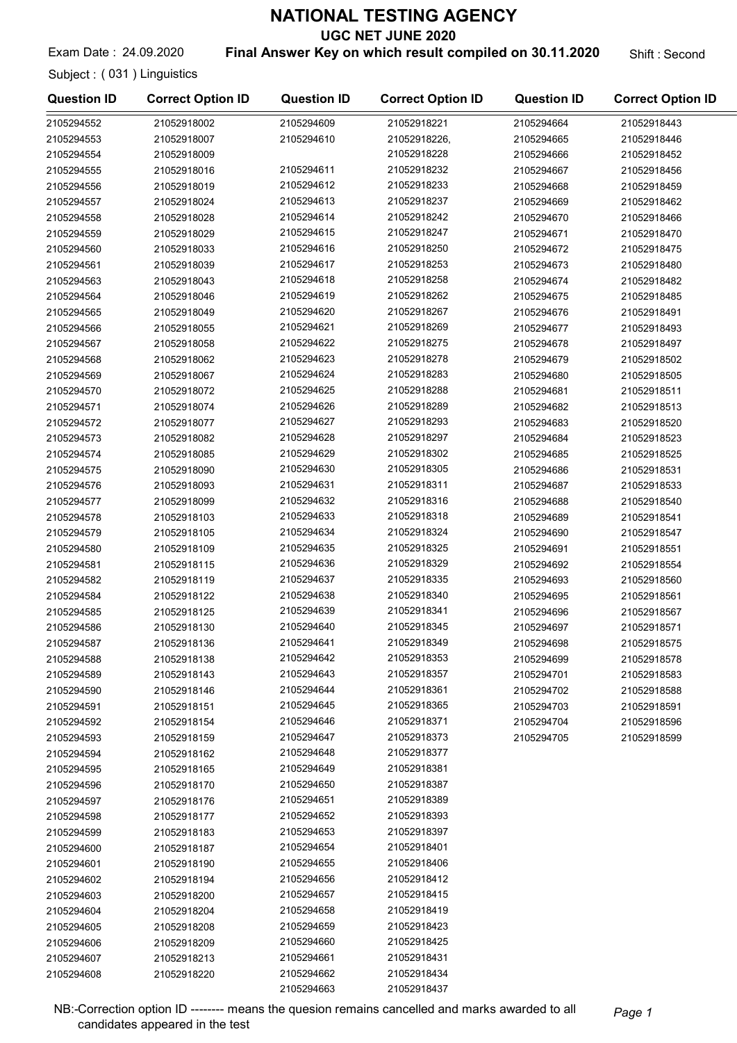# NATIONAL TESTING AGENCY

## UGC NET JUNE 2020

Exam Date : 24.09.2020 **Final Answer Key on which result compiled on 30.11.2020** Shift : Second

Subject : ( 031 ) Linguistics

| Question ID | Correct Option ID | Question ID | Correct Option ID | Question ID | Correct Option ID |
|---|---|---|---|---|---|
| 2105294552 | 21052918002 | 2105294609 | 21052918221 | 2105294664 | 21052918443 |
| 2105294553 | 21052918007 | 2105294610 | 21052918226, 21052918228 | 2105294665 | 21052918446 |
| 2105294554 | 21052918009 | | | 2105294666 | 21052918452 |
| 2105294555 | 21052918016 | 2105294611 | 21052918232 | 2105294667 | 21052918456 |
| 2105294556 | 21052918019 | 2105294612 | 21052918233 | 2105294668 | 21052918459 |
| 2105294557 | 21052918024 | 2105294613 | 21052918237 | 2105294669 | 21052918462 |
| 2105294558 | 21052918028 | 2105294614 | 21052918242 | 2105294670 | 21052918466 |
| 2105294559 | 21052918029 | 2105294615 | 21052918247 | 2105294671 | 21052918470 |
| 2105294560 | 21052918033 | 2105294616 | 21052918250 | 2105294672 | 21052918475 |
| 2105294561 | 21052918039 | 2105294617 | 21052918253 | 2105294673 | 21052918480 |
| 2105294563 | 21052918043 | 2105294618 | 21052918258 | 2105294674 | 21052918482 |
| 2105294564 | 21052918046 | 2105294619 | 21052918262 | 2105294675 | 21052918485 |
| 2105294565 | 21052918049 | 2105294620 | 21052918267 | 2105294676 | 21052918491 |
| 2105294566 | 21052918055 | 2105294621 | 21052918269 | 2105294677 | 21052918493 |
| 2105294567 | 21052918058 | 2105294622 | 21052918275 | 2105294678 | 21052918497 |
| 2105294568 | 21052918062 | 2105294623 | 21052918278 | 2105294679 | 21052918502 |
| 2105294569 | 21052918067 | 2105294624 | 21052918283 | 2105294680 | 21052918505 |
| 2105294570 | 21052918072 | 2105294625 | 21052918288 | 2105294681 | 21052918511 |
| 2105294571 | 21052918074 | 2105294626 | 21052918289 | 2105294682 | 21052918513 |
| 2105294572 | 21052918077 | 2105294627 | 21052918293 | 2105294683 | 21052918520 |
| 2105294573 | 21052918082 | 2105294628 | 21052918297 | 2105294684 | 21052918523 |
| 2105294574 | 21052918085 | 2105294629 | 21052918302 | 2105294685 | 21052918525 |
| 2105294575 | 21052918090 | 2105294630 | 21052918305 | 2105294686 | 21052918531 |
| 2105294576 | 21052918093 | 2105294631 | 21052918311 | 2105294687 | 21052918533 |
| 2105294577 | 21052918099 | 2105294632 | 21052918316 | 2105294688 | 21052918540 |
| 2105294578 | 21052918103 | 2105294633 | 21052918318 | 2105294689 | 21052918541 |
| 2105294579 | 21052918105 | 2105294634 | 21052918324 | 2105294690 | 21052918547 |
| 2105294580 | 21052918109 | 2105294635 | 21052918325 | 2105294691 | 21052918551 |
| 2105294581 | 21052918115 | 2105294636 | 21052918329 | 2105294692 | 21052918554 |
| 2105294582 | 21052918119 | 2105294637 | 21052918335 | 2105294693 | 21052918560 |
| 2105294584 | 21052918122 | 2105294638 | 21052918340 | 2105294695 | 21052918561 |
| 2105294585 | 21052918125 | 2105294639 | 21052918341 | 2105294696 | 21052918567 |
| 2105294586 | 21052918130 | 2105294640 | 21052918345 | 2105294697 | 21052918571 |
| 2105294587 | 21052918136 | 2105294641 | 21052918349 | 2105294698 | 21052918575 |
| 2105294588 | 21052918138 | 2105294642 | 21052918353 | 2105294699 | 21052918578 |
| 2105294589 | 21052918143 | 2105294643 | 21052918357 | 2105294701 | 21052918583 |
| 2105294590 | 21052918146 | 2105294644 | 21052918361 | 2105294702 | 21052918588 |
| 2105294591 | 21052918151 | 2105294645 | 21052918365 | 2105294703 | 21052918591 |
| 2105294592 | 21052918154 | 2105294646 | 21052918371 | 2105294704 | 21052918596 |
| 2105294593 | 21052918159 | 2105294647 | 21052918373 | 2105294705 | 21052918599 |
| 2105294594 | 21052918162 | 2105294648 | 21052918377 | | |
| 2105294595 | 21052918165 | 2105294649 | 21052918381 | | |
| 2105294596 | 21052918170 | 2105294650 | 21052918387 | | |
| 2105294597 | 21052918176 | 2105294651 | 21052918389 | | |
| 2105294598 | 21052918177 | 2105294652 | 21052918393 | | |
| 2105294599 | 21052918183 | 2105294653 | 21052918397 | | |
| 2105294600 | 21052918187 | 2105294654 | 21052918401 | | |
| 2105294601 | 21052918190 | 2105294655 | 21052918406 | | |
| 2105294602 | 21052918194 | 2105294656 | 21052918412 | | |
| 2105294603 | 21052918200 | 2105294657 | 21052918415 | | |
| 2105294604 | 21052918204 | 2105294658 | 21052918419 | | |
| 2105294605 | 21052918208 | 2105294659 | 21052918423 | | |
| 2105294606 | 21052918209 | 2105294660 | 21052918425 | | |
| 2105294607 | 21052918213 | 2105294661 | 21052918431 | | |
| 2105294608 | 21052918220 | 2105294662 | 21052918434 | | |
| | | 2105294663 | 21052918437 | | |

NB:-Correction option ID -------- means the quesion remains cancelled and marks awarded to all candidates appeared in the test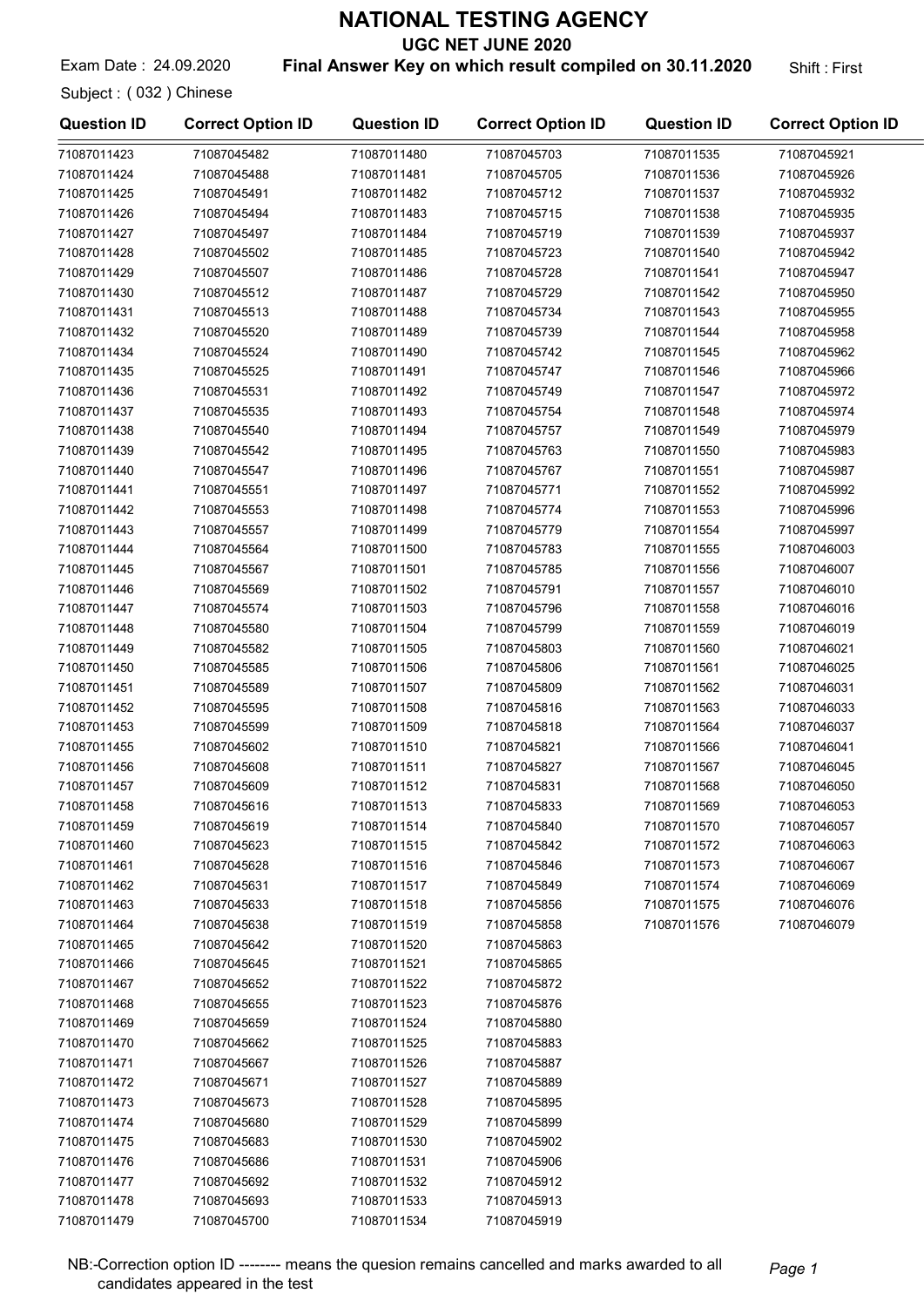# NATIONAL TESTING AGENCY

## UGC NET JUNE 2020

Exam Date : 24.09.2020 **Final Answer Key on which result compiled on 30.11.2020** Shift : First

Subject : ( 032 ) Chinese

| Question ID | Correct Option ID | Question ID | Correct Option ID | Question ID | Correct Option ID |
|---|---|---|---|---|---|
| 71087011423 | 71087045482 | 71087011480 | 71087045703 | 71087011535 | 71087045921 |
| 71087011424 | 71087045488 | 71087011481 | 71087045705 | 71087011536 | 71087045926 |
| 71087011425 | 71087045491 | 71087011482 | 71087045712 | 71087011537 | 71087045932 |
| 71087011426 | 71087045494 | 71087011483 | 71087045715 | 71087011538 | 71087045935 |
| 71087011427 | 71087045497 | 71087011484 | 71087045719 | 71087011539 | 71087045937 |
| 71087011428 | 71087045502 | 71087011485 | 71087045723 | 71087011540 | 71087045942 |
| 71087011429 | 71087045507 | 71087011486 | 71087045728 | 71087011541 | 71087045947 |
| 71087011430 | 71087045512 | 71087011487 | 71087045729 | 71087011542 | 71087045950 |
| 71087011431 | 71087045513 | 71087011488 | 71087045734 | 71087011543 | 71087045955 |
| 71087011432 | 71087045520 | 71087011489 | 71087045739 | 71087011544 | 71087045958 |
| 71087011434 | 71087045524 | 71087011490 | 71087045742 | 71087011545 | 71087045962 |
| 71087011435 | 71087045525 | 71087011491 | 71087045747 | 71087011546 | 71087045966 |
| 71087011436 | 71087045531 | 71087011492 | 71087045749 | 71087011547 | 71087045972 |
| 71087011437 | 71087045535 | 71087011493 | 71087045754 | 71087011548 | 71087045974 |
| 71087011438 | 71087045540 | 71087011494 | 71087045757 | 71087011549 | 71087045979 |
| 71087011439 | 71087045542 | 71087011495 | 71087045763 | 71087011550 | 71087045983 |
| 71087011440 | 71087045547 | 71087011496 | 71087045767 | 71087011551 | 71087045987 |
| 71087011441 | 71087045551 | 71087011497 | 71087045771 | 71087011552 | 71087045992 |
| 71087011442 | 71087045553 | 71087011498 | 71087045774 | 71087011553 | 71087045996 |
| 71087011443 | 71087045557 | 71087011499 | 71087045779 | 71087011554 | 71087045997 |
| 71087011444 | 71087045564 | 71087011500 | 71087045783 | 71087011555 | 71087046003 |
| 71087011445 | 71087045567 | 71087011501 | 71087045785 | 71087011556 | 71087046007 |
| 71087011446 | 71087045569 | 71087011502 | 71087045791 | 71087011557 | 71087046010 |
| 71087011447 | 71087045574 | 71087011503 | 71087045796 | 71087011558 | 71087046016 |
| 71087011448 | 71087045580 | 71087011504 | 71087045799 | 71087011559 | 71087046019 |
| 71087011449 | 71087045582 | 71087011505 | 71087045803 | 71087011560 | 71087046021 |
| 71087011450 | 71087045585 | 71087011506 | 71087045806 | 71087011561 | 71087046025 |
| 71087011451 | 71087045589 | 71087011507 | 71087045809 | 71087011562 | 71087046031 |
| 71087011452 | 71087045595 | 71087011508 | 71087045816 | 71087011563 | 71087046033 |
| 71087011453 | 71087045599 | 71087011509 | 71087045818 | 71087011564 | 71087046037 |
| 71087011455 | 71087045602 | 71087011510 | 71087045821 | 71087011566 | 71087046041 |
| 71087011456 | 71087045608 | 71087011511 | 71087045827 | 71087011567 | 71087046045 |
| 71087011457 | 71087045609 | 71087011512 | 71087045831 | 71087011568 | 71087046050 |
| 71087011458 | 71087045616 | 71087011513 | 71087045833 | 71087011569 | 71087046053 |
| 71087011459 | 71087045619 | 71087011514 | 71087045840 | 71087011570 | 71087046057 |
| 71087011460 | 71087045623 | 71087011515 | 71087045842 | 71087011572 | 71087046063 |
| 71087011461 | 71087045628 | 71087011516 | 71087045846 | 71087011573 | 71087046067 |
| 71087011462 | 71087045631 | 71087011517 | 71087045849 | 71087011574 | 71087046069 |
| 71087011463 | 71087045633 | 71087011518 | 71087045856 | 71087011575 | 71087046076 |
| 71087011464 | 71087045638 | 71087011519 | 71087045858 | 71087011576 | 71087046079 |
| 71087011465 | 71087045642 | 71087011520 | 71087045863 | | |
| 71087011466 | 71087045645 | 71087011521 | 71087045865 | | |
| 71087011467 | 71087045652 | 71087011522 | 71087045872 | | |
| 71087011468 | 71087045655 | 71087011523 | 71087045876 | | |
| 71087011469 | 71087045659 | 71087011524 | 71087045880 | | |
| 71087011470 | 71087045662 | 71087011525 | 71087045883 | | |
| 71087011471 | 71087045667 | 71087011526 | 71087045887 | | |
| 71087011472 | 71087045671 | 71087011527 | 71087045889 | | |
| 71087011473 | 71087045673 | 71087011528 | 71087045895 | | |
| 71087011474 | 71087045680 | 71087011529 | 71087045899 | | |
| 71087011475 | 71087045683 | 71087011530 | 71087045902 | | |
| 71087011476 | 71087045686 | 71087011531 | 71087045906 | | |
| 71087011477 | 71087045692 | 71087011532 | 71087045912 | | |
| 71087011478 | 71087045693 | 71087011533 | 71087045913 | | |
| 71087011479 | 71087045700 | 71087011534 | 71087045919 | | |

NB:-Correction option ID -------- means the quesion remains cancelled and marks awarded to all candidates appeared in the test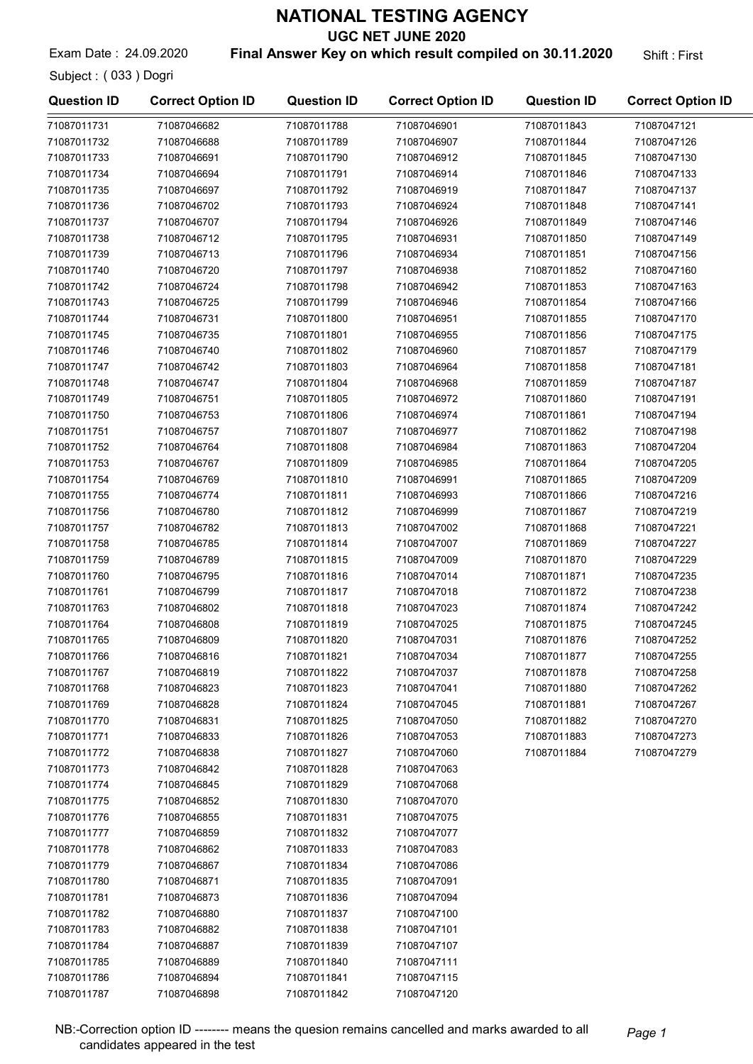# NATIONAL TESTING AGENCY

## UGC NET JUNE 2020

Exam Date : 24.09.2020 **Final Answer Key on which result compiled on 30.11.2020** Shift : First

Subject : ( 033 ) Dogri

| Question ID | Correct Option ID | Question ID | Correct Option ID | Question ID | Correct Option ID |
|---|---|---|---|---|---|
| 71087011731 | 71087046682 | 71087011788 | 71087046901 | 71087011843 | 71087047121 |
| 71087011732 | 71087046688 | 71087011789 | 71087046907 | 71087011844 | 71087047126 |
| 71087011733 | 71087046691 | 71087011790 | 71087046912 | 71087011845 | 71087047130 |
| 71087011734 | 71087046694 | 71087011791 | 71087046914 | 71087011846 | 71087047133 |
| 71087011735 | 71087046697 | 71087011792 | 71087046919 | 71087011847 | 71087047137 |
| 71087011736 | 71087046702 | 71087011793 | 71087046924 | 71087011848 | 71087047141 |
| 71087011737 | 71087046707 | 71087011794 | 71087046926 | 71087011849 | 71087047146 |
| 71087011738 | 71087046712 | 71087011795 | 71087046931 | 71087011850 | 71087047149 |
| 71087011739 | 71087046713 | 71087011796 | 71087046934 | 71087011851 | 71087047156 |
| 71087011740 | 71087046720 | 71087011797 | 71087046938 | 71087011852 | 71087047160 |
| 71087011742 | 71087046724 | 71087011798 | 71087046942 | 71087011853 | 71087047163 |
| 71087011743 | 71087046725 | 71087011799 | 71087046946 | 71087011854 | 71087047166 |
| 71087011744 | 71087046731 | 71087011800 | 71087046951 | 71087011855 | 71087047170 |
| 71087011745 | 71087046735 | 71087011801 | 71087046955 | 71087011856 | 71087047175 |
| 71087011746 | 71087046740 | 71087011802 | 71087046960 | 71087011857 | 71087047179 |
| 71087011747 | 71087046742 | 71087011803 | 71087046964 | 71087011858 | 71087047181 |
| 71087011748 | 71087046747 | 71087011804 | 71087046968 | 71087011859 | 71087047187 |
| 71087011749 | 71087046751 | 71087011805 | 71087046972 | 71087011860 | 71087047191 |
| 71087011750 | 71087046753 | 71087011806 | 71087046974 | 71087011861 | 71087047194 |
| 71087011751 | 71087046757 | 71087011807 | 71087046977 | 71087011862 | 71087047198 |
| 71087011752 | 71087046764 | 71087011808 | 71087046984 | 71087011863 | 71087047204 |
| 71087011753 | 71087046767 | 71087011809 | 71087046985 | 71087011864 | 71087047205 |
| 71087011754 | 71087046769 | 71087011810 | 71087046991 | 71087011865 | 71087047209 |
| 71087011755 | 71087046774 | 71087011811 | 71087046993 | 71087011866 | 71087047216 |
| 71087011756 | 71087046780 | 71087011812 | 71087046999 | 71087011867 | 71087047219 |
| 71087011757 | 71087046782 | 71087011813 | 71087047002 | 71087011868 | 71087047221 |
| 71087011758 | 71087046785 | 71087011814 | 71087047007 | 71087011869 | 71087047227 |
| 71087011759 | 71087046789 | 71087011815 | 71087047009 | 71087011870 | 71087047229 |
| 71087011760 | 71087046795 | 71087011816 | 71087047014 | 71087011871 | 71087047235 |
| 71087011761 | 71087046799 | 71087011817 | 71087047018 | 71087011872 | 71087047238 |
| 71087011763 | 71087046802 | 71087011818 | 71087047023 | 71087011874 | 71087047242 |
| 71087011764 | 71087046808 | 71087011819 | 71087047025 | 71087011875 | 71087047245 |
| 71087011765 | 71087046809 | 71087011820 | 71087047031 | 71087011876 | 71087047252 |
| 71087011766 | 71087046816 | 71087011821 | 71087047034 | 71087011877 | 71087047255 |
| 71087011767 | 71087046819 | 71087011822 | 71087047037 | 71087011878 | 71087047258 |
| 71087011768 | 71087046823 | 71087011823 | 71087047041 | 71087011880 | 71087047262 |
| 71087011769 | 71087046828 | 71087011824 | 71087047045 | 71087011881 | 71087047267 |
| 71087011770 | 71087046831 | 71087011825 | 71087047050 | 71087011882 | 71087047270 |
| 71087011771 | 71087046833 | 71087011826 | 71087047053 | 71087011883 | 71087047273 |
| 71087011772 | 71087046838 | 71087011827 | 71087047060 | 71087011884 | 71087047279 |
| 71087011773 | 71087046842 | 71087011828 | 71087047063 | | |
| 71087011774 | 71087046845 | 71087011829 | 71087047068 | | |
| 71087011775 | 71087046852 | 71087011830 | 71087047070 | | |
| 71087011776 | 71087046855 | 71087011831 | 71087047075 | | |
| 71087011777 | 71087046859 | 71087011832 | 71087047077 | | |
| 71087011778 | 71087046862 | 71087011833 | 71087047083 | | |
| 71087011779 | 71087046867 | 71087011834 | 71087047086 | | |
| 71087011780 | 71087046871 | 71087011835 | 71087047091 | | |
| 71087011781 | 71087046873 | 71087011836 | 71087047094 | | |
| 71087011782 | 71087046880 | 71087011837 | 71087047100 | | |
| 71087011783 | 71087046882 | 71087011838 | 71087047101 | | |
| 71087011784 | 71087046887 | 71087011839 | 71087047107 | | |
| 71087011785 | 71087046889 | 71087011840 | 71087047111 | | |
| 71087011786 | 71087046894 | 71087011841 | 71087047115 | | |
| 71087011787 | 71087046898 | 71087011842 | 71087047120 | | |

NB:-Correction option ID -------- means the quesion remains cancelled and marks awarded to all candidates appeared in the test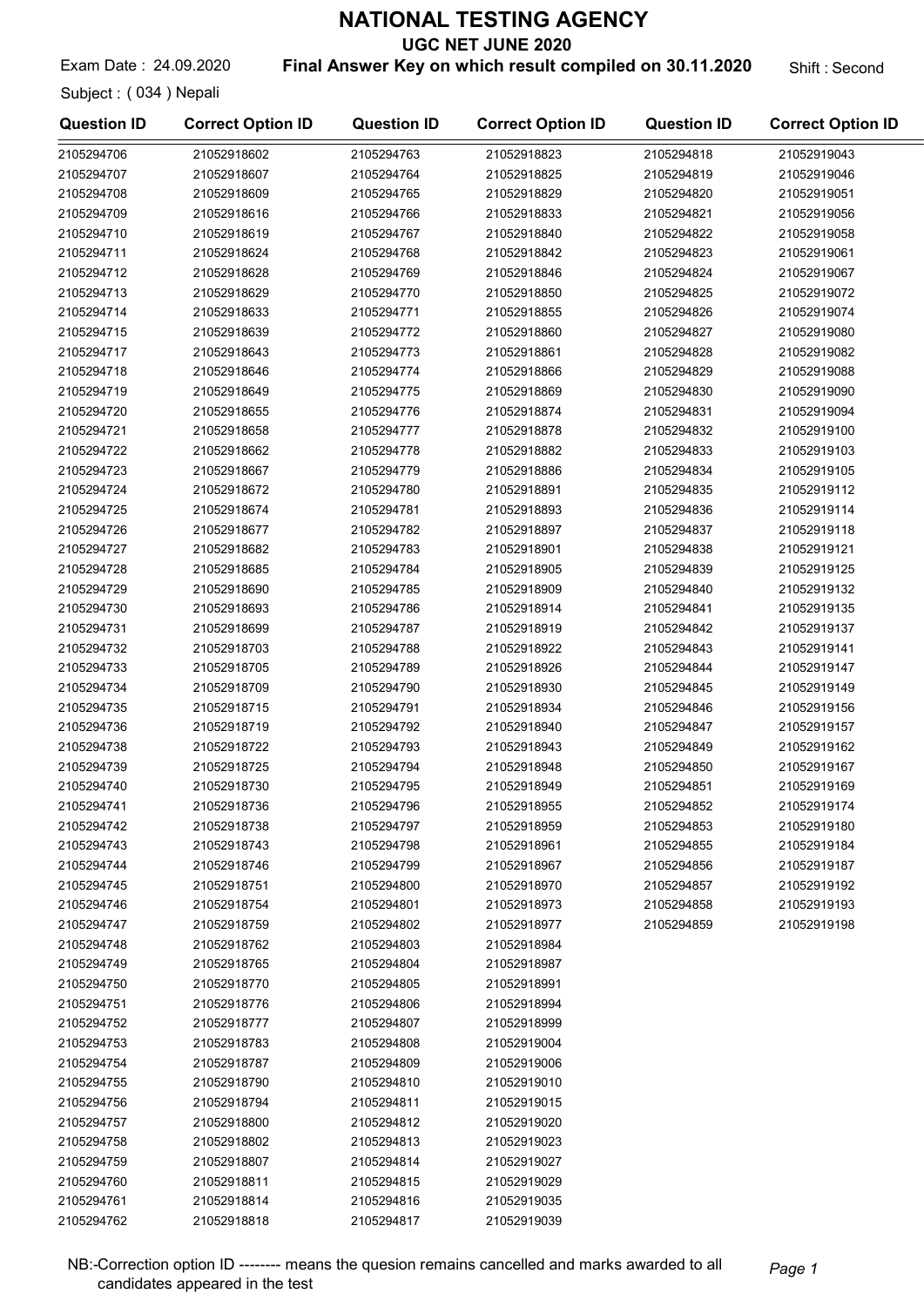# NATIONAL TESTING AGENCY

## UGC NET JUNE 2020

Exam Date : 24.09.2020 **Final Answer Key on which result compiled on 30.11.2020** Shift : Second

Subject : ( 034 ) Nepali

| Question ID | Correct Option ID | Question ID | Correct Option ID | Question ID | Correct Option ID |
|---|---|---|---|---|---|
| 2105294706 | 21052918602 | 2105294763 | 21052918823 | 2105294818 | 21052919043 |
| 2105294707 | 21052918607 | 2105294764 | 21052918825 | 2105294819 | 21052919046 |
| 2105294708 | 21052918609 | 2105294765 | 21052918829 | 2105294820 | 21052919051 |
| 2105294709 | 21052918616 | 2105294766 | 21052918833 | 2105294821 | 21052919056 |
| 2105294710 | 21052918619 | 2105294767 | 21052918840 | 2105294822 | 21052919058 |
| 2105294711 | 21052918624 | 2105294768 | 21052918842 | 2105294823 | 21052919061 |
| 2105294712 | 21052918628 | 2105294769 | 21052918846 | 2105294824 | 21052919067 |
| 2105294713 | 21052918629 | 2105294770 | 21052918850 | 2105294825 | 21052919072 |
| 2105294714 | 21052918633 | 2105294771 | 21052918855 | 2105294826 | 21052919074 |
| 2105294715 | 21052918639 | 2105294772 | 21052918860 | 2105294827 | 21052919080 |
| 2105294717 | 21052918643 | 2105294773 | 21052918861 | 2105294828 | 21052919082 |
| 2105294718 | 21052918646 | 2105294774 | 21052918866 | 2105294829 | 21052919088 |
| 2105294719 | 21052918649 | 2105294775 | 21052918869 | 2105294830 | 21052919090 |
| 2105294720 | 21052918655 | 2105294776 | 21052918874 | 2105294831 | 21052919094 |
| 2105294721 | 21052918658 | 2105294777 | 21052918878 | 2105294832 | 21052919100 |
| 2105294722 | 21052918662 | 2105294778 | 21052918882 | 2105294833 | 21052919103 |
| 2105294723 | 21052918667 | 2105294779 | 21052918886 | 2105294834 | 21052919105 |
| 2105294724 | 21052918672 | 2105294780 | 21052918891 | 2105294835 | 21052919112 |
| 2105294725 | 21052918674 | 2105294781 | 21052918893 | 2105294836 | 21052919114 |
| 2105294726 | 21052918677 | 2105294782 | 21052918897 | 2105294837 | 21052919118 |
| 2105294727 | 21052918682 | 2105294783 | 21052918901 | 2105294838 | 21052919121 |
| 2105294728 | 21052918685 | 2105294784 | 21052918905 | 2105294839 | 21052919125 |
| 2105294729 | 21052918690 | 2105294785 | 21052918909 | 2105294840 | 21052919132 |
| 2105294730 | 21052918693 | 2105294786 | 21052918914 | 2105294841 | 21052919135 |
| 2105294731 | 21052918699 | 2105294787 | 21052918919 | 2105294842 | 21052919137 |
| 2105294732 | 21052918703 | 2105294788 | 21052918922 | 2105294843 | 21052919141 |
| 2105294733 | 21052918705 | 2105294789 | 21052918926 | 2105294844 | 21052919147 |
| 2105294734 | 21052918709 | 2105294790 | 21052918930 | 2105294845 | 21052919149 |
| 2105294735 | 21052918715 | 2105294791 | 21052918934 | 2105294846 | 21052919156 |
| 2105294736 | 21052918719 | 2105294792 | 21052918940 | 2105294847 | 21052919157 |
| 2105294738 | 21052918722 | 2105294793 | 21052918943 | 2105294849 | 21052919162 |
| 2105294739 | 21052918725 | 2105294794 | 21052918948 | 2105294850 | 21052919167 |
| 2105294740 | 21052918730 | 2105294795 | 21052918949 | 2105294851 | 21052919169 |
| 2105294741 | 21052918736 | 2105294796 | 21052918955 | 2105294852 | 21052919174 |
| 2105294742 | 21052918738 | 2105294797 | 21052918959 | 2105294853 | 21052919180 |
| 2105294743 | 21052918743 | 2105294798 | 21052918961 | 2105294855 | 21052919184 |
| 2105294744 | 21052918746 | 2105294799 | 21052918967 | 2105294856 | 21052919187 |
| 2105294745 | 21052918751 | 2105294800 | 21052918970 | 2105294857 | 21052919192 |
| 2105294746 | 21052918754 | 2105294801 | 21052918973 | 2105294858 | 21052919193 |
| 2105294747 | 21052918759 | 2105294802 | 21052918977 | 2105294859 | 21052919198 |
| 2105294748 | 21052918762 | 2105294803 | 21052918984 | | |
| 2105294749 | 21052918765 | 2105294804 | 21052918987 | | |
| 2105294750 | 21052918770 | 2105294805 | 21052918991 | | |
| 2105294751 | 21052918776 | 2105294806 | 21052918994 | | |
| 2105294752 | 21052918777 | 2105294807 | 21052918999 | | |
| 2105294753 | 21052918783 | 2105294808 | 21052919004 | | |
| 2105294754 | 21052918787 | 2105294809 | 21052919006 | | |
| 2105294755 | 21052918790 | 2105294810 | 21052919010 | | |
| 2105294756 | 21052918794 | 2105294811 | 21052919015 | | |
| 2105294757 | 21052918800 | 2105294812 | 21052919020 | | |
| 2105294758 | 21052918802 | 2105294813 | 21052919023 | | |
| 2105294759 | 21052918807 | 2105294814 | 21052919027 | | |
| 2105294760 | 21052918811 | 2105294815 | 21052919029 | | |
| 2105294761 | 21052918814 | 2105294816 | 21052919035 | | |
| 2105294762 | 21052918818 | 2105294817 | 21052919039 | | |

NB:-Correction option ID -------- means the quesion remains cancelled and marks awarded to all candidates appeared in the test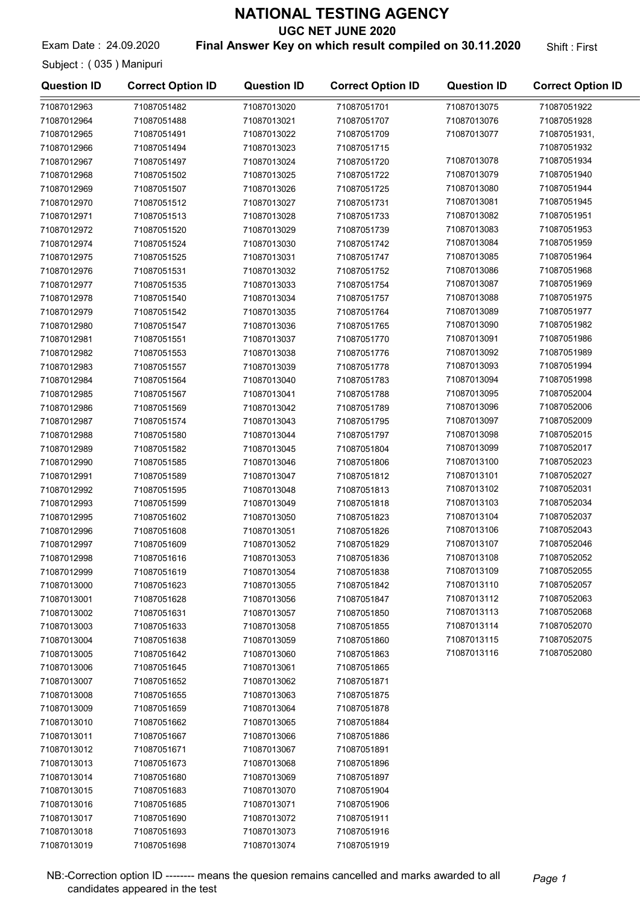# NATIONAL TESTING AGENCY

**UGC NET JUNE 2020**

Exam Date : 24.09.2020 **Final Answer Key on which result compiled on 30.11.2020** Shift : First

Subject : ( 035 ) Manipuri

| Question ID | Correct Option ID | Question ID | Correct Option ID | Question ID | Correct Option ID |
|---|---|---|---|---|---|
| 71087012963 | 71087051482 | 71087013020 | 71087051701 | 71087013075 | 71087051922 |
| 71087012964 | 71087051488 | 71087013021 | 71087051707 | 71087013076 | 71087051928 |
| 71087012965 | 71087051491 | 71087013022 | 71087051709 | 71087013077 | 71087051931, 71087051932 |
| 71087012966 | 71087051494 | 71087013023 | 71087051715 | 71087013078 | 71087051934 |
| 71087012967 | 71087051497 | 71087013024 | 71087051720 | 71087013079 | 71087051940 |
| 71087012968 | 71087051502 | 71087013025 | 71087051722 | 71087013080 | 71087051944 |
| 71087012969 | 71087051507 | 71087013026 | 71087051725 | 71087013081 | 71087051945 |
| 71087012970 | 71087051512 | 71087013027 | 71087051731 | 71087013082 | 71087051951 |
| 71087012971 | 71087051513 | 71087013028 | 71087051733 | 71087013083 | 71087051953 |
| 71087012972 | 71087051520 | 71087013029 | 71087051739 | 71087013084 | 71087051959 |
| 71087012974 | 71087051524 | 71087013030 | 71087051742 | 71087013085 | 71087051964 |
| 71087012975 | 71087051525 | 71087013031 | 71087051747 | 71087013086 | 71087051968 |
| 71087012976 | 71087051531 | 71087013032 | 71087051752 | 71087013087 | 71087051969 |
| 71087012977 | 71087051535 | 71087013033 | 71087051754 | 71087013088 | 71087051975 |
| 71087012978 | 71087051540 | 71087013034 | 71087051757 | 71087013089 | 71087051977 |
| 71087012979 | 71087051542 | 71087013035 | 71087051764 | 71087013090 | 71087051982 |
| 71087012980 | 71087051547 | 71087013036 | 71087051765 | 71087013091 | 71087051986 |
| 71087012981 | 71087051551 | 71087013037 | 71087051770 | 71087013092 | 71087051989 |
| 71087012982 | 71087051553 | 71087013038 | 71087051776 | 71087013093 | 71087051994 |
| 71087012983 | 71087051557 | 71087013039 | 71087051778 | 71087013094 | 71087051998 |
| 71087012984 | 71087051564 | 71087013040 | 71087051783 | 71087013095 | 71087052004 |
| 71087012985 | 71087051567 | 71087013041 | 71087051788 | 71087013096 | 71087052006 |
| 71087012986 | 71087051569 | 71087013042 | 71087051789 | 71087013097 | 71087052009 |
| 71087012987 | 71087051574 | 71087013043 | 71087051795 | 71087013098 | 71087052015 |
| 71087012988 | 71087051580 | 71087013044 | 71087051797 | 71087013099 | 71087052017 |
| 71087012989 | 71087051582 | 71087013045 | 71087051804 | 71087013100 | 71087052023 |
| 71087012990 | 71087051585 | 71087013046 | 71087051806 | 71087013101 | 71087052027 |
| 71087012991 | 71087051589 | 71087013047 | 71087051812 | 71087013102 | 71087052031 |
| 71087012992 | 71087051595 | 71087013048 | 71087051813 | 71087013103 | 71087052034 |
| 71087012993 | 71087051599 | 71087013049 | 71087051818 | 71087013104 | 71087052037 |
| 71087012995 | 71087051602 | 71087013050 | 71087051823 | 71087013106 | 71087052043 |
| 71087012996 | 71087051608 | 71087013051 | 71087051826 | 71087013107 | 71087052046 |
| 71087012997 | 71087051609 | 71087013052 | 71087051829 | 71087013108 | 71087052052 |
| 71087012998 | 71087051616 | 71087013053 | 71087051836 | 71087013109 | 71087052055 |
| 71087012999 | 71087051619 | 71087013054 | 71087051838 | 71087013110 | 71087052057 |
| 71087013000 | 71087051623 | 71087013055 | 71087051842 | 71087013112 | 71087052063 |
| 71087013001 | 71087051628 | 71087013056 | 71087051847 | 71087013113 | 71087052068 |
| 71087013002 | 71087051631 | 71087013057 | 71087051850 | 71087013114 | 71087052070 |
| 71087013003 | 71087051633 | 71087013058 | 71087051855 | 71087013115 | 71087052075 |
| 71087013004 | 71087051638 | 71087013059 | 71087051860 | 71087013116 | 71087052080 |
| 71087013005 | 71087051642 | 71087013060 | 71087051863 | | |
| 71087013006 | 71087051645 | 71087013061 | 71087051865 | | |
| 71087013007 | 71087051652 | 71087013062 | 71087051871 | | |
| 71087013008 | 71087051655 | 71087013063 | 71087051875 | | |
| 71087013009 | 71087051659 | 71087013064 | 71087051878 | | |
| 71087013010 | 71087051662 | 71087013065 | 71087051884 | | |
| 71087013011 | 71087051667 | 71087013066 | 71087051886 | | |
| 71087013012 | 71087051671 | 71087013067 | 71087051891 | | |
| 71087013013 | 71087051673 | 71087013068 | 71087051896 | | |
| 71087013014 | 71087051680 | 71087013069 | 71087051897 | | |
| 71087013015 | 71087051683 | 71087013070 | 71087051904 | | |
| 71087013016 | 71087051685 | 71087013071 | 71087051906 | | |
| 71087013017 | 71087051690 | 71087013072 | 71087051911 | | |
| 71087013018 | 71087051693 | 71087013073 | 71087051916 | | |
| 71087013019 | 71087051698 | 71087013074 | 71087051919 | | |

NB:-Correction option ID -------- means the quesion remains cancelled and marks awarded to all candidates appeared in the test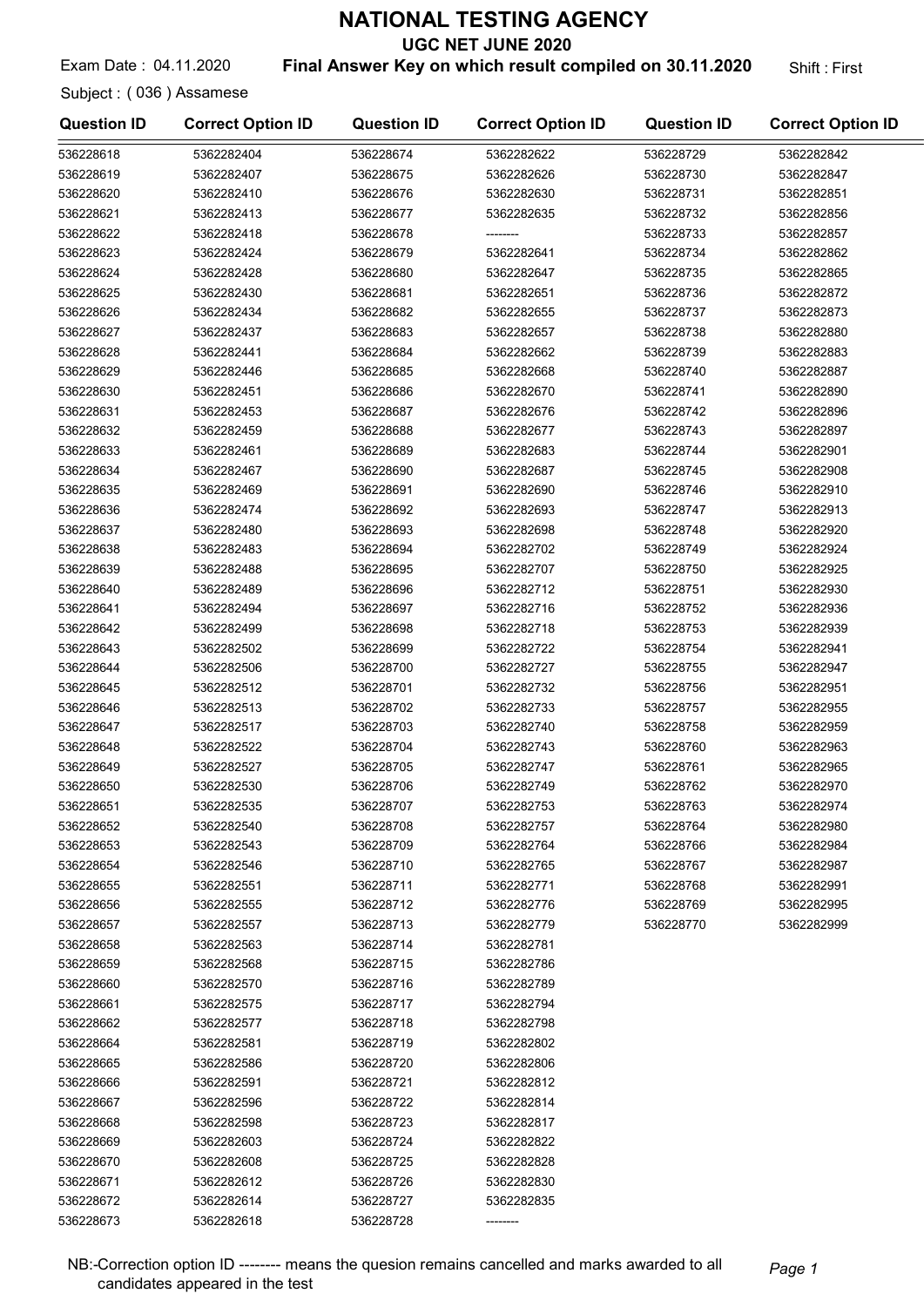# NATIONAL TESTING AGENCY

## UGC NET JUNE 2020

Exam Date : 04.11.2020 **Final Answer Key on which result compiled on 30.11.2020** Shift : First

Subject : ( 036 ) Assamese

| Question ID | Correct Option ID | Question ID | Correct Option ID | Question ID | Correct Option ID |
|---|---|---|---|---|---|
| 536228618 | 5362282404 | 536228674 | 5362282622 | 536228729 | 5362282842 |
| 536228619 | 5362282407 | 536228675 | 5362282626 | 536228730 | 5362282847 |
| 536228620 | 5362282410 | 536228676 | 5362282630 | 536228731 | 5362282851 |
| 536228621 | 5362282413 | 536228677 | 5362282635 | 536228732 | 5362282856 |
| 536228622 | 5362282418 | 536228678 | -------- | 536228733 | 5362282857 |
| 536228623 | 5362282424 | 536228679 | 5362282641 | 536228734 | 5362282862 |
| 536228624 | 5362282428 | 536228680 | 5362282647 | 536228735 | 5362282865 |
| 536228625 | 5362282430 | 536228681 | 5362282651 | 536228736 | 5362282872 |
| 536228626 | 5362282434 | 536228682 | 5362282655 | 536228737 | 5362282873 |
| 536228627 | 5362282437 | 536228683 | 5362282657 | 536228738 | 5362282880 |
| 536228628 | 5362282441 | 536228684 | 5362282662 | 536228739 | 5362282883 |
| 536228629 | 5362282446 | 536228685 | 5362282668 | 536228740 | 5362282887 |
| 536228630 | 5362282451 | 536228686 | 5362282670 | 536228741 | 5362282890 |
| 536228631 | 5362282453 | 536228687 | 5362282676 | 536228742 | 5362282896 |
| 536228632 | 5362282459 | 536228688 | 5362282677 | 536228743 | 5362282897 |
| 536228633 | 5362282461 | 536228689 | 5362282683 | 536228744 | 5362282901 |
| 536228634 | 5362282467 | 536228690 | 5362282687 | 536228745 | 5362282908 |
| 536228635 | 5362282469 | 536228691 | 5362282690 | 536228746 | 5362282910 |
| 536228636 | 5362282474 | 536228692 | 5362282693 | 536228747 | 5362282913 |
| 536228637 | 5362282480 | 536228693 | 5362282698 | 536228748 | 5362282920 |
| 536228638 | 5362282483 | 536228694 | 5362282702 | 536228749 | 5362282924 |
| 536228639 | 5362282488 | 536228695 | 5362282707 | 536228750 | 5362282925 |
| 536228640 | 5362282489 | 536228696 | 5362282712 | 536228751 | 5362282930 |
| 536228641 | 5362282494 | 536228697 | 5362282716 | 536228752 | 5362282936 |
| 536228642 | 5362282499 | 536228698 | 5362282718 | 536228753 | 5362282939 |
| 536228643 | 5362282502 | 536228699 | 5362282722 | 536228754 | 5362282941 |
| 536228644 | 5362282506 | 536228700 | 5362282727 | 536228755 | 5362282947 |
| 536228645 | 5362282512 | 536228701 | 5362282732 | 536228756 | 5362282951 |
| 536228646 | 5362282513 | 536228702 | 5362282733 | 536228757 | 5362282955 |
| 536228647 | 5362282517 | 536228703 | 5362282740 | 536228758 | 5362282959 |
| 536228648 | 5362282522 | 536228704 | 5362282743 | 536228760 | 5362282963 |
| 536228649 | 5362282527 | 536228705 | 5362282747 | 536228761 | 5362282965 |
| 536228650 | 5362282530 | 536228706 | 5362282749 | 536228762 | 5362282970 |
| 536228651 | 5362282535 | 536228707 | 5362282753 | 536228763 | 5362282974 |
| 536228652 | 5362282540 | 536228708 | 5362282757 | 536228764 | 5362282980 |
| 536228653 | 5362282543 | 536228709 | 5362282764 | 536228766 | 5362282984 |
| 536228654 | 5362282546 | 536228710 | 5362282765 | 536228767 | 5362282987 |
| 536228655 | 5362282551 | 536228711 | 5362282771 | 536228768 | 5362282991 |
| 536228656 | 5362282555 | 536228712 | 5362282776 | 536228769 | 5362282995 |
| 536228657 | 5362282557 | 536228713 | 5362282779 | 536228770 | 5362282999 |
| 536228658 | 5362282563 | 536228714 | 5362282781 | | |
| 536228659 | 5362282568 | 536228715 | 5362282786 | | |
| 536228660 | 5362282570 | 536228716 | 5362282789 | | |
| 536228661 | 5362282575 | 536228717 | 5362282794 | | |
| 536228662 | 5362282577 | 536228718 | 5362282798 | | |
| 536228664 | 5362282581 | 536228719 | 5362282802 | | |
| 536228665 | 5362282586 | 536228720 | 5362282806 | | |
| 536228666 | 5362282591 | 536228721 | 5362282812 | | |
| 536228667 | 5362282596 | 536228722 | 5362282814 | | |
| 536228668 | 5362282598 | 536228723 | 5362282817 | | |
| 536228669 | 5362282603 | 536228724 | 5362282822 | | |
| 536228670 | 5362282608 | 536228725 | 5362282828 | | |
| 536228671 | 5362282612 | 536228726 | 5362282830 | | |
| 536228672 | 5362282614 | 536228727 | 5362282835 | | |
| 536228673 | 5362282618 | 536228728 | -------- | | |

NB:-Correction option ID -------- means the quesion remains cancelled and marks awarded to all candidates appeared in the test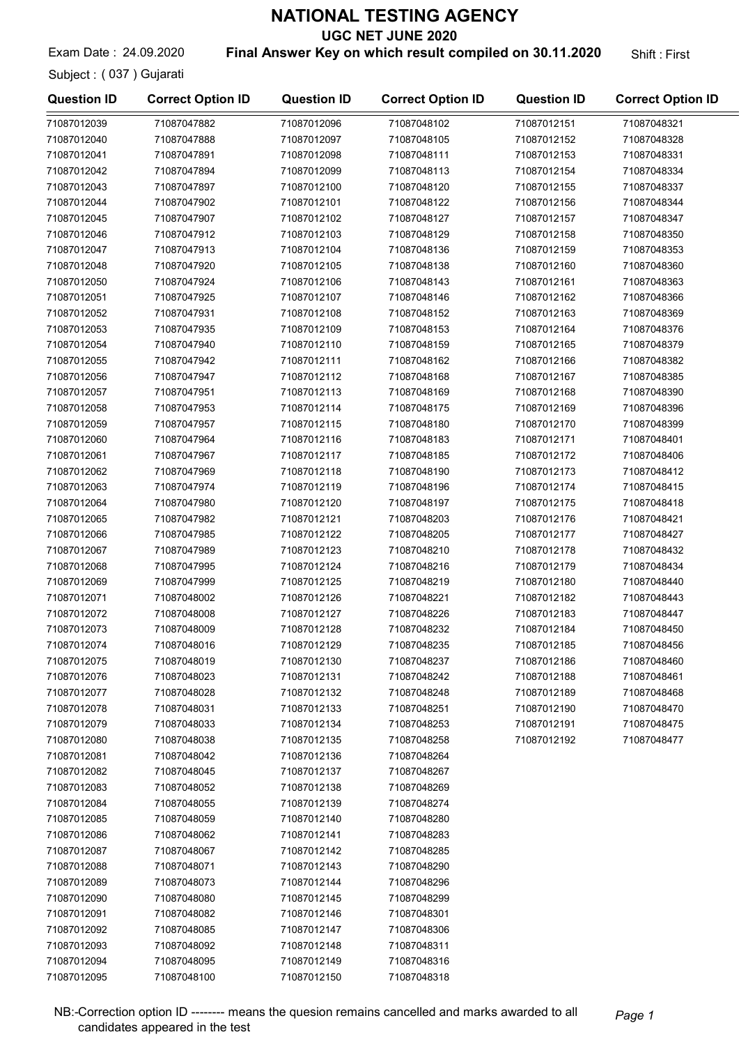# NATIONAL TESTING AGENCY

## UGC NET JUNE 2020

Exam Date : 24.09.2020 **Final Answer Key on which result compiled on 30.11.2020** Shift : First

Subject : ( 037 ) Gujarati

| Question ID | Correct Option ID | Question ID | Correct Option ID | Question ID | Correct Option ID |
|---|---|---|---|---|---|
| 71087012039 | 71087047882 | 71087012096 | 71087048102 | 71087012151 | 71087048321 |
| 71087012040 | 71087047888 | 71087012097 | 71087048105 | 71087012152 | 71087048328 |
| 71087012041 | 71087047891 | 71087012098 | 71087048111 | 71087012153 | 71087048331 |
| 71087012042 | 71087047894 | 71087012099 | 71087048113 | 71087012154 | 71087048334 |
| 71087012043 | 71087047897 | 71087012100 | 71087048120 | 71087012155 | 71087048337 |
| 71087012044 | 71087047902 | 71087012101 | 71087048122 | 71087012156 | 71087048344 |
| 71087012045 | 71087047907 | 71087012102 | 71087048127 | 71087012157 | 71087048347 |
| 71087012046 | 71087047912 | 71087012103 | 71087048129 | 71087012158 | 71087048350 |
| 71087012047 | 71087047913 | 71087012104 | 71087048136 | 71087012159 | 71087048353 |
| 71087012048 | 71087047920 | 71087012105 | 71087048138 | 71087012160 | 71087048360 |
| 71087012050 | 71087047924 | 71087012106 | 71087048143 | 71087012161 | 71087048363 |
| 71087012051 | 71087047925 | 71087012107 | 71087048146 | 71087012162 | 71087048366 |
| 71087012052 | 71087047931 | 71087012108 | 71087048152 | 71087012163 | 71087048369 |
| 71087012053 | 71087047935 | 71087012109 | 71087048153 | 71087012164 | 71087048376 |
| 71087012054 | 71087047940 | 71087012110 | 71087048159 | 71087012165 | 71087048379 |
| 71087012055 | 71087047942 | 71087012111 | 71087048162 | 71087012166 | 71087048382 |
| 71087012056 | 71087047947 | 71087012112 | 71087048168 | 71087012167 | 71087048385 |
| 71087012057 | 71087047951 | 71087012113 | 71087048169 | 71087012168 | 71087048390 |
| 71087012058 | 71087047953 | 71087012114 | 71087048175 | 71087012169 | 71087048396 |
| 71087012059 | 71087047957 | 71087012115 | 71087048180 | 71087012170 | 71087048399 |
| 71087012060 | 71087047964 | 71087012116 | 71087048183 | 71087012171 | 71087048401 |
| 71087012061 | 71087047967 | 71087012117 | 71087048185 | 71087012172 | 71087048406 |
| 71087012062 | 71087047969 | 71087012118 | 71087048190 | 71087012173 | 71087048412 |
| 71087012063 | 71087047974 | 71087012119 | 71087048196 | 71087012174 | 71087048415 |
| 71087012064 | 71087047980 | 71087012120 | 71087048197 | 71087012175 | 71087048418 |
| 71087012065 | 71087047982 | 71087012121 | 71087048203 | 71087012176 | 71087048421 |
| 71087012066 | 71087047985 | 71087012122 | 71087048205 | 71087012177 | 71087048427 |
| 71087012067 | 71087047989 | 71087012123 | 71087048210 | 71087012178 | 71087048432 |
| 71087012068 | 71087047995 | 71087012124 | 71087048216 | 71087012179 | 71087048434 |
| 71087012069 | 71087047999 | 71087012125 | 71087048219 | 71087012180 | 71087048440 |
| 71087012071 | 71087048002 | 71087012126 | 71087048221 | 71087012182 | 71087048443 |
| 71087012072 | 71087048008 | 71087012127 | 71087048226 | 71087012183 | 71087048447 |
| 71087012073 | 71087048009 | 71087012128 | 71087048232 | 71087012184 | 71087048450 |
| 71087012074 | 71087048016 | 71087012129 | 71087048235 | 71087012185 | 71087048456 |
| 71087012075 | 71087048019 | 71087012130 | 71087048237 | 71087012186 | 71087048460 |
| 71087012076 | 71087048023 | 71087012131 | 71087048242 | 71087012188 | 71087048461 |
| 71087012077 | 71087048028 | 71087012132 | 71087048248 | 71087012189 | 71087048468 |
| 71087012078 | 71087048031 | 71087012133 | 71087048251 | 71087012190 | 71087048470 |
| 71087012079 | 71087048033 | 71087012134 | 71087048253 | 71087012191 | 71087048475 |
| 71087012080 | 71087048038 | 71087012135 | 71087048258 | 71087012192 | 71087048477 |
| 71087012081 | 71087048042 | 71087012136 | 71087048264 | | |
| 71087012082 | 71087048045 | 71087012137 | 71087048267 | | |
| 71087012083 | 71087048052 | 71087012138 | 71087048269 | | |
| 71087012084 | 71087048055 | 71087012139 | 71087048274 | | |
| 71087012085 | 71087048059 | 71087012140 | 71087048280 | | |
| 71087012086 | 71087048062 | 71087012141 | 71087048283 | | |
| 71087012087 | 71087048067 | 71087012142 | 71087048285 | | |
| 71087012088 | 71087048071 | 71087012143 | 71087048290 | | |
| 71087012089 | 71087048073 | 71087012144 | 71087048296 | | |
| 71087012090 | 71087048080 | 71087012145 | 71087048299 | | |
| 71087012091 | 71087048082 | 71087012146 | 71087048301 | | |
| 71087012092 | 71087048085 | 71087012147 | 71087048306 | | |
| 71087012093 | 71087048092 | 71087012148 | 71087048311 | | |
| 71087012094 | 71087048095 | 71087012149 | 71087048316 | | |
| 71087012095 | 71087048100 | 71087012150 | 71087048318 | | |

NB:-Correction option ID -------- means the quesion remains cancelled and marks awarded to all candidates appeared in the test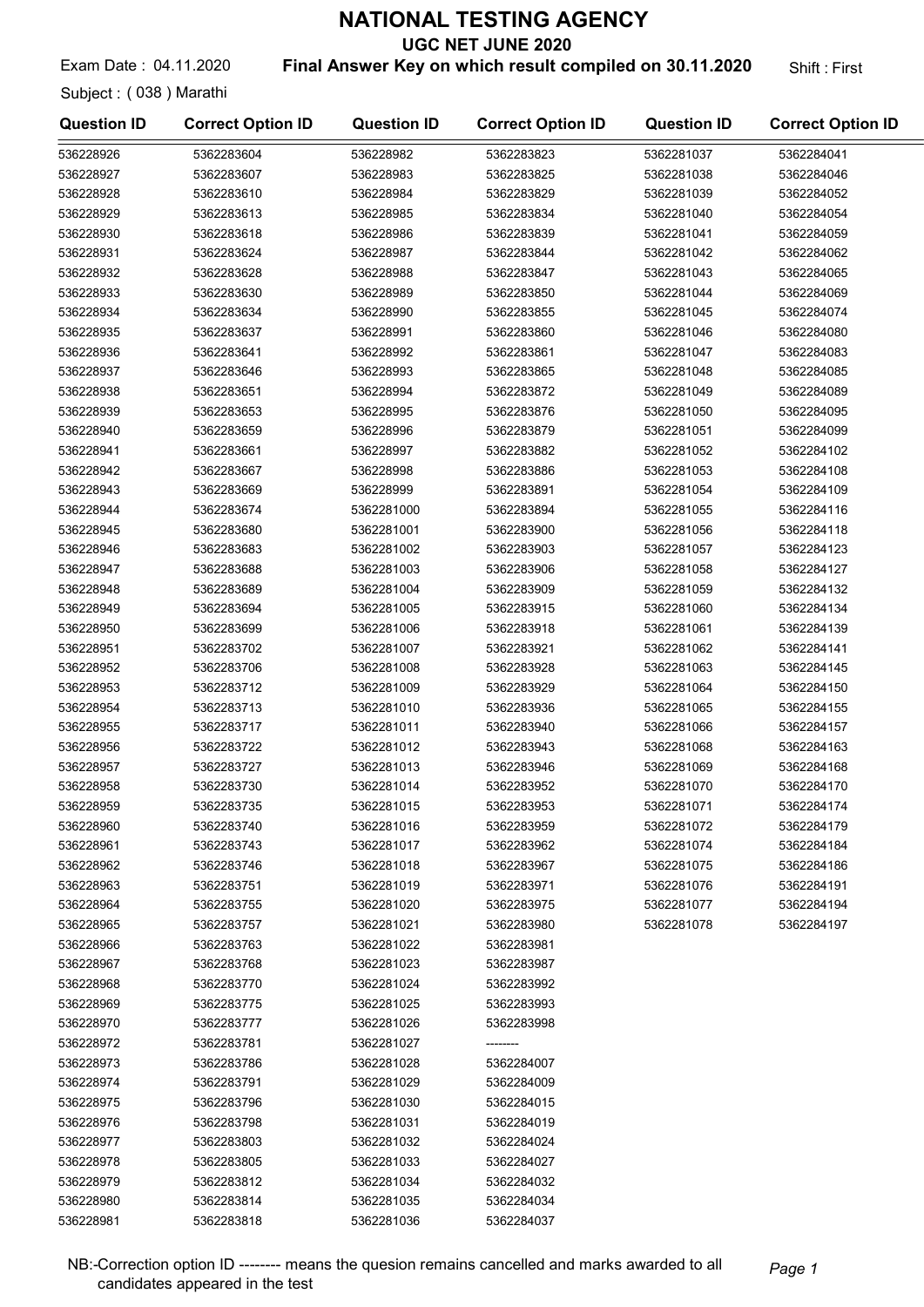# NATIONAL TESTING AGENCY

## UGC NET JUNE 2020

Exam Date : 04.11.2020 **Final Answer Key on which result compiled on 30.11.2020** Shift : First

Subject : ( 038 ) Marathi

| Question ID | Correct Option ID | Question ID | Correct Option ID | Question ID | Correct Option ID |
|---|---|---|---|---|---|
| 536228926 | 5362283604 | 536228982 | 5362283823 | 5362281037 | 5362284041 |
| 536228927 | 5362283607 | 536228983 | 5362283825 | 5362281038 | 5362284046 |
| 536228928 | 5362283610 | 536228984 | 5362283829 | 5362281039 | 5362284052 |
| 536228929 | 5362283613 | 536228985 | 5362283834 | 5362281040 | 5362284054 |
| 536228930 | 5362283618 | 536228986 | 5362283839 | 5362281041 | 5362284059 |
| 536228931 | 5362283624 | 536228987 | 5362283844 | 5362281042 | 5362284062 |
| 536228932 | 5362283628 | 536228988 | 5362283847 | 5362281043 | 5362284065 |
| 536228933 | 5362283630 | 536228989 | 5362283850 | 5362281044 | 5362284069 |
| 536228934 | 5362283634 | 536228990 | 5362283855 | 5362281045 | 5362284074 |
| 536228935 | 5362283637 | 536228991 | 5362283860 | 5362281046 | 5362284080 |
| 536228936 | 5362283641 | 536228992 | 5362283861 | 5362281047 | 5362284083 |
| 536228937 | 5362283646 | 536228993 | 5362283865 | 5362281048 | 5362284085 |
| 536228938 | 5362283651 | 536228994 | 5362283872 | 5362281049 | 5362284089 |
| 536228939 | 5362283653 | 536228995 | 5362283876 | 5362281050 | 5362284095 |
| 536228940 | 5362283659 | 536228996 | 5362283879 | 5362281051 | 5362284099 |
| 536228941 | 5362283661 | 536228997 | 5362283882 | 5362281052 | 5362284102 |
| 536228942 | 5362283667 | 536228998 | 5362283886 | 5362281053 | 5362284108 |
| 536228943 | 5362283669 | 536228999 | 5362283891 | 5362281054 | 5362284109 |
| 536228944 | 5362283674 | 5362281000 | 5362283894 | 5362281055 | 5362284116 |
| 536228945 | 5362283680 | 5362281001 | 5362283900 | 5362281056 | 5362284118 |
| 536228946 | 5362283683 | 5362281002 | 5362283903 | 5362281057 | 5362284123 |
| 536228947 | 5362283688 | 5362281003 | 5362283906 | 5362281058 | 5362284127 |
| 536228948 | 5362283689 | 5362281004 | 5362283909 | 5362281059 | 5362284132 |
| 536228949 | 5362283694 | 5362281005 | 5362283915 | 5362281060 | 5362284134 |
| 536228950 | 5362283699 | 5362281006 | 5362283918 | 5362281061 | 5362284139 |
| 536228951 | 5362283702 | 5362281007 | 5362283921 | 5362281062 | 5362284141 |
| 536228952 | 5362283706 | 5362281008 | 5362283928 | 5362281063 | 5362284145 |
| 536228953 | 5362283712 | 5362281009 | 5362283929 | 5362281064 | 5362284150 |
| 536228954 | 5362283713 | 5362281010 | 5362283936 | 5362281065 | 5362284155 |
| 536228955 | 5362283717 | 5362281011 | 5362283940 | 5362281066 | 5362284157 |
| 536228956 | 5362283722 | 5362281012 | 5362283943 | 5362281068 | 5362284163 |
| 536228957 | 5362283727 | 5362281013 | 5362283946 | 5362281069 | 5362284168 |
| 536228958 | 5362283730 | 5362281014 | 5362283952 | 5362281070 | 5362284170 |
| 536228959 | 5362283735 | 5362281015 | 5362283953 | 5362281071 | 5362284174 |
| 536228960 | 5362283740 | 5362281016 | 5362283959 | 5362281072 | 5362284179 |
| 536228961 | 5362283743 | 5362281017 | 5362283962 | 5362281074 | 5362284184 |
| 536228962 | 5362283746 | 5362281018 | 5362283967 | 5362281075 | 5362284186 |
| 536228963 | 5362283751 | 5362281019 | 5362283971 | 5362281076 | 5362284191 |
| 536228964 | 5362283755 | 5362281020 | 5362283975 | 5362281077 | 5362284194 |
| 536228965 | 5362283757 | 5362281021 | 5362283980 | 5362281078 | 5362284197 |
| 536228966 | 5362283763 | 5362281022 | 5362283981 | | |
| 536228967 | 5362283768 | 5362281023 | 5362283987 | | |
| 536228968 | 5362283770 | 5362281024 | 5362283992 | | |
| 536228969 | 5362283775 | 5362281025 | 5362283993 | | |
| 536228970 | 5362283777 | 5362281026 | 5362283998 | | |
| 536228972 | 5362283781 | 5362281027 | -------- | | |
| 536228973 | 5362283786 | 5362281028 | 5362284007 | | |
| 536228974 | 5362283791 | 5362281029 | 5362284009 | | |
| 536228975 | 5362283796 | 5362281030 | 5362284015 | | |
| 536228976 | 5362283798 | 5362281031 | 5362284019 | | |
| 536228977 | 5362283803 | 5362281032 | 5362284024 | | |
| 536228978 | 5362283805 | 5362281033 | 5362284027 | | |
| 536228979 | 5362283812 | 5362281034 | 5362284032 | | |
| 536228980 | 5362283814 | 5362281035 | 5362284034 | | |
| 536228981 | 5362283818 | 5362281036 | 5362284037 | | |

NB:-Correction option ID -------- means the quesion remains cancelled and marks awarded to all candidates appeared in the test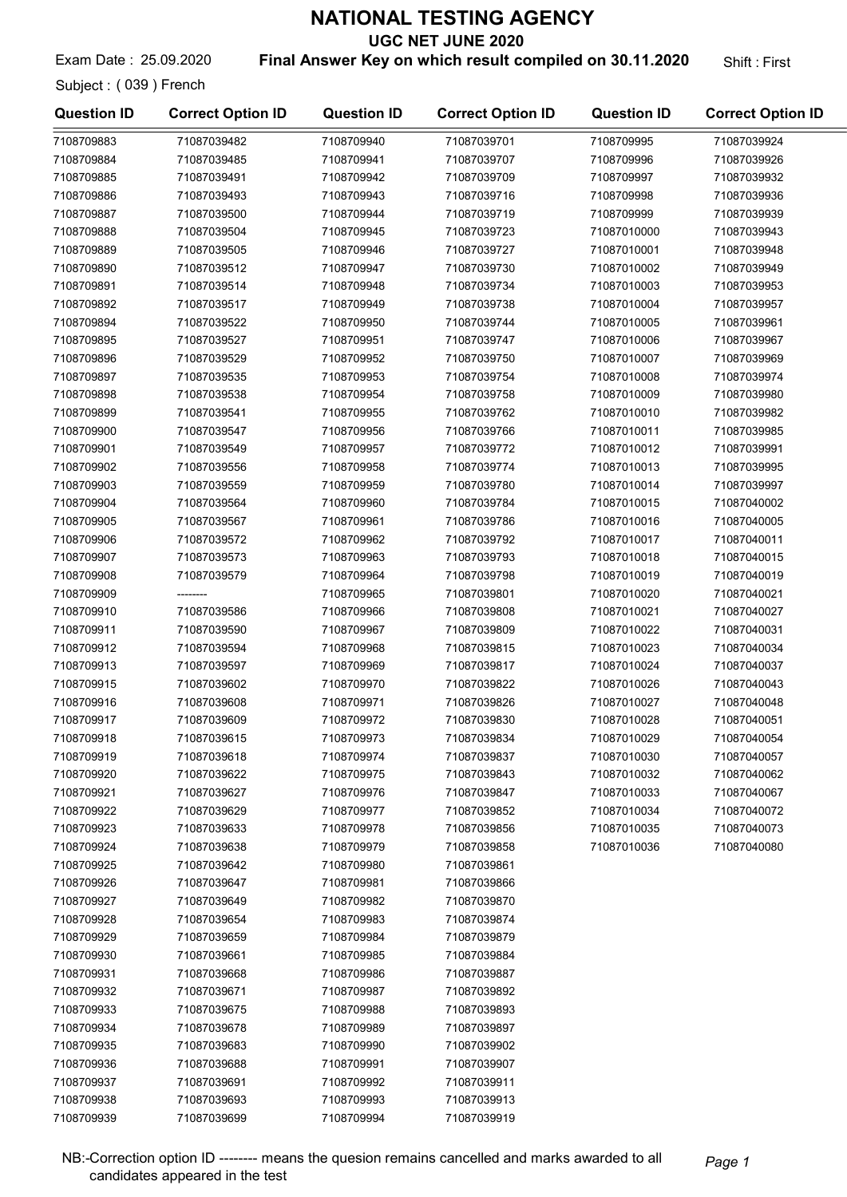# NATIONAL TESTING AGENCY

## UGC NET JUNE 2020

Exam Date : 25.09.2020 **Final Answer Key on which result compiled on 30.11.2020** Shift : First

Subject : ( 039 ) French

| Question ID | Correct Option ID | Question ID | Correct Option ID | Question ID | Correct Option ID |
|---|---|---|---|---|---|
| 7108709883 | 71087039482 | 7108709940 | 71087039701 | 7108709995 | 71087039924 |
| 7108709884 | 71087039485 | 7108709941 | 71087039707 | 7108709996 | 71087039926 |
| 7108709885 | 71087039491 | 7108709942 | 71087039709 | 7108709997 | 71087039932 |
| 7108709886 | 71087039493 | 7108709943 | 71087039716 | 7108709998 | 71087039936 |
| 7108709887 | 71087039500 | 7108709944 | 71087039719 | 7108709999 | 71087039939 |
| 7108709888 | 71087039504 | 7108709945 | 71087039723 | 71087010000 | 71087039943 |
| 7108709889 | 71087039505 | 7108709946 | 71087039727 | 71087010001 | 71087039948 |
| 7108709890 | 71087039512 | 7108709947 | 71087039730 | 71087010002 | 71087039949 |
| 7108709891 | 71087039514 | 7108709948 | 71087039734 | 71087010003 | 71087039953 |
| 7108709892 | 71087039517 | 7108709949 | 71087039738 | 71087010004 | 71087039957 |
| 7108709894 | 71087039522 | 7108709950 | 71087039744 | 71087010005 | 71087039961 |
| 7108709895 | 71087039527 | 7108709951 | 71087039747 | 71087010006 | 71087039967 |
| 7108709896 | 71087039529 | 7108709952 | 71087039750 | 71087010007 | 71087039969 |
| 7108709897 | 71087039535 | 7108709953 | 71087039754 | 71087010008 | 71087039974 |
| 7108709898 | 71087039538 | 7108709954 | 71087039758 | 71087010009 | 71087039980 |
| 7108709899 | 71087039541 | 7108709955 | 71087039762 | 71087010010 | 71087039982 |
| 7108709900 | 71087039547 | 7108709956 | 71087039766 | 71087010011 | 71087039985 |
| 7108709901 | 71087039549 | 7108709957 | 71087039772 | 71087010012 | 71087039991 |
| 7108709902 | 71087039556 | 7108709958 | 71087039774 | 71087010013 | 71087039995 |
| 7108709903 | 71087039559 | 7108709959 | 71087039780 | 71087010014 | 71087039997 |
| 7108709904 | 71087039564 | 7108709960 | 71087039784 | 71087010015 | 71087040002 |
| 7108709905 | 71087039567 | 7108709961 | 71087039786 | 71087010016 | 71087040005 |
| 7108709906 | 71087039572 | 7108709962 | 71087039792 | 71087010017 | 71087040011 |
| 7108709907 | 71087039573 | 7108709963 | 71087039793 | 71087010018 | 71087040015 |
| 7108709908 | 71087039579 | 7108709964 | 71087039798 | 71087010019 | 71087040019 |
| 7108709909 | -------- | 7108709965 | 71087039801 | 71087010020 | 71087040021 |
| 7108709910 | 71087039586 | 7108709966 | 71087039808 | 71087010021 | 71087040027 |
| 7108709911 | 71087039590 | 7108709967 | 71087039809 | 71087010022 | 71087040031 |
| 7108709912 | 71087039594 | 7108709968 | 71087039815 | 71087010023 | 71087040034 |
| 7108709913 | 71087039597 | 7108709969 | 71087039817 | 71087010024 | 71087040037 |
| 7108709915 | 71087039602 | 7108709970 | 71087039822 | 71087010026 | 71087040043 |
| 7108709916 | 71087039608 | 7108709971 | 71087039826 | 71087010027 | 71087040048 |
| 7108709917 | 71087039609 | 7108709972 | 71087039830 | 71087010028 | 71087040051 |
| 7108709918 | 71087039615 | 7108709973 | 71087039834 | 71087010029 | 71087040054 |
| 7108709919 | 71087039618 | 7108709974 | 71087039837 | 71087010030 | 71087040057 |
| 7108709920 | 71087039622 | 7108709975 | 71087039843 | 71087010032 | 71087040062 |
| 7108709921 | 71087039627 | 7108709976 | 71087039847 | 71087010033 | 71087040067 |
| 7108709922 | 71087039629 | 7108709977 | 71087039852 | 71087010034 | 71087040072 |
| 7108709923 | 71087039633 | 7108709978 | 71087039856 | 71087010035 | 71087040073 |
| 7108709924 | 71087039638 | 7108709979 | 71087039858 | 71087010036 | 71087040080 |
| 7108709925 | 71087039642 | 7108709980 | 71087039861 | | |
| 7108709926 | 71087039647 | 7108709981 | 71087039866 | | |
| 7108709927 | 71087039649 | 7108709982 | 71087039870 | | |
| 7108709928 | 71087039654 | 7108709983 | 71087039874 | | |
| 7108709929 | 71087039659 | 7108709984 | 71087039879 | | |
| 7108709930 | 71087039661 | 7108709985 | 71087039884 | | |
| 7108709931 | 71087039668 | 7108709986 | 71087039887 | | |
| 7108709932 | 71087039671 | 7108709987 | 71087039892 | | |
| 7108709933 | 71087039675 | 7108709988 | 71087039893 | | |
| 7108709934 | 71087039678 | 7108709989 | 71087039897 | | |
| 7108709935 | 71087039683 | 7108709990 | 71087039902 | | |
| 7108709936 | 71087039688 | 7108709991 | 71087039907 | | |
| 7108709937 | 71087039691 | 7108709992 | 71087039911 | | |
| 7108709938 | 71087039693 | 7108709993 | 71087039913 | | |
| 7108709939 | 71087039699 | 7108709994 | 71087039919 | | |

NB:-Correction option ID -------- means the quesion remains cancelled and marks awarded to all candidates appeared in the test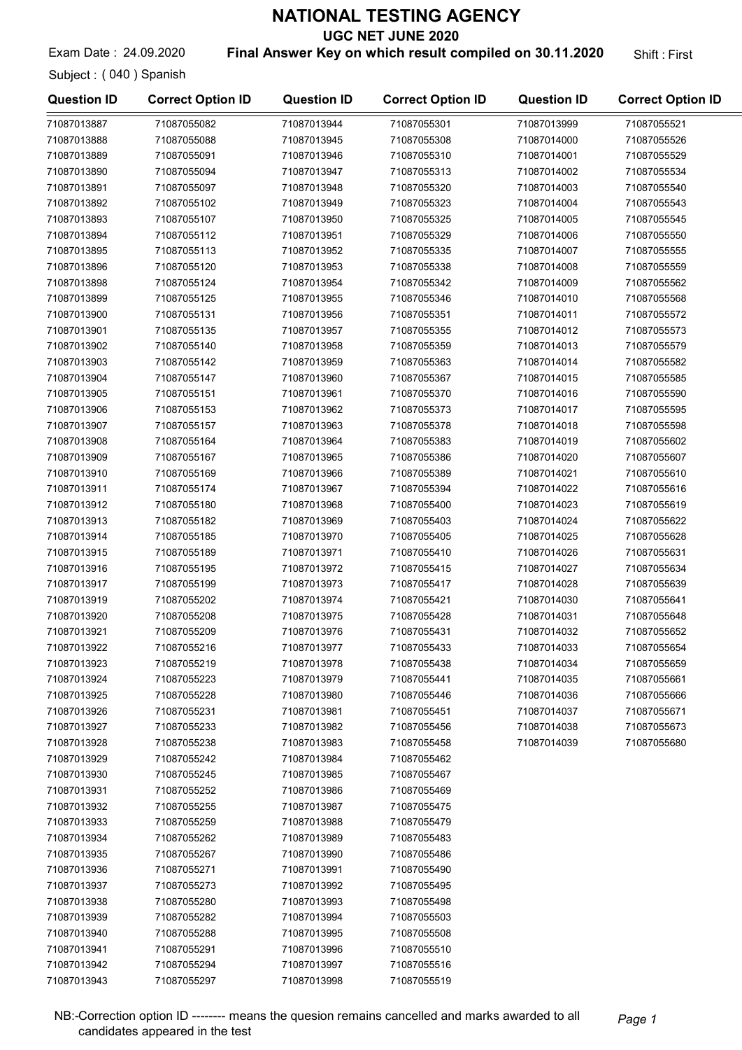# NATIONAL TESTING AGENCY

## UGC NET JUNE 2020

Exam Date : 24.09.2020 **Final Answer Key on which result compiled on 30.11.2020** Shift : First

Subject : ( 040 ) Spanish

| Question ID | Correct Option ID | Question ID | Correct Option ID | Question ID | Correct Option ID |
|---|---|---|---|---|---|
| 71087013887 | 71087055082 | 71087013944 | 71087055301 | 71087013999 | 71087055521 |
| 71087013888 | 71087055088 | 71087013945 | 71087055308 | 71087014000 | 71087055526 |
| 71087013889 | 71087055091 | 71087013946 | 71087055310 | 71087014001 | 71087055529 |
| 71087013890 | 71087055094 | 71087013947 | 71087055313 | 71087014002 | 71087055534 |
| 71087013891 | 71087055097 | 71087013948 | 71087055320 | 71087014003 | 71087055540 |
| 71087013892 | 71087055102 | 71087013949 | 71087055323 | 71087014004 | 71087055543 |
| 71087013893 | 71087055107 | 71087013950 | 71087055325 | 71087014005 | 71087055545 |
| 71087013894 | 71087055112 | 71087013951 | 71087055329 | 71087014006 | 71087055550 |
| 71087013895 | 71087055113 | 71087013952 | 71087055335 | 71087014007 | 71087055555 |
| 71087013896 | 71087055120 | 71087013953 | 71087055338 | 71087014008 | 71087055559 |
| 71087013898 | 71087055124 | 71087013954 | 71087055342 | 71087014009 | 71087055562 |
| 71087013899 | 71087055125 | 71087013955 | 71087055346 | 71087014010 | 71087055568 |
| 71087013900 | 71087055131 | 71087013956 | 71087055351 | 71087014011 | 71087055572 |
| 71087013901 | 71087055135 | 71087013957 | 71087055355 | 71087014012 | 71087055573 |
| 71087013902 | 71087055140 | 71087013958 | 71087055359 | 71087014013 | 71087055579 |
| 71087013903 | 71087055142 | 71087013959 | 71087055363 | 71087014014 | 71087055582 |
| 71087013904 | 71087055147 | 71087013960 | 71087055367 | 71087014015 | 71087055585 |
| 71087013905 | 71087055151 | 71087013961 | 71087055370 | 71087014016 | 71087055590 |
| 71087013906 | 71087055153 | 71087013962 | 71087055373 | 71087014017 | 71087055595 |
| 71087013907 | 71087055157 | 71087013963 | 71087055378 | 71087014018 | 71087055598 |
| 71087013908 | 71087055164 | 71087013964 | 71087055383 | 71087014019 | 71087055602 |
| 71087013909 | 71087055167 | 71087013965 | 71087055386 | 71087014020 | 71087055607 |
| 71087013910 | 71087055169 | 71087013966 | 71087055389 | 71087014021 | 71087055610 |
| 71087013911 | 71087055174 | 71087013967 | 71087055394 | 71087014022 | 71087055616 |
| 71087013912 | 71087055180 | 71087013968 | 71087055400 | 71087014023 | 71087055619 |
| 71087013913 | 71087055182 | 71087013969 | 71087055403 | 71087014024 | 71087055622 |
| 71087013914 | 71087055185 | 71087013970 | 71087055405 | 71087014025 | 71087055628 |
| 71087013915 | 71087055189 | 71087013971 | 71087055410 | 71087014026 | 71087055631 |
| 71087013916 | 71087055195 | 71087013972 | 71087055415 | 71087014027 | 71087055634 |
| 71087013917 | 71087055199 | 71087013973 | 71087055417 | 71087014028 | 71087055639 |
| 71087013919 | 71087055202 | 71087013974 | 71087055421 | 71087014030 | 71087055641 |
| 71087013920 | 71087055208 | 71087013975 | 71087055428 | 71087014031 | 71087055648 |
| 71087013921 | 71087055209 | 71087013976 | 71087055431 | 71087014032 | 71087055652 |
| 71087013922 | 71087055216 | 71087013977 | 71087055433 | 71087014033 | 71087055654 |
| 71087013923 | 71087055219 | 71087013978 | 71087055438 | 71087014034 | 71087055659 |
| 71087013924 | 71087055223 | 71087013979 | 71087055441 | 71087014035 | 71087055661 |
| 71087013925 | 71087055228 | 71087013980 | 71087055446 | 71087014036 | 71087055666 |
| 71087013926 | 71087055231 | 71087013981 | 71087055451 | 71087014037 | 71087055671 |
| 71087013927 | 71087055233 | 71087013982 | 71087055456 | 71087014038 | 71087055673 |
| 71087013928 | 71087055238 | 71087013983 | 71087055458 | 71087014039 | 71087055680 |
| 71087013929 | 71087055242 | 71087013984 | 71087055462 | | |
| 71087013930 | 71087055245 | 71087013985 | 71087055467 | | |
| 71087013931 | 71087055252 | 71087013986 | 71087055469 | | |
| 71087013932 | 71087055255 | 71087013987 | 71087055475 | | |
| 71087013933 | 71087055259 | 71087013988 | 71087055479 | | |
| 71087013934 | 71087055262 | 71087013989 | 71087055483 | | |
| 71087013935 | 71087055267 | 71087013990 | 71087055486 | | |
| 71087013936 | 71087055271 | 71087013991 | 71087055490 | | |
| 71087013937 | 71087055273 | 71087013992 | 71087055495 | | |
| 71087013938 | 71087055280 | 71087013993 | 71087055498 | | |
| 71087013939 | 71087055282 | 71087013994 | 71087055503 | | |
| 71087013940 | 71087055288 | 71087013995 | 71087055508 | | |
| 71087013941 | 71087055291 | 71087013996 | 71087055510 | | |
| 71087013942 | 71087055294 | 71087013997 | 71087055516 | | |
| 71087013943 | 71087055297 | 71087013998 | 71087055519 | | |

NB:-Correction option ID -------- means the quesion remains cancelled and marks awarded to all candidates appeared in the test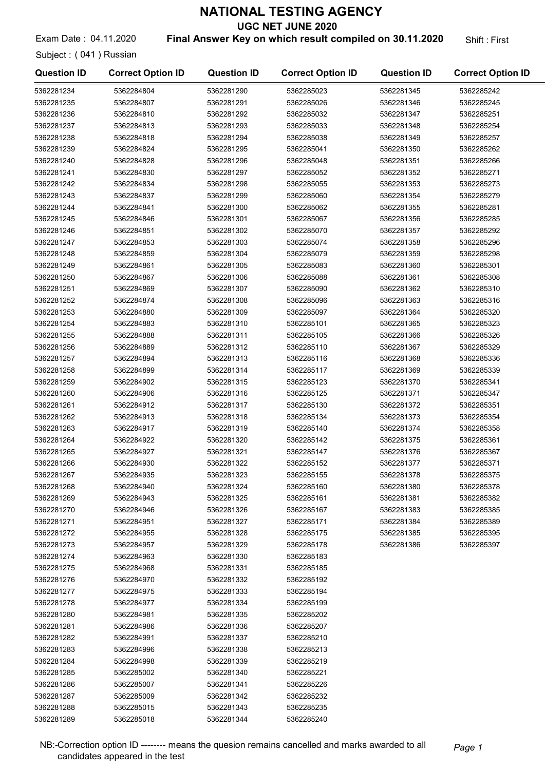# NATIONAL TESTING AGENCY

## UGC NET JUNE 2020

Exam Date : 04.11.2020 **Final Answer Key on which result compiled on 30.11.2020** Shift : First

Subject : ( 041 ) Russian

| Question ID | Correct Option ID | Question ID | Correct Option ID | Question ID | Correct Option ID |
|---|---|---|---|---|---|
| 5362281234 | 5362284804 | 5362281290 | 5362285023 | 5362281345 | 5362285242 |
| 5362281235 | 5362284807 | 5362281291 | 5362285026 | 5362281346 | 5362285245 |
| 5362281236 | 5362284810 | 5362281292 | 5362285032 | 5362281347 | 5362285251 |
| 5362281237 | 5362284813 | 5362281293 | 5362285033 | 5362281348 | 5362285254 |
| 5362281238 | 5362284818 | 5362281294 | 5362285038 | 5362281349 | 5362285257 |
| 5362281239 | 5362284824 | 5362281295 | 5362285041 | 5362281350 | 5362285262 |
| 5362281240 | 5362284828 | 5362281296 | 5362285048 | 5362281351 | 5362285266 |
| 5362281241 | 5362284830 | 5362281297 | 5362285052 | 5362281352 | 5362285271 |
| 5362281242 | 5362284834 | 5362281298 | 5362285055 | 5362281353 | 5362285273 |
| 5362281243 | 5362284837 | 5362281299 | 5362285060 | 5362281354 | 5362285279 |
| 5362281244 | 5362284841 | 5362281300 | 5362285062 | 5362281355 | 5362285281 |
| 5362281245 | 5362284846 | 5362281301 | 5362285067 | 5362281356 | 5362285285 |
| 5362281246 | 5362284851 | 5362281302 | 5362285070 | 5362281357 | 5362285292 |
| 5362281247 | 5362284853 | 5362281303 | 5362285074 | 5362281358 | 5362285296 |
| 5362281248 | 5362284859 | 5362281304 | 5362285079 | 5362281359 | 5362285298 |
| 5362281249 | 5362284861 | 5362281305 | 5362285083 | 5362281360 | 5362285301 |
| 5362281250 | 5362284867 | 5362281306 | 5362285088 | 5362281361 | 5362285308 |
| 5362281251 | 5362284869 | 5362281307 | 5362285090 | 5362281362 | 5362285310 |
| 5362281252 | 5362284874 | 5362281308 | 5362285096 | 5362281363 | 5362285316 |
| 5362281253 | 5362284880 | 5362281309 | 5362285097 | 5362281364 | 5362285320 |
| 5362281254 | 5362284883 | 5362281310 | 5362285101 | 5362281365 | 5362285323 |
| 5362281255 | 5362284888 | 5362281311 | 5362285105 | 5362281366 | 5362285326 |
| 5362281256 | 5362284889 | 5362281312 | 5362285110 | 5362281367 | 5362285329 |
| 5362281257 | 5362284894 | 5362281313 | 5362285116 | 5362281368 | 5362285336 |
| 5362281258 | 5362284899 | 5362281314 | 5362285117 | 5362281369 | 5362285339 |
| 5362281259 | 5362284902 | 5362281315 | 5362285123 | 5362281370 | 5362285341 |
| 5362281260 | 5362284906 | 5362281316 | 5362285125 | 5362281371 | 5362285347 |
| 5362281261 | 5362284912 | 5362281317 | 5362285130 | 5362281372 | 5362285351 |
| 5362281262 | 5362284913 | 5362281318 | 5362285134 | 5362281373 | 5362285354 |
| 5362281263 | 5362284917 | 5362281319 | 5362285140 | 5362281374 | 5362285358 |
| 5362281264 | 5362284922 | 5362281320 | 5362285142 | 5362281375 | 5362285361 |
| 5362281265 | 5362284927 | 5362281321 | 5362285147 | 5362281376 | 5362285367 |
| 5362281266 | 5362284930 | 5362281322 | 5362285152 | 5362281377 | 5362285371 |
| 5362281267 | 5362284935 | 5362281323 | 5362285155 | 5362281378 | 5362285375 |
| 5362281268 | 5362284940 | 5362281324 | 5362285160 | 5362281380 | 5362285378 |
| 5362281269 | 5362284943 | 5362281325 | 5362285161 | 5362281381 | 5362285382 |
| 5362281270 | 5362284946 | 5362281326 | 5362285167 | 5362281383 | 5362285385 |
| 5362281271 | 5362284951 | 5362281327 | 5362285171 | 5362281384 | 5362285389 |
| 5362281272 | 5362284955 | 5362281328 | 5362285175 | 5362281385 | 5362285395 |
| 5362281273 | 5362284957 | 5362281329 | 5362285178 | 5362281386 | 5362285397 |
| 5362281274 | 5362284963 | 5362281330 | 5362285183 | | |
| 5362281275 | 5362284968 | 5362281331 | 5362285185 | | |
| 5362281276 | 5362284970 | 5362281332 | 5362285192 | | |
| 5362281277 | 5362284975 | 5362281333 | 5362285194 | | |
| 5362281278 | 5362284977 | 5362281334 | 5362285199 | | |
| 5362281280 | 5362284981 | 5362281335 | 5362285202 | | |
| 5362281281 | 5362284986 | 5362281336 | 5362285207 | | |
| 5362281282 | 5362284991 | 5362281337 | 5362285210 | | |
| 5362281283 | 5362284996 | 5362281338 | 5362285213 | | |
| 5362281284 | 5362284998 | 5362281339 | 5362285219 | | |
| 5362281285 | 5362285002 | 5362281340 | 5362285221 | | |
| 5362281286 | 5362285007 | 5362281341 | 5362285226 | | |
| 5362281287 | 5362285009 | 5362281342 | 5362285232 | | |
| 5362281288 | 5362285015 | 5362281343 | 5362285235 | | |
| 5362281289 | 5362285018 | 5362281344 | 5362285240 | | |

NB:-Correction option ID -------- means the quesion remains cancelled and marks awarded to all candidates appeared in the test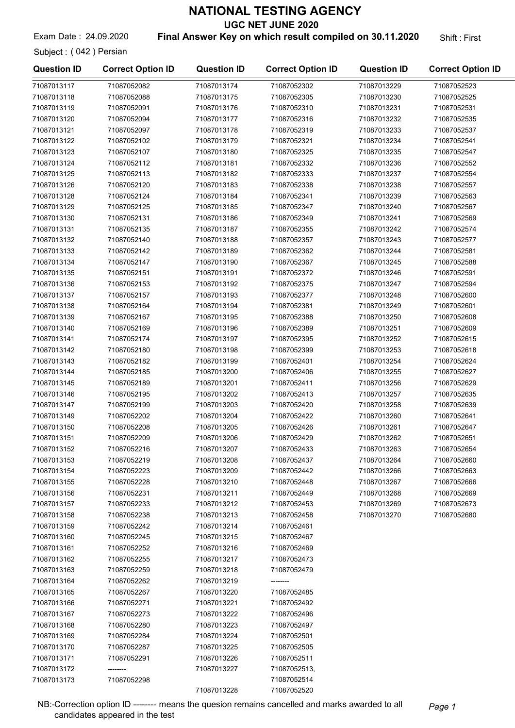# NATIONAL TESTING AGENCY

## UGC NET JUNE 2020

Exam Date : 24.09.2020 **Final Answer Key on which result compiled on 30.11.2020** Shift : First

Subject : ( 042 ) Persian

| Question ID | Correct Option ID | Question ID | Correct Option ID | Question ID | Correct Option ID |
|---|---|---|---|---|---|
| 71087013117 | 71087052082 | 71087013174 | 71087052302 | 71087013229 | 71087052523 |
| 71087013118 | 71087052088 | 71087013175 | 71087052305 | 71087013230 | 71087052525 |
| 71087013119 | 71087052091 | 71087013176 | 71087052310 | 71087013231 | 71087052531 |
| 71087013120 | 71087052094 | 71087013177 | 71087052316 | 71087013232 | 71087052535 |
| 71087013121 | 71087052097 | 71087013178 | 71087052319 | 71087013233 | 71087052537 |
| 71087013122 | 71087052102 | 71087013179 | 71087052321 | 71087013234 | 71087052541 |
| 71087013123 | 71087052107 | 71087013180 | 71087052325 | 71087013235 | 71087052547 |
| 71087013124 | 71087052112 | 71087013181 | 71087052332 | 71087013236 | 71087052552 |
| 71087013125 | 71087052113 | 71087013182 | 71087052333 | 71087013237 | 71087052554 |
| 71087013126 | 71087052120 | 71087013183 | 71087052338 | 71087013238 | 71087052557 |
| 71087013128 | 71087052124 | 71087013184 | 71087052341 | 71087013239 | 71087052563 |
| 71087013129 | 71087052125 | 71087013185 | 71087052347 | 71087013240 | 71087052567 |
| 71087013130 | 71087052131 | 71087013186 | 71087052349 | 71087013241 | 71087052569 |
| 71087013131 | 71087052135 | 71087013187 | 71087052355 | 71087013242 | 71087052574 |
| 71087013132 | 71087052140 | 71087013188 | 71087052357 | 71087013243 | 71087052577 |
| 71087013133 | 71087052142 | 71087013189 | 71087052362 | 71087013244 | 71087052581 |
| 71087013134 | 71087052147 | 71087013190 | 71087052367 | 71087013245 | 71087052588 |
| 71087013135 | 71087052151 | 71087013191 | 71087052372 | 71087013246 | 71087052591 |
| 71087013136 | 71087052153 | 71087013192 | 71087052375 | 71087013247 | 71087052594 |
| 71087013137 | 71087052157 | 71087013193 | 71087052377 | 71087013248 | 71087052600 |
| 71087013138 | 71087052164 | 71087013194 | 71087052381 | 71087013249 | 71087052601 |
| 71087013139 | 71087052167 | 71087013195 | 71087052388 | 71087013250 | 71087052608 |
| 71087013140 | 71087052169 | 71087013196 | 71087052389 | 71087013251 | 71087052609 |
| 71087013141 | 71087052174 | 71087013197 | 71087052395 | 71087013252 | 71087052615 |
| 71087013142 | 71087052180 | 71087013198 | 71087052399 | 71087013253 | 71087052618 |
| 71087013143 | 71087052182 | 71087013199 | 71087052401 | 71087013254 | 71087052624 |
| 71087013144 | 71087052185 | 71087013200 | 71087052406 | 71087013255 | 71087052627 |
| 71087013145 | 71087052189 | 71087013201 | 71087052411 | 71087013256 | 71087052629 |
| 71087013146 | 71087052195 | 71087013202 | 71087052413 | 71087013257 | 71087052635 |
| 71087013147 | 71087052199 | 71087013203 | 71087052420 | 71087013258 | 71087052639 |
| 71087013149 | 71087052202 | 71087013204 | 71087052422 | 71087013260 | 71087052641 |
| 71087013150 | 71087052208 | 71087013205 | 71087052426 | 71087013261 | 71087052647 |
| 71087013151 | 71087052209 | 71087013206 | 71087052429 | 71087013262 | 71087052651 |
| 71087013152 | 71087052216 | 71087013207 | 71087052433 | 71087013263 | 71087052654 |
| 71087013153 | 71087052219 | 71087013208 | 71087052437 | 71087013264 | 71087052660 |
| 71087013154 | 71087052223 | 71087013209 | 71087052442 | 71087013266 | 71087052663 |
| 71087013155 | 71087052228 | 71087013210 | 71087052448 | 71087013267 | 71087052666 |
| 71087013156 | 71087052231 | 71087013211 | 71087052449 | 71087013268 | 71087052669 |
| 71087013157 | 71087052233 | 71087013212 | 71087052453 | 71087013269 | 71087052673 |
| 71087013158 | 71087052238 | 71087013213 | 71087052458 | 71087013270 | 71087052680 |
| 71087013159 | 71087052242 | 71087013214 | 71087052461 | | |
| 71087013160 | 71087052245 | 71087013215 | 71087052467 | | |
| 71087013161 | 71087052252 | 71087013216 | 71087052469 | | |
| 71087013162 | 71087052255 | 71087013217 | 71087052473 | | |
| 71087013163 | 71087052259 | 71087013218 | 71087052479 | | |
| 71087013164 | 71087052262 | 71087013219 | -------- | | |
| 71087013165 | 71087052267 | 71087013220 | 71087052485 | | |
| 71087013166 | 71087052271 | 71087013221 | 71087052492 | | |
| 71087013167 | 71087052273 | 71087013222 | 71087052496 | | |
| 71087013168 | 71087052280 | 71087013223 | 71087052497 | | |
| 71087013169 | 71087052284 | 71087013224 | 71087052501 | | |
| 71087013170 | 71087052287 | 71087013225 | 71087052505 | | |
| 71087013171 | 71087052291 | 71087013226 | 71087052511 | | |
| 71087013172 | -------- | 71087013227 | 71087052513, 71087052514 | | |
| 71087013173 | 71087052298 | | | | |
| | | 71087013228 | 71087052520 | | |

NB:-Correction option ID -------- means the quesion remains cancelled and marks awarded to all candidates appeared in the test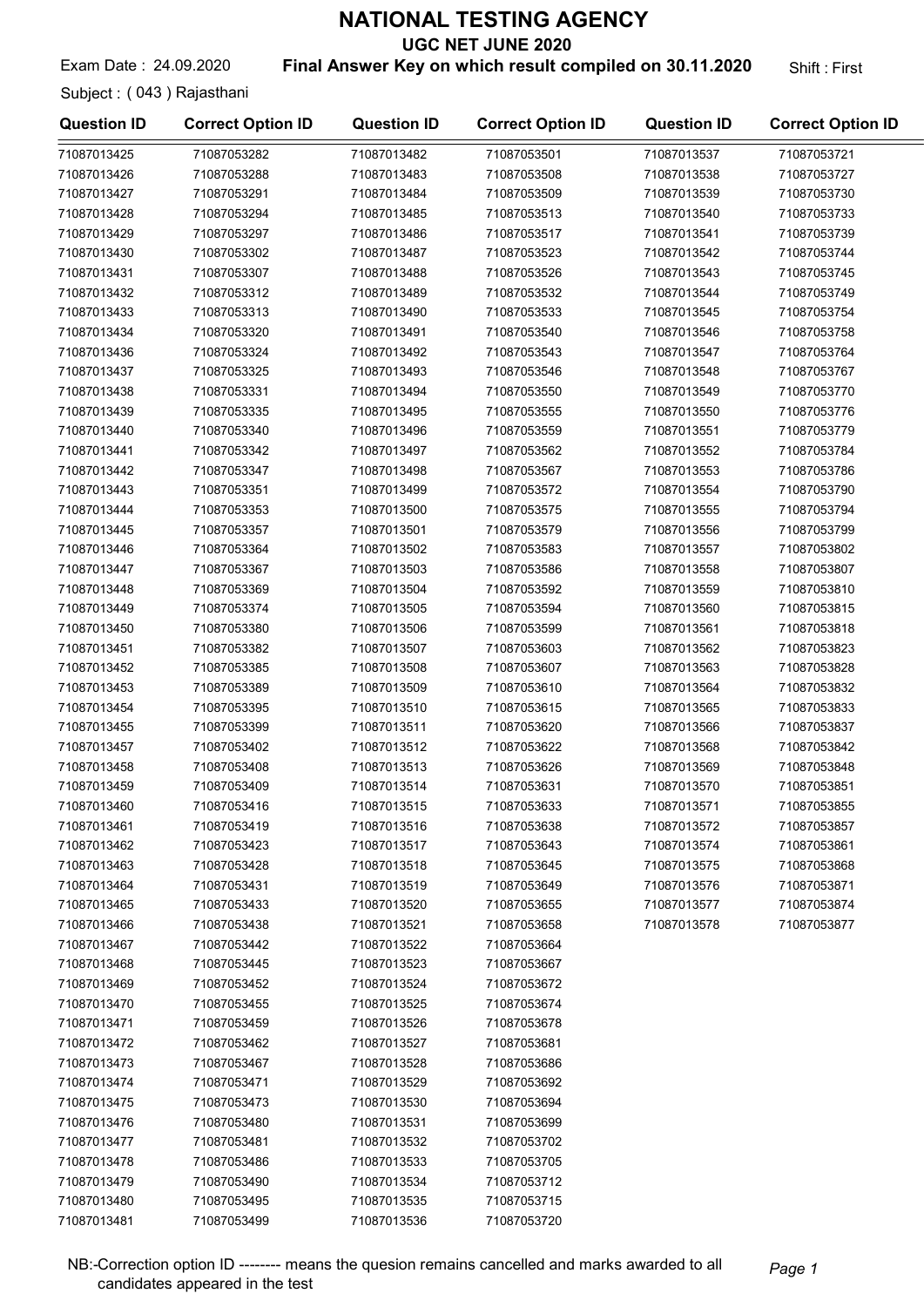# NATIONAL TESTING AGENCY

## UGC NET JUNE 2020

Exam Date : 24.09.2020 **Final Answer Key on which result compiled on 30.11.2020** Shift : First

Subject : ( 043 ) Rajasthani

| Question ID | Correct Option ID | Question ID | Correct Option ID | Question ID | Correct Option ID |
|---|---|---|---|---|---|
| 71087013425 | 71087053282 | 71087013482 | 71087053501 | 71087013537 | 71087053721 |
| 71087013426 | 71087053288 | 71087013483 | 71087053508 | 71087013538 | 71087053727 |
| 71087013427 | 71087053291 | 71087013484 | 71087053509 | 71087013539 | 71087053730 |
| 71087013428 | 71087053294 | 71087013485 | 71087053513 | 71087013540 | 71087053733 |
| 71087013429 | 71087053297 | 71087013486 | 71087053517 | 71087013541 | 71087053739 |
| 71087013430 | 71087053302 | 71087013487 | 71087053523 | 71087013542 | 71087053744 |
| 71087013431 | 71087053307 | 71087013488 | 71087053526 | 71087013543 | 71087053745 |
| 71087013432 | 71087053312 | 71087013489 | 71087053532 | 71087013544 | 71087053749 |
| 71087013433 | 71087053313 | 71087013490 | 71087053533 | 71087013545 | 71087053754 |
| 71087013434 | 71087053320 | 71087013491 | 71087053540 | 71087013546 | 71087053758 |
| 71087013436 | 71087053324 | 71087013492 | 71087053543 | 71087013547 | 71087053764 |
| 71087013437 | 71087053325 | 71087013493 | 71087053546 | 71087013548 | 71087053767 |
| 71087013438 | 71087053331 | 71087013494 | 71087053550 | 71087013549 | 71087053770 |
| 71087013439 | 71087053335 | 71087013495 | 71087053555 | 71087013550 | 71087053776 |
| 71087013440 | 71087053340 | 71087013496 | 71087053559 | 71087013551 | 71087053779 |
| 71087013441 | 71087053342 | 71087013497 | 71087053562 | 71087013552 | 71087053784 |
| 71087013442 | 71087053347 | 71087013498 | 71087053567 | 71087013553 | 71087053786 |
| 71087013443 | 71087053351 | 71087013499 | 71087053572 | 71087013554 | 71087053790 |
| 71087013444 | 71087053353 | 71087013500 | 71087053575 | 71087013555 | 71087053794 |
| 71087013445 | 71087053357 | 71087013501 | 71087053579 | 71087013556 | 71087053799 |
| 71087013446 | 71087053364 | 71087013502 | 71087053583 | 71087013557 | 71087053802 |
| 71087013447 | 71087053367 | 71087013503 | 71087053586 | 71087013558 | 71087053807 |
| 71087013448 | 71087053369 | 71087013504 | 71087053592 | 71087013559 | 71087053810 |
| 71087013449 | 71087053374 | 71087013505 | 71087053594 | 71087013560 | 71087053815 |
| 71087013450 | 71087053380 | 71087013506 | 71087053599 | 71087013561 | 71087053818 |
| 71087013451 | 71087053382 | 71087013507 | 71087053603 | 71087013562 | 71087053823 |
| 71087013452 | 71087053385 | 71087013508 | 71087053607 | 71087013563 | 71087053828 |
| 71087013453 | 71087053389 | 71087013509 | 71087053610 | 71087013564 | 71087053832 |
| 71087013454 | 71087053395 | 71087013510 | 71087053615 | 71087013565 | 71087053833 |
| 71087013455 | 71087053399 | 71087013511 | 71087053620 | 71087013566 | 71087053837 |
| 71087013457 | 71087053402 | 71087013512 | 71087053622 | 71087013568 | 71087053842 |
| 71087013458 | 71087053408 | 71087013513 | 71087053626 | 71087013569 | 71087053848 |
| 71087013459 | 71087053409 | 71087013514 | 71087053631 | 71087013570 | 71087053851 |
| 71087013460 | 71087053416 | 71087013515 | 71087053633 | 71087013571 | 71087053855 |
| 71087013461 | 71087053419 | 71087013516 | 71087053638 | 71087013572 | 71087053857 |
| 71087013462 | 71087053423 | 71087013517 | 71087053643 | 71087013574 | 71087053861 |
| 71087013463 | 71087053428 | 71087013518 | 71087053645 | 71087013575 | 71087053868 |
| 71087013464 | 71087053431 | 71087013519 | 71087053649 | 71087013576 | 71087053871 |
| 71087013465 | 71087053433 | 71087013520 | 71087053655 | 71087013577 | 71087053874 |
| 71087013466 | 71087053438 | 71087013521 | 71087053658 | 71087013578 | 71087053877 |
| 71087013467 | 71087053442 | 71087013522 | 71087053664 | | |
| 71087013468 | 71087053445 | 71087013523 | 71087053667 | | |
| 71087013469 | 71087053452 | 71087013524 | 71087053672 | | |
| 71087013470 | 71087053455 | 71087013525 | 71087053674 | | |
| 71087013471 | 71087053459 | 71087013526 | 71087053678 | | |
| 71087013472 | 71087053462 | 71087013527 | 71087053681 | | |
| 71087013473 | 71087053467 | 71087013528 | 71087053686 | | |
| 71087013474 | 71087053471 | 71087013529 | 71087053692 | | |
| 71087013475 | 71087053473 | 71087013530 | 71087053694 | | |
| 71087013476 | 71087053480 | 71087013531 | 71087053699 | | |
| 71087013477 | 71087053481 | 71087013532 | 71087053702 | | |
| 71087013478 | 71087053486 | 71087013533 | 71087053705 | | |
| 71087013479 | 71087053490 | 71087013534 | 71087053712 | | |
| 71087013480 | 71087053495 | 71087013535 | 71087053715 | | |
| 71087013481 | 71087053499 | 71087013536 | 71087053720 | | |

NB:-Correction option ID -------- means the quesion remains cancelled and marks awarded to all candidates appeared in the test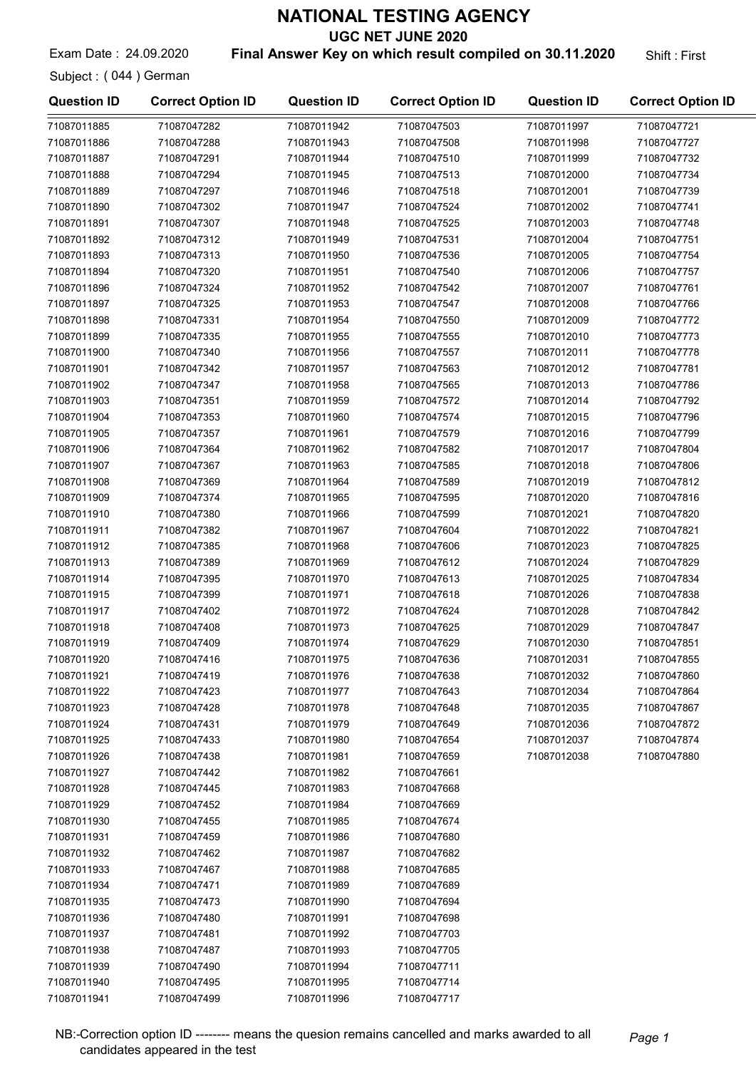# NATIONAL TESTING AGENCY

## UGC NET JUNE 2020

Exam Date : 24.09.2020 **Final Answer Key on which result compiled on 30.11.2020** Shift : First

Subject : ( 044 ) German

| Question ID | Correct Option ID | Question ID | Correct Option ID | Question ID | Correct Option ID |
|---|---|---|---|---|---|
| 71087011885 | 71087047282 | 71087011942 | 71087047503 | 71087011997 | 71087047721 |
| 71087011886 | 71087047288 | 71087011943 | 71087047508 | 71087011998 | 71087047727 |
| 71087011887 | 71087047291 | 71087011944 | 71087047510 | 71087011999 | 71087047732 |
| 71087011888 | 71087047294 | 71087011945 | 71087047513 | 71087012000 | 71087047734 |
| 71087011889 | 71087047297 | 71087011946 | 71087047518 | 71087012001 | 71087047739 |
| 71087011890 | 71087047302 | 71087011947 | 71087047524 | 71087012002 | 71087047741 |
| 71087011891 | 71087047307 | 71087011948 | 71087047525 | 71087012003 | 71087047748 |
| 71087011892 | 71087047312 | 71087011949 | 71087047531 | 71087012004 | 71087047751 |
| 71087011893 | 71087047313 | 71087011950 | 71087047536 | 71087012005 | 71087047754 |
| 71087011894 | 71087047320 | 71087011951 | 71087047540 | 71087012006 | 71087047757 |
| 71087011896 | 71087047324 | 71087011952 | 71087047542 | 71087012007 | 71087047761 |
| 71087011897 | 71087047325 | 71087011953 | 71087047547 | 71087012008 | 71087047766 |
| 71087011898 | 71087047331 | 71087011954 | 71087047550 | 71087012009 | 71087047772 |
| 71087011899 | 71087047335 | 71087011955 | 71087047555 | 71087012010 | 71087047773 |
| 71087011900 | 71087047340 | 71087011956 | 71087047557 | 71087012011 | 71087047778 |
| 71087011901 | 71087047342 | 71087011957 | 71087047563 | 71087012012 | 71087047781 |
| 71087011902 | 71087047347 | 71087011958 | 71087047565 | 71087012013 | 71087047786 |
| 71087011903 | 71087047351 | 71087011959 | 71087047572 | 71087012014 | 71087047792 |
| 71087011904 | 71087047353 | 71087011960 | 71087047574 | 71087012015 | 71087047796 |
| 71087011905 | 71087047357 | 71087011961 | 71087047579 | 71087012016 | 71087047799 |
| 71087011906 | 71087047364 | 71087011962 | 71087047582 | 71087012017 | 71087047804 |
| 71087011907 | 71087047367 | 71087011963 | 71087047585 | 71087012018 | 71087047806 |
| 71087011908 | 71087047369 | 71087011964 | 71087047589 | 71087012019 | 71087047812 |
| 71087011909 | 71087047374 | 71087011965 | 71087047595 | 71087012020 | 71087047816 |
| 71087011910 | 71087047380 | 71087011966 | 71087047599 | 71087012021 | 71087047820 |
| 71087011911 | 71087047382 | 71087011967 | 71087047604 | 71087012022 | 71087047821 |
| 71087011912 | 71087047385 | 71087011968 | 71087047606 | 71087012023 | 71087047825 |
| 71087011913 | 71087047389 | 71087011969 | 71087047612 | 71087012024 | 71087047829 |
| 71087011914 | 71087047395 | 71087011970 | 71087047613 | 71087012025 | 71087047834 |
| 71087011915 | 71087047399 | 71087011971 | 71087047618 | 71087012026 | 71087047838 |
| 71087011917 | 71087047402 | 71087011972 | 71087047624 | 71087012028 | 71087047842 |
| 71087011918 | 71087047408 | 71087011973 | 71087047625 | 71087012029 | 71087047847 |
| 71087011919 | 71087047409 | 71087011974 | 71087047629 | 71087012030 | 71087047851 |
| 71087011920 | 71087047416 | 71087011975 | 71087047636 | 71087012031 | 71087047855 |
| 71087011921 | 71087047419 | 71087011976 | 71087047638 | 71087012032 | 71087047860 |
| 71087011922 | 71087047423 | 71087011977 | 71087047643 | 71087012034 | 71087047864 |
| 71087011923 | 71087047428 | 71087011978 | 71087047648 | 71087012035 | 71087047867 |
| 71087011924 | 71087047431 | 71087011979 | 71087047649 | 71087012036 | 71087047872 |
| 71087011925 | 71087047433 | 71087011980 | 71087047654 | 71087012037 | 71087047874 |
| 71087011926 | 71087047438 | 71087011981 | 71087047659 | 71087012038 | 71087047880 |
| 71087011927 | 71087047442 | 71087011982 | 71087047661 | | |
| 71087011928 | 71087047445 | 71087011983 | 71087047668 | | |
| 71087011929 | 71087047452 | 71087011984 | 71087047669 | | |
| 71087011930 | 71087047455 | 71087011985 | 71087047674 | | |
| 71087011931 | 71087047459 | 71087011986 | 71087047680 | | |
| 71087011932 | 71087047462 | 71087011987 | 71087047682 | | |
| 71087011933 | 71087047467 | 71087011988 | 71087047685 | | |
| 71087011934 | 71087047471 | 71087011989 | 71087047689 | | |
| 71087011935 | 71087047473 | 71087011990 | 71087047694 | | |
| 71087011936 | 71087047480 | 71087011991 | 71087047698 | | |
| 71087011937 | 71087047481 | 71087011992 | 71087047703 | | |
| 71087011938 | 71087047487 | 71087011993 | 71087047705 | | |
| 71087011939 | 71087047490 | 71087011994 | 71087047711 | | |
| 71087011940 | 71087047495 | 71087011995 | 71087047714 | | |
| 71087011941 | 71087047499 | 71087011996 | 71087047717 | | |

NB:-Correction option ID -------- means the quesion remains cancelled and marks awarded to all candidates appeared in the test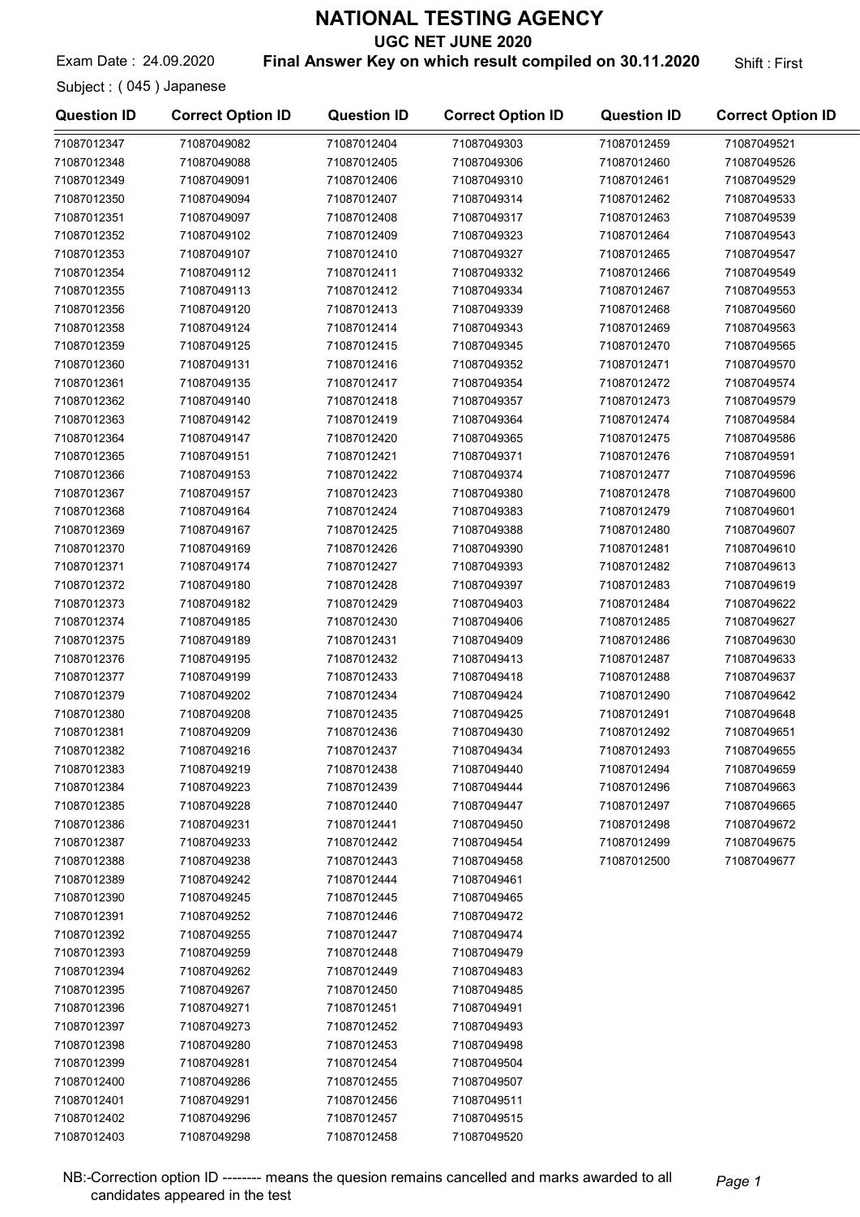# NATIONAL TESTING AGENCY

## UGC NET JUNE 2020

Exam Date : 24.09.2020 **Final Answer Key on which result compiled on 30.11.2020** Shift : First

Subject : ( 045 ) Japanese

| Question ID | Correct Option ID | Question ID | Correct Option ID | Question ID | Correct Option ID |
|---|---|---|---|---|---|
| 71087012347 | 71087049082 | 71087012404 | 71087049303 | 71087012459 | 71087049521 |
| 71087012348 | 71087049088 | 71087012405 | 71087049306 | 71087012460 | 71087049526 |
| 71087012349 | 71087049091 | 71087012406 | 71087049310 | 71087012461 | 71087049529 |
| 71087012350 | 71087049094 | 71087012407 | 71087049314 | 71087012462 | 71087049533 |
| 71087012351 | 71087049097 | 71087012408 | 71087049317 | 71087012463 | 71087049539 |
| 71087012352 | 71087049102 | 71087012409 | 71087049323 | 71087012464 | 71087049543 |
| 71087012353 | 71087049107 | 71087012410 | 71087049327 | 71087012465 | 71087049547 |
| 71087012354 | 71087049112 | 71087012411 | 71087049332 | 71087012466 | 71087049549 |
| 71087012355 | 71087049113 | 71087012412 | 71087049334 | 71087012467 | 71087049553 |
| 71087012356 | 71087049120 | 71087012413 | 71087049339 | 71087012468 | 71087049560 |
| 71087012358 | 71087049124 | 71087012414 | 71087049343 | 71087012469 | 71087049563 |
| 71087012359 | 71087049125 | 71087012415 | 71087049345 | 71087012470 | 71087049565 |
| 71087012360 | 71087049131 | 71087012416 | 71087049352 | 71087012471 | 71087049570 |
| 71087012361 | 71087049135 | 71087012417 | 71087049354 | 71087012472 | 71087049574 |
| 71087012362 | 71087049140 | 71087012418 | 71087049357 | 71087012473 | 71087049579 |
| 71087012363 | 71087049142 | 71087012419 | 71087049364 | 71087012474 | 71087049584 |
| 71087012364 | 71087049147 | 71087012420 | 71087049365 | 71087012475 | 71087049586 |
| 71087012365 | 71087049151 | 71087012421 | 71087049371 | 71087012476 | 71087049591 |
| 71087012366 | 71087049153 | 71087012422 | 71087049374 | 71087012477 | 71087049596 |
| 71087012367 | 71087049157 | 71087012423 | 71087049380 | 71087012478 | 71087049600 |
| 71087012368 | 71087049164 | 71087012424 | 71087049383 | 71087012479 | 71087049601 |
| 71087012369 | 71087049167 | 71087012425 | 71087049388 | 71087012480 | 71087049607 |
| 71087012370 | 71087049169 | 71087012426 | 71087049390 | 71087012481 | 71087049610 |
| 71087012371 | 71087049174 | 71087012427 | 71087049393 | 71087012482 | 71087049613 |
| 71087012372 | 71087049180 | 71087012428 | 71087049397 | 71087012483 | 71087049619 |
| 71087012373 | 71087049182 | 71087012429 | 71087049403 | 71087012484 | 71087049622 |
| 71087012374 | 71087049185 | 71087012430 | 71087049406 | 71087012485 | 71087049627 |
| 71087012375 | 71087049189 | 71087012431 | 71087049409 | 71087012486 | 71087049630 |
| 71087012376 | 71087049195 | 71087012432 | 71087049413 | 71087012487 | 71087049633 |
| 71087012377 | 71087049199 | 71087012433 | 71087049418 | 71087012488 | 71087049637 |
| 71087012379 | 71087049202 | 71087012434 | 71087049424 | 71087012490 | 71087049642 |
| 71087012380 | 71087049208 | 71087012435 | 71087049425 | 71087012491 | 71087049648 |
| 71087012381 | 71087049209 | 71087012436 | 71087049430 | 71087012492 | 71087049651 |
| 71087012382 | 71087049216 | 71087012437 | 71087049434 | 71087012493 | 71087049655 |
| 71087012383 | 71087049219 | 71087012438 | 71087049440 | 71087012494 | 71087049659 |
| 71087012384 | 71087049223 | 71087012439 | 71087049444 | 71087012496 | 71087049663 |
| 71087012385 | 71087049228 | 71087012440 | 71087049447 | 71087012497 | 71087049665 |
| 71087012386 | 71087049231 | 71087012441 | 71087049450 | 71087012498 | 71087049672 |
| 71087012387 | 71087049233 | 71087012442 | 71087049454 | 71087012499 | 71087049675 |
| 71087012388 | 71087049238 | 71087012443 | 71087049458 | 71087012500 | 71087049677 |
| 71087012389 | 71087049242 | 71087012444 | 71087049461 | | |
| 71087012390 | 71087049245 | 71087012445 | 71087049465 | | |
| 71087012391 | 71087049252 | 71087012446 | 71087049472 | | |
| 71087012392 | 71087049255 | 71087012447 | 71087049474 | | |
| 71087012393 | 71087049259 | 71087012448 | 71087049479 | | |
| 71087012394 | 71087049262 | 71087012449 | 71087049483 | | |
| 71087012395 | 71087049267 | 71087012450 | 71087049485 | | |
| 71087012396 | 71087049271 | 71087012451 | 71087049491 | | |
| 71087012397 | 71087049273 | 71087012452 | 71087049493 | | |
| 71087012398 | 71087049280 | 71087012453 | 71087049498 | | |
| 71087012399 | 71087049281 | 71087012454 | 71087049504 | | |
| 71087012400 | 71087049286 | 71087012455 | 71087049507 | | |
| 71087012401 | 71087049291 | 71087012456 | 71087049511 | | |
| 71087012402 | 71087049296 | 71087012457 | 71087049515 | | |
| 71087012403 | 71087049298 | 71087012458 | 71087049520 | | |

NB:-Correction option ID -------- means the quesion remains cancelled and marks awarded to all candidates appeared in the test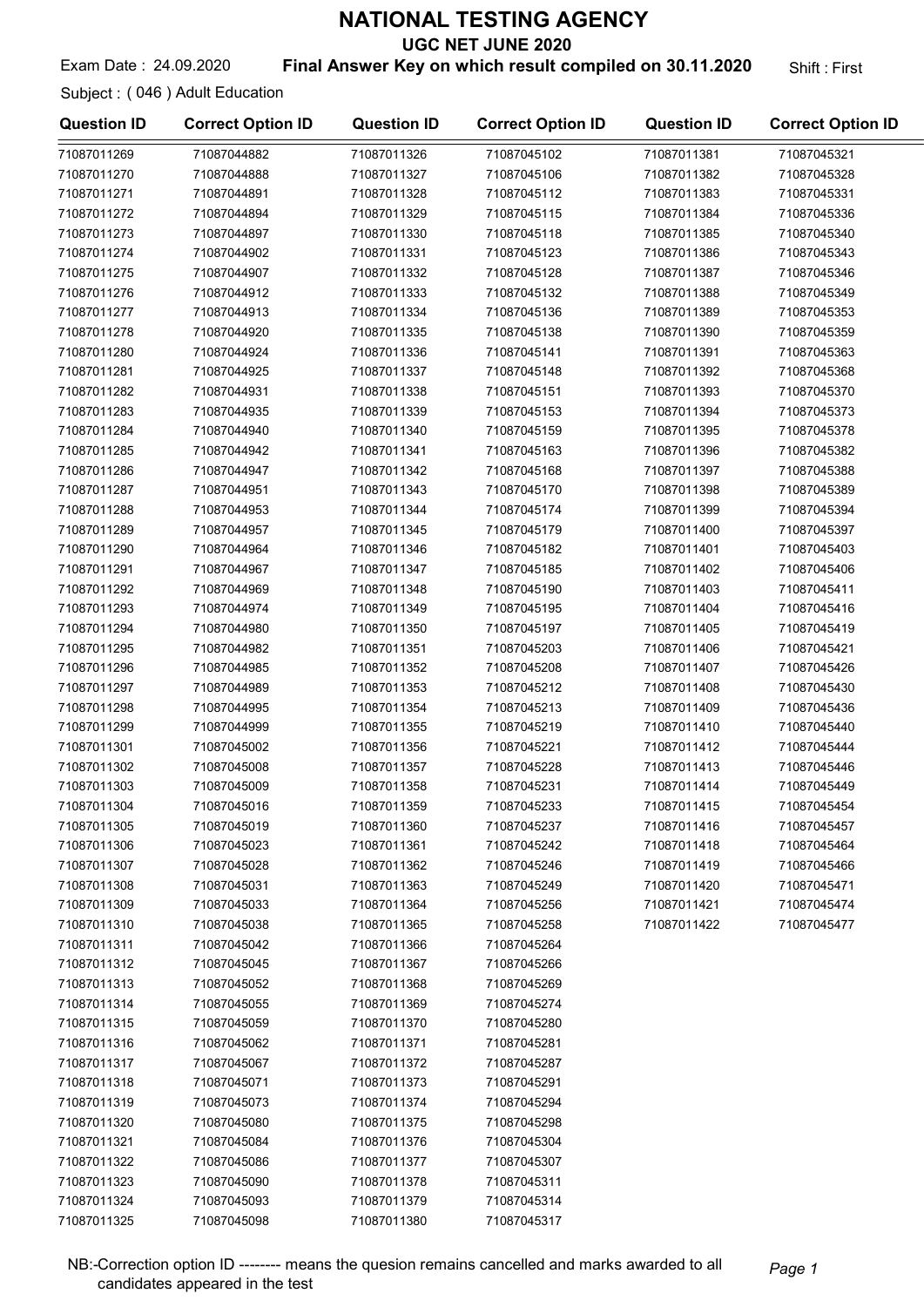# NATIONAL TESTING AGENCY

## UGC NET JUNE 2020

Exam Date : 24.09.2020 **Final Answer Key on which result compiled on 30.11.2020** Shift : First

Subject : ( 046 ) Adult Education

| Question ID | Correct Option ID | Question ID | Correct Option ID | Question ID | Correct Option ID |
|---|---|---|---|---|---|
| 71087011269 | 71087044882 | 71087011326 | 71087045102 | 71087011381 | 71087045321 |
| 71087011270 | 71087044888 | 71087011327 | 71087045106 | 71087011382 | 71087045328 |
| 71087011271 | 71087044891 | 71087011328 | 71087045112 | 71087011383 | 71087045331 |
| 71087011272 | 71087044894 | 71087011329 | 71087045115 | 71087011384 | 71087045336 |
| 71087011273 | 71087044897 | 71087011330 | 71087045118 | 71087011385 | 71087045340 |
| 71087011274 | 71087044902 | 71087011331 | 71087045123 | 71087011386 | 71087045343 |
| 71087011275 | 71087044907 | 71087011332 | 71087045128 | 71087011387 | 71087045346 |
| 71087011276 | 71087044912 | 71087011333 | 71087045132 | 71087011388 | 71087045349 |
| 71087011277 | 71087044913 | 71087011334 | 71087045136 | 71087011389 | 71087045353 |
| 71087011278 | 71087044920 | 71087011335 | 71087045138 | 71087011390 | 71087045359 |
| 71087011280 | 71087044924 | 71087011336 | 71087045141 | 71087011391 | 71087045363 |
| 71087011281 | 71087044925 | 71087011337 | 71087045148 | 71087011392 | 71087045368 |
| 71087011282 | 71087044931 | 71087011338 | 71087045151 | 71087011393 | 71087045370 |
| 71087011283 | 71087044935 | 71087011339 | 71087045153 | 71087011394 | 71087045373 |
| 71087011284 | 71087044940 | 71087011340 | 71087045159 | 71087011395 | 71087045378 |
| 71087011285 | 71087044942 | 71087011341 | 71087045163 | 71087011396 | 71087045382 |
| 71087011286 | 71087044947 | 71087011342 | 71087045168 | 71087011397 | 71087045388 |
| 71087011287 | 71087044951 | 71087011343 | 71087045170 | 71087011398 | 71087045389 |
| 71087011288 | 71087044953 | 71087011344 | 71087045174 | 71087011399 | 71087045394 |
| 71087011289 | 71087044957 | 71087011345 | 71087045179 | 71087011400 | 71087045397 |
| 71087011290 | 71087044964 | 71087011346 | 71087045182 | 71087011401 | 71087045403 |
| 71087011291 | 71087044967 | 71087011347 | 71087045185 | 71087011402 | 71087045406 |
| 71087011292 | 71087044969 | 71087011348 | 71087045190 | 71087011403 | 71087045411 |
| 71087011293 | 71087044974 | 71087011349 | 71087045195 | 71087011404 | 71087045416 |
| 71087011294 | 71087044980 | 71087011350 | 71087045197 | 71087011405 | 71087045419 |
| 71087011295 | 71087044982 | 71087011351 | 71087045203 | 71087011406 | 71087045421 |
| 71087011296 | 71087044985 | 71087011352 | 71087045208 | 71087011407 | 71087045426 |
| 71087011297 | 71087044989 | 71087011353 | 71087045212 | 71087011408 | 71087045430 |
| 71087011298 | 71087044995 | 71087011354 | 71087045213 | 71087011409 | 71087045436 |
| 71087011299 | 71087044999 | 71087011355 | 71087045219 | 71087011410 | 71087045440 |
| 71087011301 | 71087045002 | 71087011356 | 71087045221 | 71087011412 | 71087045444 |
| 71087011302 | 71087045008 | 71087011357 | 71087045228 | 71087011413 | 71087045446 |
| 71087011303 | 71087045009 | 71087011358 | 71087045231 | 71087011414 | 71087045449 |
| 71087011304 | 71087045016 | 71087011359 | 71087045233 | 71087011415 | 71087045454 |
| 71087011305 | 71087045019 | 71087011360 | 71087045237 | 71087011416 | 71087045457 |
| 71087011306 | 71087045023 | 71087011361 | 71087045242 | 71087011418 | 71087045464 |
| 71087011307 | 71087045028 | 71087011362 | 71087045246 | 71087011419 | 71087045466 |
| 71087011308 | 71087045031 | 71087011363 | 71087045249 | 71087011420 | 71087045471 |
| 71087011309 | 71087045033 | 71087011364 | 71087045256 | 71087011421 | 71087045474 |
| 71087011310 | 71087045038 | 71087011365 | 71087045258 | 71087011422 | 71087045477 |
| 71087011311 | 71087045042 | 71087011366 | 71087045264 | | |
| 71087011312 | 71087045045 | 71087011367 | 71087045266 | | |
| 71087011313 | 71087045052 | 71087011368 | 71087045269 | | |
| 71087011314 | 71087045055 | 71087011369 | 71087045274 | | |
| 71087011315 | 71087045059 | 71087011370 | 71087045280 | | |
| 71087011316 | 71087045062 | 71087011371 | 71087045281 | | |
| 71087011317 | 71087045067 | 71087011372 | 71087045287 | | |
| 71087011318 | 71087045071 | 71087011373 | 71087045291 | | |
| 71087011319 | 71087045073 | 71087011374 | 71087045294 | | |
| 71087011320 | 71087045080 | 71087011375 | 71087045298 | | |
| 71087011321 | 71087045084 | 71087011376 | 71087045304 | | |
| 71087011322 | 71087045086 | 71087011377 | 71087045307 | | |
| 71087011323 | 71087045090 | 71087011378 | 71087045311 | | |
| 71087011324 | 71087045093 | 71087011379 | 71087045314 | | |
| 71087011325 | 71087045098 | 71087011380 | 71087045317 | | |

NB:-Correction option ID -------- means the quesion remains cancelled and marks awarded to all candidates appeared in the test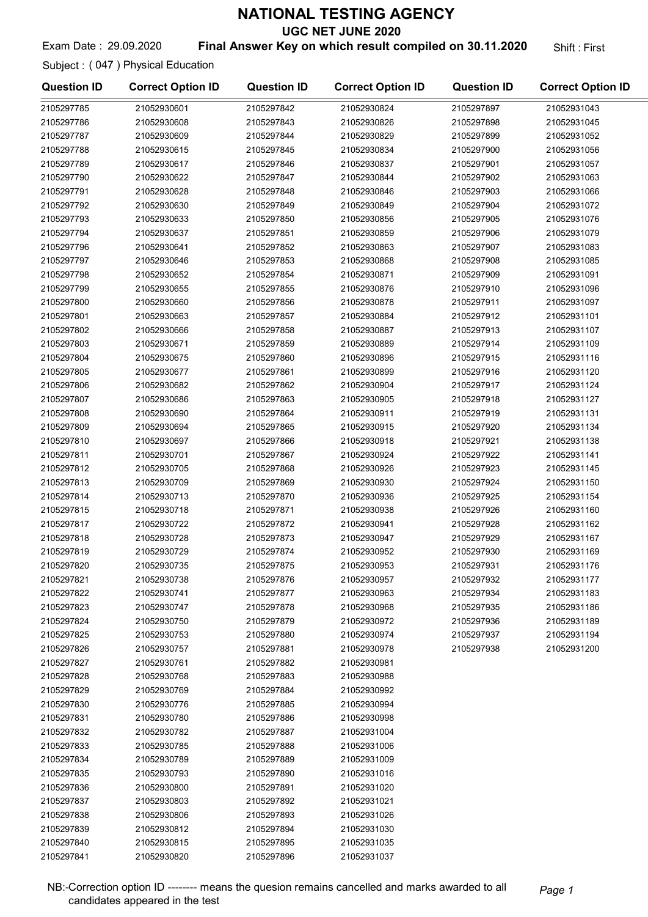# NATIONAL TESTING AGENCY

## UGC NET JUNE 2020

Exam Date : 29.09.2020 **Final Answer Key on which result compiled on 30.11.2020** Shift : First

Subject : ( 047 ) Physical Education

| Question ID | Correct Option ID | Question ID | Correct Option ID | Question ID | Correct Option ID |
|---|---|---|---|---|---|
| 2105297785 | 21052930601 | 2105297842 | 21052930824 | 2105297897 | 21052931043 |
| 2105297786 | 21052930608 | 2105297843 | 21052930826 | 2105297898 | 21052931045 |
| 2105297787 | 21052930609 | 2105297844 | 21052930829 | 2105297899 | 21052931052 |
| 2105297788 | 21052930615 | 2105297845 | 21052930834 | 2105297900 | 21052931056 |
| 2105297789 | 21052930617 | 2105297846 | 21052930837 | 2105297901 | 21052931057 |
| 2105297790 | 21052930622 | 2105297847 | 21052930844 | 2105297902 | 21052931063 |
| 2105297791 | 21052930628 | 2105297848 | 21052930846 | 2105297903 | 21052931066 |
| 2105297792 | 21052930630 | 2105297849 | 21052930849 | 2105297904 | 21052931072 |
| 2105297793 | 21052930633 | 2105297850 | 21052930856 | 2105297905 | 21052931076 |
| 2105297794 | 21052930637 | 2105297851 | 21052930859 | 2105297906 | 21052931079 |
| 2105297796 | 21052930641 | 2105297852 | 21052930863 | 2105297907 | 21052931083 |
| 2105297797 | 21052930646 | 2105297853 | 21052930868 | 2105297908 | 21052931085 |
| 2105297798 | 21052930652 | 2105297854 | 21052930871 | 2105297909 | 21052931091 |
| 2105297799 | 21052930655 | 2105297855 | 21052930876 | 2105297910 | 21052931096 |
| 2105297800 | 21052930660 | 2105297856 | 21052930878 | 2105297911 | 21052931097 |
| 2105297801 | 21052930663 | 2105297857 | 21052930884 | 2105297912 | 21052931101 |
| 2105297802 | 21052930666 | 2105297858 | 21052930887 | 2105297913 | 21052931107 |
| 2105297803 | 21052930671 | 2105297859 | 21052930889 | 2105297914 | 21052931109 |
| 2105297804 | 21052930675 | 2105297860 | 21052930896 | 2105297915 | 21052931116 |
| 2105297805 | 21052930677 | 2105297861 | 21052930899 | 2105297916 | 21052931120 |
| 2105297806 | 21052930682 | 2105297862 | 21052930904 | 2105297917 | 21052931124 |
| 2105297807 | 21052930686 | 2105297863 | 21052930905 | 2105297918 | 21052931127 |
| 2105297808 | 21052930690 | 2105297864 | 21052930911 | 2105297919 | 21052931131 |
| 2105297809 | 21052930694 | 2105297865 | 21052930915 | 2105297920 | 21052931134 |
| 2105297810 | 21052930697 | 2105297866 | 21052930918 | 2105297921 | 21052931138 |
| 2105297811 | 21052930701 | 2105297867 | 21052930924 | 2105297922 | 21052931141 |
| 2105297812 | 21052930705 | 2105297868 | 21052930926 | 2105297923 | 21052931145 |
| 2105297813 | 21052930709 | 2105297869 | 21052930930 | 2105297924 | 21052931150 |
| 2105297814 | 21052930713 | 2105297870 | 21052930936 | 2105297925 | 21052931154 |
| 2105297815 | 21052930718 | 2105297871 | 21052930938 | 2105297926 | 21052931160 |
| 2105297817 | 21052930722 | 2105297872 | 21052930941 | 2105297928 | 21052931162 |
| 2105297818 | 21052930728 | 2105297873 | 21052930947 | 2105297929 | 21052931167 |
| 2105297819 | 21052930729 | 2105297874 | 21052930952 | 2105297930 | 21052931169 |
| 2105297820 | 21052930735 | 2105297875 | 21052930953 | 2105297931 | 21052931176 |
| 2105297821 | 21052930738 | 2105297876 | 21052930957 | 2105297932 | 21052931177 |
| 2105297822 | 21052930741 | 2105297877 | 21052930963 | 2105297934 | 21052931183 |
| 2105297823 | 21052930747 | 2105297878 | 21052930968 | 2105297935 | 21052931186 |
| 2105297824 | 21052930750 | 2105297879 | 21052930972 | 2105297936 | 21052931189 |
| 2105297825 | 21052930753 | 2105297880 | 21052930974 | 2105297937 | 21052931194 |
| 2105297826 | 21052930757 | 2105297881 | 21052930978 | 2105297938 | 21052931200 |
| 2105297827 | 21052930761 | 2105297882 | 21052930981 | | |
| 2105297828 | 21052930768 | 2105297883 | 21052930988 | | |
| 2105297829 | 21052930769 | 2105297884 | 21052930992 | | |
| 2105297830 | 21052930776 | 2105297885 | 21052930994 | | |
| 2105297831 | 21052930780 | 2105297886 | 21052930998 | | |
| 2105297832 | 21052930782 | 2105297887 | 21052931004 | | |
| 2105297833 | 21052930785 | 2105297888 | 21052931006 | | |
| 2105297834 | 21052930789 | 2105297889 | 21052931009 | | |
| 2105297835 | 21052930793 | 2105297890 | 21052931016 | | |
| 2105297836 | 21052930800 | 2105297891 | 21052931020 | | |
| 2105297837 | 21052930803 | 2105297892 | 21052931021 | | |
| 2105297838 | 21052930806 | 2105297893 | 21052931026 | | |
| 2105297839 | 21052930812 | 2105297894 | 21052931030 | | |
| 2105297840 | 21052930815 | 2105297895 | 21052931035 | | |
| 2105297841 | 21052930820 | 2105297896 | 21052931037 | | |

NB:-Correction option ID -------- means the quesion remains cancelled and marks awarded to all candidates appeared in the test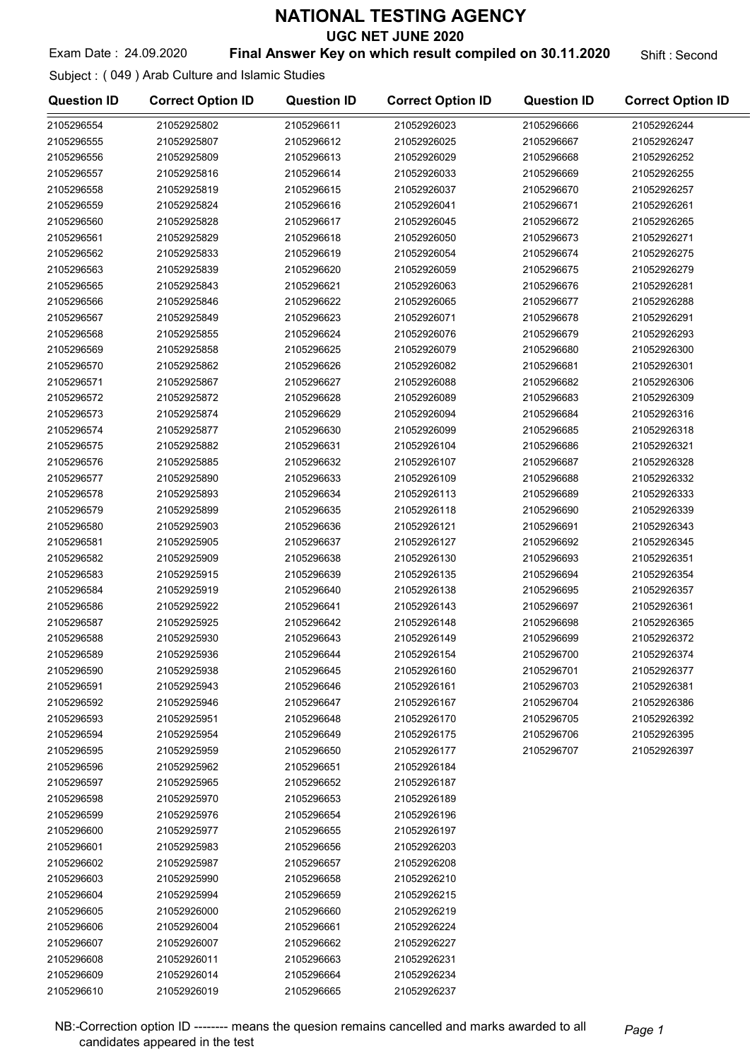# NATIONAL TESTING AGENCY

## UGC NET JUNE 2020

Exam Date : 24.09.2020 **Final Answer Key on which result compiled on 30.11.2020** Shift : Second

Subject : ( 049 ) Arab Culture and Islamic Studies

| Question ID | Correct Option ID | Question ID | Correct Option ID | Question ID | Correct Option ID |
|---|---|---|---|---|---|
| 2105296554 | 21052925802 | 2105296611 | 21052926023 | 2105296666 | 21052926244 |
| 2105296555 | 21052925807 | 2105296612 | 21052926025 | 2105296667 | 21052926247 |
| 2105296556 | 21052925809 | 2105296613 | 21052926029 | 2105296668 | 21052926252 |
| 2105296557 | 21052925816 | 2105296614 | 21052926033 | 2105296669 | 21052926255 |
| 2105296558 | 21052925819 | 2105296615 | 21052926037 | 2105296670 | 21052926257 |
| 2105296559 | 21052925824 | 2105296616 | 21052926041 | 2105296671 | 21052926261 |
| 2105296560 | 21052925828 | 2105296617 | 21052926045 | 2105296672 | 21052926265 |
| 2105296561 | 21052925829 | 2105296618 | 21052926050 | 2105296673 | 21052926271 |
| 2105296562 | 21052925833 | 2105296619 | 21052926054 | 2105296674 | 21052926275 |
| 2105296563 | 21052925839 | 2105296620 | 21052926059 | 2105296675 | 21052926279 |
| 2105296565 | 21052925843 | 2105296621 | 21052926063 | 2105296676 | 21052926281 |
| 2105296566 | 21052925846 | 2105296622 | 21052926065 | 2105296677 | 21052926288 |
| 2105296567 | 21052925849 | 2105296623 | 21052926071 | 2105296678 | 21052926291 |
| 2105296568 | 21052925855 | 2105296624 | 21052926076 | 2105296679 | 21052926293 |
| 2105296569 | 21052925858 | 2105296625 | 21052926079 | 2105296680 | 21052926300 |
| 2105296570 | 21052925862 | 2105296626 | 21052926082 | 2105296681 | 21052926301 |
| 2105296571 | 21052925867 | 2105296627 | 21052926088 | 2105296682 | 21052926306 |
| 2105296572 | 21052925872 | 2105296628 | 21052926089 | 2105296683 | 21052926309 |
| 2105296573 | 21052925874 | 2105296629 | 21052926094 | 2105296684 | 21052926316 |
| 2105296574 | 21052925877 | 2105296630 | 21052926099 | 2105296685 | 21052926318 |
| 2105296575 | 21052925882 | 2105296631 | 21052926104 | 2105296686 | 21052926321 |
| 2105296576 | 21052925885 | 2105296632 | 21052926107 | 2105296687 | 21052926328 |
| 2105296577 | 21052925890 | 2105296633 | 21052926109 | 2105296688 | 21052926332 |
| 2105296578 | 21052925893 | 2105296634 | 21052926113 | 2105296689 | 21052926333 |
| 2105296579 | 21052925899 | 2105296635 | 21052926118 | 2105296690 | 21052926339 |
| 2105296580 | 21052925903 | 2105296636 | 21052926121 | 2105296691 | 21052926343 |
| 2105296581 | 21052925905 | 2105296637 | 21052926127 | 2105296692 | 21052926345 |
| 2105296582 | 21052925909 | 2105296638 | 21052926130 | 2105296693 | 21052926351 |
| 2105296583 | 21052925915 | 2105296639 | 21052926135 | 2105296694 | 21052926354 |
| 2105296584 | 21052925919 | 2105296640 | 21052926138 | 2105296695 | 21052926357 |
| 2105296586 | 21052925922 | 2105296641 | 21052926143 | 2105296697 | 21052926361 |
| 2105296587 | 21052925925 | 2105296642 | 21052926148 | 2105296698 | 21052926365 |
| 2105296588 | 21052925930 | 2105296643 | 21052926149 | 2105296699 | 21052926372 |
| 2105296589 | 21052925936 | 2105296644 | 21052926154 | 2105296700 | 21052926374 |
| 2105296590 | 21052925938 | 2105296645 | 21052926160 | 2105296701 | 21052926377 |
| 2105296591 | 21052925943 | 2105296646 | 21052926161 | 2105296703 | 21052926381 |
| 2105296592 | 21052925946 | 2105296647 | 21052926167 | 2105296704 | 21052926386 |
| 2105296593 | 21052925951 | 2105296648 | 21052926170 | 2105296705 | 21052926392 |
| 2105296594 | 21052925954 | 2105296649 | 21052926175 | 2105296706 | 21052926395 |
| 2105296595 | 21052925959 | 2105296650 | 21052926177 | 2105296707 | 21052926397 |
| 2105296596 | 21052925962 | 2105296651 | 21052926184 | | |
| 2105296597 | 21052925965 | 2105296652 | 21052926187 | | |
| 2105296598 | 21052925970 | 2105296653 | 21052926189 | | |
| 2105296599 | 21052925976 | 2105296654 | 21052926196 | | |
| 2105296600 | 21052925977 | 2105296655 | 21052926197 | | |
| 2105296601 | 21052925983 | 2105296656 | 21052926203 | | |
| 2105296602 | 21052925987 | 2105296657 | 21052926208 | | |
| 2105296603 | 21052925990 | 2105296658 | 21052926210 | | |
| 2105296604 | 21052925994 | 2105296659 | 21052926215 | | |
| 2105296605 | 21052926000 | 2105296660 | 21052926219 | | |
| 2105296606 | 21052926004 | 2105296661 | 21052926224 | | |
| 2105296607 | 21052926007 | 2105296662 | 21052926227 | | |
| 2105296608 | 21052926011 | 2105296663 | 21052926231 | | |
| 2105296609 | 21052926014 | 2105296664 | 21052926234 | | |
| 2105296610 | 21052926019 | 2105296665 | 21052926237 | | |

NB:-Correction option ID -------- means the quesion remains cancelled and marks awarded to all candidates appeared in the test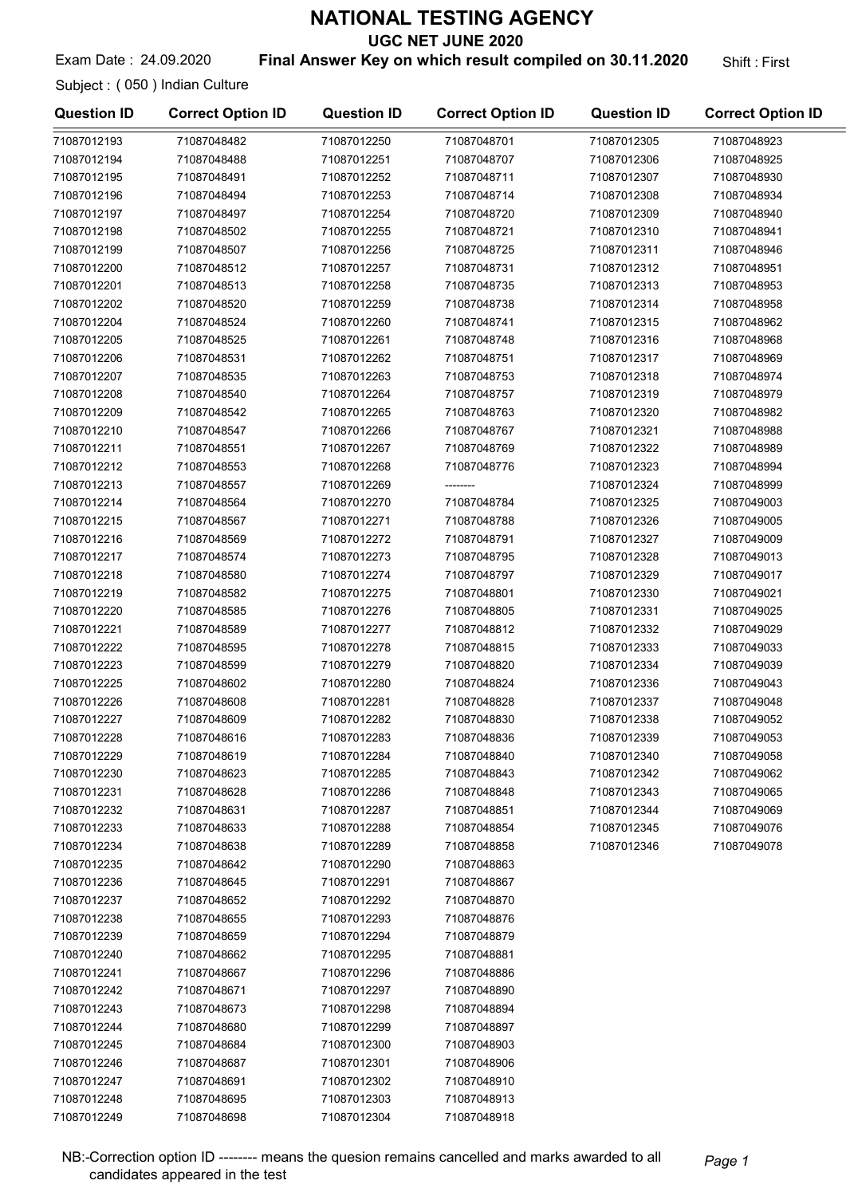# NATIONAL TESTING AGENCY

## UGC NET JUNE 2020

Exam Date : 24.09.2020 **Final Answer Key on which result compiled on 30.11.2020** Shift : First

Subject : ( 050 ) Indian Culture

| Question ID | Correct Option ID | Question ID | Correct Option ID | Question ID | Correct Option ID |
|---|---|---|---|---|---|
| 71087012193 | 71087048482 | 71087012250 | 71087048701 | 71087012305 | 71087048923 |
| 71087012194 | 71087048488 | 71087012251 | 71087048707 | 71087012306 | 71087048925 |
| 71087012195 | 71087048491 | 71087012252 | 71087048711 | 71087012307 | 71087048930 |
| 71087012196 | 71087048494 | 71087012253 | 71087048714 | 71087012308 | 71087048934 |
| 71087012197 | 71087048497 | 71087012254 | 71087048720 | 71087012309 | 71087048940 |
| 71087012198 | 71087048502 | 71087012255 | 71087048721 | 71087012310 | 71087048941 |
| 71087012199 | 71087048507 | 71087012256 | 71087048725 | 71087012311 | 71087048946 |
| 71087012200 | 71087048512 | 71087012257 | 71087048731 | 71087012312 | 71087048951 |
| 71087012201 | 71087048513 | 71087012258 | 71087048735 | 71087012313 | 71087048953 |
| 71087012202 | 71087048520 | 71087012259 | 71087048738 | 71087012314 | 71087048958 |
| 71087012204 | 71087048524 | 71087012260 | 71087048741 | 71087012315 | 71087048962 |
| 71087012205 | 71087048525 | 71087012261 | 71087048748 | 71087012316 | 71087048968 |
| 71087012206 | 71087048531 | 71087012262 | 71087048751 | 71087012317 | 71087048969 |
| 71087012207 | 71087048535 | 71087012263 | 71087048753 | 71087012318 | 71087048974 |
| 71087012208 | 71087048540 | 71087012264 | 71087048757 | 71087012319 | 71087048979 |
| 71087012209 | 71087048542 | 71087012265 | 71087048763 | 71087012320 | 71087048982 |
| 71087012210 | 71087048547 | 71087012266 | 71087048767 | 71087012321 | 71087048988 |
| 71087012211 | 71087048551 | 71087012267 | 71087048769 | 71087012322 | 71087048989 |
| 71087012212 | 71087048553 | 71087012268 | 71087048776 | 71087012323 | 71087048994 |
| 71087012213 | 71087048557 | 71087012269 | -------- | 71087012324 | 71087048999 |
| 71087012214 | 71087048564 | 71087012270 | 71087048784 | 71087012325 | 71087049003 |
| 71087012215 | 71087048567 | 71087012271 | 71087048788 | 71087012326 | 71087049005 |
| 71087012216 | 71087048569 | 71087012272 | 71087048791 | 71087012327 | 71087049009 |
| 71087012217 | 71087048574 | 71087012273 | 71087048795 | 71087012328 | 71087049013 |
| 71087012218 | 71087048580 | 71087012274 | 71087048797 | 71087012329 | 71087049017 |
| 71087012219 | 71087048582 | 71087012275 | 71087048801 | 71087012330 | 71087049021 |
| 71087012220 | 71087048585 | 71087012276 | 71087048805 | 71087012331 | 71087049025 |
| 71087012221 | 71087048589 | 71087012277 | 71087048812 | 71087012332 | 71087049029 |
| 71087012222 | 71087048595 | 71087012278 | 71087048815 | 71087012333 | 71087049033 |
| 71087012223 | 71087048599 | 71087012279 | 71087048820 | 71087012334 | 71087049039 |
| 71087012225 | 71087048602 | 71087012280 | 71087048824 | 71087012336 | 71087049043 |
| 71087012226 | 71087048608 | 71087012281 | 71087048828 | 71087012337 | 71087049048 |
| 71087012227 | 71087048609 | 71087012282 | 71087048830 | 71087012338 | 71087049052 |
| 71087012228 | 71087048616 | 71087012283 | 71087048836 | 71087012339 | 71087049053 |
| 71087012229 | 71087048619 | 71087012284 | 71087048840 | 71087012340 | 71087049058 |
| 71087012230 | 71087048623 | 71087012285 | 71087048843 | 71087012342 | 71087049062 |
| 71087012231 | 71087048628 | 71087012286 | 71087048848 | 71087012343 | 71087049065 |
| 71087012232 | 71087048631 | 71087012287 | 71087048851 | 71087012344 | 71087049069 |
| 71087012233 | 71087048633 | 71087012288 | 71087048854 | 71087012345 | 71087049076 |
| 71087012234 | 71087048638 | 71087012289 | 71087048858 | 71087012346 | 71087049078 |
| 71087012235 | 71087048642 | 71087012290 | 71087048863 | | |
| 71087012236 | 71087048645 | 71087012291 | 71087048867 | | |
| 71087012237 | 71087048652 | 71087012292 | 71087048870 | | |
| 71087012238 | 71087048655 | 71087012293 | 71087048876 | | |
| 71087012239 | 71087048659 | 71087012294 | 71087048879 | | |
| 71087012240 | 71087048662 | 71087012295 | 71087048881 | | |
| 71087012241 | 71087048667 | 71087012296 | 71087048886 | | |
| 71087012242 | 71087048671 | 71087012297 | 71087048890 | | |
| 71087012243 | 71087048673 | 71087012298 | 71087048894 | | |
| 71087012244 | 71087048680 | 71087012299 | 71087048897 | | |
| 71087012245 | 71087048684 | 71087012300 | 71087048903 | | |
| 71087012246 | 71087048687 | 71087012301 | 71087048906 | | |
| 71087012247 | 71087048691 | 71087012302 | 71087048910 | | |
| 71087012248 | 71087048695 | 71087012303 | 71087048913 | | |
| 71087012249 | 71087048698 | 71087012304 | 71087048918 | | |

NB:-Correction option ID -------- means the quesion remains cancelled and marks awarded to all candidates appeared in the test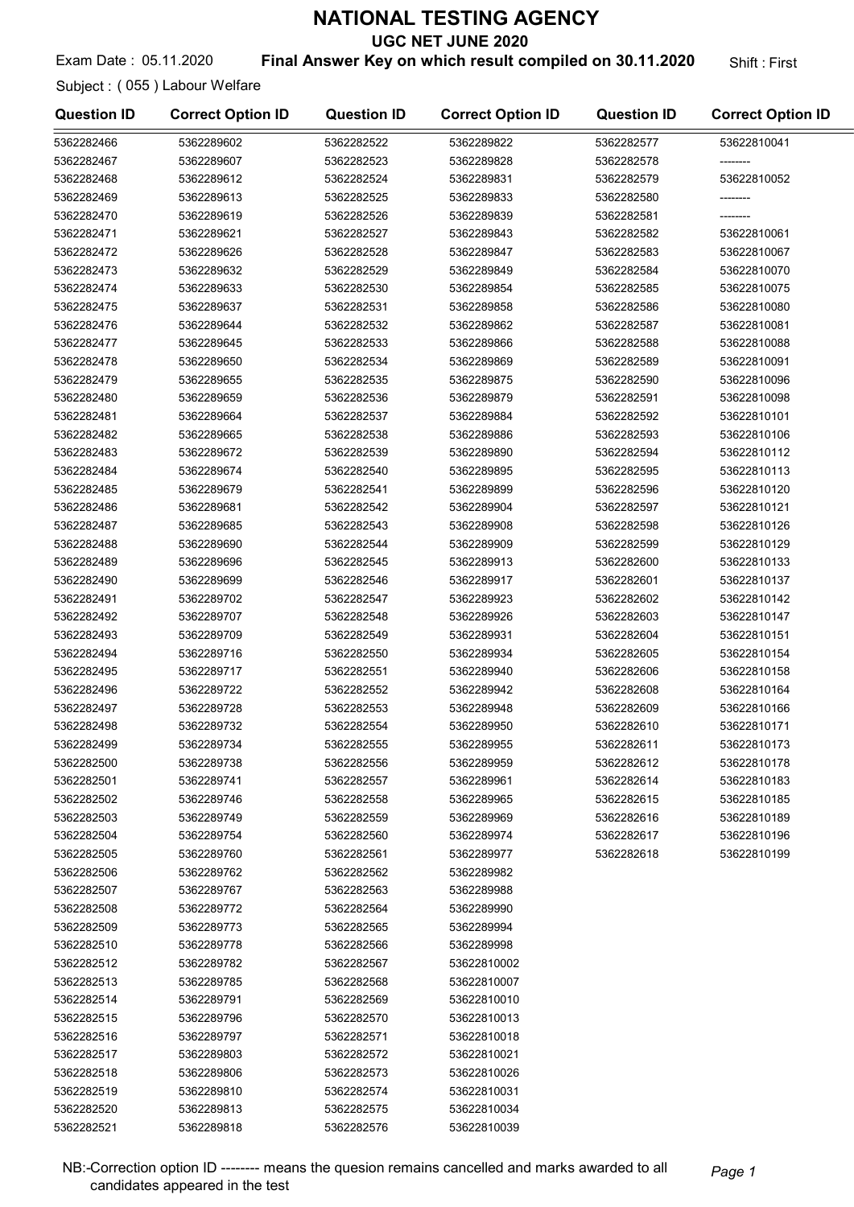# NATIONAL TESTING AGENCY

## UGC NET JUNE 2020

Exam Date : 05.11.2020 **Final Answer Key on which result compiled on 30.11.2020** Shift : First

Subject : ( 055 ) Labour Welfare

| Question ID | Correct Option ID | Question ID | Correct Option ID | Question ID | Correct Option ID |
|---|---|---|---|---|---|
| 5362282466 | 5362289602 | 5362282522 | 5362289822 | 5362282577 | 53622810041 |
| 5362282467 | 5362289607 | 5362282523 | 5362289828 | 5362282578 | -------- |
| 5362282468 | 5362289612 | 5362282524 | 5362289831 | 5362282579 | 53622810052 |
| 5362282469 | 5362289613 | 5362282525 | 5362289833 | 5362282580 | -------- |
| 5362282470 | 5362289619 | 5362282526 | 5362289839 | 5362282581 | -------- |
| 5362282471 | 5362289621 | 5362282527 | 5362289843 | 5362282582 | 53622810061 |
| 5362282472 | 5362289626 | 5362282528 | 5362289847 | 5362282583 | 53622810067 |
| 5362282473 | 5362289632 | 5362282529 | 5362289849 | 5362282584 | 53622810070 |
| 5362282474 | 5362289633 | 5362282530 | 5362289854 | 5362282585 | 53622810075 |
| 5362282475 | 5362289637 | 5362282531 | 5362289858 | 5362282586 | 53622810080 |
| 5362282476 | 5362289644 | 5362282532 | 5362289862 | 5362282587 | 53622810081 |
| 5362282477 | 5362289645 | 5362282533 | 5362289866 | 5362282588 | 53622810088 |
| 5362282478 | 5362289650 | 5362282534 | 5362289869 | 5362282589 | 53622810091 |
| 5362282479 | 5362289655 | 5362282535 | 5362289875 | 5362282590 | 53622810096 |
| 5362282480 | 5362289659 | 5362282536 | 5362289879 | 5362282591 | 53622810098 |
| 5362282481 | 5362289664 | 5362282537 | 5362289884 | 5362282592 | 53622810101 |
| 5362282482 | 5362289665 | 5362282538 | 5362289886 | 5362282593 | 53622810106 |
| 5362282483 | 5362289672 | 5362282539 | 5362289890 | 5362282594 | 53622810112 |
| 5362282484 | 5362289674 | 5362282540 | 5362289895 | 5362282595 | 53622810113 |
| 5362282485 | 5362289679 | 5362282541 | 5362289899 | 5362282596 | 53622810120 |
| 5362282486 | 5362289681 | 5362282542 | 5362289904 | 5362282597 | 53622810121 |
| 5362282487 | 5362289685 | 5362282543 | 5362289908 | 5362282598 | 53622810126 |
| 5362282488 | 5362289690 | 5362282544 | 5362289909 | 5362282599 | 53622810129 |
| 5362282489 | 5362289696 | 5362282545 | 5362289913 | 5362282600 | 53622810133 |
| 5362282490 | 5362289699 | 5362282546 | 5362289917 | 5362282601 | 53622810137 |
| 5362282491 | 5362289702 | 5362282547 | 5362289923 | 5362282602 | 53622810142 |
| 5362282492 | 5362289707 | 5362282548 | 5362289926 | 5362282603 | 53622810147 |
| 5362282493 | 5362289709 | 5362282549 | 5362289931 | 5362282604 | 53622810151 |
| 5362282494 | 5362289716 | 5362282550 | 5362289934 | 5362282605 | 53622810154 |
| 5362282495 | 5362289717 | 5362282551 | 5362289940 | 5362282606 | 53622810158 |
| 5362282496 | 5362289722 | 5362282552 | 5362289942 | 5362282608 | 53622810164 |
| 5362282497 | 5362289728 | 5362282553 | 5362289948 | 5362282609 | 53622810166 |
| 5362282498 | 5362289732 | 5362282554 | 5362289950 | 5362282610 | 53622810171 |
| 5362282499 | 5362289734 | 5362282555 | 5362289955 | 5362282611 | 53622810173 |
| 5362282500 | 5362289738 | 5362282556 | 5362289959 | 5362282612 | 53622810178 |
| 5362282501 | 5362289741 | 5362282557 | 5362289961 | 5362282614 | 53622810183 |
| 5362282502 | 5362289746 | 5362282558 | 5362289965 | 5362282615 | 53622810185 |
| 5362282503 | 5362289749 | 5362282559 | 5362289969 | 5362282616 | 53622810189 |
| 5362282504 | 5362289754 | 5362282560 | 5362289974 | 5362282617 | 53622810196 |
| 5362282505 | 5362289760 | 5362282561 | 5362289977 | 5362282618 | 53622810199 |
| 5362282506 | 5362289762 | 5362282562 | 5362289982 | | |
| 5362282507 | 5362289767 | 5362282563 | 5362289988 | | |
| 5362282508 | 5362289772 | 5362282564 | 5362289990 | | |
| 5362282509 | 5362289773 | 5362282565 | 5362289994 | | |
| 5362282510 | 5362289778 | 5362282566 | 5362289998 | | |
| 5362282512 | 5362289782 | 5362282567 | 53622810002 | | |
| 5362282513 | 5362289785 | 5362282568 | 53622810007 | | |
| 5362282514 | 5362289791 | 5362282569 | 53622810010 | | |
| 5362282515 | 5362289796 | 5362282570 | 53622810013 | | |
| 5362282516 | 5362289797 | 5362282571 | 53622810018 | | |
| 5362282517 | 5362289803 | 5362282572 | 53622810021 | | |
| 5362282518 | 5362289806 | 5362282573 | 53622810026 | | |
| 5362282519 | 5362289810 | 5362282574 | 53622810031 | | |
| 5362282520 | 5362289813 | 5362282575 | 53622810034 | | |
| 5362282521 | 5362289818 | 5362282576 | 53622810039 | | |

NB:-Correction option ID -------- means the quesion remains cancelled and marks awarded to all candidates appeared in the test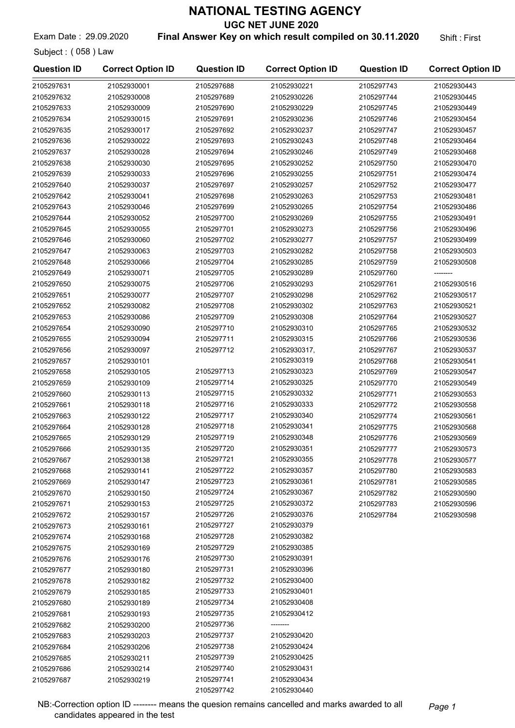# NATIONAL TESTING AGENCY

## UGC NET JUNE 2020

Exam Date : 29.09.2020 **Final Answer Key on which result compiled on 30.11.2020** Shift : First

Subject : ( 058 ) Law

| Question ID | Correct Option ID | Question ID | Correct Option ID | Question ID | Correct Option ID |
|---|---|---|---|---|---|
| 2105297631 | 21052930001 | 2105297688 | 21052930221 | 2105297743 | 21052930443 |
| 2105297632 | 21052930008 | 2105297689 | 21052930226 | 2105297744 | 21052930445 |
| 2105297633 | 21052930009 | 2105297690 | 21052930229 | 2105297745 | 21052930449 |
| 2105297634 | 21052930015 | 2105297691 | 21052930236 | 2105297746 | 21052930454 |
| 2105297635 | 21052930017 | 2105297692 | 21052930237 | 2105297747 | 21052930457 |
| 2105297636 | 21052930022 | 2105297693 | 21052930243 | 2105297748 | 21052930464 |
| 2105297637 | 21052930028 | 2105297694 | 21052930246 | 2105297749 | 21052930468 |
| 2105297638 | 21052930030 | 2105297695 | 21052930252 | 2105297750 | 21052930470 |
| 2105297639 | 21052930033 | 2105297696 | 21052930255 | 2105297751 | 21052930474 |
| 2105297640 | 21052930037 | 2105297697 | 21052930257 | 2105297752 | 21052930477 |
| 2105297642 | 21052930041 | 2105297698 | 21052930263 | 2105297753 | 21052930481 |
| 2105297643 | 21052930046 | 2105297699 | 21052930265 | 2105297754 | 21052930486 |
| 2105297644 | 21052930052 | 2105297700 | 21052930269 | 2105297755 | 21052930491 |
| 2105297645 | 21052930055 | 2105297701 | 21052930273 | 2105297756 | 21052930496 |
| 2105297646 | 21052930060 | 2105297702 | 21052930277 | 2105297757 | 21052930499 |
| 2105297647 | 21052930063 | 2105297703 | 21052930282 | 2105297758 | 21052930503 |
| 2105297648 | 21052930066 | 2105297704 | 21052930285 | 2105297759 | 21052930508 |
| 2105297649 | 21052930071 | 2105297705 | 21052930289 | 2105297760 | -------- |
| 2105297650 | 21052930075 | 2105297706 | 21052930293 | 2105297761 | 21052930516 |
| 2105297651 | 21052930077 | 2105297707 | 21052930298 | 2105297762 | 21052930517 |
| 2105297652 | 21052930082 | 2105297708 | 21052930302 | 2105297763 | 21052930521 |
| 2105297653 | 21052930086 | 2105297709 | 21052930308 | 2105297764 | 21052930527 |
| 2105297654 | 21052930090 | 2105297710 | 21052930310 | 2105297765 | 21052930532 |
| 2105297655 | 21052930094 | 2105297711 | 21052930315 | 2105297766 | 21052930536 |
| 2105297656 | 21052930097 | 2105297712 | 21052930317, 21052930319 | 2105297767 | 21052930537 |
| 2105297657 | 21052930101 | | | 2105297768 | 21052930541 |
| 2105297658 | 21052930105 | 2105297713 | 21052930323 | 2105297769 | 21052930547 |
| 2105297659 | 21052930109 | 2105297714 | 21052930325 | 2105297770 | 21052930549 |
| 2105297660 | 21052930113 | 2105297715 | 21052930332 | 2105297771 | 21052930553 |
| 2105297661 | 21052930118 | 2105297716 | 21052930333 | 2105297772 | 21052930558 |
| 2105297663 | 21052930122 | 2105297717 | 21052930340 | 2105297774 | 21052930561 |
| 2105297664 | 21052930128 | 2105297718 | 21052930341 | 2105297775 | 21052930568 |
| 2105297665 | 21052930129 | 2105297719 | 21052930348 | 2105297776 | 21052930569 |
| 2105297666 | 21052930135 | 2105297720 | 21052930351 | 2105297777 | 21052930573 |
| 2105297667 | 21052930138 | 2105297721 | 21052930355 | 2105297778 | 21052930577 |
| 2105297668 | 21052930141 | 2105297722 | 21052930357 | 2105297780 | 21052930583 |
| 2105297669 | 21052930147 | 2105297723 | 21052930361 | 2105297781 | 21052930585 |
| 2105297670 | 21052930150 | 2105297724 | 21052930367 | 2105297782 | 21052930590 |
| 2105297671 | 21052930153 | 2105297725 | 21052930372 | 2105297783 | 21052930596 |
| 2105297672 | 21052930157 | 2105297726 | 21052930376 | 2105297784 | 21052930598 |
| 2105297673 | 21052930161 | 2105297727 | 21052930379 | | |
| 2105297674 | 21052930168 | 2105297728 | 21052930382 | | |
| 2105297675 | 21052930169 | 2105297729 | 21052930385 | | |
| 2105297676 | 21052930176 | 2105297730 | 21052930391 | | |
| 2105297677 | 21052930180 | 2105297731 | 21052930396 | | |
| 2105297678 | 21052930182 | 2105297732 | 21052930400 | | |
| 2105297679 | 21052930185 | 2105297733 | 21052930401 | | |
| 2105297680 | 21052930189 | 2105297734 | 21052930408 | | |
| 2105297681 | 21052930193 | 2105297735 | 21052930412 | | |
| 2105297682 | 21052930200 | 2105297736 | -------- | | |
| 2105297683 | 21052930203 | 2105297737 | 21052930420 | | |
| 2105297684 | 21052930206 | 2105297738 | 21052930424 | | |
| 2105297685 | 21052930211 | 2105297739 | 21052930425 | | |
| 2105297686 | 21052930214 | 2105297740 | 21052930431 | | |
| 2105297687 | 21052930219 | 2105297741 | 21052930434 | | |
| | | 2105297742 | 21052930440 | | |

NB:-Correction option ID -------- means the quesion remains cancelled and marks awarded to all candidates appeared in the test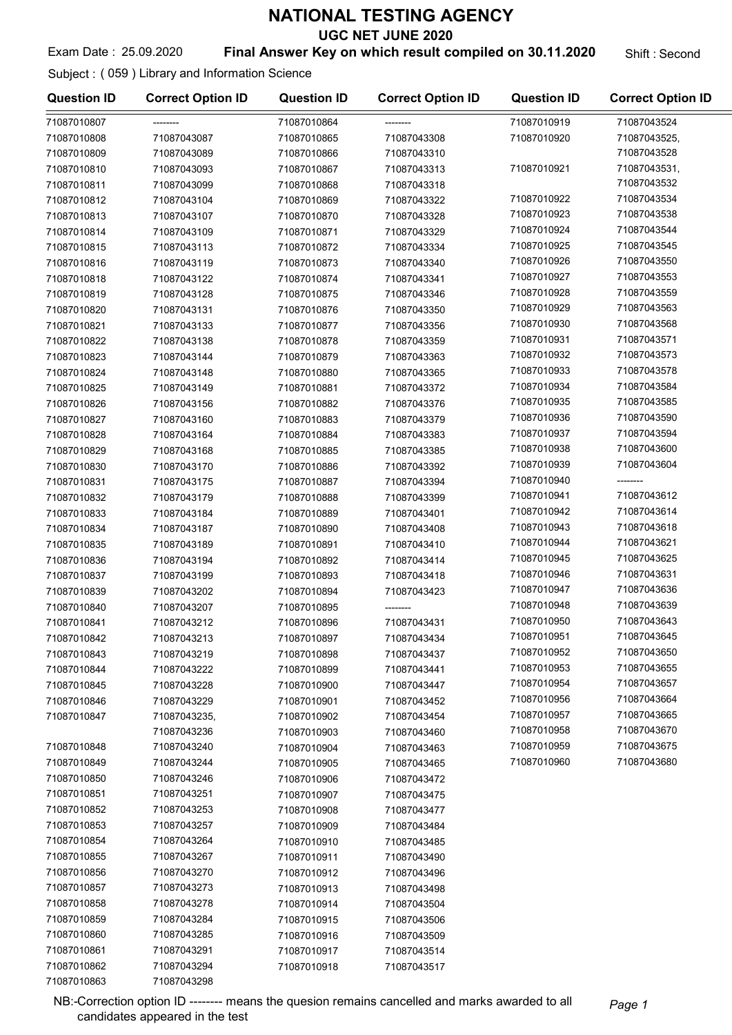# NATIONAL TESTING AGENCY

## UGC NET JUNE 2020

Exam Date : 25.09.2020 **Final Answer Key on which result compiled on 30.11.2020** Shift : Second

Subject : ( 059 ) Library and Information Science

| Question ID | Correct Option ID | Question ID | Correct Option ID | Question ID | Correct Option ID |
|---|---|---|---|---|---|
| 71087010807 | -------- | 71087010864 | -------- | 71087010919 | 71087043524 |
| 71087010808 | 71087043087 | 71087010865 | 71087043308 | 71087010920 | 71087043525, 71087043528 |
| 71087010809 | 71087043089 | 71087010866 | 71087043310 | 71087010921 | 71087043531, 71087043532 |
| 71087010810 | 71087043093 | 71087010867 | 71087043313 | 71087010922 | 71087043534 |
| 71087010811 | 71087043099 | 71087010868 | 71087043318 | 71087010923 | 71087043538 |
| 71087010812 | 71087043104 | 71087010869 | 71087043322 | 71087010924 | 71087043544 |
| 71087010813 | 71087043107 | 71087010870 | 71087043328 | 71087010925 | 71087043545 |
| 71087010814 | 71087043109 | 71087010871 | 71087043329 | 71087010926 | 71087043550 |
| 71087010815 | 71087043113 | 71087010872 | 71087043334 | 71087010927 | 71087043553 |
| 71087010816 | 71087043119 | 71087010873 | 71087043340 | 71087010928 | 71087043559 |
| 71087010818 | 71087043122 | 71087010874 | 71087043341 | 71087010929 | 71087043563 |
| 71087010819 | 71087043128 | 71087010875 | 71087043346 | 71087010930 | 71087043568 |
| 71087010820 | 71087043131 | 71087010876 | 71087043350 | 71087010931 | 71087043571 |
| 71087010821 | 71087043133 | 71087010877 | 71087043356 | 71087010932 | 71087043573 |
| 71087010822 | 71087043138 | 71087010878 | 71087043359 | 71087010933 | 71087043578 |
| 71087010823 | 71087043144 | 71087010879 | 71087043363 | 71087010934 | 71087043584 |
| 71087010824 | 71087043148 | 71087010880 | 71087043365 | 71087010935 | 71087043585 |
| 71087010825 | 71087043149 | 71087010881 | 71087043372 | 71087010936 | 71087043590 |
| 71087010826 | 71087043156 | 71087010882 | 71087043376 | 71087010937 | 71087043594 |
| 71087010827 | 71087043160 | 71087010883 | 71087043379 | 71087010938 | 71087043600 |
| 71087010828 | 71087043164 | 71087010884 | 71087043383 | 71087010939 | 71087043604 |
| 71087010829 | 71087043168 | 71087010885 | 71087043385 | 71087010940 | -------- |
| 71087010830 | 71087043170 | 71087010886 | 71087043392 | 71087010941 | 71087043612 |
| 71087010831 | 71087043175 | 71087010887 | 71087043394 | 71087010942 | 71087043614 |
| 71087010832 | 71087043179 | 71087010888 | 71087043399 | 71087010943 | 71087043618 |
| 71087010833 | 71087043184 | 71087010889 | 71087043401 | 71087010944 | 71087043621 |
| 71087010834 | 71087043187 | 71087010890 | 71087043408 | 71087010945 | 71087043625 |
| 71087010835 | 71087043189 | 71087010891 | 71087043410 | 71087010946 | 71087043631 |
| 71087010836 | 71087043194 | 71087010892 | 71087043414 | 71087010947 | 71087043636 |
| 71087010837 | 71087043199 | 71087010893 | 71087043418 | 71087010948 | 71087043639 |
| 71087010839 | 71087043202 | 71087010894 | 71087043423 | 71087010950 | 71087043643 |
| 71087010840 | 71087043207 | 71087010895 | -------- | 71087010951 | 71087043645 |
| 71087010841 | 71087043212 | 71087010896 | 71087043431 | 71087010952 | 71087043650 |
| 71087010842 | 71087043213 | 71087010897 | 71087043434 | 71087010953 | 71087043655 |
| 71087010843 | 71087043219 | 71087010898 | 71087043437 | 71087010954 | 71087043657 |
| 71087010844 | 71087043222 | 71087010899 | 71087043441 | 71087010956 | 71087043664 |
| 71087010845 | 71087043228 | 71087010900 | 71087043447 | 71087010957 | 71087043665 |
| 71087010846 | 71087043229 | 71087010901 | 71087043452 | 71087010958 | 71087043670 |
| 71087010847 | 71087043235, 71087043236 | 71087010902 | 71087043454 | 71087010959 | 71087043675 |
| 71087010848 | 71087043240 | 71087010903 | 71087043460 | 71087010960 | 71087043680 |
| 71087010849 | 71087043244 | 71087010904 | 71087043463 | | |
| 71087010850 | 71087043246 | 71087010905 | 71087043465 | | |
| 71087010851 | 71087043251 | 71087010906 | 71087043472 | | |
| 71087010852 | 71087043253 | 71087010907 | 71087043475 | | |
| 71087010853 | 71087043257 | 71087010908 | 71087043477 | | |
| 71087010854 | 71087043264 | 71087010909 | 71087043484 | | |
| 71087010855 | 71087043267 | 71087010910 | 71087043485 | | |
| 71087010856 | 71087043270 | 71087010911 | 71087043490 | | |
| 71087010857 | 71087043273 | 71087010912 | 71087043496 | | |
| 71087010858 | 71087043278 | 71087010913 | 71087043498 | | |
| 71087010859 | 71087043284 | 71087010914 | 71087043504 | | |
| 71087010860 | 71087043285 | 71087010915 | 71087043506 | | |
| 71087010861 | 71087043291 | 71087010916 | 71087043509 | | |
| 71087010862 | 71087043294 | 71087010917 | 71087043514 | | |
| 71087010863 | 71087043298 | 71087010918 | 71087043517 | | |

NB:-Correction option ID -------- means the quesion remains cancelled and marks awarded to all candidates appeared in the test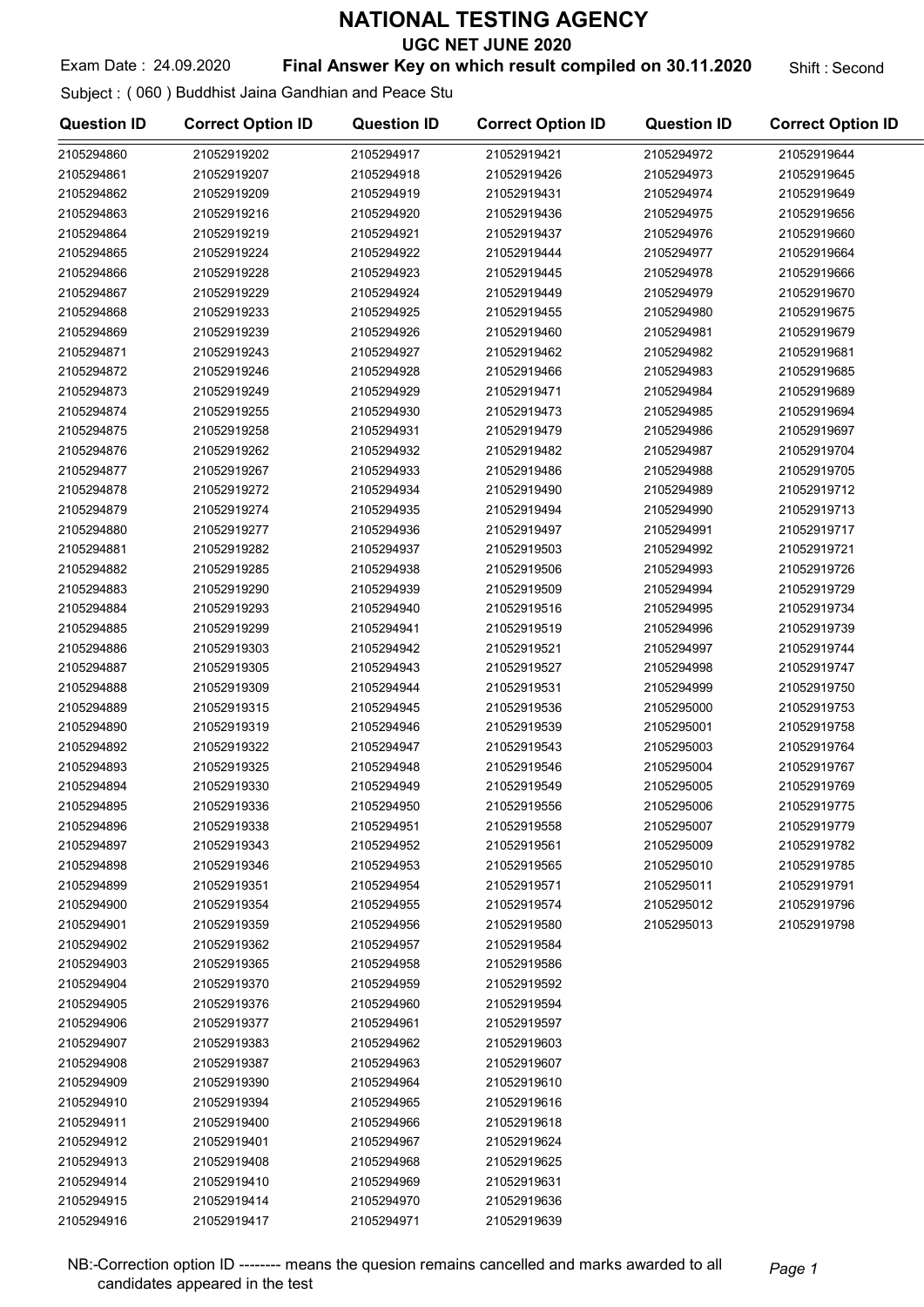# NATIONAL TESTING AGENCY

## UGC NET JUNE 2020

Exam Date : 24.09.2020 **Final Answer Key on which result compiled on 30.11.2020** Shift : Second

Subject : ( 060 ) Buddhist Jaina Gandhian and Peace Stu

| Question ID | Correct Option ID | Question ID | Correct Option ID | Question ID | Correct Option ID |
|---|---|---|---|---|---|
| 2105294860 | 21052919202 | 2105294917 | 21052919421 | 2105294972 | 21052919644 |
| 2105294861 | 21052919207 | 2105294918 | 21052919426 | 2105294973 | 21052919645 |
| 2105294862 | 21052919209 | 2105294919 | 21052919431 | 2105294974 | 21052919649 |
| 2105294863 | 21052919216 | 2105294920 | 21052919436 | 2105294975 | 21052919656 |
| 2105294864 | 21052919219 | 2105294921 | 21052919437 | 2105294976 | 21052919660 |
| 2105294865 | 21052919224 | 2105294922 | 21052919444 | 2105294977 | 21052919664 |
| 2105294866 | 21052919228 | 2105294923 | 21052919445 | 2105294978 | 21052919666 |
| 2105294867 | 21052919229 | 2105294924 | 21052919449 | 2105294979 | 21052919670 |
| 2105294868 | 21052919233 | 2105294925 | 21052919455 | 2105294980 | 21052919675 |
| 2105294869 | 21052919239 | 2105294926 | 21052919460 | 2105294981 | 21052919679 |
| 2105294871 | 21052919243 | 2105294927 | 21052919462 | 2105294982 | 21052919681 |
| 2105294872 | 21052919246 | 2105294928 | 21052919466 | 2105294983 | 21052919685 |
| 2105294873 | 21052919249 | 2105294929 | 21052919471 | 2105294984 | 21052919689 |
| 2105294874 | 21052919255 | 2105294930 | 21052919473 | 2105294985 | 21052919694 |
| 2105294875 | 21052919258 | 2105294931 | 21052919479 | 2105294986 | 21052919697 |
| 2105294876 | 21052919262 | 2105294932 | 21052919482 | 2105294987 | 21052919704 |
| 2105294877 | 21052919267 | 2105294933 | 21052919486 | 2105294988 | 21052919705 |
| 2105294878 | 21052919272 | 2105294934 | 21052919490 | 2105294989 | 21052919712 |
| 2105294879 | 21052919274 | 2105294935 | 21052919494 | 2105294990 | 21052919713 |
| 2105294880 | 21052919277 | 2105294936 | 21052919497 | 2105294991 | 21052919717 |
| 2105294881 | 21052919282 | 2105294937 | 21052919503 | 2105294992 | 21052919721 |
| 2105294882 | 21052919285 | 2105294938 | 21052919506 | 2105294993 | 21052919726 |
| 2105294883 | 21052919290 | 2105294939 | 21052919509 | 2105294994 | 21052919729 |
| 2105294884 | 21052919293 | 2105294940 | 21052919516 | 2105294995 | 21052919734 |
| 2105294885 | 21052919299 | 2105294941 | 21052919519 | 2105294996 | 21052919739 |
| 2105294886 | 21052919303 | 2105294942 | 21052919521 | 2105294997 | 21052919744 |
| 2105294887 | 21052919305 | 2105294943 | 21052919527 | 2105294998 | 21052919747 |
| 2105294888 | 21052919309 | 2105294944 | 21052919531 | 2105294999 | 21052919750 |
| 2105294889 | 21052919315 | 2105294945 | 21052919536 | 2105295000 | 21052919753 |
| 2105294890 | 21052919319 | 2105294946 | 21052919539 | 2105295001 | 21052919758 |
| 2105294892 | 21052919322 | 2105294947 | 21052919543 | 2105295003 | 21052919764 |
| 2105294893 | 21052919325 | 2105294948 | 21052919546 | 2105295004 | 21052919767 |
| 2105294894 | 21052919330 | 2105294949 | 21052919549 | 2105295005 | 21052919769 |
| 2105294895 | 21052919336 | 2105294950 | 21052919556 | 2105295006 | 21052919775 |
| 2105294896 | 21052919338 | 2105294951 | 21052919558 | 2105295007 | 21052919779 |
| 2105294897 | 21052919343 | 2105294952 | 21052919561 | 2105295009 | 21052919782 |
| 2105294898 | 21052919346 | 2105294953 | 21052919565 | 2105295010 | 21052919785 |
| 2105294899 | 21052919351 | 2105294954 | 21052919571 | 2105295011 | 21052919791 |
| 2105294900 | 21052919354 | 2105294955 | 21052919574 | 2105295012 | 21052919796 |
| 2105294901 | 21052919359 | 2105294956 | 21052919580 | 2105295013 | 21052919798 |
| 2105294902 | 21052919362 | 2105294957 | 21052919584 | | |
| 2105294903 | 21052919365 | 2105294958 | 21052919586 | | |
| 2105294904 | 21052919370 | 2105294959 | 21052919592 | | |
| 2105294905 | 21052919376 | 2105294960 | 21052919594 | | |
| 2105294906 | 21052919377 | 2105294961 | 21052919597 | | |
| 2105294907 | 21052919383 | 2105294962 | 21052919603 | | |
| 2105294908 | 21052919387 | 2105294963 | 21052919607 | | |
| 2105294909 | 21052919390 | 2105294964 | 21052919610 | | |
| 2105294910 | 21052919394 | 2105294965 | 21052919616 | | |
| 2105294911 | 21052919400 | 2105294966 | 21052919618 | | |
| 2105294912 | 21052919401 | 2105294967 | 21052919624 | | |
| 2105294913 | 21052919408 | 2105294968 | 21052919625 | | |
| 2105294914 | 21052919410 | 2105294969 | 21052919631 | | |
| 2105294915 | 21052919414 | 2105294970 | 21052919636 | | |
| 2105294916 | 21052919417 | 2105294971 | 21052919639 | | |

NB:-Correction option ID -------- means the quesion remains cancelled and marks awarded to all candidates appeared in the test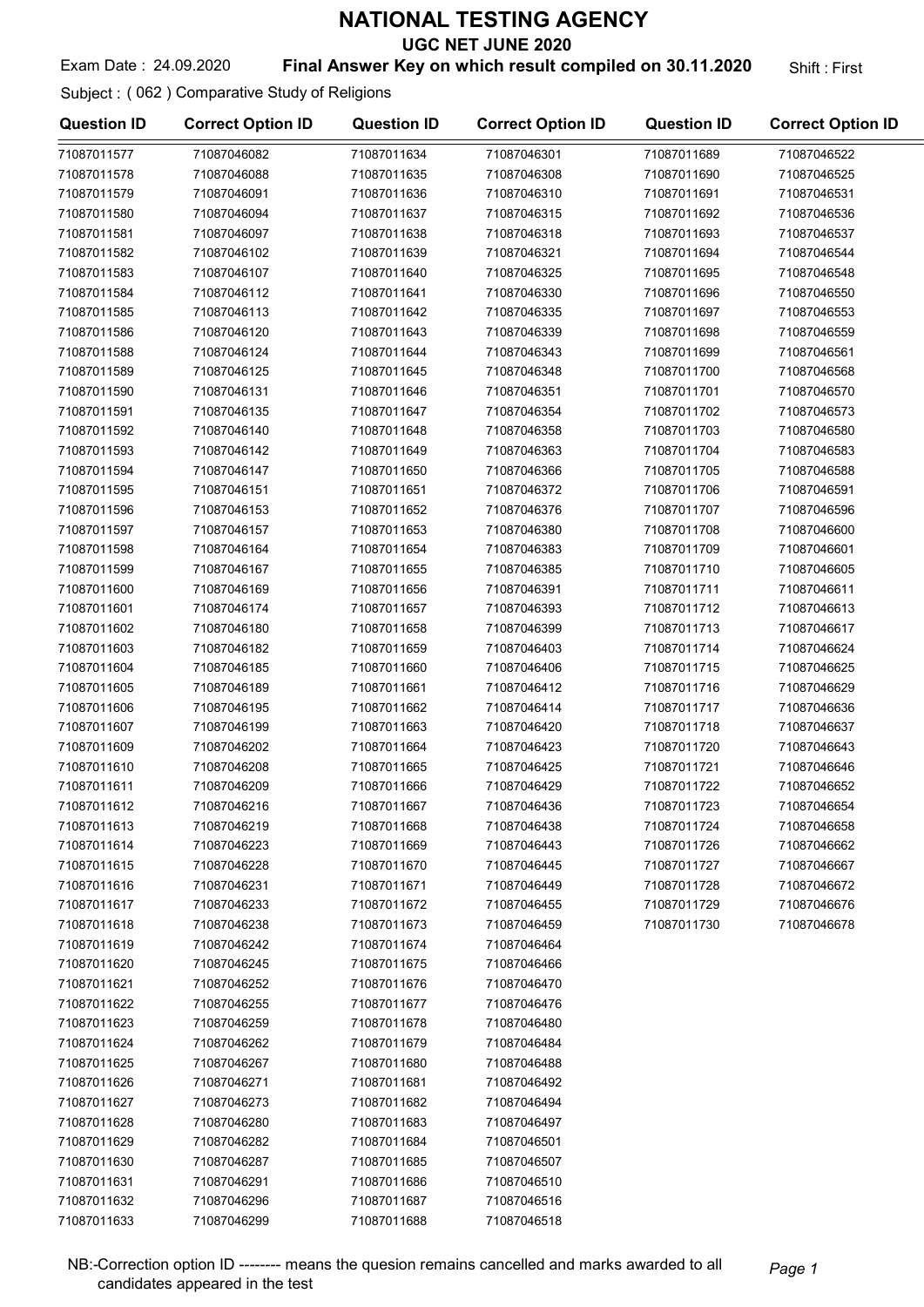# NATIONAL TESTING AGENCY

## UGC NET JUNE 2020

Exam Date : 24.09.2020 **Final Answer Key on which result compiled on 30.11.2020** Shift : First

Subject : ( 062 ) Comparative Study of Religions

| Question ID | Correct Option ID | Question ID | Correct Option ID | Question ID | Correct Option ID |
|---|---|---|---|---|---|
| 71087011577 | 71087046082 | 71087011634 | 71087046301 | 71087011689 | 71087046522 |
| 71087011578 | 71087046088 | 71087011635 | 71087046308 | 71087011690 | 71087046525 |
| 71087011579 | 71087046091 | 71087011636 | 71087046310 | 71087011691 | 71087046531 |
| 71087011580 | 71087046094 | 71087011637 | 71087046315 | 71087011692 | 71087046536 |
| 71087011581 | 71087046097 | 71087011638 | 71087046318 | 71087011693 | 71087046537 |
| 71087011582 | 71087046102 | 71087011639 | 71087046321 | 71087011694 | 71087046544 |
| 71087011583 | 71087046107 | 71087011640 | 71087046325 | 71087011695 | 71087046548 |
| 71087011584 | 71087046112 | 71087011641 | 71087046330 | 71087011696 | 71087046550 |
| 71087011585 | 71087046113 | 71087011642 | 71087046335 | 71087011697 | 71087046553 |
| 71087011586 | 71087046120 | 71087011643 | 71087046339 | 71087011698 | 71087046559 |
| 71087011588 | 71087046124 | 71087011644 | 71087046343 | 71087011699 | 71087046561 |
| 71087011589 | 71087046125 | 71087011645 | 71087046348 | 71087011700 | 71087046568 |
| 71087011590 | 71087046131 | 71087011646 | 71087046351 | 71087011701 | 71087046570 |
| 71087011591 | 71087046135 | 71087011647 | 71087046354 | 71087011702 | 71087046573 |
| 71087011592 | 71087046140 | 71087011648 | 71087046358 | 71087011703 | 71087046580 |
| 71087011593 | 71087046142 | 71087011649 | 71087046363 | 71087011704 | 71087046583 |
| 71087011594 | 71087046147 | 71087011650 | 71087046366 | 71087011705 | 71087046588 |
| 71087011595 | 71087046151 | 71087011651 | 71087046372 | 71087011706 | 71087046591 |
| 71087011596 | 71087046153 | 71087011652 | 71087046376 | 71087011707 | 71087046596 |
| 71087011597 | 71087046157 | 71087011653 | 71087046380 | 71087011708 | 71087046600 |
| 71087011598 | 71087046164 | 71087011654 | 71087046383 | 71087011709 | 71087046601 |
| 71087011599 | 71087046167 | 71087011655 | 71087046385 | 71087011710 | 71087046605 |
| 71087011600 | 71087046169 | 71087011656 | 71087046391 | 71087011711 | 71087046611 |
| 71087011601 | 71087046174 | 71087011657 | 71087046393 | 71087011712 | 71087046613 |
| 71087011602 | 71087046180 | 71087011658 | 71087046399 | 71087011713 | 71087046617 |
| 71087011603 | 71087046182 | 71087011659 | 71087046403 | 71087011714 | 71087046624 |
| 71087011604 | 71087046185 | 71087011660 | 71087046406 | 71087011715 | 71087046625 |
| 71087011605 | 71087046189 | 71087011661 | 71087046412 | 71087011716 | 71087046629 |
| 71087011606 | 71087046195 | 71087011662 | 71087046414 | 71087011717 | 71087046636 |
| 71087011607 | 71087046199 | 71087011663 | 71087046420 | 71087011718 | 71087046637 |
| 71087011609 | 71087046202 | 71087011664 | 71087046423 | 71087011720 | 71087046643 |
| 71087011610 | 71087046208 | 71087011665 | 71087046425 | 71087011721 | 71087046646 |
| 71087011611 | 71087046209 | 71087011666 | 71087046429 | 71087011722 | 71087046652 |
| 71087011612 | 71087046216 | 71087011667 | 71087046436 | 71087011723 | 71087046654 |
| 71087011613 | 71087046219 | 71087011668 | 71087046438 | 71087011724 | 71087046658 |
| 71087011614 | 71087046223 | 71087011669 | 71087046443 | 71087011726 | 71087046662 |
| 71087011615 | 71087046228 | 71087011670 | 71087046445 | 71087011727 | 71087046667 |
| 71087011616 | 71087046231 | 71087011671 | 71087046449 | 71087011728 | 71087046672 |
| 71087011617 | 71087046233 | 71087011672 | 71087046455 | 71087011729 | 71087046676 |
| 71087011618 | 71087046238 | 71087011673 | 71087046459 | 71087011730 | 71087046678 |
| 71087011619 | 71087046242 | 71087011674 | 71087046464 | | |
| 71087011620 | 71087046245 | 71087011675 | 71087046466 | | |
| 71087011621 | 71087046252 | 71087011676 | 71087046470 | | |
| 71087011622 | 71087046255 | 71087011677 | 71087046476 | | |
| 71087011623 | 71087046259 | 71087011678 | 71087046480 | | |
| 71087011624 | 71087046262 | 71087011679 | 71087046484 | | |
| 71087011625 | 71087046267 | 71087011680 | 71087046488 | | |
| 71087011626 | 71087046271 | 71087011681 | 71087046492 | | |
| 71087011627 | 71087046273 | 71087011682 | 71087046494 | | |
| 71087011628 | 71087046280 | 71087011683 | 71087046497 | | |
| 71087011629 | 71087046282 | 71087011684 | 71087046501 | | |
| 71087011630 | 71087046287 | 71087011685 | 71087046507 | | |
| 71087011631 | 71087046291 | 71087011686 | 71087046510 | | |
| 71087011632 | 71087046296 | 71087011687 | 71087046516 | | |
| 71087011633 | 71087046299 | 71087011688 | 71087046518 | | |

NB:-Correction option ID -------- means the quesion remains cancelled and marks awarded to all candidates appeared in the test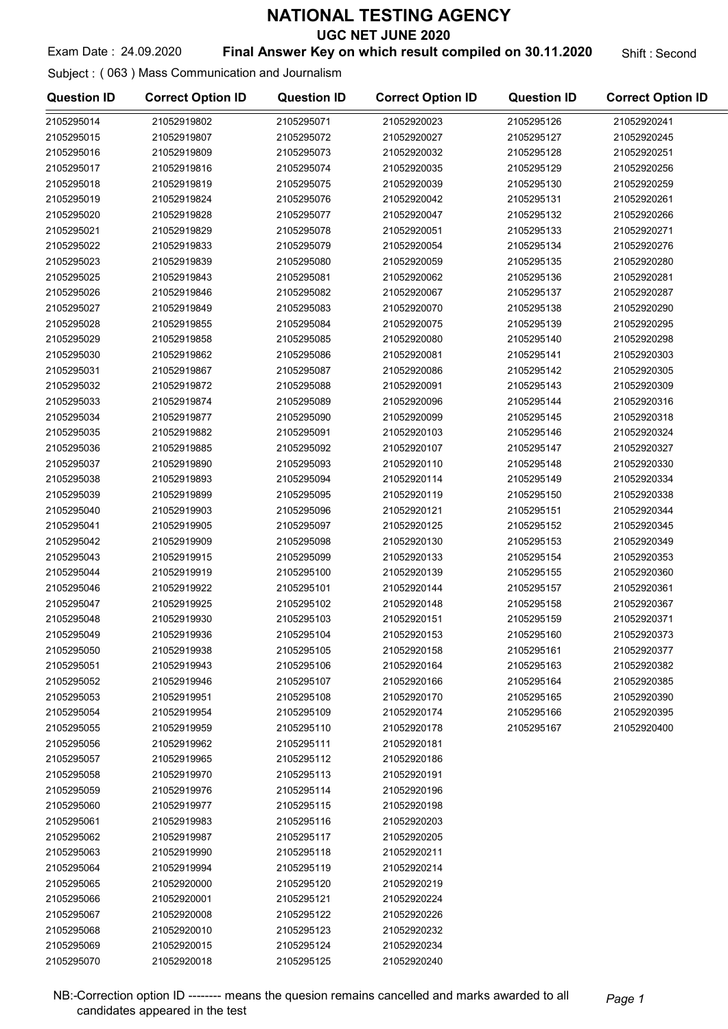# NATIONAL TESTING AGENCY

## UGC NET JUNE 2020

Exam Date : 24.09.2020 **Final Answer Key on which result compiled on 30.11.2020** Shift : Second

Subject : ( 063 ) Mass Communication and Journalism

| Question ID | Correct Option ID | Question ID | Correct Option ID | Question ID | Correct Option ID |
|---|---|---|---|---|---|
| 2105295014 | 21052919802 | 2105295071 | 21052920023 | 2105295126 | 21052920241 |
| 2105295015 | 21052919807 | 2105295072 | 21052920027 | 2105295127 | 21052920245 |
| 2105295016 | 21052919809 | 2105295073 | 21052920032 | 2105295128 | 21052920251 |
| 2105295017 | 21052919816 | 2105295074 | 21052920035 | 2105295129 | 21052920256 |
| 2105295018 | 21052919819 | 2105295075 | 21052920039 | 2105295130 | 21052920259 |
| 2105295019 | 21052919824 | 2105295076 | 21052920042 | 2105295131 | 21052920261 |
| 2105295020 | 21052919828 | 2105295077 | 21052920047 | 2105295132 | 21052920266 |
| 2105295021 | 21052919829 | 2105295078 | 21052920051 | 2105295133 | 21052920271 |
| 2105295022 | 21052919833 | 2105295079 | 21052920054 | 2105295134 | 21052920276 |
| 2105295023 | 21052919839 | 2105295080 | 21052920059 | 2105295135 | 21052920280 |
| 2105295025 | 21052919843 | 2105295081 | 21052920062 | 2105295136 | 21052920281 |
| 2105295026 | 21052919846 | 2105295082 | 21052920067 | 2105295137 | 21052920287 |
| 2105295027 | 21052919849 | 2105295083 | 21052920070 | 2105295138 | 21052920290 |
| 2105295028 | 21052919855 | 2105295084 | 21052920075 | 2105295139 | 21052920295 |
| 2105295029 | 21052919858 | 2105295085 | 21052920080 | 2105295140 | 21052920298 |
| 2105295030 | 21052919862 | 2105295086 | 21052920081 | 2105295141 | 21052920303 |
| 2105295031 | 21052919867 | 2105295087 | 21052920086 | 2105295142 | 21052920305 |
| 2105295032 | 21052919872 | 2105295088 | 21052920091 | 2105295143 | 21052920309 |
| 2105295033 | 21052919874 | 2105295089 | 21052920096 | 2105295144 | 21052920316 |
| 2105295034 | 21052919877 | 2105295090 | 21052920099 | 2105295145 | 21052920318 |
| 2105295035 | 21052919882 | 2105295091 | 21052920103 | 2105295146 | 21052920324 |
| 2105295036 | 21052919885 | 2105295092 | 21052920107 | 2105295147 | 21052920327 |
| 2105295037 | 21052919890 | 2105295093 | 21052920110 | 2105295148 | 21052920330 |
| 2105295038 | 21052919893 | 2105295094 | 21052920114 | 2105295149 | 21052920334 |
| 2105295039 | 21052919899 | 2105295095 | 21052920119 | 2105295150 | 21052920338 |
| 2105295040 | 21052919903 | 2105295096 | 21052920121 | 2105295151 | 21052920344 |
| 2105295041 | 21052919905 | 2105295097 | 21052920125 | 2105295152 | 21052920345 |
| 2105295042 | 21052919909 | 2105295098 | 21052920130 | 2105295153 | 21052920349 |
| 2105295043 | 21052919915 | 2105295099 | 21052920133 | 2105295154 | 21052920353 |
| 2105295044 | 21052919919 | 2105295100 | 21052920139 | 2105295155 | 21052920360 |
| 2105295046 | 21052919922 | 2105295101 | 21052920144 | 2105295157 | 21052920361 |
| 2105295047 | 21052919925 | 2105295102 | 21052920148 | 2105295158 | 21052920367 |
| 2105295048 | 21052919930 | 2105295103 | 21052920151 | 2105295159 | 21052920371 |
| 2105295049 | 21052919936 | 2105295104 | 21052920153 | 2105295160 | 21052920373 |
| 2105295050 | 21052919938 | 2105295105 | 21052920158 | 2105295161 | 21052920377 |
| 2105295051 | 21052919943 | 2105295106 | 21052920164 | 2105295163 | 21052920382 |
| 2105295052 | 21052919946 | 2105295107 | 21052920166 | 2105295164 | 21052920385 |
| 2105295053 | 21052919951 | 2105295108 | 21052920170 | 2105295165 | 21052920390 |
| 2105295054 | 21052919954 | 2105295109 | 21052920174 | 2105295166 | 21052920395 |
| 2105295055 | 21052919959 | 2105295110 | 21052920178 | 2105295167 | 21052920400 |
| 2105295056 | 21052919962 | 2105295111 | 21052920181 | | |
| 2105295057 | 21052919965 | 2105295112 | 21052920186 | | |
| 2105295058 | 21052919970 | 2105295113 | 21052920191 | | |
| 2105295059 | 21052919976 | 2105295114 | 21052920196 | | |
| 2105295060 | 21052919977 | 2105295115 | 21052920198 | | |
| 2105295061 | 21052919983 | 2105295116 | 21052920203 | | |
| 2105295062 | 21052919987 | 2105295117 | 21052920205 | | |
| 2105295063 | 21052919990 | 2105295118 | 21052920211 | | |
| 2105295064 | 21052919994 | 2105295119 | 21052920214 | | |
| 2105295065 | 21052920000 | 2105295120 | 21052920219 | | |
| 2105295066 | 21052920001 | 2105295121 | 21052920224 | | |
| 2105295067 | 21052920008 | 2105295122 | 21052920226 | | |
| 2105295068 | 21052920010 | 2105295123 | 21052920232 | | |
| 2105295069 | 21052920015 | 2105295124 | 21052920234 | | |
| 2105295070 | 21052920018 | 2105295125 | 21052920240 | | |

NB:-Correction option ID -------- means the quesion remains cancelled and marks awarded to all candidates appeared in the test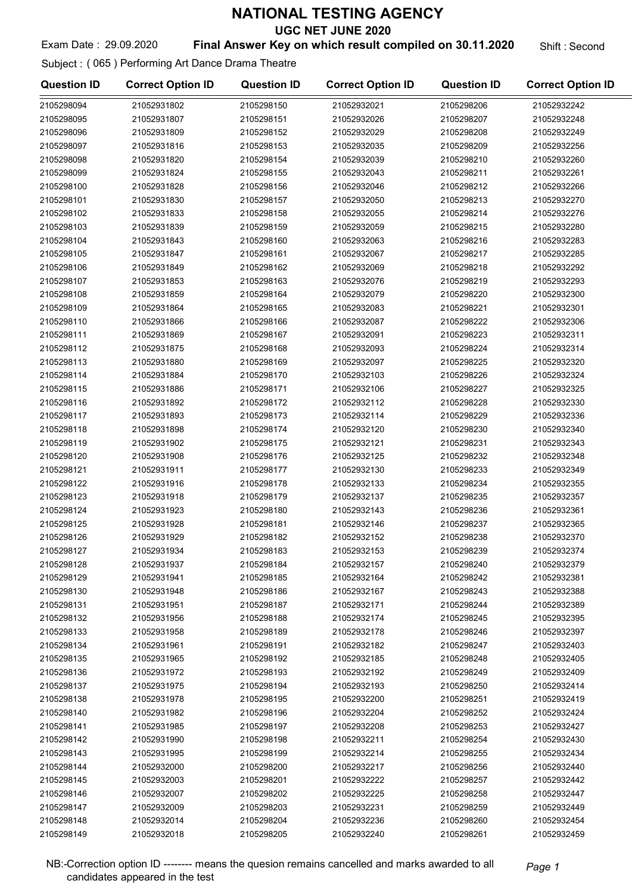# NATIONAL TESTING AGENCY

## UGC NET JUNE 2020

Exam Date : 29.09.2020 **Final Answer Key on which result compiled on 30.11.2020** Shift : Second

Subject : ( 065 ) Performing Art Dance Drama Theatre

| Question ID | Correct Option ID | Question ID | Correct Option ID | Question ID | Correct Option ID |
|---|---|---|---|---|---|
| 2105298094 | 21052931802 | 2105298150 | 21052932021 | 2105298206 | 21052932242 |
| 2105298095 | 21052931807 | 2105298151 | 21052932026 | 2105298207 | 21052932248 |
| 2105298096 | 21052931809 | 2105298152 | 21052932029 | 2105298208 | 21052932249 |
| 2105298097 | 21052931816 | 2105298153 | 21052932035 | 2105298209 | 21052932256 |
| 2105298098 | 21052931820 | 2105298154 | 21052932039 | 2105298210 | 21052932260 |
| 2105298099 | 21052931824 | 2105298155 | 21052932043 | 2105298211 | 21052932261 |
| 2105298100 | 21052931828 | 2105298156 | 21052932046 | 2105298212 | 21052932266 |
| 2105298101 | 21052931830 | 2105298157 | 21052932050 | 2105298213 | 21052932270 |
| 2105298102 | 21052931833 | 2105298158 | 21052932055 | 2105298214 | 21052932276 |
| 2105298103 | 21052931839 | 2105298159 | 21052932059 | 2105298215 | 21052932280 |
| 2105298104 | 21052931843 | 2105298160 | 21052932063 | 2105298216 | 21052932283 |
| 2105298105 | 21052931847 | 2105298161 | 21052932067 | 2105298217 | 21052932285 |
| 2105298106 | 21052931849 | 2105298162 | 21052932069 | 2105298218 | 21052932292 |
| 2105298107 | 21052931853 | 2105298163 | 21052932076 | 2105298219 | 21052932293 |
| 2105298108 | 21052931859 | 2105298164 | 21052932079 | 2105298220 | 21052932300 |
| 2105298109 | 21052931864 | 2105298165 | 21052932083 | 2105298221 | 21052932301 |
| 2105298110 | 21052931866 | 2105298166 | 21052932087 | 2105298222 | 21052932306 |
| 2105298111 | 21052931869 | 2105298167 | 21052932091 | 2105298223 | 21052932311 |
| 2105298112 | 21052931875 | 2105298168 | 21052932093 | 2105298224 | 21052932314 |
| 2105298113 | 21052931880 | 2105298169 | 21052932097 | 2105298225 | 21052932320 |
| 2105298114 | 21052931884 | 2105298170 | 21052932103 | 2105298226 | 21052932324 |
| 2105298115 | 21052931886 | 2105298171 | 21052932106 | 2105298227 | 21052932325 |
| 2105298116 | 21052931892 | 2105298172 | 21052932112 | 2105298228 | 21052932330 |
| 2105298117 | 21052931893 | 2105298173 | 21052932114 | 2105298229 | 21052932336 |
| 2105298118 | 21052931898 | 2105298174 | 21052932120 | 2105298230 | 21052932340 |
| 2105298119 | 21052931902 | 2105298175 | 21052932121 | 2105298231 | 21052932343 |
| 2105298120 | 21052931908 | 2105298176 | 21052932125 | 2105298232 | 21052932348 |
| 2105298121 | 21052931911 | 2105298177 | 21052932130 | 2105298233 | 21052932349 |
| 2105298122 | 21052931916 | 2105298178 | 21052932133 | 2105298234 | 21052932355 |
| 2105298123 | 21052931918 | 2105298179 | 21052932137 | 2105298235 | 21052932357 |
| 2105298124 | 21052931923 | 2105298180 | 21052932143 | 2105298236 | 21052932361 |
| 2105298125 | 21052931928 | 2105298181 | 21052932146 | 2105298237 | 21052932365 |
| 2105298126 | 21052931929 | 2105298182 | 21052932152 | 2105298238 | 21052932370 |
| 2105298127 | 21052931934 | 2105298183 | 21052932153 | 2105298239 | 21052932374 |
| 2105298128 | 21052931937 | 2105298184 | 21052932157 | 2105298240 | 21052932379 |
| 2105298129 | 21052931941 | 2105298185 | 21052932164 | 2105298242 | 21052932381 |
| 2105298130 | 21052931948 | 2105298186 | 21052932167 | 2105298243 | 21052932388 |
| 2105298131 | 21052931951 | 2105298187 | 21052932171 | 2105298244 | 21052932389 |
| 2105298132 | 21052931956 | 2105298188 | 21052932174 | 2105298245 | 21052932395 |
| 2105298133 | 21052931958 | 2105298189 | 21052932178 | 2105298246 | 21052932397 |
| 2105298134 | 21052931961 | 2105298191 | 21052932182 | 2105298247 | 21052932403 |
| 2105298135 | 21052931965 | 2105298192 | 21052932185 | 2105298248 | 21052932405 |
| 2105298136 | 21052931972 | 2105298193 | 21052932192 | 2105298249 | 21052932409 |
| 2105298137 | 21052931975 | 2105298194 | 21052932193 | 2105298250 | 21052932414 |
| 2105298138 | 21052931978 | 2105298195 | 21052932200 | 2105298251 | 21052932419 |
| 2105298140 | 21052931982 | 2105298196 | 21052932204 | 2105298252 | 21052932424 |
| 2105298141 | 21052931985 | 2105298197 | 21052932208 | 2105298253 | 21052932427 |
| 2105298142 | 21052931990 | 2105298198 | 21052932211 | 2105298254 | 21052932430 |
| 2105298143 | 21052931995 | 2105298199 | 21052932214 | 2105298255 | 21052932434 |
| 2105298144 | 21052932000 | 2105298200 | 21052932217 | 2105298256 | 21052932440 |
| 2105298145 | 21052932003 | 2105298201 | 21052932222 | 2105298257 | 21052932442 |
| 2105298146 | 21052932007 | 2105298202 | 21052932225 | 2105298258 | 21052932447 |
| 2105298147 | 21052932009 | 2105298203 | 21052932231 | 2105298259 | 21052932449 |
| 2105298148 | 21052932014 | 2105298204 | 21052932236 | 2105298260 | 21052932454 |
| 2105298149 | 21052932018 | 2105298205 | 21052932240 | 2105298261 | 21052932459 |

NB:-Correction option ID -------- means the quesion remains cancelled and marks awarded to all candidates appeared in the test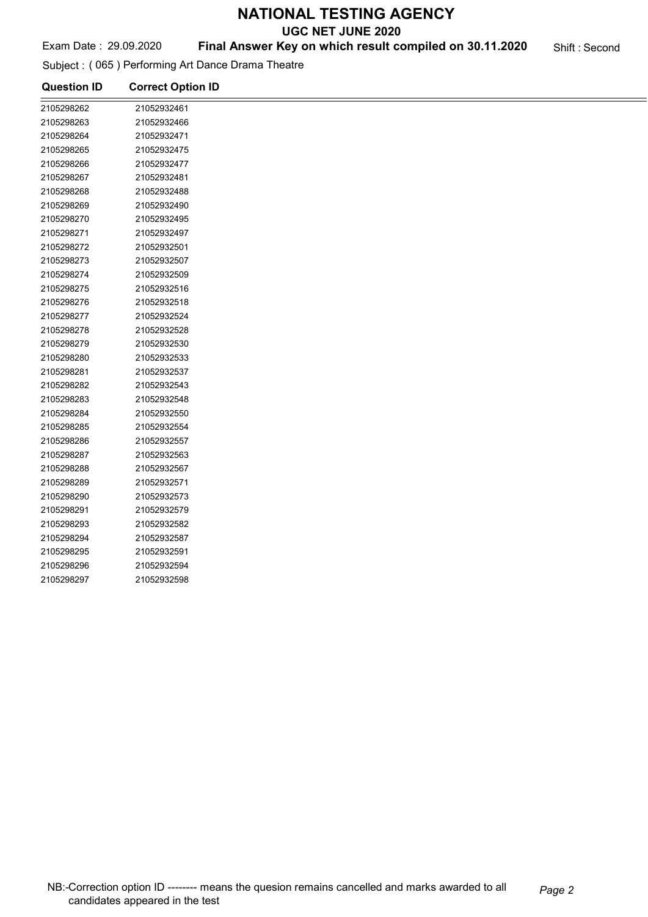# NATIONAL TESTING AGENCY

**UGC NET JUNE 2020**

Exam Date : 29.09.2020 **Final Answer Key on which result compiled on 30.11.2020** Shift : Second

Subject : ( 065 ) Performing Art Dance Drama Theatre

| Question ID | Correct Option ID |
|---|---|
| 2105298262 | 21052932461 |
| 2105298263 | 21052932466 |
| 2105298264 | 21052932471 |
| 2105298265 | 21052932475 |
| 2105298266 | 21052932477 |
| 2105298267 | 21052932481 |
| 2105298268 | 21052932488 |
| 2105298269 | 21052932490 |
| 2105298270 | 21052932495 |
| 2105298271 | 21052932497 |
| 2105298272 | 21052932501 |
| 2105298273 | 21052932507 |
| 2105298274 | 21052932509 |
| 2105298275 | 21052932516 |
| 2105298276 | 21052932518 |
| 2105298277 | 21052932524 |
| 2105298278 | 21052932528 |
| 2105298279 | 21052932530 |
| 2105298280 | 21052932533 |
| 2105298281 | 21052932537 |
| 2105298282 | 21052932543 |
| 2105298283 | 21052932548 |
| 2105298284 | 21052932550 |
| 2105298285 | 21052932554 |
| 2105298286 | 21052932557 |
| 2105298287 | 21052932563 |
| 2105298288 | 21052932567 |
| 2105298289 | 21052932571 |
| 2105298290 | 21052932573 |
| 2105298291 | 21052932579 |
| 2105298293 | 21052932582 |
| 2105298294 | 21052932587 |
| 2105298295 | 21052932591 |
| 2105298296 | 21052932594 |
| 2105298297 | 21052932598 |

NB:-Correction option ID -------- means the quesion remains cancelled and marks awarded to all candidates appeared in the test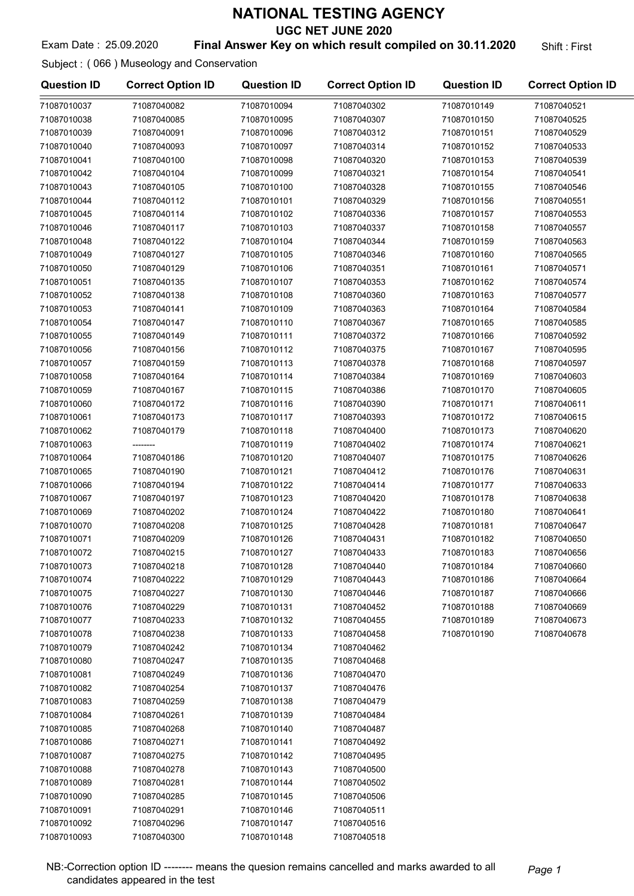# NATIONAL TESTING AGENCY

## UGC NET JUNE 2020

Exam Date : 25.09.2020 **Final Answer Key on which result compiled on 30.11.2020** Shift : First

Subject : ( 066 ) Museology and Conservation

| Question ID | Correct Option ID | Question ID | Correct Option ID | Question ID | Correct Option ID |
|---|---|---|---|---|---|
| 71087010037 | 71087040082 | 71087010094 | 71087040302 | 71087010149 | 71087040521 |
| 71087010038 | 71087040085 | 71087010095 | 71087040307 | 71087010150 | 71087040525 |
| 71087010039 | 71087040091 | 71087010096 | 71087040312 | 71087010151 | 71087040529 |
| 71087010040 | 71087040093 | 71087010097 | 71087040314 | 71087010152 | 71087040533 |
| 71087010041 | 71087040100 | 71087010098 | 71087040320 | 71087010153 | 71087040539 |
| 71087010042 | 71087040104 | 71087010099 | 71087040321 | 71087010154 | 71087040541 |
| 71087010043 | 71087040105 | 71087010100 | 71087040328 | 71087010155 | 71087040546 |
| 71087010044 | 71087040112 | 71087010101 | 71087040329 | 71087010156 | 71087040551 |
| 71087010045 | 71087040114 | 71087010102 | 71087040336 | 71087010157 | 71087040553 |
| 71087010046 | 71087040117 | 71087010103 | 71087040337 | 71087010158 | 71087040557 |
| 71087010048 | 71087040122 | 71087010104 | 71087040344 | 71087010159 | 71087040563 |
| 71087010049 | 71087040127 | 71087010105 | 71087040346 | 71087010160 | 71087040565 |
| 71087010050 | 71087040129 | 71087010106 | 71087040351 | 71087010161 | 71087040571 |
| 71087010051 | 71087040135 | 71087010107 | 71087040353 | 71087010162 | 71087040574 |
| 71087010052 | 71087040138 | 71087010108 | 71087040360 | 71087010163 | 71087040577 |
| 71087010053 | 71087040141 | 71087010109 | 71087040363 | 71087010164 | 71087040584 |
| 71087010054 | 71087040147 | 71087010110 | 71087040367 | 71087010165 | 71087040585 |
| 71087010055 | 71087040149 | 71087010111 | 71087040372 | 71087010166 | 71087040592 |
| 71087010056 | 71087040156 | 71087010112 | 71087040375 | 71087010167 | 71087040595 |
| 71087010057 | 71087040159 | 71087010113 | 71087040378 | 71087010168 | 71087040597 |
| 71087010058 | 71087040164 | 71087010114 | 71087040384 | 71087010169 | 71087040603 |
| 71087010059 | 71087040167 | 71087010115 | 71087040386 | 71087010170 | 71087040605 |
| 71087010060 | 71087040172 | 71087010116 | 71087040390 | 71087010171 | 71087040611 |
| 71087010061 | 71087040173 | 71087010117 | 71087040393 | 71087010172 | 71087040615 |
| 71087010062 | 71087040179 | 71087010118 | 71087040400 | 71087010173 | 71087040620 |
| 71087010063 | -------- | 71087010119 | 71087040402 | 71087010174 | 71087040621 |
| 71087010064 | 71087040186 | 71087010120 | 71087040407 | 71087010175 | 71087040626 |
| 71087010065 | 71087040190 | 71087010121 | 71087040412 | 71087010176 | 71087040631 |
| 71087010066 | 71087040194 | 71087010122 | 71087040414 | 71087010177 | 71087040633 |
| 71087010067 | 71087040197 | 71087010123 | 71087040420 | 71087010178 | 71087040638 |
| 71087010069 | 71087040202 | 71087010124 | 71087040422 | 71087010180 | 71087040641 |
| 71087010070 | 71087040208 | 71087010125 | 71087040428 | 71087010181 | 71087040647 |
| 71087010071 | 71087040209 | 71087010126 | 71087040431 | 71087010182 | 71087040650 |
| 71087010072 | 71087040215 | 71087010127 | 71087040433 | 71087010183 | 71087040656 |
| 71087010073 | 71087040218 | 71087010128 | 71087040440 | 71087010184 | 71087040660 |
| 71087010074 | 71087040222 | 71087010129 | 71087040443 | 71087010186 | 71087040664 |
| 71087010075 | 71087040227 | 71087010130 | 71087040446 | 71087010187 | 71087040666 |
| 71087010076 | 71087040229 | 71087010131 | 71087040452 | 71087010188 | 71087040669 |
| 71087010077 | 71087040233 | 71087010132 | 71087040455 | 71087010189 | 71087040673 |
| 71087010078 | 71087040238 | 71087010133 | 71087040458 | 71087010190 | 71087040678 |
| 71087010079 | 71087040242 | 71087010134 | 71087040462 | | |
| 71087010080 | 71087040247 | 71087010135 | 71087040468 | | |
| 71087010081 | 71087040249 | 71087010136 | 71087040470 | | |
| 71087010082 | 71087040254 | 71087010137 | 71087040476 | | |
| 71087010083 | 71087040259 | 71087010138 | 71087040479 | | |
| 71087010084 | 71087040261 | 71087010139 | 71087040484 | | |
| 71087010085 | 71087040268 | 71087010140 | 71087040487 | | |
| 71087010086 | 71087040271 | 71087010141 | 71087040492 | | |
| 71087010087 | 71087040275 | 71087010142 | 71087040495 | | |
| 71087010088 | 71087040278 | 71087010143 | 71087040500 | | |
| 71087010089 | 71087040281 | 71087010144 | 71087040502 | | |
| 71087010090 | 71087040285 | 71087010145 | 71087040506 | | |
| 71087010091 | 71087040291 | 71087010146 | 71087040511 | | |
| 71087010092 | 71087040296 | 71087010147 | 71087040516 | | |
| 71087010093 | 71087040300 | 71087010148 | 71087040518 | | |

NB:-Correction option ID -------- means the quesion remains cancelled and marks awarded to all candidates appeared in the test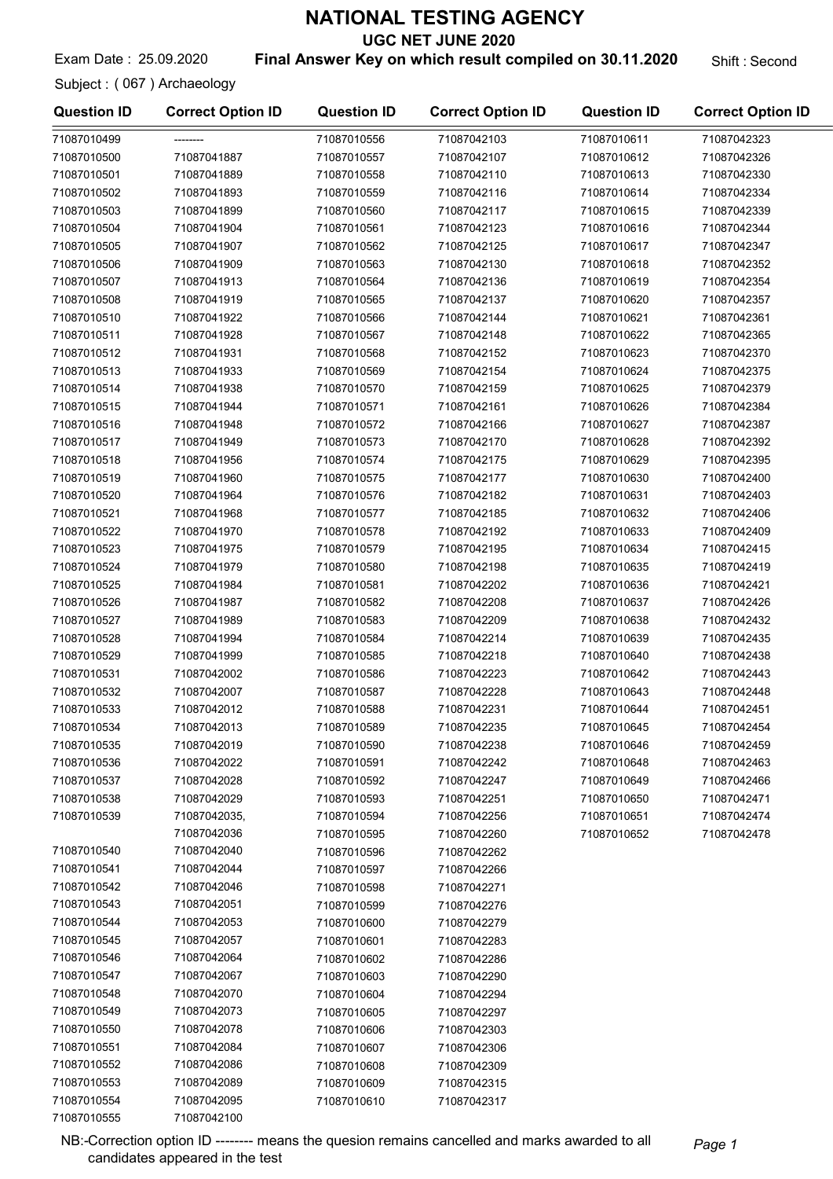# NATIONAL TESTING AGENCY

## UGC NET JUNE 2020

Exam Date : 25.09.2020 **Final Answer Key on which result compiled on 30.11.2020** Shift : Second

Subject : ( 067 ) Archaeology

| Question ID | Correct Option ID | Question ID | Correct Option ID | Question ID | Correct Option ID |
|---|---|---|---|---|---|
| 71087010499 | -------- | 71087010556 | 71087042103 | 71087010611 | 71087042323 |
| 71087010500 | 71087041887 | 71087010557 | 71087042107 | 71087010612 | 71087042326 |
| 71087010501 | 71087041889 | 71087010558 | 71087042110 | 71087010613 | 71087042330 |
| 71087010502 | 71087041893 | 71087010559 | 71087042116 | 71087010614 | 71087042334 |
| 71087010503 | 71087041899 | 71087010560 | 71087042117 | 71087010615 | 71087042339 |
| 71087010504 | 71087041904 | 71087010561 | 71087042123 | 71087010616 | 71087042344 |
| 71087010505 | 71087041907 | 71087010562 | 71087042125 | 71087010617 | 71087042347 |
| 71087010506 | 71087041909 | 71087010563 | 71087042130 | 71087010618 | 71087042352 |
| 71087010507 | 71087041913 | 71087010564 | 71087042136 | 71087010619 | 71087042354 |
| 71087010508 | 71087041919 | 71087010565 | 71087042137 | 71087010620 | 71087042357 |
| 71087010510 | 71087041922 | 71087010566 | 71087042144 | 71087010621 | 71087042361 |
| 71087010511 | 71087041928 | 71087010567 | 71087042148 | 71087010622 | 71087042365 |
| 71087010512 | 71087041931 | 71087010568 | 71087042152 | 71087010623 | 71087042370 |
| 71087010513 | 71087041933 | 71087010569 | 71087042154 | 71087010624 | 71087042375 |
| 71087010514 | 71087041938 | 71087010570 | 71087042159 | 71087010625 | 71087042379 |
| 71087010515 | 71087041944 | 71087010571 | 71087042161 | 71087010626 | 71087042384 |
| 71087010516 | 71087041948 | 71087010572 | 71087042166 | 71087010627 | 71087042387 |
| 71087010517 | 71087041949 | 71087010573 | 71087042170 | 71087010628 | 71087042392 |
| 71087010518 | 71087041956 | 71087010574 | 71087042175 | 71087010629 | 71087042395 |
| 71087010519 | 71087041960 | 71087010575 | 71087042177 | 71087010630 | 71087042400 |
| 71087010520 | 71087041964 | 71087010576 | 71087042182 | 71087010631 | 71087042403 |
| 71087010521 | 71087041968 | 71087010577 | 71087042185 | 71087010632 | 71087042406 |
| 71087010522 | 71087041970 | 71087010578 | 71087042192 | 71087010633 | 71087042409 |
| 71087010523 | 71087041975 | 71087010579 | 71087042195 | 71087010634 | 71087042415 |
| 71087010524 | 71087041979 | 71087010580 | 71087042198 | 71087010635 | 71087042419 |
| 71087010525 | 71087041984 | 71087010581 | 71087042202 | 71087010636 | 71087042421 |
| 71087010526 | 71087041987 | 71087010582 | 71087042208 | 71087010637 | 71087042426 |
| 71087010527 | 71087041989 | 71087010583 | 71087042209 | 71087010638 | 71087042432 |
| 71087010528 | 71087041994 | 71087010584 | 71087042214 | 71087010639 | 71087042435 |
| 71087010529 | 71087041999 | 71087010585 | 71087042218 | 71087010640 | 71087042438 |
| 71087010531 | 71087042002 | 71087010586 | 71087042223 | 71087010642 | 71087042443 |
| 71087010532 | 71087042007 | 71087010587 | 71087042228 | 71087010643 | 71087042448 |
| 71087010533 | 71087042012 | 71087010588 | 71087042231 | 71087010644 | 71087042451 |
| 71087010534 | 71087042013 | 71087010589 | 71087042235 | 71087010645 | 71087042454 |
| 71087010535 | 71087042019 | 71087010590 | 71087042238 | 71087010646 | 71087042459 |
| 71087010536 | 71087042022 | 71087010591 | 71087042242 | 71087010648 | 71087042463 |
| 71087010537 | 71087042028 | 71087010592 | 71087042247 | 71087010649 | 71087042466 |
| 71087010538 | 71087042029 | 71087010593 | 71087042251 | 71087010650 | 71087042471 |
| 71087010539 | 71087042035, 71087042036 | 71087010594 | 71087042256 | 71087010651 | 71087042474 |
| 71087010540 | 71087042040 | 71087010595 | 71087042260 | 71087010652 | 71087042478 |
| 71087010541 | 71087042044 | 71087010596 | 71087042262 | | |
| 71087010542 | 71087042046 | 71087010597 | 71087042266 | | |
| 71087010543 | 71087042051 | 71087010598 | 71087042271 | | |
| 71087010544 | 71087042053 | 71087010599 | 71087042276 | | |
| 71087010545 | 71087042057 | 71087010600 | 71087042279 | | |
| 71087010546 | 71087042064 | 71087010601 | 71087042283 | | |
| 71087010547 | 71087042067 | 71087010602 | 71087042286 | | |
| 71087010548 | 71087042070 | 71087010603 | 71087042290 | | |
| 71087010549 | 71087042073 | 71087010604 | 71087042294 | | |
| 71087010550 | 71087042078 | 71087010605 | 71087042297 | | |
| 71087010551 | 71087042084 | 71087010606 | 71087042303 | | |
| 71087010552 | 71087042086 | 71087010607 | 71087042306 | | |
| 71087010553 | 71087042089 | 71087010608 | 71087042309 | | |
| 71087010554 | 71087042095 | 71087010609 | 71087042315 | | |
| 71087010555 | 71087042100 | 71087010610 | 71087042317 | | |

NB:-Correction option ID -------- means the quesion remains cancelled and marks awarded to all candidates appeared in the test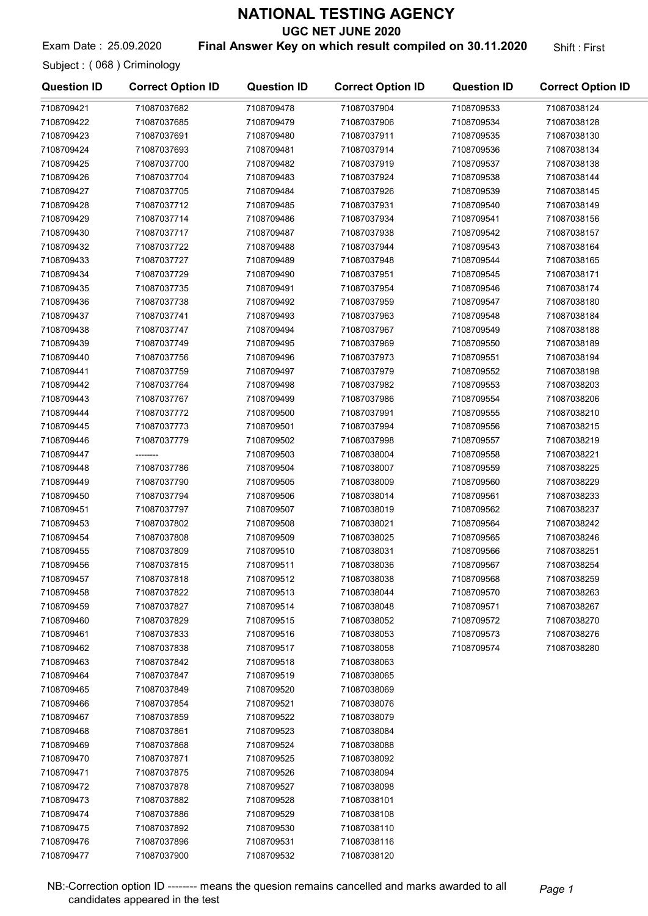# NATIONAL TESTING AGENCY

## UGC NET JUNE 2020

Exam Date : 25.09.2020 **Final Answer Key on which result compiled on 30.11.2020** Shift : First

Subject : ( 068 ) Criminology

| Question ID | Correct Option ID | Question ID | Correct Option ID | Question ID | Correct Option ID |
|---|---|---|---|---|---|
| 7108709421 | 71087037682 | 7108709478 | 71087037904 | 7108709533 | 71087038124 |
| 7108709422 | 71087037685 | 7108709479 | 71087037906 | 7108709534 | 71087038128 |
| 7108709423 | 71087037691 | 7108709480 | 71087037911 | 7108709535 | 71087038130 |
| 7108709424 | 71087037693 | 7108709481 | 71087037914 | 7108709536 | 71087038134 |
| 7108709425 | 71087037700 | 7108709482 | 71087037919 | 7108709537 | 71087038138 |
| 7108709426 | 71087037704 | 7108709483 | 71087037924 | 7108709538 | 71087038144 |
| 7108709427 | 71087037705 | 7108709484 | 71087037926 | 7108709539 | 71087038145 |
| 7108709428 | 71087037712 | 7108709485 | 71087037931 | 7108709540 | 71087038149 |
| 7108709429 | 71087037714 | 7108709486 | 71087037934 | 7108709541 | 71087038156 |
| 7108709430 | 71087037717 | 7108709487 | 71087037938 | 7108709542 | 71087038157 |
| 7108709432 | 71087037722 | 7108709488 | 71087037944 | 7108709543 | 71087038164 |
| 7108709433 | 71087037727 | 7108709489 | 71087037948 | 7108709544 | 71087038165 |
| 7108709434 | 71087037729 | 7108709490 | 71087037951 | 7108709545 | 71087038171 |
| 7108709435 | 71087037735 | 7108709491 | 71087037954 | 7108709546 | 71087038174 |
| 7108709436 | 71087037738 | 7108709492 | 71087037959 | 7108709547 | 71087038180 |
| 7108709437 | 71087037741 | 7108709493 | 71087037963 | 7108709548 | 71087038184 |
| 7108709438 | 71087037747 | 7108709494 | 71087037967 | 7108709549 | 71087038188 |
| 7108709439 | 71087037749 | 7108709495 | 71087037969 | 7108709550 | 71087038189 |
| 7108709440 | 71087037756 | 7108709496 | 71087037973 | 7108709551 | 71087038194 |
| 7108709441 | 71087037759 | 7108709497 | 71087037979 | 7108709552 | 71087038198 |
| 7108709442 | 71087037764 | 7108709498 | 71087037982 | 7108709553 | 71087038203 |
| 7108709443 | 71087037767 | 7108709499 | 71087037986 | 7108709554 | 71087038206 |
| 7108709444 | 71087037772 | 7108709500 | 71087037991 | 7108709555 | 71087038210 |
| 7108709445 | 71087037773 | 7108709501 | 71087037994 | 7108709556 | 71087038215 |
| 7108709446 | 71087037779 | 7108709502 | 71087037998 | 7108709557 | 71087038219 |
| 7108709447 | -------- | 7108709503 | 71087038004 | 7108709558 | 71087038221 |
| 7108709448 | 71087037786 | 7108709504 | 71087038007 | 7108709559 | 71087038225 |
| 7108709449 | 71087037790 | 7108709505 | 71087038009 | 7108709560 | 71087038229 |
| 7108709450 | 71087037794 | 7108709506 | 71087038014 | 7108709561 | 71087038233 |
| 7108709451 | 71087037797 | 7108709507 | 71087038019 | 7108709562 | 71087038237 |
| 7108709453 | 71087037802 | 7108709508 | 71087038021 | 7108709564 | 71087038242 |
| 7108709454 | 71087037808 | 7108709509 | 71087038025 | 7108709565 | 71087038246 |
| 7108709455 | 71087037809 | 7108709510 | 71087038031 | 7108709566 | 71087038251 |
| 7108709456 | 71087037815 | 7108709511 | 71087038036 | 7108709567 | 71087038254 |
| 7108709457 | 71087037818 | 7108709512 | 71087038038 | 7108709568 | 71087038259 |
| 7108709458 | 71087037822 | 7108709513 | 71087038044 | 7108709570 | 71087038263 |
| 7108709459 | 71087037827 | 7108709514 | 71087038048 | 7108709571 | 71087038267 |
| 7108709460 | 71087037829 | 7108709515 | 71087038052 | 7108709572 | 71087038270 |
| 7108709461 | 71087037833 | 7108709516 | 71087038053 | 7108709573 | 71087038276 |
| 7108709462 | 71087037838 | 7108709517 | 71087038058 | 7108709574 | 71087038280 |
| 7108709463 | 71087037842 | 7108709518 | 71087038063 | | |
| 7108709464 | 71087037847 | 7108709519 | 71087038065 | | |
| 7108709465 | 71087037849 | 7108709520 | 71087038069 | | |
| 7108709466 | 71087037854 | 7108709521 | 71087038076 | | |
| 7108709467 | 71087037859 | 7108709522 | 71087038079 | | |
| 7108709468 | 71087037861 | 7108709523 | 71087038084 | | |
| 7108709469 | 71087037868 | 7108709524 | 71087038088 | | |
| 7108709470 | 71087037871 | 7108709525 | 71087038092 | | |
| 7108709471 | 71087037875 | 7108709526 | 71087038094 | | |
| 7108709472 | 71087037878 | 7108709527 | 71087038098 | | |
| 7108709473 | 71087037882 | 7108709528 | 71087038101 | | |
| 7108709474 | 71087037886 | 7108709529 | 71087038108 | | |
| 7108709475 | 71087037892 | 7108709530 | 71087038110 | | |
| 7108709476 | 71087037896 | 7108709531 | 71087038116 | | |
| 7108709477 | 71087037900 | 7108709532 | 71087038120 | | |

NB:-Correction option ID -------- means the quesion remains cancelled and marks awarded to all candidates appeared in the test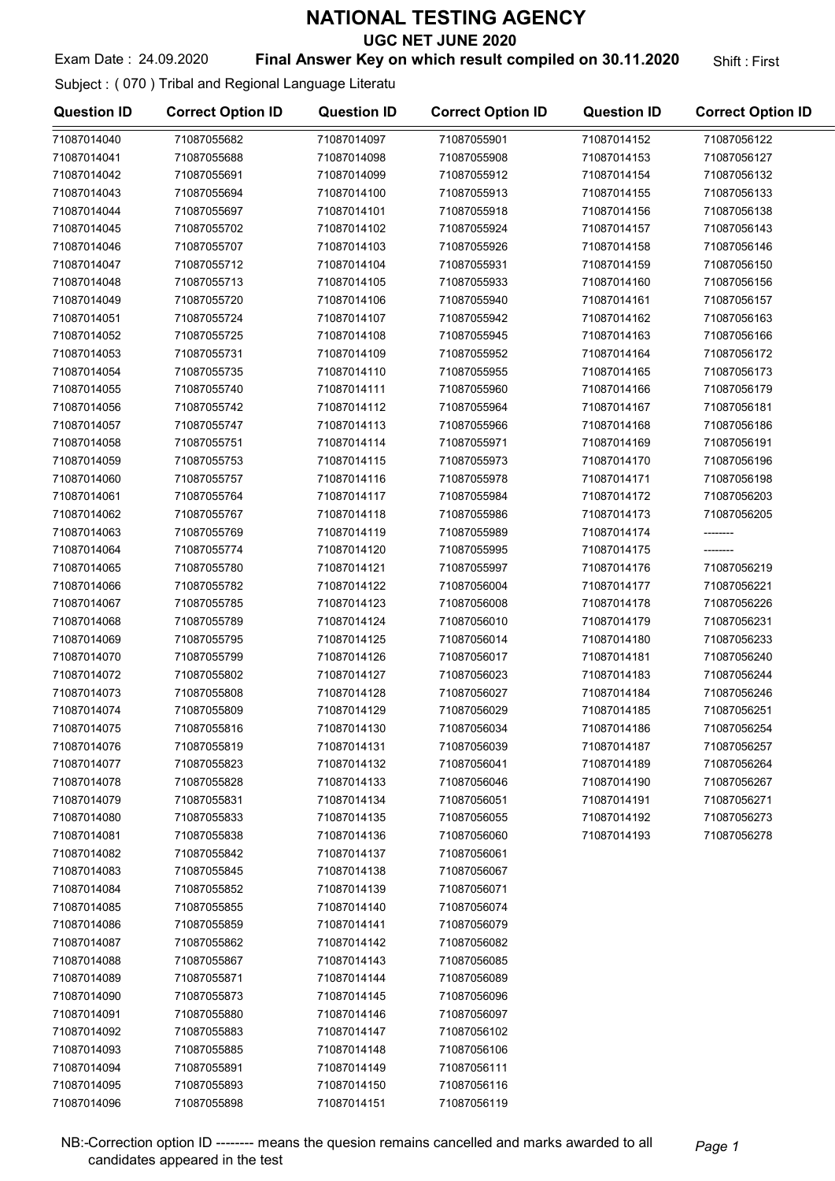# NATIONAL TESTING AGENCY

## UGC NET JUNE 2020

Exam Date : 24.09.2020 **Final Answer Key on which result compiled on 30.11.2020** Shift : First

Subject : ( 070 ) Tribal and Regional Language Literatu

| Question ID | Correct Option ID | Question ID | Correct Option ID | Question ID | Correct Option ID |
|---|---|---|---|---|---|
| 71087014040 | 71087055682 | 71087014097 | 71087055901 | 71087014152 | 71087056122 |
| 71087014041 | 71087055688 | 71087014098 | 71087055908 | 71087014153 | 71087056127 |
| 71087014042 | 71087055691 | 71087014099 | 71087055912 | 71087014154 | 71087056132 |
| 71087014043 | 71087055694 | 71087014100 | 71087055913 | 71087014155 | 71087056133 |
| 71087014044 | 71087055697 | 71087014101 | 71087055918 | 71087014156 | 71087056138 |
| 71087014045 | 71087055702 | 71087014102 | 71087055924 | 71087014157 | 71087056143 |
| 71087014046 | 71087055707 | 71087014103 | 71087055926 | 71087014158 | 71087056146 |
| 71087014047 | 71087055712 | 71087014104 | 71087055931 | 71087014159 | 71087056150 |
| 71087014048 | 71087055713 | 71087014105 | 71087055933 | 71087014160 | 71087056156 |
| 71087014049 | 71087055720 | 71087014106 | 71087055940 | 71087014161 | 71087056157 |
| 71087014051 | 71087055724 | 71087014107 | 71087055942 | 71087014162 | 71087056163 |
| 71087014052 | 71087055725 | 71087014108 | 71087055945 | 71087014163 | 71087056166 |
| 71087014053 | 71087055731 | 71087014109 | 71087055952 | 71087014164 | 71087056172 |
| 71087014054 | 71087055735 | 71087014110 | 71087055955 | 71087014165 | 71087056173 |
| 71087014055 | 71087055740 | 71087014111 | 71087055960 | 71087014166 | 71087056179 |
| 71087014056 | 71087055742 | 71087014112 | 71087055964 | 71087014167 | 71087056181 |
| 71087014057 | 71087055747 | 71087014113 | 71087055966 | 71087014168 | 71087056186 |
| 71087014058 | 71087055751 | 71087014114 | 71087055971 | 71087014169 | 71087056191 |
| 71087014059 | 71087055753 | 71087014115 | 71087055973 | 71087014170 | 71087056196 |
| 71087014060 | 71087055757 | 71087014116 | 71087055978 | 71087014171 | 71087056198 |
| 71087014061 | 71087055764 | 71087014117 | 71087055984 | 71087014172 | 71087056203 |
| 71087014062 | 71087055767 | 71087014118 | 71087055986 | 71087014173 | 71087056205 |
| 71087014063 | 71087055769 | 71087014119 | 71087055989 | 71087014174 | -------- |
| 71087014064 | 71087055774 | 71087014120 | 71087055995 | 71087014175 | -------- |
| 71087014065 | 71087055780 | 71087014121 | 71087055997 | 71087014176 | 71087056219 |
| 71087014066 | 71087055782 | 71087014122 | 71087056004 | 71087014177 | 71087056221 |
| 71087014067 | 71087055785 | 71087014123 | 71087056008 | 71087014178 | 71087056226 |
| 71087014068 | 71087055789 | 71087014124 | 71087056010 | 71087014179 | 71087056231 |
| 71087014069 | 71087055795 | 71087014125 | 71087056014 | 71087014180 | 71087056233 |
| 71087014070 | 71087055799 | 71087014126 | 71087056017 | 71087014181 | 71087056240 |
| 71087014072 | 71087055802 | 71087014127 | 71087056023 | 71087014183 | 71087056244 |
| 71087014073 | 71087055808 | 71087014128 | 71087056027 | 71087014184 | 71087056246 |
| 71087014074 | 71087055809 | 71087014129 | 71087056029 | 71087014185 | 71087056251 |
| 71087014075 | 71087055816 | 71087014130 | 71087056034 | 71087014186 | 71087056254 |
| 71087014076 | 71087055819 | 71087014131 | 71087056039 | 71087014187 | 71087056257 |
| 71087014077 | 71087055823 | 71087014132 | 71087056041 | 71087014189 | 71087056264 |
| 71087014078 | 71087055828 | 71087014133 | 71087056046 | 71087014190 | 71087056267 |
| 71087014079 | 71087055831 | 71087014134 | 71087056051 | 71087014191 | 71087056271 |
| 71087014080 | 71087055833 | 71087014135 | 71087056055 | 71087014192 | 71087056273 |
| 71087014081 | 71087055838 | 71087014136 | 71087056060 | 71087014193 | 71087056278 |
| 71087014082 | 71087055842 | 71087014137 | 71087056061 | | |
| 71087014083 | 71087055845 | 71087014138 | 71087056067 | | |
| 71087014084 | 71087055852 | 71087014139 | 71087056071 | | |
| 71087014085 | 71087055855 | 71087014140 | 71087056074 | | |
| 71087014086 | 71087055859 | 71087014141 | 71087056079 | | |
| 71087014087 | 71087055862 | 71087014142 | 71087056082 | | |
| 71087014088 | 71087055867 | 71087014143 | 71087056085 | | |
| 71087014089 | 71087055871 | 71087014144 | 71087056089 | | |
| 71087014090 | 71087055873 | 71087014145 | 71087056096 | | |
| 71087014091 | 71087055880 | 71087014146 | 71087056097 | | |
| 71087014092 | 71087055883 | 71087014147 | 71087056102 | | |
| 71087014093 | 71087055885 | 71087014148 | 71087056106 | | |
| 71087014094 | 71087055891 | 71087014149 | 71087056111 | | |
| 71087014095 | 71087055893 | 71087014150 | 71087056116 | | |
| 71087014096 | 71087055898 | 71087014151 | 71087056119 | | |

NB:-Correction option ID -------- means the quesion remains cancelled and marks awarded to all candidates appeared in the test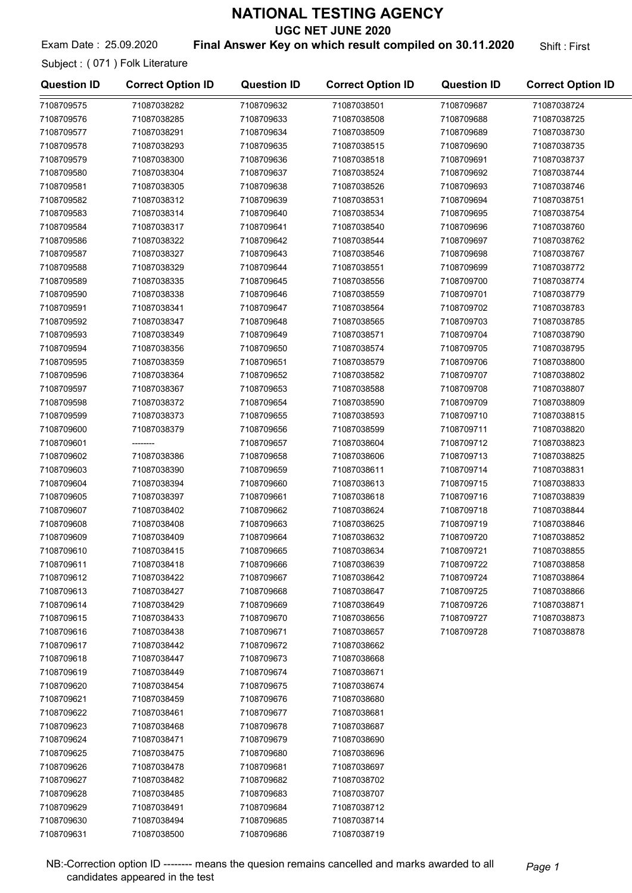# NATIONAL TESTING AGENCY

## UGC NET JUNE 2020

Exam Date : 25.09.2020 **Final Answer Key on which result compiled on 30.11.2020** Shift : First

Subject : ( 071 ) Folk Literature

| Question ID | Correct Option ID | Question ID | Correct Option ID | Question ID | Correct Option ID |
|---|---|---|---|---|---|
| 7108709575 | 71087038282 | 7108709632 | 71087038501 | 7108709687 | 71087038724 |
| 7108709576 | 71087038285 | 7108709633 | 71087038508 | 7108709688 | 71087038725 |
| 7108709577 | 71087038291 | 7108709634 | 71087038509 | 7108709689 | 71087038730 |
| 7108709578 | 71087038293 | 7108709635 | 71087038515 | 7108709690 | 71087038735 |
| 7108709579 | 71087038300 | 7108709636 | 71087038518 | 7108709691 | 71087038737 |
| 7108709580 | 71087038304 | 7108709637 | 71087038524 | 7108709692 | 71087038744 |
| 7108709581 | 71087038305 | 7108709638 | 71087038526 | 7108709693 | 71087038746 |
| 7108709582 | 71087038312 | 7108709639 | 71087038531 | 7108709694 | 71087038751 |
| 7108709583 | 71087038314 | 7108709640 | 71087038534 | 7108709695 | 71087038754 |
| 7108709584 | 71087038317 | 7108709641 | 71087038540 | 7108709696 | 71087038760 |
| 7108709586 | 71087038322 | 7108709642 | 71087038544 | 7108709697 | 71087038762 |
| 7108709587 | 71087038327 | 7108709643 | 71087038546 | 7108709698 | 71087038767 |
| 7108709588 | 71087038329 | 7108709644 | 71087038551 | 7108709699 | 71087038772 |
| 7108709589 | 71087038335 | 7108709645 | 71087038556 | 7108709700 | 71087038774 |
| 7108709590 | 71087038338 | 7108709646 | 71087038559 | 7108709701 | 71087038779 |
| 7108709591 | 71087038341 | 7108709647 | 71087038564 | 7108709702 | 71087038783 |
| 7108709592 | 71087038347 | 7108709648 | 71087038565 | 7108709703 | 71087038785 |
| 7108709593 | 71087038349 | 7108709649 | 71087038571 | 7108709704 | 71087038790 |
| 7108709594 | 71087038356 | 7108709650 | 71087038574 | 7108709705 | 71087038795 |
| 7108709595 | 71087038359 | 7108709651 | 71087038579 | 7108709706 | 71087038800 |
| 7108709596 | 71087038364 | 7108709652 | 71087038582 | 7108709707 | 71087038802 |
| 7108709597 | 71087038367 | 7108709653 | 71087038588 | 7108709708 | 71087038807 |
| 7108709598 | 71087038372 | 7108709654 | 71087038590 | 7108709709 | 71087038809 |
| 7108709599 | 71087038373 | 7108709655 | 71087038593 | 7108709710 | 71087038815 |
| 7108709600 | 71087038379 | 7108709656 | 71087038599 | 7108709711 | 71087038820 |
| 7108709601 | -------- | 7108709657 | 71087038604 | 7108709712 | 71087038823 |
| 7108709602 | 71087038386 | 7108709658 | 71087038606 | 7108709713 | 71087038825 |
| 7108709603 | 71087038390 | 7108709659 | 71087038611 | 7108709714 | 71087038831 |
| 7108709604 | 71087038394 | 7108709660 | 71087038613 | 7108709715 | 71087038833 |
| 7108709605 | 71087038397 | 7108709661 | 71087038618 | 7108709716 | 71087038839 |
| 7108709607 | 71087038402 | 7108709662 | 71087038624 | 7108709718 | 71087038844 |
| 7108709608 | 71087038408 | 7108709663 | 71087038625 | 7108709719 | 71087038846 |
| 7108709609 | 71087038409 | 7108709664 | 71087038632 | 7108709720 | 71087038852 |
| 7108709610 | 71087038415 | 7108709665 | 71087038634 | 7108709721 | 71087038855 |
| 7108709611 | 71087038418 | 7108709666 | 71087038639 | 7108709722 | 71087038858 |
| 7108709612 | 71087038422 | 7108709667 | 71087038642 | 7108709724 | 71087038864 |
| 7108709613 | 71087038427 | 7108709668 | 71087038647 | 7108709725 | 71087038866 |
| 7108709614 | 71087038429 | 7108709669 | 71087038649 | 7108709726 | 71087038871 |
| 7108709615 | 71087038433 | 7108709670 | 71087038656 | 7108709727 | 71087038873 |
| 7108709616 | 71087038438 | 7108709671 | 71087038657 | 7108709728 | 71087038878 |
| 7108709617 | 71087038442 | 7108709672 | 71087038662 | | |
| 7108709618 | 71087038447 | 7108709673 | 71087038668 | | |
| 7108709619 | 71087038449 | 7108709674 | 71087038671 | | |
| 7108709620 | 71087038454 | 7108709675 | 71087038674 | | |
| 7108709621 | 71087038459 | 7108709676 | 71087038680 | | |
| 7108709622 | 71087038461 | 7108709677 | 71087038681 | | |
| 7108709623 | 71087038468 | 7108709678 | 71087038687 | | |
| 7108709624 | 71087038471 | 7108709679 | 71087038690 | | |
| 7108709625 | 71087038475 | 7108709680 | 71087038696 | | |
| 7108709626 | 71087038478 | 7108709681 | 71087038697 | | |
| 7108709627 | 71087038482 | 7108709682 | 71087038702 | | |
| 7108709628 | 71087038485 | 7108709683 | 71087038707 | | |
| 7108709629 | 71087038491 | 7108709684 | 71087038712 | | |
| 7108709630 | 71087038494 | 7108709685 | 71087038714 | | |
| 7108709631 | 71087038500 | 7108709686 | 71087038719 | | |

NB:-Correction option ID -------- means the quesion remains cancelled and marks awarded to all candidates appeared in the test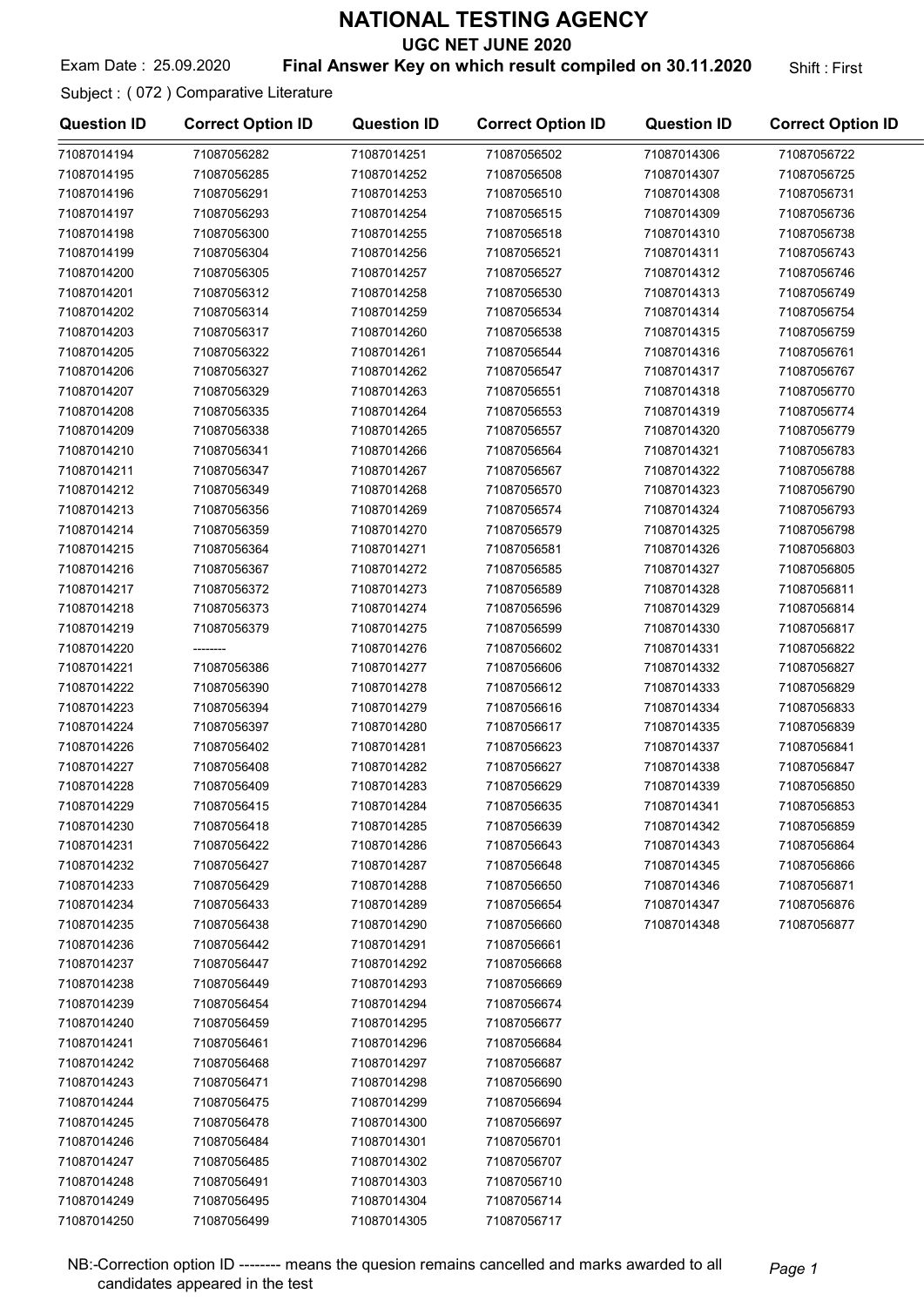# NATIONAL TESTING AGENCY

## UGC NET JUNE 2020

Exam Date : 25.09.2020 **Final Answer Key on which result compiled on 30.11.2020** Shift : First

Subject : ( 072 ) Comparative Literature

| Question ID | Correct Option ID | Question ID | Correct Option ID | Question ID | Correct Option ID |
|---|---|---|---|---|---|
| 71087014194 | 71087056282 | 71087014251 | 71087056502 | 71087014306 | 71087056722 |
| 71087014195 | 71087056285 | 71087014252 | 71087056508 | 71087014307 | 71087056725 |
| 71087014196 | 71087056291 | 71087014253 | 71087056510 | 71087014308 | 71087056731 |
| 71087014197 | 71087056293 | 71087014254 | 71087056515 | 71087014309 | 71087056736 |
| 71087014198 | 71087056300 | 71087014255 | 71087056518 | 71087014310 | 71087056738 |
| 71087014199 | 71087056304 | 71087014256 | 71087056521 | 71087014311 | 71087056743 |
| 71087014200 | 71087056305 | 71087014257 | 71087056527 | 71087014312 | 71087056746 |
| 71087014201 | 71087056312 | 71087014258 | 71087056530 | 71087014313 | 71087056749 |
| 71087014202 | 71087056314 | 71087014259 | 71087056534 | 71087014314 | 71087056754 |
| 71087014203 | 71087056317 | 71087014260 | 71087056538 | 71087014315 | 71087056759 |
| 71087014205 | 71087056322 | 71087014261 | 71087056544 | 71087014316 | 71087056761 |
| 71087014206 | 71087056327 | 71087014262 | 71087056547 | 71087014317 | 71087056767 |
| 71087014207 | 71087056329 | 71087014263 | 71087056551 | 71087014318 | 71087056770 |
| 71087014208 | 71087056335 | 71087014264 | 71087056553 | 71087014319 | 71087056774 |
| 71087014209 | 71087056338 | 71087014265 | 71087056557 | 71087014320 | 71087056779 |
| 71087014210 | 71087056341 | 71087014266 | 71087056564 | 71087014321 | 71087056783 |
| 71087014211 | 71087056347 | 71087014267 | 71087056567 | 71087014322 | 71087056788 |
| 71087014212 | 71087056349 | 71087014268 | 71087056570 | 71087014323 | 71087056790 |
| 71087014213 | 71087056356 | 71087014269 | 71087056574 | 71087014324 | 71087056793 |
| 71087014214 | 71087056359 | 71087014270 | 71087056579 | 71087014325 | 71087056798 |
| 71087014215 | 71087056364 | 71087014271 | 71087056581 | 71087014326 | 71087056803 |
| 71087014216 | 71087056367 | 71087014272 | 71087056585 | 71087014327 | 71087056805 |
| 71087014217 | 71087056372 | 71087014273 | 71087056589 | 71087014328 | 71087056811 |
| 71087014218 | 71087056373 | 71087014274 | 71087056596 | 71087014329 | 71087056814 |
| 71087014219 | 71087056379 | 71087014275 | 71087056599 | 71087014330 | 71087056817 |
| 71087014220 | -------- | 71087014276 | 71087056602 | 71087014331 | 71087056822 |
| 71087014221 | 71087056386 | 71087014277 | 71087056606 | 71087014332 | 71087056827 |
| 71087014222 | 71087056390 | 71087014278 | 71087056612 | 71087014333 | 71087056829 |
| 71087014223 | 71087056394 | 71087014279 | 71087056616 | 71087014334 | 71087056833 |
| 71087014224 | 71087056397 | 71087014280 | 71087056617 | 71087014335 | 71087056839 |
| 71087014226 | 71087056402 | 71087014281 | 71087056623 | 71087014337 | 71087056841 |
| 71087014227 | 71087056408 | 71087014282 | 71087056627 | 71087014338 | 71087056847 |
| 71087014228 | 71087056409 | 71087014283 | 71087056629 | 71087014339 | 71087056850 |
| 71087014229 | 71087056415 | 71087014284 | 71087056635 | 71087014341 | 71087056853 |
| 71087014230 | 71087056418 | 71087014285 | 71087056639 | 71087014342 | 71087056859 |
| 71087014231 | 71087056422 | 71087014286 | 71087056643 | 71087014343 | 71087056864 |
| 71087014232 | 71087056427 | 71087014287 | 71087056648 | 71087014345 | 71087056866 |
| 71087014233 | 71087056429 | 71087014288 | 71087056650 | 71087014346 | 71087056871 |
| 71087014234 | 71087056433 | 71087014289 | 71087056654 | 71087014347 | 71087056876 |
| 71087014235 | 71087056438 | 71087014290 | 71087056660 | 71087014348 | 71087056877 |
| 71087014236 | 71087056442 | 71087014291 | 71087056661 | | |
| 71087014237 | 71087056447 | 71087014292 | 71087056668 | | |
| 71087014238 | 71087056449 | 71087014293 | 71087056669 | | |
| 71087014239 | 71087056454 | 71087014294 | 71087056674 | | |
| 71087014240 | 71087056459 | 71087014295 | 71087056677 | | |
| 71087014241 | 71087056461 | 71087014296 | 71087056684 | | |
| 71087014242 | 71087056468 | 71087014297 | 71087056687 | | |
| 71087014243 | 71087056471 | 71087014298 | 71087056690 | | |
| 71087014244 | 71087056475 | 71087014299 | 71087056694 | | |
| 71087014245 | 71087056478 | 71087014300 | 71087056697 | | |
| 71087014246 | 71087056484 | 71087014301 | 71087056701 | | |
| 71087014247 | 71087056485 | 71087014302 | 71087056707 | | |
| 71087014248 | 71087056491 | 71087014303 | 71087056710 | | |
| 71087014249 | 71087056495 | 71087014304 | 71087056714 | | |
| 71087014250 | 71087056499 | 71087014305 | 71087056717 | | |

NB:-Correction option ID -------- means the quesion remains cancelled and marks awarded to all candidates appeared in the test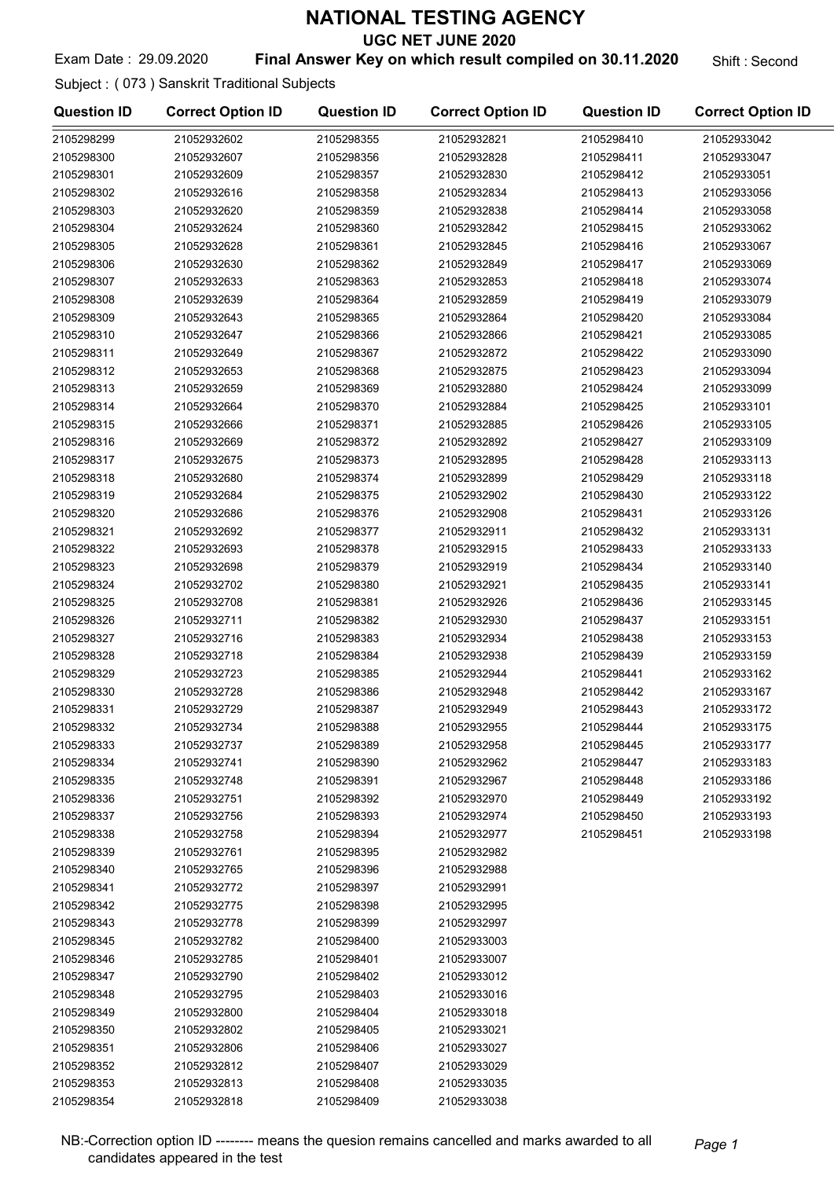# NATIONAL TESTING AGENCY

## UGC NET JUNE 2020

Exam Date : 29.09.2020 **Final Answer Key on which result compiled on 30.11.2020** Shift : Second

Subject : ( 073 ) Sanskrit Traditional Subjects

| Question ID | Correct Option ID | Question ID | Correct Option ID | Question ID | Correct Option ID |
|---|---|---|---|---|---|
| 2105298299 | 21052932602 | 2105298355 | 21052932821 | 2105298410 | 21052933042 |
| 2105298300 | 21052932607 | 2105298356 | 21052932828 | 2105298411 | 21052933047 |
| 2105298301 | 21052932609 | 2105298357 | 21052932830 | 2105298412 | 21052933051 |
| 2105298302 | 21052932616 | 2105298358 | 21052932834 | 2105298413 | 21052933056 |
| 2105298303 | 21052932620 | 2105298359 | 21052932838 | 2105298414 | 21052933058 |
| 2105298304 | 21052932624 | 2105298360 | 21052932842 | 2105298415 | 21052933062 |
| 2105298305 | 21052932628 | 2105298361 | 21052932845 | 2105298416 | 21052933067 |
| 2105298306 | 21052932630 | 2105298362 | 21052932849 | 2105298417 | 21052933069 |
| 2105298307 | 21052932633 | 2105298363 | 21052932853 | 2105298418 | 21052933074 |
| 2105298308 | 21052932639 | 2105298364 | 21052932859 | 2105298419 | 21052933079 |
| 2105298309 | 21052932643 | 2105298365 | 21052932864 | 2105298420 | 21052933084 |
| 2105298310 | 21052932647 | 2105298366 | 21052932866 | 2105298421 | 21052933085 |
| 2105298311 | 21052932649 | 2105298367 | 21052932872 | 2105298422 | 21052933090 |
| 2105298312 | 21052932653 | 2105298368 | 21052932875 | 2105298423 | 21052933094 |
| 2105298313 | 21052932659 | 2105298369 | 21052932880 | 2105298424 | 21052933099 |
| 2105298314 | 21052932664 | 2105298370 | 21052932884 | 2105298425 | 21052933101 |
| 2105298315 | 21052932666 | 2105298371 | 21052932885 | 2105298426 | 21052933105 |
| 2105298316 | 21052932669 | 2105298372 | 21052932892 | 2105298427 | 21052933109 |
| 2105298317 | 21052932675 | 2105298373 | 21052932895 | 2105298428 | 21052933113 |
| 2105298318 | 21052932680 | 2105298374 | 21052932899 | 2105298429 | 21052933118 |
| 2105298319 | 21052932684 | 2105298375 | 21052932902 | 2105298430 | 21052933122 |
| 2105298320 | 21052932686 | 2105298376 | 21052932908 | 2105298431 | 21052933126 |
| 2105298321 | 21052932692 | 2105298377 | 21052932911 | 2105298432 | 21052933131 |
| 2105298322 | 21052932693 | 2105298378 | 21052932915 | 2105298433 | 21052933133 |
| 2105298323 | 21052932698 | 2105298379 | 21052932919 | 2105298434 | 21052933140 |
| 2105298324 | 21052932702 | 2105298380 | 21052932921 | 2105298435 | 21052933141 |
| 2105298325 | 21052932708 | 2105298381 | 21052932926 | 2105298436 | 21052933145 |
| 2105298326 | 21052932711 | 2105298382 | 21052932930 | 2105298437 | 21052933151 |
| 2105298327 | 21052932716 | 2105298383 | 21052932934 | 2105298438 | 21052933153 |
| 2105298328 | 21052932718 | 2105298384 | 21052932938 | 2105298439 | 21052933159 |
| 2105298329 | 21052932723 | 2105298385 | 21052932944 | 2105298441 | 21052933162 |
| 2105298330 | 21052932728 | 2105298386 | 21052932948 | 2105298442 | 21052933167 |
| 2105298331 | 21052932729 | 2105298387 | 21052932949 | 2105298443 | 21052933172 |
| 2105298332 | 21052932734 | 2105298388 | 21052932955 | 2105298444 | 21052933175 |
| 2105298333 | 21052932737 | 2105298389 | 21052932958 | 2105298445 | 21052933177 |
| 2105298334 | 21052932741 | 2105298390 | 21052932962 | 2105298447 | 21052933183 |
| 2105298335 | 21052932748 | 2105298391 | 21052932967 | 2105298448 | 21052933186 |
| 2105298336 | 21052932751 | 2105298392 | 21052932970 | 2105298449 | 21052933192 |
| 2105298337 | 21052932756 | 2105298393 | 21052932974 | 2105298450 | 21052933193 |
| 2105298338 | 21052932758 | 2105298394 | 21052932977 | 2105298451 | 21052933198 |
| 2105298339 | 21052932761 | 2105298395 | 21052932982 | | |
| 2105298340 | 21052932765 | 2105298396 | 21052932988 | | |
| 2105298341 | 21052932772 | 2105298397 | 21052932991 | | |
| 2105298342 | 21052932775 | 2105298398 | 21052932995 | | |
| 2105298343 | 21052932778 | 2105298399 | 21052932997 | | |
| 2105298345 | 21052932782 | 2105298400 | 21052933003 | | |
| 2105298346 | 21052932785 | 2105298401 | 21052933007 | | |
| 2105298347 | 21052932790 | 2105298402 | 21052933012 | | |
| 2105298348 | 21052932795 | 2105298403 | 21052933016 | | |
| 2105298349 | 21052932800 | 2105298404 | 21052933018 | | |
| 2105298350 | 21052932802 | 2105298405 | 21052933021 | | |
| 2105298351 | 21052932806 | 2105298406 | 21052933027 | | |
| 2105298352 | 21052932812 | 2105298407 | 21052933029 | | |
| 2105298353 | 21052932813 | 2105298408 | 21052933035 | | |
| 2105298354 | 21052932818 | 2105298409 | 21052933038 | | |

NB:-Correction option ID -------- means the quesion remains cancelled and marks awarded to all candidates appeared in the test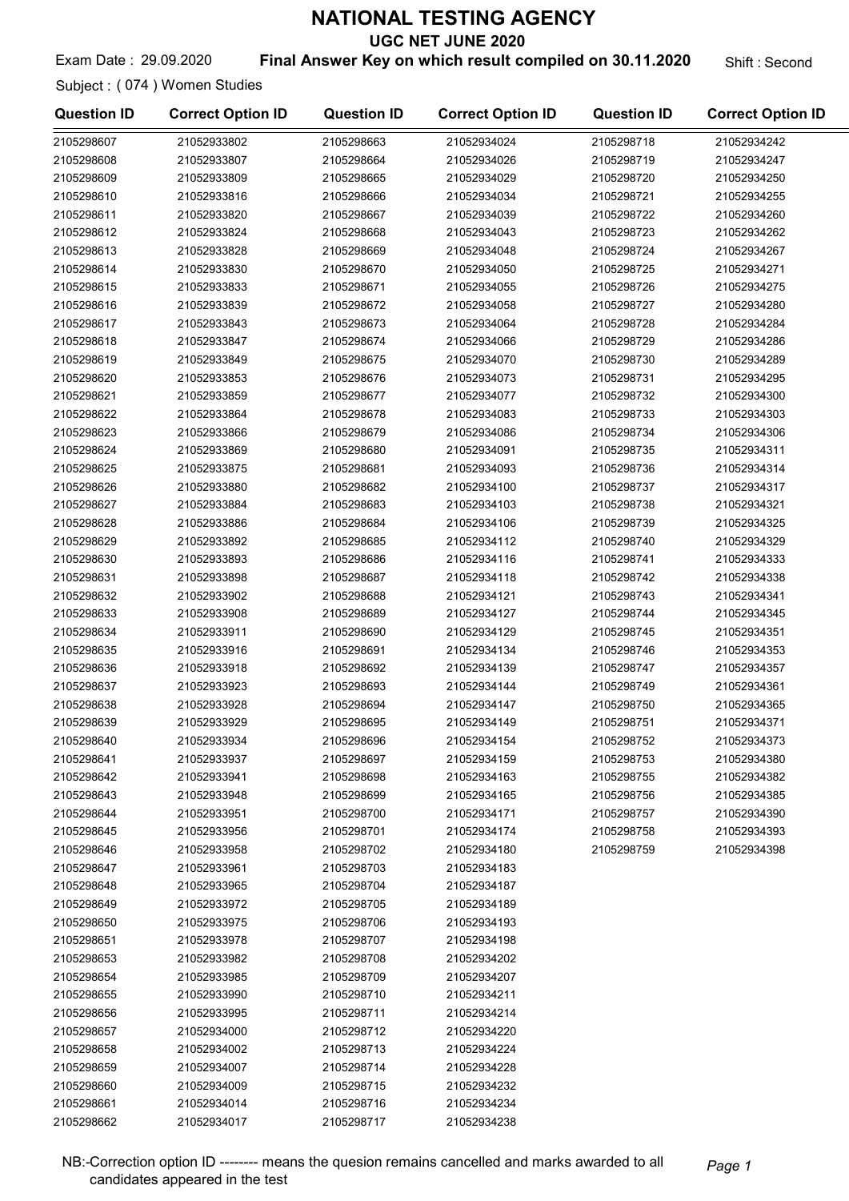# NATIONAL TESTING AGENCY

## UGC NET JUNE 2020

Exam Date : 29.09.2020 **Final Answer Key on which result compiled on 30.11.2020** Shift : Second

Subject : ( 074 ) Women Studies

| Question ID | Correct Option ID | Question ID | Correct Option ID | Question ID | Correct Option ID |
|---|---|---|---|---|---|
| 2105298607 | 21052933802 | 2105298663 | 21052934024 | 2105298718 | 21052934242 |
| 2105298608 | 21052933807 | 2105298664 | 21052934026 | 2105298719 | 21052934247 |
| 2105298609 | 21052933809 | 2105298665 | 21052934029 | 2105298720 | 21052934250 |
| 2105298610 | 21052933816 | 2105298666 | 21052934034 | 2105298721 | 21052934255 |
| 2105298611 | 21052933820 | 2105298667 | 21052934039 | 2105298722 | 21052934260 |
| 2105298612 | 21052933824 | 2105298668 | 21052934043 | 2105298723 | 21052934262 |
| 2105298613 | 21052933828 | 2105298669 | 21052934048 | 2105298724 | 21052934267 |
| 2105298614 | 21052933830 | 2105298670 | 21052934050 | 2105298725 | 21052934271 |
| 2105298615 | 21052933833 | 2105298671 | 21052934055 | 2105298726 | 21052934275 |
| 2105298616 | 21052933839 | 2105298672 | 21052934058 | 2105298727 | 21052934280 |
| 2105298617 | 21052933843 | 2105298673 | 21052934064 | 2105298728 | 21052934284 |
| 2105298618 | 21052933847 | 2105298674 | 21052934066 | 2105298729 | 21052934286 |
| 2105298619 | 21052933849 | 2105298675 | 21052934070 | 2105298730 | 21052934289 |
| 2105298620 | 21052933853 | 2105298676 | 21052934073 | 2105298731 | 21052934295 |
| 2105298621 | 21052933859 | 2105298677 | 21052934077 | 2105298732 | 21052934300 |
| 2105298622 | 21052933864 | 2105298678 | 21052934083 | 2105298733 | 21052934303 |
| 2105298623 | 21052933866 | 2105298679 | 21052934086 | 2105298734 | 21052934306 |
| 2105298624 | 21052933869 | 2105298680 | 21052934091 | 2105298735 | 21052934311 |
| 2105298625 | 21052933875 | 2105298681 | 21052934093 | 2105298736 | 21052934314 |
| 2105298626 | 21052933880 | 2105298682 | 21052934100 | 2105298737 | 21052934317 |
| 2105298627 | 21052933884 | 2105298683 | 21052934103 | 2105298738 | 21052934321 |
| 2105298628 | 21052933886 | 2105298684 | 21052934106 | 2105298739 | 21052934325 |
| 2105298629 | 21052933892 | 2105298685 | 21052934112 | 2105298740 | 21052934329 |
| 2105298630 | 21052933893 | 2105298686 | 21052934116 | 2105298741 | 21052934333 |
| 2105298631 | 21052933898 | 2105298687 | 21052934118 | 2105298742 | 21052934338 |
| 2105298632 | 21052933902 | 2105298688 | 21052934121 | 2105298743 | 21052934341 |
| 2105298633 | 21052933908 | 2105298689 | 21052934127 | 2105298744 | 21052934345 |
| 2105298634 | 21052933911 | 2105298690 | 21052934129 | 2105298745 | 21052934351 |
| 2105298635 | 21052933916 | 2105298691 | 21052934134 | 2105298746 | 21052934353 |
| 2105298636 | 21052933918 | 2105298692 | 21052934139 | 2105298747 | 21052934357 |
| 2105298637 | 21052933923 | 2105298693 | 21052934144 | 2105298749 | 21052934361 |
| 2105298638 | 21052933928 | 2105298694 | 21052934147 | 2105298750 | 21052934365 |
| 2105298639 | 21052933929 | 2105298695 | 21052934149 | 2105298751 | 21052934371 |
| 2105298640 | 21052933934 | 2105298696 | 21052934154 | 2105298752 | 21052934373 |
| 2105298641 | 21052933937 | 2105298697 | 21052934159 | 2105298753 | 21052934380 |
| 2105298642 | 21052933941 | 2105298698 | 21052934163 | 2105298755 | 21052934382 |
| 2105298643 | 21052933948 | 2105298699 | 21052934165 | 2105298756 | 21052934385 |
| 2105298644 | 21052933951 | 2105298700 | 21052934171 | 2105298757 | 21052934390 |
| 2105298645 | 21052933956 | 2105298701 | 21052934174 | 2105298758 | 21052934393 |
| 2105298646 | 21052933958 | 2105298702 | 21052934180 | 2105298759 | 21052934398 |
| 2105298647 | 21052933961 | 2105298703 | 21052934183 | | |
| 2105298648 | 21052933965 | 2105298704 | 21052934187 | | |
| 2105298649 | 21052933972 | 2105298705 | 21052934189 | | |
| 2105298650 | 21052933975 | 2105298706 | 21052934193 | | |
| 2105298651 | 21052933978 | 2105298707 | 21052934198 | | |
| 2105298653 | 21052933982 | 2105298708 | 21052934202 | | |
| 2105298654 | 21052933985 | 2105298709 | 21052934207 | | |
| 2105298655 | 21052933990 | 2105298710 | 21052934211 | | |
| 2105298656 | 21052933995 | 2105298711 | 21052934214 | | |
| 2105298657 | 21052934000 | 2105298712 | 21052934220 | | |
| 2105298658 | 21052934002 | 2105298713 | 21052934224 | | |
| 2105298659 | 21052934007 | 2105298714 | 21052934228 | | |
| 2105298660 | 21052934009 | 2105298715 | 21052934232 | | |
| 2105298661 | 21052934014 | 2105298716 | 21052934234 | | |
| 2105298662 | 21052934017 | 2105298717 | 21052934238 | | |

NB:-Correction option ID -------- means the quesion remains cancelled and marks awarded to all candidates appeared in the test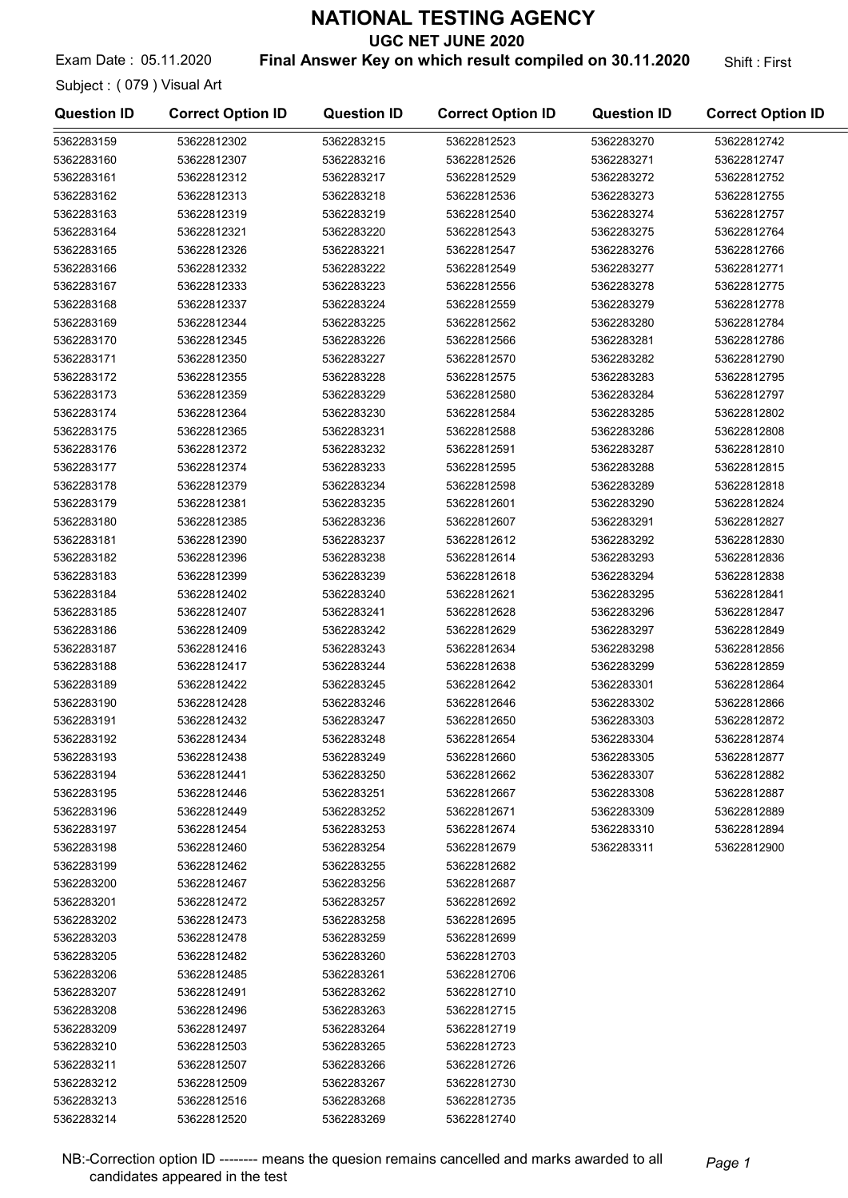# NATIONAL TESTING AGENCY

## UGC NET JUNE 2020

Exam Date : 05.11.2020 **Final Answer Key on which result compiled on 30.11.2020** Shift : First

Subject : ( 079 ) Visual Art

| Question ID | Correct Option ID | Question ID | Correct Option ID | Question ID | Correct Option ID |
|---|---|---|---|---|---|
| 5362283159 | 53622812302 | 5362283215 | 53622812523 | 5362283270 | 53622812742 |
| 5362283160 | 53622812307 | 5362283216 | 53622812526 | 5362283271 | 53622812747 |
| 5362283161 | 53622812312 | 5362283217 | 53622812529 | 5362283272 | 53622812752 |
| 5362283162 | 53622812313 | 5362283218 | 53622812536 | 5362283273 | 53622812755 |
| 5362283163 | 53622812319 | 5362283219 | 53622812540 | 5362283274 | 53622812757 |
| 5362283164 | 53622812321 | 5362283220 | 53622812543 | 5362283275 | 53622812764 |
| 5362283165 | 53622812326 | 5362283221 | 53622812547 | 5362283276 | 53622812766 |
| 5362283166 | 53622812332 | 5362283222 | 53622812549 | 5362283277 | 53622812771 |
| 5362283167 | 53622812333 | 5362283223 | 53622812556 | 5362283278 | 53622812775 |
| 5362283168 | 53622812337 | 5362283224 | 53622812559 | 5362283279 | 53622812778 |
| 5362283169 | 53622812344 | 5362283225 | 53622812562 | 5362283280 | 53622812784 |
| 5362283170 | 53622812345 | 5362283226 | 53622812566 | 5362283281 | 53622812786 |
| 5362283171 | 53622812350 | 5362283227 | 53622812570 | 5362283282 | 53622812790 |
| 5362283172 | 53622812355 | 5362283228 | 53622812575 | 5362283283 | 53622812795 |
| 5362283173 | 53622812359 | 5362283229 | 53622812580 | 5362283284 | 53622812797 |
| 5362283174 | 53622812364 | 5362283230 | 53622812584 | 5362283285 | 53622812802 |
| 5362283175 | 53622812365 | 5362283231 | 53622812588 | 5362283286 | 53622812808 |
| 5362283176 | 53622812372 | 5362283232 | 53622812591 | 5362283287 | 53622812810 |
| 5362283177 | 53622812374 | 5362283233 | 53622812595 | 5362283288 | 53622812815 |
| 5362283178 | 53622812379 | 5362283234 | 53622812598 | 5362283289 | 53622812818 |
| 5362283179 | 53622812381 | 5362283235 | 53622812601 | 5362283290 | 53622812824 |
| 5362283180 | 53622812385 | 5362283236 | 53622812607 | 5362283291 | 53622812827 |
| 5362283181 | 53622812390 | 5362283237 | 53622812612 | 5362283292 | 53622812830 |
| 5362283182 | 53622812396 | 5362283238 | 53622812614 | 5362283293 | 53622812836 |
| 5362283183 | 53622812399 | 5362283239 | 53622812618 | 5362283294 | 53622812838 |
| 5362283184 | 53622812402 | 5362283240 | 53622812621 | 5362283295 | 53622812841 |
| 5362283185 | 53622812407 | 5362283241 | 53622812628 | 5362283296 | 53622812847 |
| 5362283186 | 53622812409 | 5362283242 | 53622812629 | 5362283297 | 53622812849 |
| 5362283187 | 53622812416 | 5362283243 | 53622812634 | 5362283298 | 53622812856 |
| 5362283188 | 53622812417 | 5362283244 | 53622812638 | 5362283299 | 53622812859 |
| 5362283189 | 53622812422 | 5362283245 | 53622812642 | 5362283301 | 53622812864 |
| 5362283190 | 53622812428 | 5362283246 | 53622812646 | 5362283302 | 53622812866 |
| 5362283191 | 53622812432 | 5362283247 | 53622812650 | 5362283303 | 53622812872 |
| 5362283192 | 53622812434 | 5362283248 | 53622812654 | 5362283304 | 53622812874 |
| 5362283193 | 53622812438 | 5362283249 | 53622812660 | 5362283305 | 53622812877 |
| 5362283194 | 53622812441 | 5362283250 | 53622812662 | 5362283307 | 53622812882 |
| 5362283195 | 53622812446 | 5362283251 | 53622812667 | 5362283308 | 53622812887 |
| 5362283196 | 53622812449 | 5362283252 | 53622812671 | 5362283309 | 53622812889 |
| 5362283197 | 53622812454 | 5362283253 | 53622812674 | 5362283310 | 53622812894 |
| 5362283198 | 53622812460 | 5362283254 | 53622812679 | 5362283311 | 53622812900 |
| 5362283199 | 53622812462 | 5362283255 | 53622812682 | | |
| 5362283200 | 53622812467 | 5362283256 | 53622812687 | | |
| 5362283201 | 53622812472 | 5362283257 | 53622812692 | | |
| 5362283202 | 53622812473 | 5362283258 | 53622812695 | | |
| 5362283203 | 53622812478 | 5362283259 | 53622812699 | | |
| 5362283205 | 53622812482 | 5362283260 | 53622812703 | | |
| 5362283206 | 53622812485 | 5362283261 | 53622812706 | | |
| 5362283207 | 53622812491 | 5362283262 | 53622812710 | | |
| 5362283208 | 53622812496 | 5362283263 | 53622812715 | | |
| 5362283209 | 53622812497 | 5362283264 | 53622812719 | | |
| 5362283210 | 53622812503 | 5362283265 | 53622812723 | | |
| 5362283211 | 53622812507 | 5362283266 | 53622812726 | | |
| 5362283212 | 53622812509 | 5362283267 | 53622812730 | | |
| 5362283213 | 53622812516 | 5362283268 | 53622812735 | | |
| 5362283214 | 53622812520 | 5362283269 | 53622812740 | | |

NB:-Correction option ID -------- means the quesion remains cancelled and marks awarded to all candidates appeared in the test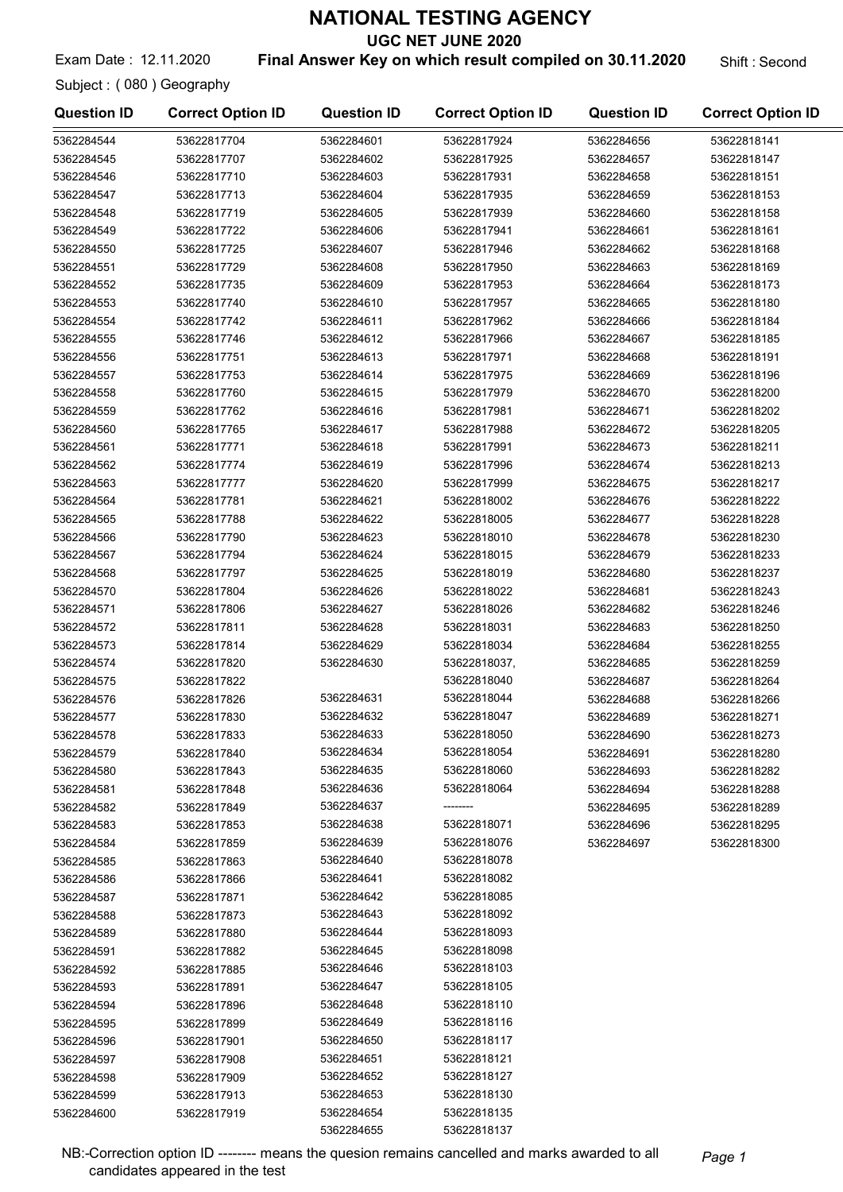# NATIONAL TESTING AGENCY

## UGC NET JUNE 2020

Exam Date : 12.11.2020 **Final Answer Key on which result compiled on 30.11.2020** Shift : Second

Subject : ( 080 ) Geography

| Question ID | Correct Option ID | Question ID | Correct Option ID | Question ID | Correct Option ID |
|---|---|---|---|---|---|
| 5362284544 | 53622817704 | 5362284601 | 53622817924 | 5362284656 | 53622818141 |
| 5362284545 | 53622817707 | 5362284602 | 53622817925 | 5362284657 | 53622818147 |
| 5362284546 | 53622817710 | 5362284603 | 53622817931 | 5362284658 | 53622818151 |
| 5362284547 | 53622817713 | 5362284604 | 53622817935 | 5362284659 | 53622818153 |
| 5362284548 | 53622817719 | 5362284605 | 53622817939 | 5362284660 | 53622818158 |
| 5362284549 | 53622817722 | 5362284606 | 53622817941 | 5362284661 | 53622818161 |
| 5362284550 | 53622817725 | 5362284607 | 53622817946 | 5362284662 | 53622818168 |
| 5362284551 | 53622817729 | 5362284608 | 53622817950 | 5362284663 | 53622818169 |
| 5362284552 | 53622817735 | 5362284609 | 53622817953 | 5362284664 | 53622818173 |
| 5362284553 | 53622817740 | 5362284610 | 53622817957 | 5362284665 | 53622818180 |
| 5362284554 | 53622817742 | 5362284611 | 53622817962 | 5362284666 | 53622818184 |
| 5362284555 | 53622817746 | 5362284612 | 53622817966 | 5362284667 | 53622818185 |
| 5362284556 | 53622817751 | 5362284613 | 53622817971 | 5362284668 | 53622818191 |
| 5362284557 | 53622817753 | 5362284614 | 53622817975 | 5362284669 | 53622818196 |
| 5362284558 | 53622817760 | 5362284615 | 53622817979 | 5362284670 | 53622818200 |
| 5362284559 | 53622817762 | 5362284616 | 53622817981 | 5362284671 | 53622818202 |
| 5362284560 | 53622817765 | 5362284617 | 53622817988 | 5362284672 | 53622818205 |
| 5362284561 | 53622817771 | 5362284618 | 53622817991 | 5362284673 | 53622818211 |
| 5362284562 | 53622817774 | 5362284619 | 53622817996 | 5362284674 | 53622818213 |
| 5362284563 | 53622817777 | 5362284620 | 53622817999 | 5362284675 | 53622818217 |
| 5362284564 | 53622817781 | 5362284621 | 53622818002 | 5362284676 | 53622818222 |
| 5362284565 | 53622817788 | 5362284622 | 53622818005 | 5362284677 | 53622818228 |
| 5362284566 | 53622817790 | 5362284623 | 53622818010 | 5362284678 | 53622818230 |
| 5362284567 | 53622817794 | 5362284624 | 53622818015 | 5362284679 | 53622818233 |
| 5362284568 | 53622817797 | 5362284625 | 53622818019 | 5362284680 | 53622818237 |
| 5362284570 | 53622817804 | 5362284626 | 53622818022 | 5362284681 | 53622818243 |
| 5362284571 | 53622817806 | 5362284627 | 53622818026 | 5362284682 | 53622818246 |
| 5362284572 | 53622817811 | 5362284628 | 53622818031 | 5362284683 | 53622818250 |
| 5362284573 | 53622817814 | 5362284629 | 53622818034 | 5362284684 | 53622818255 |
| 5362284574 | 53622817820 | 5362284630 | 53622818037, 53622818040 | 5362284685 | 53622818259 |
| 5362284575 | 53622817822 | | | 5362284687 | 53622818264 |
| 5362284576 | 53622817826 | 5362284631 | 53622818044 | 5362284688 | 53622818266 |
| 5362284577 | 53622817830 | 5362284632 | 53622818047 | 5362284689 | 53622818271 |
| 5362284578 | 53622817833 | 5362284633 | 53622818050 | 5362284690 | 53622818273 |
| 5362284579 | 53622817840 | 5362284634 | 53622818054 | 5362284691 | 53622818280 |
| 5362284580 | 53622817843 | 5362284635 | 53622818060 | 5362284693 | 53622818282 |
| 5362284581 | 53622817848 | 5362284636 | 53622818064 | 5362284694 | 53622818288 |
| 5362284582 | 53622817849 | 5362284637 | -------- | 5362284695 | 53622818289 |
| 5362284583 | 53622817853 | 5362284638 | 53622818071 | 5362284696 | 53622818295 |
| 5362284584 | 53622817859 | 5362284639 | 53622818076 | 5362284697 | 53622818300 |
| 5362284585 | 53622817863 | 5362284640 | 53622818078 | | |
| 5362284586 | 53622817866 | 5362284641 | 53622818082 | | |
| 5362284587 | 53622817871 | 5362284642 | 53622818085 | | |
| 5362284588 | 53622817873 | 5362284643 | 53622818092 | | |
| 5362284589 | 53622817880 | 5362284644 | 53622818093 | | |
| 5362284591 | 53622817882 | 5362284645 | 53622818098 | | |
| 5362284592 | 53622817885 | 5362284646 | 53622818103 | | |
| 5362284593 | 53622817891 | 5362284647 | 53622818105 | | |
| 5362284594 | 53622817896 | 5362284648 | 53622818110 | | |
| 5362284595 | 53622817899 | 5362284649 | 53622818116 | | |
| 5362284596 | 53622817901 | 5362284650 | 53622818117 | | |
| 5362284597 | 53622817908 | 5362284651 | 53622818121 | | |
| 5362284598 | 53622817909 | 5362284652 | 53622818127 | | |
| 5362284599 | 53622817913 | 5362284653 | 53622818130 | | |
| 5362284600 | 53622817919 | 5362284654 | 53622818135 | | |
| | | 5362284655 | 53622818137 | | |

NB:-Correction option ID -------- means the quesion remains cancelled and marks awarded to all candidates appeared in the test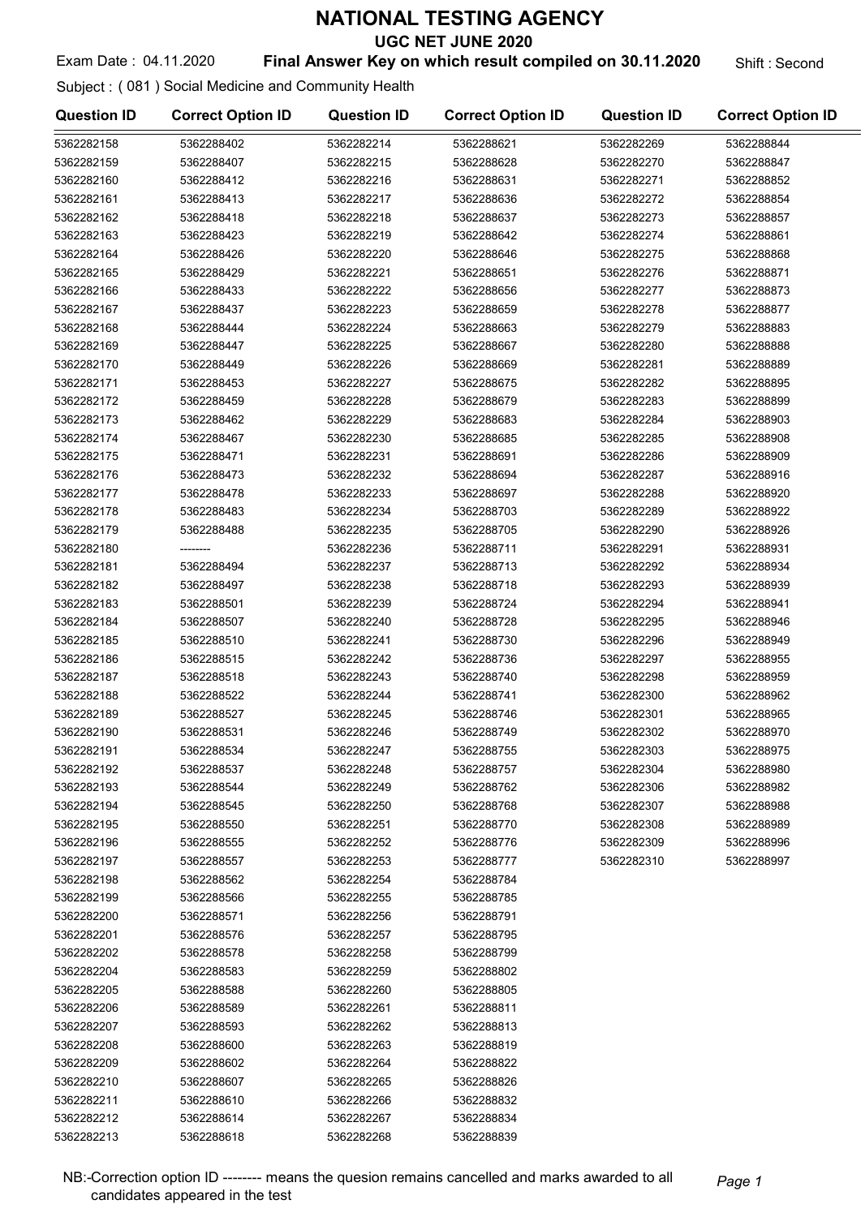# NATIONAL TESTING AGENCY

## UGC NET JUNE 2020

Exam Date : 04.11.2020 **Final Answer Key on which result compiled on 30.11.2020** Shift : Second

Subject : ( 081 ) Social Medicine and Community Health

| Question ID | Correct Option ID | Question ID | Correct Option ID | Question ID | Correct Option ID |
|---|---|---|---|---|---|
| 5362282158 | 5362288402 | 5362282214 | 5362288621 | 5362282269 | 5362288844 |
| 5362282159 | 5362288407 | 5362282215 | 5362288628 | 5362282270 | 5362288847 |
| 5362282160 | 5362288412 | 5362282216 | 5362288631 | 5362282271 | 5362288852 |
| 5362282161 | 5362288413 | 5362282217 | 5362288636 | 5362282272 | 5362288854 |
| 5362282162 | 5362288418 | 5362282218 | 5362288637 | 5362282273 | 5362288857 |
| 5362282163 | 5362288423 | 5362282219 | 5362288642 | 5362282274 | 5362288861 |
| 5362282164 | 5362288426 | 5362282220 | 5362288646 | 5362282275 | 5362288868 |
| 5362282165 | 5362288429 | 5362282221 | 5362288651 | 5362282276 | 5362288871 |
| 5362282166 | 5362288433 | 5362282222 | 5362288656 | 5362282277 | 5362288873 |
| 5362282167 | 5362288437 | 5362282223 | 5362288659 | 5362282278 | 5362288877 |
| 5362282168 | 5362288444 | 5362282224 | 5362288663 | 5362282279 | 5362288883 |
| 5362282169 | 5362288447 | 5362282225 | 5362288667 | 5362282280 | 5362288888 |
| 5362282170 | 5362288449 | 5362282226 | 5362288669 | 5362282281 | 5362288889 |
| 5362282171 | 5362288453 | 5362282227 | 5362288675 | 5362282282 | 5362288895 |
| 5362282172 | 5362288459 | 5362282228 | 5362288679 | 5362282283 | 5362288899 |
| 5362282173 | 5362288462 | 5362282229 | 5362288683 | 5362282284 | 5362288903 |
| 5362282174 | 5362288467 | 5362282230 | 5362288685 | 5362282285 | 5362288908 |
| 5362282175 | 5362288471 | 5362282231 | 5362288691 | 5362282286 | 5362288909 |
| 5362282176 | 5362288473 | 5362282232 | 5362288694 | 5362282287 | 5362288916 |
| 5362282177 | 5362288478 | 5362282233 | 5362288697 | 5362282288 | 5362288920 |
| 5362282178 | 5362288483 | 5362282234 | 5362288703 | 5362282289 | 5362288922 |
| 5362282179 | 5362288488 | 5362282235 | 5362288705 | 5362282290 | 5362288926 |
| 5362282180 | -------- | 5362282236 | 5362288711 | 5362282291 | 5362288931 |
| 5362282181 | 5362288494 | 5362282237 | 5362288713 | 5362282292 | 5362288934 |
| 5362282182 | 5362288497 | 5362282238 | 5362288718 | 5362282293 | 5362288939 |
| 5362282183 | 5362288501 | 5362282239 | 5362288724 | 5362282294 | 5362288941 |
| 5362282184 | 5362288507 | 5362282240 | 5362288728 | 5362282295 | 5362288946 |
| 5362282185 | 5362288510 | 5362282241 | 5362288730 | 5362282296 | 5362288949 |
| 5362282186 | 5362288515 | 5362282242 | 5362288736 | 5362282297 | 5362288955 |
| 5362282187 | 5362288518 | 5362282243 | 5362288740 | 5362282298 | 5362288959 |
| 5362282188 | 5362288522 | 5362282244 | 5362288741 | 5362282300 | 5362288962 |
| 5362282189 | 5362288527 | 5362282245 | 5362288746 | 5362282301 | 5362288965 |
| 5362282190 | 5362288531 | 5362282246 | 5362288749 | 5362282302 | 5362288970 |
| 5362282191 | 5362288534 | 5362282247 | 5362288755 | 5362282303 | 5362288975 |
| 5362282192 | 5362288537 | 5362282248 | 5362288757 | 5362282304 | 5362288980 |
| 5362282193 | 5362288544 | 5362282249 | 5362288762 | 5362282306 | 5362288982 |
| 5362282194 | 5362288545 | 5362282250 | 5362288768 | 5362282307 | 5362288988 |
| 5362282195 | 5362288550 | 5362282251 | 5362288770 | 5362282308 | 5362288989 |
| 5362282196 | 5362288555 | 5362282252 | 5362288776 | 5362282309 | 5362288996 |
| 5362282197 | 5362288557 | 5362282253 | 5362288777 | 5362282310 | 5362288997 |
| 5362282198 | 5362288562 | 5362282254 | 5362288784 | | |
| 5362282199 | 5362288566 | 5362282255 | 5362288785 | | |
| 5362282200 | 5362288571 | 5362282256 | 5362288791 | | |
| 5362282201 | 5362288576 | 5362282257 | 5362288795 | | |
| 5362282202 | 5362288578 | 5362282258 | 5362288799 | | |
| 5362282204 | 5362288583 | 5362282259 | 5362288802 | | |
| 5362282205 | 5362288588 | 5362282260 | 5362288805 | | |
| 5362282206 | 5362288589 | 5362282261 | 5362288811 | | |
| 5362282207 | 5362288593 | 5362282262 | 5362288813 | | |
| 5362282208 | 5362288600 | 5362282263 | 5362288819 | | |
| 5362282209 | 5362288602 | 5362282264 | 5362288822 | | |
| 5362282210 | 5362288607 | 5362282265 | 5362288826 | | |
| 5362282211 | 5362288610 | 5362282266 | 5362288832 | | |
| 5362282212 | 5362288614 | 5362282267 | 5362288834 | | |
| 5362282213 | 5362288618 | 5362282268 | 5362288839 | | |

NB:-Correction option ID -------- means the quesion remains cancelled and marks awarded to all candidates appeared in the test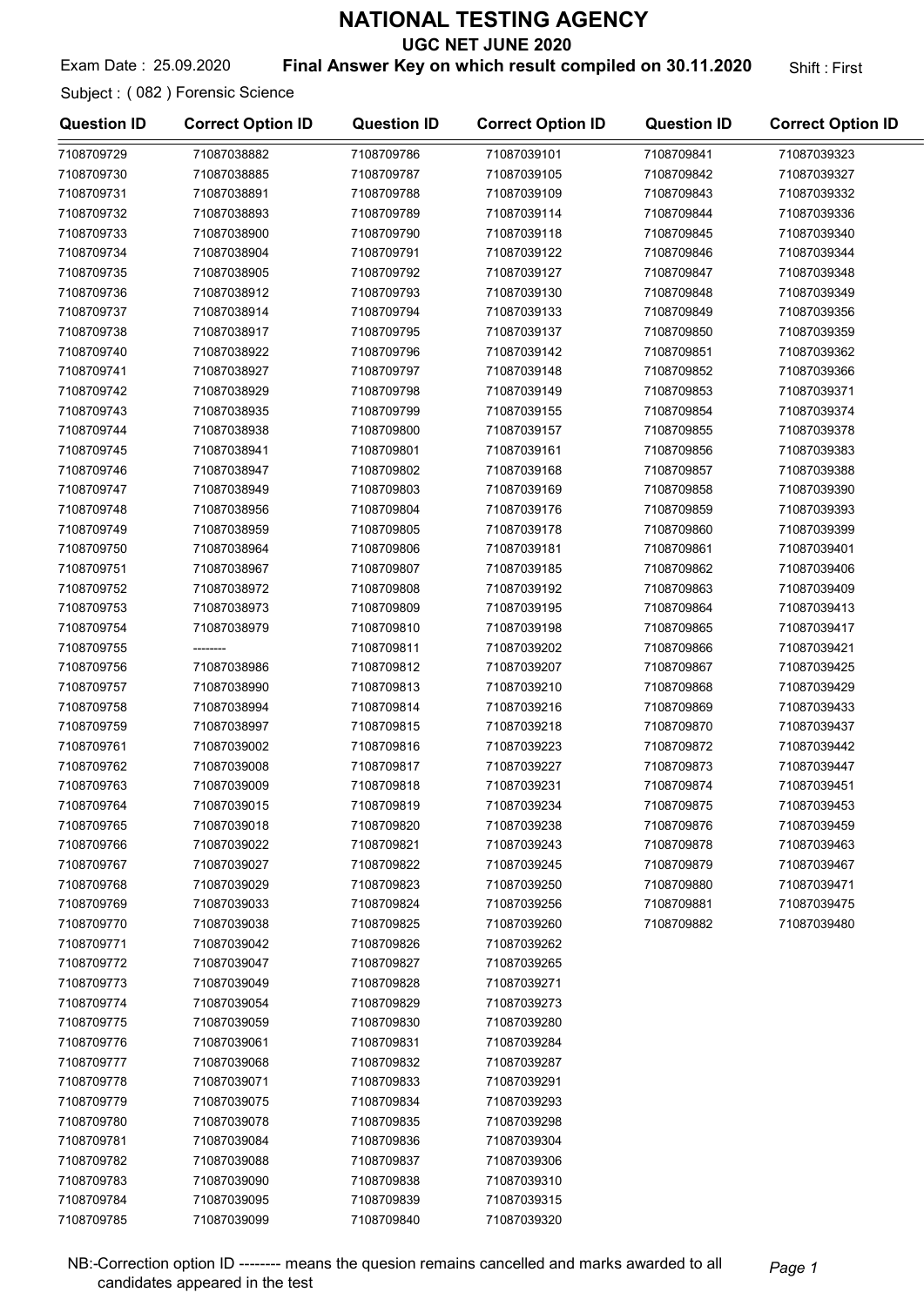# NATIONAL TESTING AGENCY

## UGC NET JUNE 2020

Exam Date : 25.09.2020 **Final Answer Key on which result compiled on 30.11.2020** Shift : First

Subject : ( 082 ) Forensic Science

| Question ID | Correct Option ID | Question ID | Correct Option ID | Question ID | Correct Option ID |
|---|---|---|---|---|---|
| 7108709729 | 71087038882 | 7108709786 | 71087039101 | 7108709841 | 71087039323 |
| 7108709730 | 71087038885 | 7108709787 | 71087039105 | 7108709842 | 71087039327 |
| 7108709731 | 71087038891 | 7108709788 | 71087039109 | 7108709843 | 71087039332 |
| 7108709732 | 71087038893 | 7108709789 | 71087039114 | 7108709844 | 71087039336 |
| 7108709733 | 71087038900 | 7108709790 | 71087039118 | 7108709845 | 71087039340 |
| 7108709734 | 71087038904 | 7108709791 | 71087039122 | 7108709846 | 71087039344 |
| 7108709735 | 71087038905 | 7108709792 | 71087039127 | 7108709847 | 71087039348 |
| 7108709736 | 71087038912 | 7108709793 | 71087039130 | 7108709848 | 71087039349 |
| 7108709737 | 71087038914 | 7108709794 | 71087039133 | 7108709849 | 71087039356 |
| 7108709738 | 71087038917 | 7108709795 | 71087039137 | 7108709850 | 71087039359 |
| 7108709740 | 71087038922 | 7108709796 | 71087039142 | 7108709851 | 71087039362 |
| 7108709741 | 71087038927 | 7108709797 | 71087039148 | 7108709852 | 71087039366 |
| 7108709742 | 71087038929 | 7108709798 | 71087039149 | 7108709853 | 71087039371 |
| 7108709743 | 71087038935 | 7108709799 | 71087039155 | 7108709854 | 71087039374 |
| 7108709744 | 71087038938 | 7108709800 | 71087039157 | 7108709855 | 71087039378 |
| 7108709745 | 71087038941 | 7108709801 | 71087039161 | 7108709856 | 71087039383 |
| 7108709746 | 71087038947 | 7108709802 | 71087039168 | 7108709857 | 71087039388 |
| 7108709747 | 71087038949 | 7108709803 | 71087039169 | 7108709858 | 71087039390 |
| 7108709748 | 71087038956 | 7108709804 | 71087039176 | 7108709859 | 71087039393 |
| 7108709749 | 71087038959 | 7108709805 | 71087039178 | 7108709860 | 71087039399 |
| 7108709750 | 71087038964 | 7108709806 | 71087039181 | 7108709861 | 71087039401 |
| 7108709751 | 71087038967 | 7108709807 | 71087039185 | 7108709862 | 71087039406 |
| 7108709752 | 71087038972 | 7108709808 | 71087039192 | 7108709863 | 71087039409 |
| 7108709753 | 71087038973 | 7108709809 | 71087039195 | 7108709864 | 71087039413 |
| 7108709754 | 71087038979 | 7108709810 | 71087039198 | 7108709865 | 71087039417 |
| 7108709755 | -------- | 7108709811 | 71087039202 | 7108709866 | 71087039421 |
| 7108709756 | 71087038986 | 7108709812 | 71087039207 | 7108709867 | 71087039425 |
| 7108709757 | 71087038990 | 7108709813 | 71087039210 | 7108709868 | 71087039429 |
| 7108709758 | 71087038994 | 7108709814 | 71087039216 | 7108709869 | 71087039433 |
| 7108709759 | 71087038997 | 7108709815 | 71087039218 | 7108709870 | 71087039437 |
| 7108709761 | 71087039002 | 7108709816 | 71087039223 | 7108709872 | 71087039442 |
| 7108709762 | 71087039008 | 7108709817 | 71087039227 | 7108709873 | 71087039447 |
| 7108709763 | 71087039009 | 7108709818 | 71087039231 | 7108709874 | 71087039451 |
| 7108709764 | 71087039015 | 7108709819 | 71087039234 | 7108709875 | 71087039453 |
| 7108709765 | 71087039018 | 7108709820 | 71087039238 | 7108709876 | 71087039459 |
| 7108709766 | 71087039022 | 7108709821 | 71087039243 | 7108709878 | 71087039463 |
| 7108709767 | 71087039027 | 7108709822 | 71087039245 | 7108709879 | 71087039467 |
| 7108709768 | 71087039029 | 7108709823 | 71087039250 | 7108709880 | 71087039471 |
| 7108709769 | 71087039033 | 7108709824 | 71087039256 | 7108709881 | 71087039475 |
| 7108709770 | 71087039038 | 7108709825 | 71087039260 | 7108709882 | 71087039480 |
| 7108709771 | 71087039042 | 7108709826 | 71087039262 | | |
| 7108709772 | 71087039047 | 7108709827 | 71087039265 | | |
| 7108709773 | 71087039049 | 7108709828 | 71087039271 | | |
| 7108709774 | 71087039054 | 7108709829 | 71087039273 | | |
| 7108709775 | 71087039059 | 7108709830 | 71087039280 | | |
| 7108709776 | 71087039061 | 7108709831 | 71087039284 | | |
| 7108709777 | 71087039068 | 7108709832 | 71087039287 | | |
| 7108709778 | 71087039071 | 7108709833 | 71087039291 | | |
| 7108709779 | 71087039075 | 7108709834 | 71087039293 | | |
| 7108709780 | 71087039078 | 7108709835 | 71087039298 | | |
| 7108709781 | 71087039084 | 7108709836 | 71087039304 | | |
| 7108709782 | 71087039088 | 7108709837 | 71087039306 | | |
| 7108709783 | 71087039090 | 7108709838 | 71087039310 | | |
| 7108709784 | 71087039095 | 7108709839 | 71087039315 | | |
| 7108709785 | 71087039099 | 7108709840 | 71087039320 | | |

NB:-Correction option ID -------- means the quesion remains cancelled and marks awarded to all candidates appeared in the test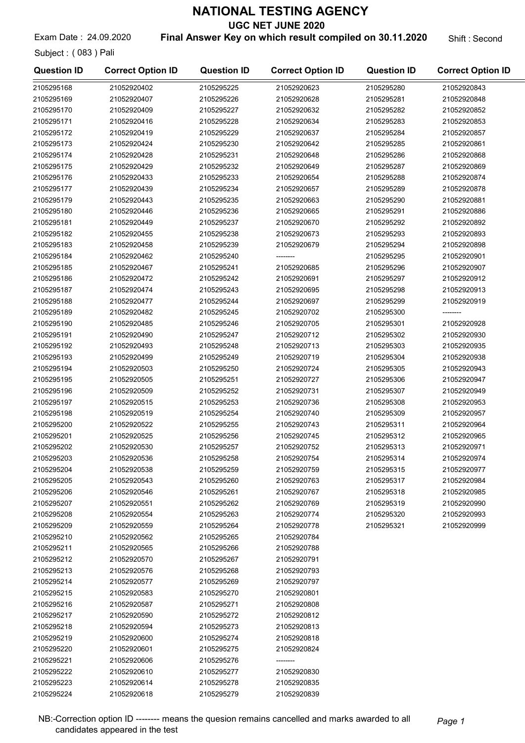# NATIONAL TESTING AGENCY

## UGC NET JUNE 2020

Exam Date : 24.09.2020 **Final Answer Key on which result compiled on 30.11.2020** Shift : Second

Subject : ( 083 ) Pali

| Question ID | Correct Option ID | Question ID | Correct Option ID | Question ID | Correct Option ID |
|---|---|---|---|---|---|
| 2105295168 | 21052920402 | 2105295225 | 21052920623 | 2105295280 | 21052920843 |
| 2105295169 | 21052920407 | 2105295226 | 21052920628 | 2105295281 | 21052920848 |
| 2105295170 | 21052920409 | 2105295227 | 21052920632 | 2105295282 | 21052920852 |
| 2105295171 | 21052920416 | 2105295228 | 21052920634 | 2105295283 | 21052920853 |
| 2105295172 | 21052920419 | 2105295229 | 21052920637 | 2105295284 | 21052920857 |
| 2105295173 | 21052920424 | 2105295230 | 21052920642 | 2105295285 | 21052920861 |
| 2105295174 | 21052920428 | 2105295231 | 21052920648 | 2105295286 | 21052920868 |
| 2105295175 | 21052920429 | 2105295232 | 21052920649 | 2105295287 | 21052920869 |
| 2105295176 | 21052920433 | 2105295233 | 21052920654 | 2105295288 | 21052920874 |
| 2105295177 | 21052920439 | 2105295234 | 21052920657 | 2105295289 | 21052920878 |
| 2105295179 | 21052920443 | 2105295235 | 21052920663 | 2105295290 | 21052920881 |
| 2105295180 | 21052920446 | 2105295236 | 21052920665 | 2105295291 | 21052920886 |
| 2105295181 | 21052920449 | 2105295237 | 21052920670 | 2105295292 | 21052920892 |
| 2105295182 | 21052920455 | 2105295238 | 21052920673 | 2105295293 | 21052920893 |
| 2105295183 | 21052920458 | 2105295239 | 21052920679 | 2105295294 | 21052920898 |
| 2105295184 | 21052920462 | 2105295240 | -------- | 2105295295 | 21052920901 |
| 2105295185 | 21052920467 | 2105295241 | 21052920685 | 2105295296 | 21052920907 |
| 2105295186 | 21052920472 | 2105295242 | 21052920691 | 2105295297 | 21052920912 |
| 2105295187 | 21052920474 | 2105295243 | 21052920695 | 2105295298 | 21052920913 |
| 2105295188 | 21052920477 | 2105295244 | 21052920697 | 2105295299 | 21052920919 |
| 2105295189 | 21052920482 | 2105295245 | 21052920702 | 2105295300 | -------- |
| 2105295190 | 21052920485 | 2105295246 | 21052920705 | 2105295301 | 21052920928 |
| 2105295191 | 21052920490 | 2105295247 | 21052920712 | 2105295302 | 21052920930 |
| 2105295192 | 21052920493 | 2105295248 | 21052920713 | 2105295303 | 21052920935 |
| 2105295193 | 21052920499 | 2105295249 | 21052920719 | 2105295304 | 21052920938 |
| 2105295194 | 21052920503 | 2105295250 | 21052920724 | 2105295305 | 21052920943 |
| 2105295195 | 21052920505 | 2105295251 | 21052920727 | 2105295306 | 21052920947 |
| 2105295196 | 21052920509 | 2105295252 | 21052920731 | 2105295307 | 21052920949 |
| 2105295197 | 21052920515 | 2105295253 | 21052920736 | 2105295308 | 21052920953 |
| 2105295198 | 21052920519 | 2105295254 | 21052920740 | 2105295309 | 21052920957 |
| 2105295200 | 21052920522 | 2105295255 | 21052920743 | 2105295311 | 21052920964 |
| 2105295201 | 21052920525 | 2105295256 | 21052920745 | 2105295312 | 21052920965 |
| 2105295202 | 21052920530 | 2105295257 | 21052920752 | 2105295313 | 21052920971 |
| 2105295203 | 21052920536 | 2105295258 | 21052920754 | 2105295314 | 21052920974 |
| 2105295204 | 21052920538 | 2105295259 | 21052920759 | 2105295315 | 21052920977 |
| 2105295205 | 21052920543 | 2105295260 | 21052920763 | 2105295317 | 21052920984 |
| 2105295206 | 21052920546 | 2105295261 | 21052920767 | 2105295318 | 21052920985 |
| 2105295207 | 21052920551 | 2105295262 | 21052920769 | 2105295319 | 21052920990 |
| 2105295208 | 21052920554 | 2105295263 | 21052920774 | 2105295320 | 21052920993 |
| 2105295209 | 21052920559 | 2105295264 | 21052920778 | 2105295321 | 21052920999 |
| 2105295210 | 21052920562 | 2105295265 | 21052920784 | | |
| 2105295211 | 21052920565 | 2105295266 | 21052920788 | | |
| 2105295212 | 21052920570 | 2105295267 | 21052920791 | | |
| 2105295213 | 21052920576 | 2105295268 | 21052920793 | | |
| 2105295214 | 21052920577 | 2105295269 | 21052920797 | | |
| 2105295215 | 21052920583 | 2105295270 | 21052920801 | | |
| 2105295216 | 21052920587 | 2105295271 | 21052920808 | | |
| 2105295217 | 21052920590 | 2105295272 | 21052920812 | | |
| 2105295218 | 21052920594 | 2105295273 | 21052920813 | | |
| 2105295219 | 21052920600 | 2105295274 | 21052920818 | | |
| 2105295220 | 21052920601 | 2105295275 | 21052920824 | | |
| 2105295221 | 21052920606 | 2105295276 | -------- | | |
| 2105295222 | 21052920610 | 2105295277 | 21052920830 | | |
| 2105295223 | 21052920614 | 2105295278 | 21052920835 | | |
| 2105295224 | 21052920618 | 2105295279 | 21052920839 | | |

NB:-Correction option ID -------- means the quesion remains cancelled and marks awarded to all candidates appeared in the test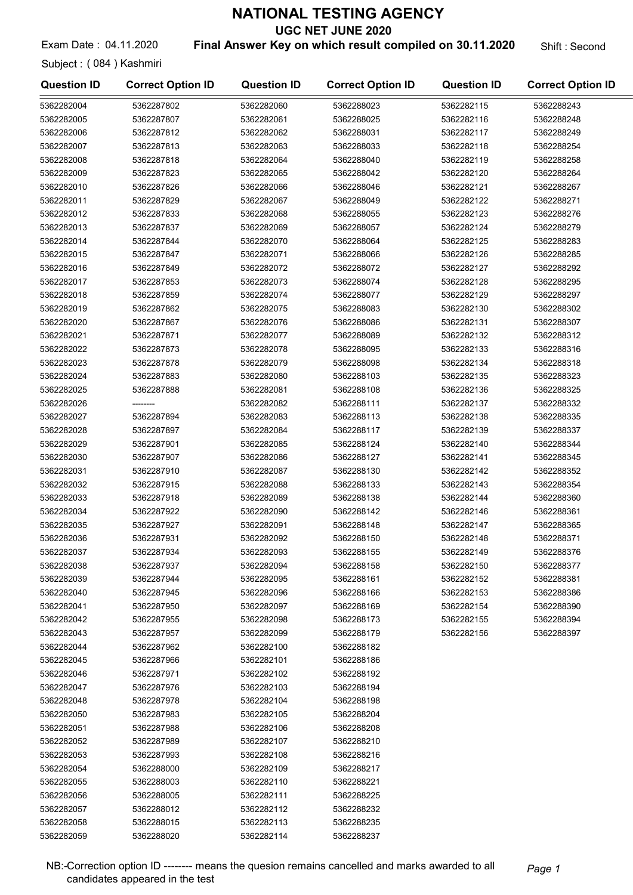# NATIONAL TESTING AGENCY

## UGC NET JUNE 2020

Exam Date : 04.11.2020 **Final Answer Key on which result compiled on 30.11.2020** Shift : Second

Subject : ( 084 ) Kashmiri

| Question ID | Correct Option ID | Question ID | Correct Option ID | Question ID | Correct Option ID |
|---|---|---|---|---|---|
| 5362282004 | 5362287802 | 5362282060 | 5362288023 | 5362282115 | 5362288243 |
| 5362282005 | 5362287807 | 5362282061 | 5362288025 | 5362282116 | 5362288248 |
| 5362282006 | 5362287812 | 5362282062 | 5362288031 | 5362282117 | 5362288249 |
| 5362282007 | 5362287813 | 5362282063 | 5362288033 | 5362282118 | 5362288254 |
| 5362282008 | 5362287818 | 5362282064 | 5362288040 | 5362282119 | 5362288258 |
| 5362282009 | 5362287823 | 5362282065 | 5362288042 | 5362282120 | 5362288264 |
| 5362282010 | 5362287826 | 5362282066 | 5362288046 | 5362282121 | 5362288267 |
| 5362282011 | 5362287829 | 5362282067 | 5362288049 | 5362282122 | 5362288271 |
| 5362282012 | 5362287833 | 5362282068 | 5362288055 | 5362282123 | 5362288276 |
| 5362282013 | 5362287837 | 5362282069 | 5362288057 | 5362282124 | 5362288279 |
| 5362282014 | 5362287844 | 5362282070 | 5362288064 | 5362282125 | 5362288283 |
| 5362282015 | 5362287847 | 5362282071 | 5362288066 | 5362282126 | 5362288285 |
| 5362282016 | 5362287849 | 5362282072 | 5362288072 | 5362282127 | 5362288292 |
| 5362282017 | 5362287853 | 5362282073 | 5362288074 | 5362282128 | 5362288295 |
| 5362282018 | 5362287859 | 5362282074 | 5362288077 | 5362282129 | 5362288297 |
| 5362282019 | 5362287862 | 5362282075 | 5362288083 | 5362282130 | 5362288302 |
| 5362282020 | 5362287867 | 5362282076 | 5362288086 | 5362282131 | 5362288307 |
| 5362282021 | 5362287871 | 5362282077 | 5362288089 | 5362282132 | 5362288312 |
| 5362282022 | 5362287873 | 5362282078 | 5362288095 | 5362282133 | 5362288316 |
| 5362282023 | 5362287878 | 5362282079 | 5362288098 | 5362282134 | 5362288318 |
| 5362282024 | 5362287883 | 5362282080 | 5362288103 | 5362282135 | 5362288323 |
| 5362282025 | 5362287888 | 5362282081 | 5362288108 | 5362282136 | 5362288325 |
| 5362282026 | -------- | 5362282082 | 5362288111 | 5362282137 | 5362288332 |
| 5362282027 | 5362287894 | 5362282083 | 5362288113 | 5362282138 | 5362288335 |
| 5362282028 | 5362287897 | 5362282084 | 5362288117 | 5362282139 | 5362288337 |
| 5362282029 | 5362287901 | 5362282085 | 5362288124 | 5362282140 | 5362288344 |
| 5362282030 | 5362287907 | 5362282086 | 5362288127 | 5362282141 | 5362288345 |
| 5362282031 | 5362287910 | 5362282087 | 5362288130 | 5362282142 | 5362288352 |
| 5362282032 | 5362287915 | 5362282088 | 5362288133 | 5362282143 | 5362288354 |
| 5362282033 | 5362287918 | 5362282089 | 5362288138 | 5362282144 | 5362288360 |
| 5362282034 | 5362287922 | 5362282090 | 5362288142 | 5362282146 | 5362288361 |
| 5362282035 | 5362287927 | 5362282091 | 5362288148 | 5362282147 | 5362288365 |
| 5362282036 | 5362287931 | 5362282092 | 5362288150 | 5362282148 | 5362288371 |
| 5362282037 | 5362287934 | 5362282093 | 5362288155 | 5362282149 | 5362288376 |
| 5362282038 | 5362287937 | 5362282094 | 5362288158 | 5362282150 | 5362288377 |
| 5362282039 | 5362287944 | 5362282095 | 5362288161 | 5362282152 | 5362288381 |
| 5362282040 | 5362287945 | 5362282096 | 5362288166 | 5362282153 | 5362288386 |
| 5362282041 | 5362287950 | 5362282097 | 5362288169 | 5362282154 | 5362288390 |
| 5362282042 | 5362287955 | 5362282098 | 5362288173 | 5362282155 | 5362288394 |
| 5362282043 | 5362287957 | 5362282099 | 5362288179 | 5362282156 | 5362288397 |
| 5362282044 | 5362287962 | 5362282100 | 5362288182 | | |
| 5362282045 | 5362287966 | 5362282101 | 5362288186 | | |
| 5362282046 | 5362287971 | 5362282102 | 5362288192 | | |
| 5362282047 | 5362287976 | 5362282103 | 5362288194 | | |
| 5362282048 | 5362287978 | 5362282104 | 5362288198 | | |
| 5362282050 | 5362287983 | 5362282105 | 5362288204 | | |
| 5362282051 | 5362287988 | 5362282106 | 5362288208 | | |
| 5362282052 | 5362287989 | 5362282107 | 5362288210 | | |
| 5362282053 | 5362287993 | 5362282108 | 5362288216 | | |
| 5362282054 | 5362288000 | 5362282109 | 5362288217 | | |
| 5362282055 | 5362288003 | 5362282110 | 5362288221 | | |
| 5362282056 | 5362288005 | 5362282111 | 5362288225 | | |
| 5362282057 | 5362288012 | 5362282112 | 5362288232 | | |
| 5362282058 | 5362288015 | 5362282113 | 5362288235 | | |
| 5362282059 | 5362288020 | 5362282114 | 5362288237 | | |

NB:-Correction option ID -------- means the quesion remains cancelled and marks awarded to all candidates appeared in the test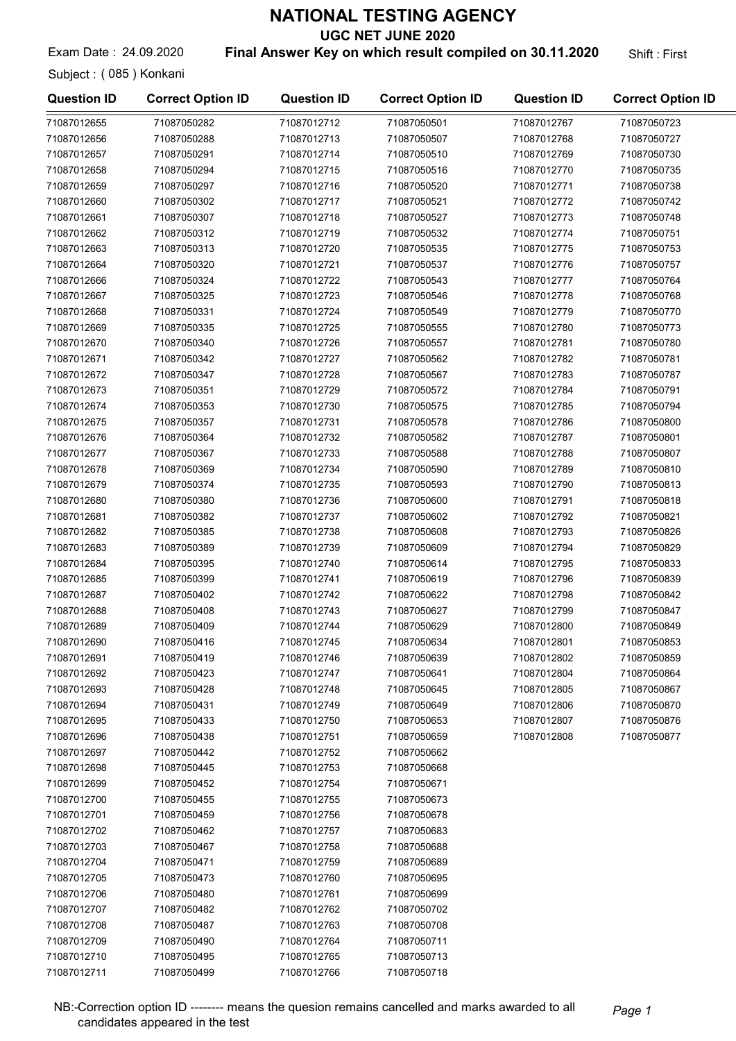# NATIONAL TESTING AGENCY

## UGC NET JUNE 2020

Exam Date : 24.09.2020 **Final Answer Key on which result compiled on 30.11.2020** Shift : First

Subject : ( 085 ) Konkani

| Question ID | Correct Option ID | Question ID | Correct Option ID | Question ID | Correct Option ID |
|---|---|---|---|---|---|
| 71087012655 | 71087050282 | 71087012712 | 71087050501 | 71087012767 | 71087050723 |
| 71087012656 | 71087050288 | 71087012713 | 71087050507 | 71087012768 | 71087050727 |
| 71087012657 | 71087050291 | 71087012714 | 71087050510 | 71087012769 | 71087050730 |
| 71087012658 | 71087050294 | 71087012715 | 71087050516 | 71087012770 | 71087050735 |
| 71087012659 | 71087050297 | 71087012716 | 71087050520 | 71087012771 | 71087050738 |
| 71087012660 | 71087050302 | 71087012717 | 71087050521 | 71087012772 | 71087050742 |
| 71087012661 | 71087050307 | 71087012718 | 71087050527 | 71087012773 | 71087050748 |
| 71087012662 | 71087050312 | 71087012719 | 71087050532 | 71087012774 | 71087050751 |
| 71087012663 | 71087050313 | 71087012720 | 71087050535 | 71087012775 | 71087050753 |
| 71087012664 | 71087050320 | 71087012721 | 71087050537 | 71087012776 | 71087050757 |
| 71087012666 | 71087050324 | 71087012722 | 71087050543 | 71087012777 | 71087050764 |
| 71087012667 | 71087050325 | 71087012723 | 71087050546 | 71087012778 | 71087050768 |
| 71087012668 | 71087050331 | 71087012724 | 71087050549 | 71087012779 | 71087050770 |
| 71087012669 | 71087050335 | 71087012725 | 71087050555 | 71087012780 | 71087050773 |
| 71087012670 | 71087050340 | 71087012726 | 71087050557 | 71087012781 | 71087050780 |
| 71087012671 | 71087050342 | 71087012727 | 71087050562 | 71087012782 | 71087050781 |
| 71087012672 | 71087050347 | 71087012728 | 71087050567 | 71087012783 | 71087050787 |
| 71087012673 | 71087050351 | 71087012729 | 71087050572 | 71087012784 | 71087050791 |
| 71087012674 | 71087050353 | 71087012730 | 71087050575 | 71087012785 | 71087050794 |
| 71087012675 | 71087050357 | 71087012731 | 71087050578 | 71087012786 | 71087050800 |
| 71087012676 | 71087050364 | 71087012732 | 71087050582 | 71087012787 | 71087050801 |
| 71087012677 | 71087050367 | 71087012733 | 71087050588 | 71087012788 | 71087050807 |
| 71087012678 | 71087050369 | 71087012734 | 71087050590 | 71087012789 | 71087050810 |
| 71087012679 | 71087050374 | 71087012735 | 71087050593 | 71087012790 | 71087050813 |
| 71087012680 | 71087050380 | 71087012736 | 71087050600 | 71087012791 | 71087050818 |
| 71087012681 | 71087050382 | 71087012737 | 71087050602 | 71087012792 | 71087050821 |
| 71087012682 | 71087050385 | 71087012738 | 71087050608 | 71087012793 | 71087050826 |
| 71087012683 | 71087050389 | 71087012739 | 71087050609 | 71087012794 | 71087050829 |
| 71087012684 | 71087050395 | 71087012740 | 71087050614 | 71087012795 | 71087050833 |
| 71087012685 | 71087050399 | 71087012741 | 71087050619 | 71087012796 | 71087050839 |
| 71087012687 | 71087050402 | 71087012742 | 71087050622 | 71087012798 | 71087050842 |
| 71087012688 | 71087050408 | 71087012743 | 71087050627 | 71087012799 | 71087050847 |
| 71087012689 | 71087050409 | 71087012744 | 71087050629 | 71087012800 | 71087050849 |
| 71087012690 | 71087050416 | 71087012745 | 71087050634 | 71087012801 | 71087050853 |
| 71087012691 | 71087050419 | 71087012746 | 71087050639 | 71087012802 | 71087050859 |
| 71087012692 | 71087050423 | 71087012747 | 71087050641 | 71087012804 | 71087050864 |
| 71087012693 | 71087050428 | 71087012748 | 71087050645 | 71087012805 | 71087050867 |
| 71087012694 | 71087050431 | 71087012749 | 71087050649 | 71087012806 | 71087050870 |
| 71087012695 | 71087050433 | 71087012750 | 71087050653 | 71087012807 | 71087050876 |
| 71087012696 | 71087050438 | 71087012751 | 71087050659 | 71087012808 | 71087050877 |
| 71087012697 | 71087050442 | 71087012752 | 71087050662 | | |
| 71087012698 | 71087050445 | 71087012753 | 71087050668 | | |
| 71087012699 | 71087050452 | 71087012754 | 71087050671 | | |
| 71087012700 | 71087050455 | 71087012755 | 71087050673 | | |
| 71087012701 | 71087050459 | 71087012756 | 71087050678 | | |
| 71087012702 | 71087050462 | 71087012757 | 71087050683 | | |
| 71087012703 | 71087050467 | 71087012758 | 71087050688 | | |
| 71087012704 | 71087050471 | 71087012759 | 71087050689 | | |
| 71087012705 | 71087050473 | 71087012760 | 71087050695 | | |
| 71087012706 | 71087050480 | 71087012761 | 71087050699 | | |
| 71087012707 | 71087050482 | 71087012762 | 71087050702 | | |
| 71087012708 | 71087050487 | 71087012763 | 71087050708 | | |
| 71087012709 | 71087050490 | 71087012764 | 71087050711 | | |
| 71087012710 | 71087050495 | 71087012765 | 71087050713 | | |
| 71087012711 | 71087050499 | 71087012766 | 71087050718 | | |

NB:-Correction option ID -------- means the quesion remains cancelled and marks awarded to all candidates appeared in the test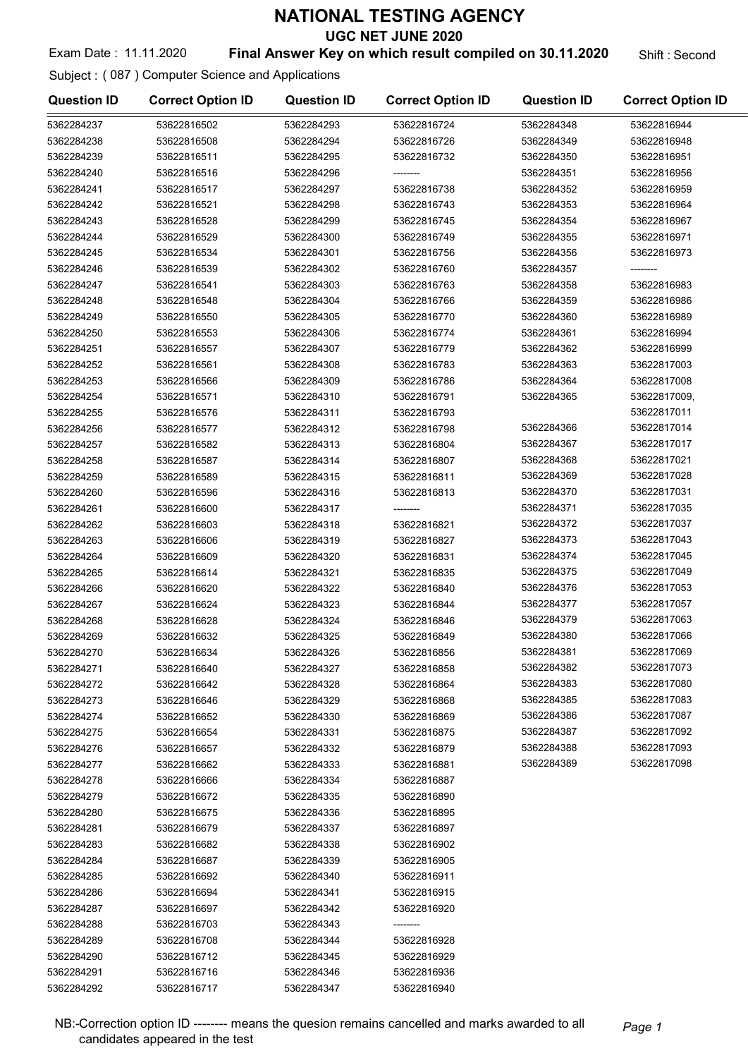# NATIONAL TESTING AGENCY

## UGC NET JUNE 2020

Exam Date : 11.11.2020 **Final Answer Key on which result compiled on 30.11.2020** Shift : Second

Subject : ( 087 ) Computer Science and Applications

| Question ID | Correct Option ID | Question ID | Correct Option ID | Question ID | Correct Option ID |
|---|---|---|---|---|---|
| 5362284237 | 53622816502 | 5362284293 | 53622816724 | 5362284348 | 53622816944 |
| 5362284238 | 53622816508 | 5362284294 | 53622816726 | 5362284349 | 53622816948 |
| 5362284239 | 53622816511 | 5362284295 | 53622816732 | 5362284350 | 53622816951 |
| 5362284240 | 53622816516 | 5362284296 | -------- | 5362284351 | 53622816956 |
| 5362284241 | 53622816517 | 5362284297 | 53622816738 | 5362284352 | 53622816959 |
| 5362284242 | 53622816521 | 5362284298 | 53622816743 | 5362284353 | 53622816964 |
| 5362284243 | 53622816528 | 5362284299 | 53622816745 | 5362284354 | 53622816967 |
| 5362284244 | 53622816529 | 5362284300 | 53622816749 | 5362284355 | 53622816971 |
| 5362284245 | 53622816534 | 5362284301 | 53622816756 | 5362284356 | 53622816973 |
| 5362284246 | 53622816539 | 5362284302 | 53622816760 | 5362284357 | -------- |
| 5362284247 | 53622816541 | 5362284303 | 53622816763 | 5362284358 | 53622816983 |
| 5362284248 | 53622816548 | 5362284304 | 53622816766 | 5362284359 | 53622816986 |
| 5362284249 | 53622816550 | 5362284305 | 53622816770 | 5362284360 | 53622816989 |
| 5362284250 | 53622816553 | 5362284306 | 53622816774 | 5362284361 | 53622816994 |
| 5362284251 | 53622816557 | 5362284307 | 53622816779 | 5362284362 | 53622816999 |
| 5362284252 | 53622816561 | 5362284308 | 53622816783 | 5362284363 | 53622817003 |
| 5362284253 | 53622816566 | 5362284309 | 53622816786 | 5362284364 | 53622817008 |
| 5362284254 | 53622816571 | 5362284310 | 53622816791 | 5362284365 | 53622817009, 53622817011 |
| 5362284255 | 53622816576 | 5362284311 | 53622816793 | | |
| 5362284256 | 53622816577 | 5362284312 | 53622816798 | 5362284366 | 53622817014 |
| 5362284257 | 53622816582 | 5362284313 | 53622816804 | 5362284367 | 53622817017 |
| 5362284258 | 53622816587 | 5362284314 | 53622816807 | 5362284368 | 53622817021 |
| 5362284259 | 53622816589 | 5362284315 | 53622816811 | 5362284369 | 53622817028 |
| 5362284260 | 53622816596 | 5362284316 | 53622816813 | 5362284370 | 53622817031 |
| 5362284261 | 53622816600 | 5362284317 | -------- | 5362284371 | 53622817035 |
| 5362284262 | 53622816603 | 5362284318 | 53622816821 | 5362284372 | 53622817037 |
| 5362284263 | 53622816606 | 5362284319 | 53622816827 | 5362284373 | 53622817043 |
| 5362284264 | 53622816609 | 5362284320 | 53622816831 | 5362284374 | 53622817045 |
| 5362284265 | 53622816614 | 5362284321 | 53622816835 | 5362284375 | 53622817049 |
| 5362284266 | 53622816620 | 5362284322 | 53622816840 | 5362284376 | 53622817053 |
| 5362284267 | 53622816624 | 5362284323 | 53622816844 | 5362284377 | 53622817057 |
| 5362284268 | 53622816628 | 5362284324 | 53622816846 | 5362284379 | 53622817063 |
| 5362284269 | 53622816632 | 5362284325 | 53622816849 | 5362284380 | 53622817066 |
| 5362284270 | 53622816634 | 5362284326 | 53622816856 | 5362284381 | 53622817069 |
| 5362284271 | 53622816640 | 5362284327 | 53622816858 | 5362284382 | 53622817073 |
| 5362284272 | 53622816642 | 5362284328 | 53622816864 | 5362284383 | 53622817080 |
| 5362284273 | 53622816646 | 5362284329 | 53622816868 | 5362284385 | 53622817083 |
| 5362284274 | 53622816652 | 5362284330 | 53622816869 | 5362284386 | 53622817087 |
| 5362284275 | 53622816654 | 5362284331 | 53622816875 | 5362284387 | 53622817092 |
| 5362284276 | 53622816657 | 5362284332 | 53622816879 | 5362284388 | 53622817093 |
| 5362284277 | 53622816662 | 5362284333 | 53622816881 | 5362284389 | 53622817098 |
| 5362284278 | 53622816666 | 5362284334 | 53622816887 | | |
| 5362284279 | 53622816672 | 5362284335 | 53622816890 | | |
| 5362284280 | 53622816675 | 5362284336 | 53622816895 | | |
| 5362284281 | 53622816679 | 5362284337 | 53622816897 | | |
| 5362284283 | 53622816682 | 5362284338 | 53622816902 | | |
| 5362284284 | 53622816687 | 5362284339 | 53622816905 | | |
| 5362284285 | 53622816692 | 5362284340 | 53622816911 | | |
| 5362284286 | 53622816694 | 5362284341 | 53622816915 | | |
| 5362284287 | 53622816697 | 5362284342 | 53622816920 | | |
| 5362284288 | 53622816703 | 5362284343 | -------- | | |
| 5362284289 | 53622816708 | 5362284344 | 53622816928 | | |
| 5362284290 | 53622816712 | 5362284345 | 53622816929 | | |
| 5362284291 | 53622816716 | 5362284346 | 53622816936 | | |
| 5362284292 | 53622816717 | 5362284347 | 53622816940 | | |

NB:-Correction option ID -------- means the quesion remains cancelled and marks awarded to all candidates appeared in the test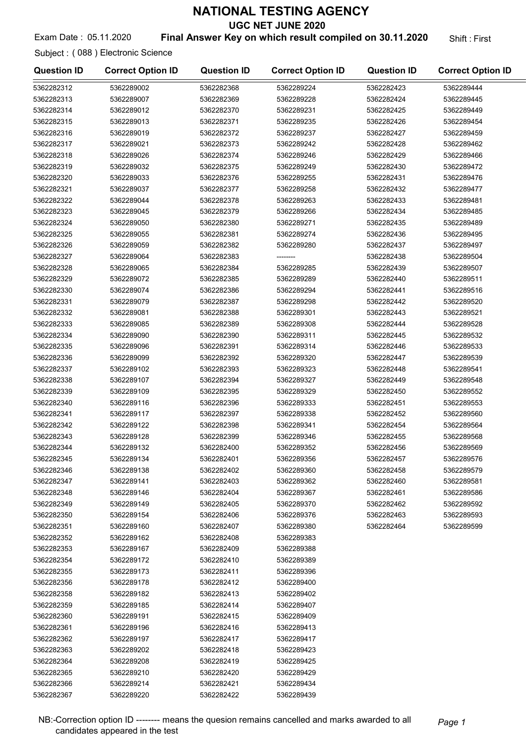# NATIONAL TESTING AGENCY

## UGC NET JUNE 2020

Exam Date : 05.11.2020 **Final Answer Key on which result compiled on 30.11.2020** Shift : First

Subject : ( 088 ) Electronic Science

| Question ID | Correct Option ID | Question ID | Correct Option ID | Question ID | Correct Option ID |
|---|---|---|---|---|---|
| 5362282312 | 5362289002 | 5362282368 | 5362289224 | 5362282423 | 5362289444 |
| 5362282313 | 5362289007 | 5362282369 | 5362289228 | 5362282424 | 5362289445 |
| 5362282314 | 5362289012 | 5362282370 | 5362289231 | 5362282425 | 5362289449 |
| 5362282315 | 5362289013 | 5362282371 | 5362289235 | 5362282426 | 5362289454 |
| 5362282316 | 5362289019 | 5362282372 | 5362289237 | 5362282427 | 5362289459 |
| 5362282317 | 5362289021 | 5362282373 | 5362289242 | 5362282428 | 5362289462 |
| 5362282318 | 5362289026 | 5362282374 | 5362289246 | 5362282429 | 5362289466 |
| 5362282319 | 5362289032 | 5362282375 | 5362289249 | 5362282430 | 5362289472 |
| 5362282320 | 5362289033 | 5362282376 | 5362289255 | 5362282431 | 5362289476 |
| 5362282321 | 5362289037 | 5362282377 | 5362289258 | 5362282432 | 5362289477 |
| 5362282322 | 5362289044 | 5362282378 | 5362289263 | 5362282433 | 5362289481 |
| 5362282323 | 5362289045 | 5362282379 | 5362289266 | 5362282434 | 5362289485 |
| 5362282324 | 5362289050 | 5362282380 | 5362289271 | 5362282435 | 5362289489 |
| 5362282325 | 5362289055 | 5362282381 | 5362289274 | 5362282436 | 5362289495 |
| 5362282326 | 5362289059 | 5362282382 | 5362289280 | 5362282437 | 5362289497 |
| 5362282327 | 5362289064 | 5362282383 | -------- | 5362282438 | 5362289504 |
| 5362282328 | 5362289065 | 5362282384 | 5362289285 | 5362282439 | 5362289507 |
| 5362282329 | 5362289072 | 5362282385 | 5362289289 | 5362282440 | 5362289511 |
| 5362282330 | 5362289074 | 5362282386 | 5362289294 | 5362282441 | 5362289516 |
| 5362282331 | 5362289079 | 5362282387 | 5362289298 | 5362282442 | 5362289520 |
| 5362282332 | 5362289081 | 5362282388 | 5362289301 | 5362282443 | 5362289521 |
| 5362282333 | 5362289085 | 5362282389 | 5362289308 | 5362282444 | 5362289528 |
| 5362282334 | 5362289090 | 5362282390 | 5362289311 | 5362282445 | 5362289532 |
| 5362282335 | 5362289096 | 5362282391 | 5362289314 | 5362282446 | 5362289533 |
| 5362282336 | 5362289099 | 5362282392 | 5362289320 | 5362282447 | 5362289539 |
| 5362282337 | 5362289102 | 5362282393 | 5362289323 | 5362282448 | 5362289541 |
| 5362282338 | 5362289107 | 5362282394 | 5362289327 | 5362282449 | 5362289548 |
| 5362282339 | 5362289109 | 5362282395 | 5362289329 | 5362282450 | 5362289552 |
| 5362282340 | 5362289116 | 5362282396 | 5362289333 | 5362282451 | 5362289553 |
| 5362282341 | 5362289117 | 5362282397 | 5362289338 | 5362282452 | 5362289560 |
| 5362282342 | 5362289122 | 5362282398 | 5362289341 | 5362282454 | 5362289564 |
| 5362282343 | 5362289128 | 5362282399 | 5362289346 | 5362282455 | 5362289568 |
| 5362282344 | 5362289132 | 5362282400 | 5362289352 | 5362282456 | 5362289569 |
| 5362282345 | 5362289134 | 5362282401 | 5362289356 | 5362282457 | 5362289576 |
| 5362282346 | 5362289138 | 5362282402 | 5362289360 | 5362282458 | 5362289579 |
| 5362282347 | 5362289141 | 5362282403 | 5362289362 | 5362282460 | 5362289581 |
| 5362282348 | 5362289146 | 5362282404 | 5362289367 | 5362282461 | 5362289586 |
| 5362282349 | 5362289149 | 5362282405 | 5362289370 | 5362282462 | 5362289592 |
| 5362282350 | 5362289154 | 5362282406 | 5362289376 | 5362282463 | 5362289593 |
| 5362282351 | 5362289160 | 5362282407 | 5362289380 | 5362282464 | 5362289599 |
| 5362282352 | 5362289162 | 5362282408 | 5362289383 | | |
| 5362282353 | 5362289167 | 5362282409 | 5362289388 | | |
| 5362282354 | 5362289172 | 5362282410 | 5362289389 | | |
| 5362282355 | 5362289173 | 5362282411 | 5362289396 | | |
| 5362282356 | 5362289178 | 5362282412 | 5362289400 | | |
| 5362282358 | 5362289182 | 5362282413 | 5362289402 | | |
| 5362282359 | 5362289185 | 5362282414 | 5362289407 | | |
| 5362282360 | 5362289191 | 5362282415 | 5362289409 | | |
| 5362282361 | 5362289196 | 5362282416 | 5362289413 | | |
| 5362282362 | 5362289197 | 5362282417 | 5362289417 | | |
| 5362282363 | 5362289202 | 5362282418 | 5362289423 | | |
| 5362282364 | 5362289208 | 5362282419 | 5362289425 | | |
| 5362282365 | 5362289210 | 5362282420 | 5362289429 | | |
| 5362282366 | 5362289214 | 5362282421 | 5362289434 | | |
| 5362282367 | 5362289220 | 5362282422 | 5362289439 | | |

NB:-Correction option ID -------- means the quesion remains cancelled and marks awarded to all candidates appeared in the test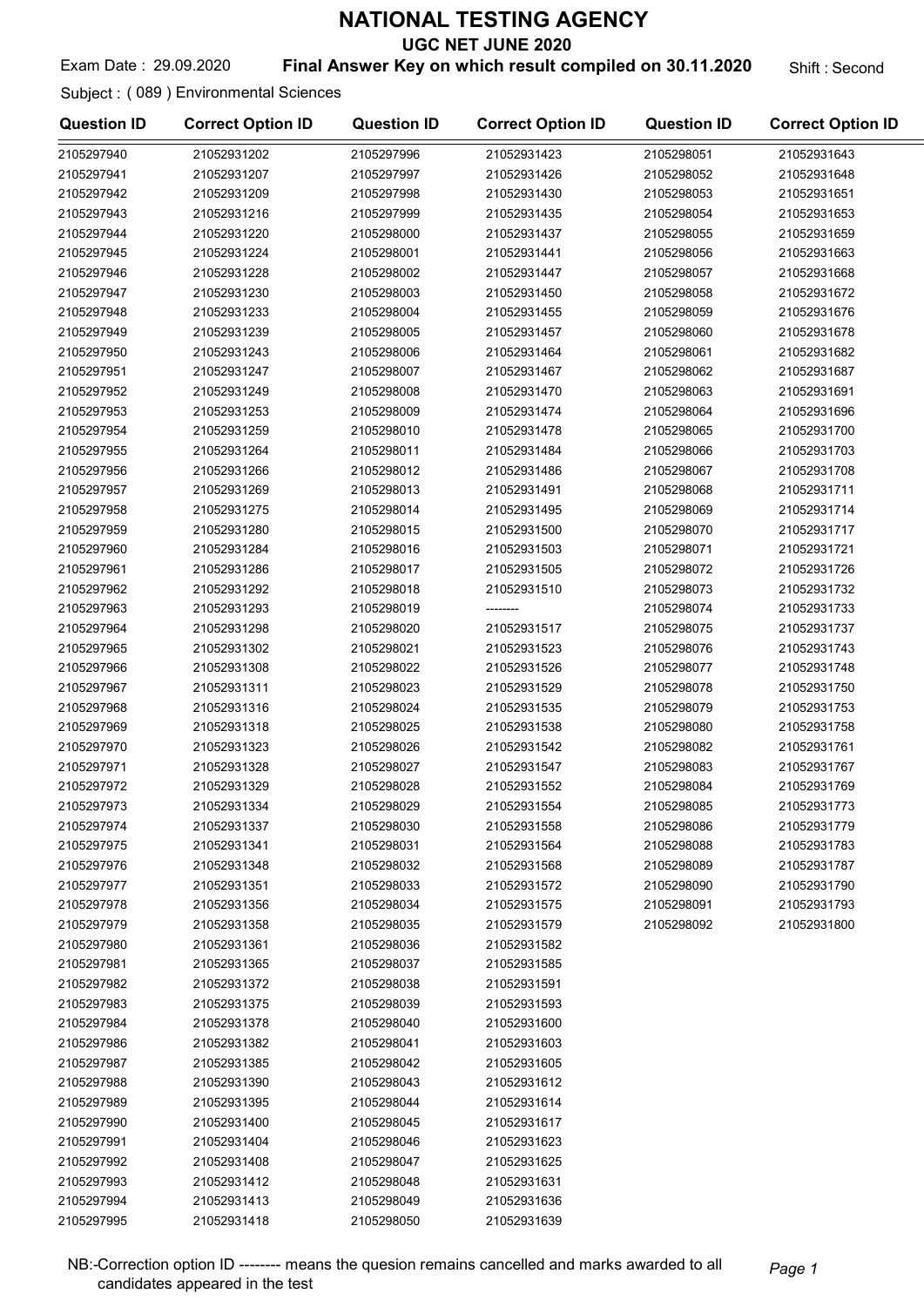# NATIONAL TESTING AGENCY

## UGC NET JUNE 2020

Exam Date : 29.09.2020 **Final Answer Key on which result compiled on 30.11.2020** Shift : Second

Subject : ( 089 ) Environmental Sciences

| Question ID | Correct Option ID | Question ID | Correct Option ID | Question ID | Correct Option ID |
|---|---|---|---|---|---|
| 2105297940 | 21052931202 | 2105297996 | 21052931423 | 2105298051 | 21052931643 |
| 2105297941 | 21052931207 | 2105297997 | 21052931426 | 2105298052 | 21052931648 |
| 2105297942 | 21052931209 | 2105297998 | 21052931430 | 2105298053 | 21052931651 |
| 2105297943 | 21052931216 | 2105297999 | 21052931435 | 2105298054 | 21052931653 |
| 2105297944 | 21052931220 | 2105298000 | 21052931437 | 2105298055 | 21052931659 |
| 2105297945 | 21052931224 | 2105298001 | 21052931441 | 2105298056 | 21052931663 |
| 2105297946 | 21052931228 | 2105298002 | 21052931447 | 2105298057 | 21052931668 |
| 2105297947 | 21052931230 | 2105298003 | 21052931450 | 2105298058 | 21052931672 |
| 2105297948 | 21052931233 | 2105298004 | 21052931455 | 2105298059 | 21052931676 |
| 2105297949 | 21052931239 | 2105298005 | 21052931457 | 2105298060 | 21052931678 |
| 2105297950 | 21052931243 | 2105298006 | 21052931464 | 2105298061 | 21052931682 |
| 2105297951 | 21052931247 | 2105298007 | 21052931467 | 2105298062 | 21052931687 |
| 2105297952 | 21052931249 | 2105298008 | 21052931470 | 2105298063 | 21052931691 |
| 2105297953 | 21052931253 | 2105298009 | 21052931474 | 2105298064 | 21052931696 |
| 2105297954 | 21052931259 | 2105298010 | 21052931478 | 2105298065 | 21052931700 |
| 2105297955 | 21052931264 | 2105298011 | 21052931484 | 2105298066 | 21052931703 |
| 2105297956 | 21052931266 | 2105298012 | 21052931486 | 2105298067 | 21052931708 |
| 2105297957 | 21052931269 | 2105298013 | 21052931491 | 2105298068 | 21052931711 |
| 2105297958 | 21052931275 | 2105298014 | 21052931495 | 2105298069 | 21052931714 |
| 2105297959 | 21052931280 | 2105298015 | 21052931500 | 2105298070 | 21052931717 |
| 2105297960 | 21052931284 | 2105298016 | 21052931503 | 2105298071 | 21052931721 |
| 2105297961 | 21052931286 | 2105298017 | 21052931505 | 2105298072 | 21052931726 |
| 2105297962 | 21052931292 | 2105298018 | 21052931510 | 2105298073 | 21052931732 |
| 2105297963 | 21052931293 | 2105298019 | -------- | 2105298074 | 21052931733 |
| 2105297964 | 21052931298 | 2105298020 | 21052931517 | 2105298075 | 21052931737 |
| 2105297965 | 21052931302 | 2105298021 | 21052931523 | 2105298076 | 21052931743 |
| 2105297966 | 21052931308 | 2105298022 | 21052931526 | 2105298077 | 21052931748 |
| 2105297967 | 21052931311 | 2105298023 | 21052931529 | 2105298078 | 21052931750 |
| 2105297968 | 21052931316 | 2105298024 | 21052931535 | 2105298079 | 21052931753 |
| 2105297969 | 21052931318 | 2105298025 | 21052931538 | 2105298080 | 21052931758 |
| 2105297970 | 21052931323 | 2105298026 | 21052931542 | 2105298082 | 21052931761 |
| 2105297971 | 21052931328 | 2105298027 | 21052931547 | 2105298083 | 21052931767 |
| 2105297972 | 21052931329 | 2105298028 | 21052931552 | 2105298084 | 21052931769 |
| 2105297973 | 21052931334 | 2105298029 | 21052931554 | 2105298085 | 21052931773 |
| 2105297974 | 21052931337 | 2105298030 | 21052931558 | 2105298086 | 21052931779 |
| 2105297975 | 21052931341 | 2105298031 | 21052931564 | 2105298088 | 21052931783 |
| 2105297976 | 21052931348 | 2105298032 | 21052931568 | 2105298089 | 21052931787 |
| 2105297977 | 21052931351 | 2105298033 | 21052931572 | 2105298090 | 21052931790 |
| 2105297978 | 21052931356 | 2105298034 | 21052931575 | 2105298091 | 21052931793 |
| 2105297979 | 21052931358 | 2105298035 | 21052931579 | 2105298092 | 21052931800 |
| 2105297980 | 21052931361 | 2105298036 | 21052931582 | | |
| 2105297981 | 21052931365 | 2105298037 | 21052931585 | | |
| 2105297982 | 21052931372 | 2105298038 | 21052931591 | | |
| 2105297983 | 21052931375 | 2105298039 | 21052931593 | | |
| 2105297984 | 21052931378 | 2105298040 | 21052931600 | | |
| 2105297986 | 21052931382 | 2105298041 | 21052931603 | | |
| 2105297987 | 21052931385 | 2105298042 | 21052931605 | | |
| 2105297988 | 21052931390 | 2105298043 | 21052931612 | | |
| 2105297989 | 21052931395 | 2105298044 | 21052931614 | | |
| 2105297990 | 21052931400 | 2105298045 | 21052931617 | | |
| 2105297991 | 21052931404 | 2105298046 | 21052931623 | | |
| 2105297992 | 21052931408 | 2105298047 | 21052931625 | | |
| 2105297993 | 21052931412 | 2105298048 | 21052931631 | | |
| 2105297994 | 21052931413 | 2105298049 | 21052931636 | | |
| 2105297995 | 21052931418 | 2105298050 | 21052931639 | | |

NB:-Correction option ID -------- means the quesion remains cancelled and marks awarded to all candidates appeared in the test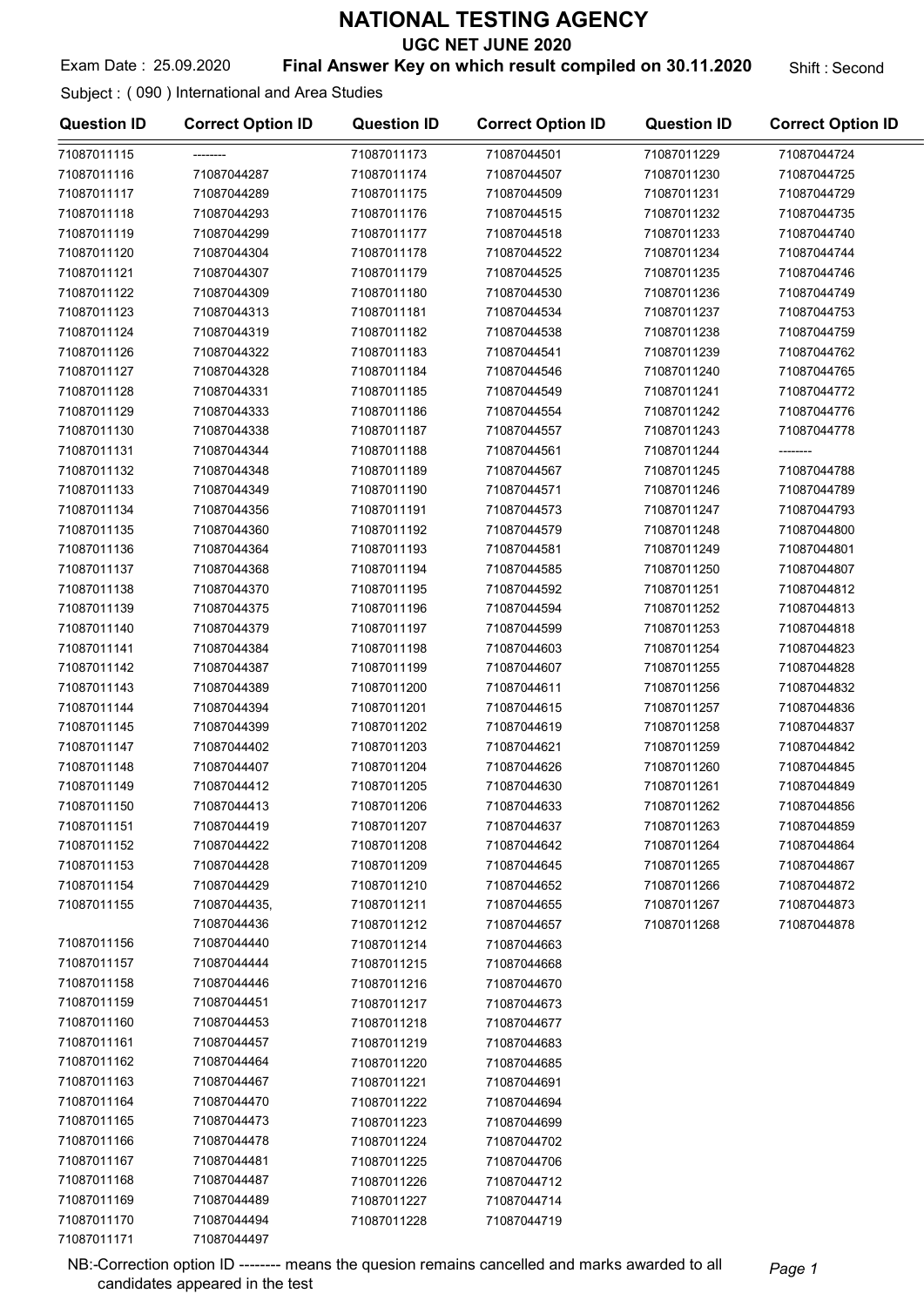# NATIONAL TESTING AGENCY

## UGC NET JUNE 2020

Exam Date : 25.09.2020 **Final Answer Key on which result compiled on 30.11.2020** Shift : Second

Subject : ( 090 ) International and Area Studies

| Question ID | Correct Option ID | Question ID | Correct Option ID | Question ID | Correct Option ID |
|---|---|---|---|---|---|
| 71087011115 | -------- | 71087011173 | 71087044501 | 71087011229 | 71087044724 |
| 71087011116 | 71087044287 | 71087011174 | 71087044507 | 71087011230 | 71087044725 |
| 71087011117 | 71087044289 | 71087011175 | 71087044509 | 71087011231 | 71087044729 |
| 71087011118 | 71087044293 | 71087011176 | 71087044515 | 71087011232 | 71087044735 |
| 71087011119 | 71087044299 | 71087011177 | 71087044518 | 71087011233 | 71087044740 |
| 71087011120 | 71087044304 | 71087011178 | 71087044522 | 71087011234 | 71087044744 |
| 71087011121 | 71087044307 | 71087011179 | 71087044525 | 71087011235 | 71087044746 |
| 71087011122 | 71087044309 | 71087011180 | 71087044530 | 71087011236 | 71087044749 |
| 71087011123 | 71087044313 | 71087011181 | 71087044534 | 71087011237 | 71087044753 |
| 71087011124 | 71087044319 | 71087011182 | 71087044538 | 71087011238 | 71087044759 |
| 71087011126 | 71087044322 | 71087011183 | 71087044541 | 71087011239 | 71087044762 |
| 71087011127 | 71087044328 | 71087011184 | 71087044546 | 71087011240 | 71087044765 |
| 71087011128 | 71087044331 | 71087011185 | 71087044549 | 71087011241 | 71087044772 |
| 71087011129 | 71087044333 | 71087011186 | 71087044554 | 71087011242 | 71087044776 |
| 71087011130 | 71087044338 | 71087011187 | 71087044557 | 71087011243 | 71087044778 |
| 71087011131 | 71087044344 | 71087011188 | 71087044561 | 71087011244 | -------- |
| 71087011132 | 71087044348 | 71087011189 | 71087044567 | 71087011245 | 71087044788 |
| 71087011133 | 71087044349 | 71087011190 | 71087044571 | 71087011246 | 71087044789 |
| 71087011134 | 71087044356 | 71087011191 | 71087044573 | 71087011247 | 71087044793 |
| 71087011135 | 71087044360 | 71087011192 | 71087044579 | 71087011248 | 71087044800 |
| 71087011136 | 71087044364 | 71087011193 | 71087044581 | 71087011249 | 71087044801 |
| 71087011137 | 71087044368 | 71087011194 | 71087044585 | 71087011250 | 71087044807 |
| 71087011138 | 71087044370 | 71087011195 | 71087044592 | 71087011251 | 71087044812 |
| 71087011139 | 71087044375 | 71087011196 | 71087044594 | 71087011252 | 71087044813 |
| 71087011140 | 71087044379 | 71087011197 | 71087044599 | 71087011253 | 71087044818 |
| 71087011141 | 71087044384 | 71087011198 | 71087044603 | 71087011254 | 71087044823 |
| 71087011142 | 71087044387 | 71087011199 | 71087044607 | 71087011255 | 71087044828 |
| 71087011143 | 71087044389 | 71087011200 | 71087044611 | 71087011256 | 71087044832 |
| 71087011144 | 71087044394 | 71087011201 | 71087044615 | 71087011257 | 71087044836 |
| 71087011145 | 71087044399 | 71087011202 | 71087044619 | 71087011258 | 71087044837 |
| 71087011147 | 71087044402 | 71087011203 | 71087044621 | 71087011259 | 71087044842 |
| 71087011148 | 71087044407 | 71087011204 | 71087044626 | 71087011260 | 71087044845 |
| 71087011149 | 71087044412 | 71087011205 | 71087044630 | 71087011261 | 71087044849 |
| 71087011150 | 71087044413 | 71087011206 | 71087044633 | 71087011262 | 71087044856 |
| 71087011151 | 71087044419 | 71087011207 | 71087044637 | 71087011263 | 71087044859 |
| 71087011152 | 71087044422 | 71087011208 | 71087044642 | 71087011264 | 71087044864 |
| 71087011153 | 71087044428 | 71087011209 | 71087044645 | 71087011265 | 71087044867 |
| 71087011154 | 71087044429 | 71087011210 | 71087044652 | 71087011266 | 71087044872 |
| 71087011155 | 71087044435, 71087044436 | 71087011211 | 71087044655 | 71087011267 | 71087044873 |
| | | 71087011212 | 71087044657 | 71087011268 | 71087044878 |
| 71087011156 | 71087044440 | 71087011214 | 71087044663 | | |
| 71087011157 | 71087044444 | 71087011215 | 71087044668 | | |
| 71087011158 | 71087044446 | 71087011216 | 71087044670 | | |
| 71087011159 | 71087044451 | 71087011217 | 71087044673 | | |
| 71087011160 | 71087044453 | 71087011218 | 71087044677 | | |
| 71087011161 | 71087044457 | 71087011219 | 71087044683 | | |
| 71087011162 | 71087044464 | 71087011220 | 71087044685 | | |
| 71087011163 | 71087044467 | 71087011221 | 71087044691 | | |
| 71087011164 | 71087044470 | 71087011222 | 71087044694 | | |
| 71087011165 | 71087044473 | 71087011223 | 71087044699 | | |
| 71087011166 | 71087044478 | 71087011224 | 71087044702 | | |
| 71087011167 | 71087044481 | 71087011225 | 71087044706 | | |
| 71087011168 | 71087044487 | 71087011226 | 71087044712 | | |
| 71087011169 | 71087044489 | 71087011227 | 71087044714 | | |
| 71087011170 | 71087044494 | 71087011228 | 71087044719 | | |
| 71087011171 | 71087044497 | | | | |

NB:-Correction option ID -------- means the quesion remains cancelled and marks awarded to all candidates appeared in the test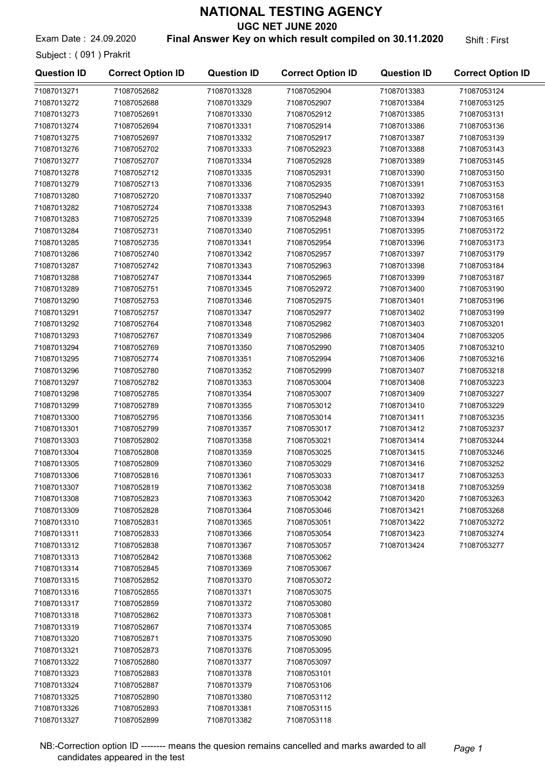# NATIONAL TESTING AGENCY

## UGC NET JUNE 2020

Exam Date : 24.09.2020 **Final Answer Key on which result compiled on 30.11.2020** Shift : First

Subject : ( 091 ) Prakrit

| Question ID | Correct Option ID | Question ID | Correct Option ID | Question ID | Correct Option ID |
|---|---|---|---|---|---|
| 71087013271 | 71087052682 | 71087013328 | 71087052904 | 71087013383 | 71087053124 |
| 71087013272 | 71087052688 | 71087013329 | 71087052907 | 71087013384 | 71087053125 |
| 71087013273 | 71087052691 | 71087013330 | 71087052912 | 71087013385 | 71087053131 |
| 71087013274 | 71087052694 | 71087013331 | 71087052914 | 71087013386 | 71087053136 |
| 71087013275 | 71087052697 | 71087013332 | 71087052917 | 71087013387 | 71087053139 |
| 71087013276 | 71087052702 | 71087013333 | 71087052923 | 71087013388 | 71087053143 |
| 71087013277 | 71087052707 | 71087013334 | 71087052928 | 71087013389 | 71087053145 |
| 71087013278 | 71087052712 | 71087013335 | 71087052931 | 71087013390 | 71087053150 |
| 71087013279 | 71087052713 | 71087013336 | 71087052935 | 71087013391 | 71087053153 |
| 71087013280 | 71087052720 | 71087013337 | 71087052940 | 71087013392 | 71087053158 |
| 71087013282 | 71087052724 | 71087013338 | 71087052943 | 71087013393 | 71087053161 |
| 71087013283 | 71087052725 | 71087013339 | 71087052948 | 71087013394 | 71087053165 |
| 71087013284 | 71087052731 | 71087013340 | 71087052951 | 71087013395 | 71087053172 |
| 71087013285 | 71087052735 | 71087013341 | 71087052954 | 71087013396 | 71087053173 |
| 71087013286 | 71087052740 | 71087013342 | 71087052957 | 71087013397 | 71087053179 |
| 71087013287 | 71087052742 | 71087013343 | 71087052963 | 71087013398 | 71087053184 |
| 71087013288 | 71087052747 | 71087013344 | 71087052965 | 71087013399 | 71087053187 |
| 71087013289 | 71087052751 | 71087013345 | 71087052972 | 71087013400 | 71087053190 |
| 71087013290 | 71087052753 | 71087013346 | 71087052975 | 71087013401 | 71087053196 |
| 71087013291 | 71087052757 | 71087013347 | 71087052977 | 71087013402 | 71087053199 |
| 71087013292 | 71087052764 | 71087013348 | 71087052982 | 71087013403 | 71087053201 |
| 71087013293 | 71087052767 | 71087013349 | 71087052986 | 71087013404 | 71087053205 |
| 71087013294 | 71087052769 | 71087013350 | 71087052990 | 71087013405 | 71087053210 |
| 71087013295 | 71087052774 | 71087013351 | 71087052994 | 71087013406 | 71087053216 |
| 71087013296 | 71087052780 | 71087013352 | 71087052999 | 71087013407 | 71087053218 |
| 71087013297 | 71087052782 | 71087013353 | 71087053004 | 71087013408 | 71087053223 |
| 71087013298 | 71087052785 | 71087013354 | 71087053007 | 71087013409 | 71087053227 |
| 71087013299 | 71087052789 | 71087013355 | 71087053012 | 71087013410 | 71087053229 |
| 71087013300 | 71087052795 | 71087013356 | 71087053014 | 71087013411 | 71087053235 |
| 71087013301 | 71087052799 | 71087013357 | 71087053017 | 71087013412 | 71087053237 |
| 71087013303 | 71087052802 | 71087013358 | 71087053021 | 71087013414 | 71087053244 |
| 71087013304 | 71087052808 | 71087013359 | 71087053025 | 71087013415 | 71087053246 |
| 71087013305 | 71087052809 | 71087013360 | 71087053029 | 71087013416 | 71087053252 |
| 71087013306 | 71087052816 | 71087013361 | 71087053033 | 71087013417 | 71087053253 |
| 71087013307 | 71087052819 | 71087013362 | 71087053038 | 71087013418 | 71087053259 |
| 71087013308 | 71087052823 | 71087013363 | 71087053042 | 71087013420 | 71087053263 |
| 71087013309 | 71087052828 | 71087013364 | 71087053046 | 71087013421 | 71087053268 |
| 71087013310 | 71087052831 | 71087013365 | 71087053051 | 71087013422 | 71087053272 |
| 71087013311 | 71087052833 | 71087013366 | 71087053054 | 71087013423 | 71087053274 |
| 71087013312 | 71087052838 | 71087013367 | 71087053057 | 71087013424 | 71087053277 |
| 71087013313 | 71087052842 | 71087013368 | 71087053062 | | |
| 71087013314 | 71087052845 | 71087013369 | 71087053067 | | |
| 71087013315 | 71087052852 | 71087013370 | 71087053072 | | |
| 71087013316 | 71087052855 | 71087013371 | 71087053075 | | |
| 71087013317 | 71087052859 | 71087013372 | 71087053080 | | |
| 71087013318 | 71087052862 | 71087013373 | 71087053081 | | |
| 71087013319 | 71087052867 | 71087013374 | 71087053085 | | |
| 71087013320 | 71087052871 | 71087013375 | 71087053090 | | |
| 71087013321 | 71087052873 | 71087013376 | 71087053095 | | |
| 71087013322 | 71087052880 | 71087013377 | 71087053097 | | |
| 71087013323 | 71087052883 | 71087013378 | 71087053101 | | |
| 71087013324 | 71087052887 | 71087013379 | 71087053106 | | |
| 71087013325 | 71087052890 | 71087013380 | 71087053112 | | |
| 71087013326 | 71087052893 | 71087013381 | 71087053115 | | |
| 71087013327 | 71087052899 | 71087013382 | 71087053118 | | |

NB:-Correction option ID -------- means the quesion remains cancelled and marks awarded to all candidates appeared in the test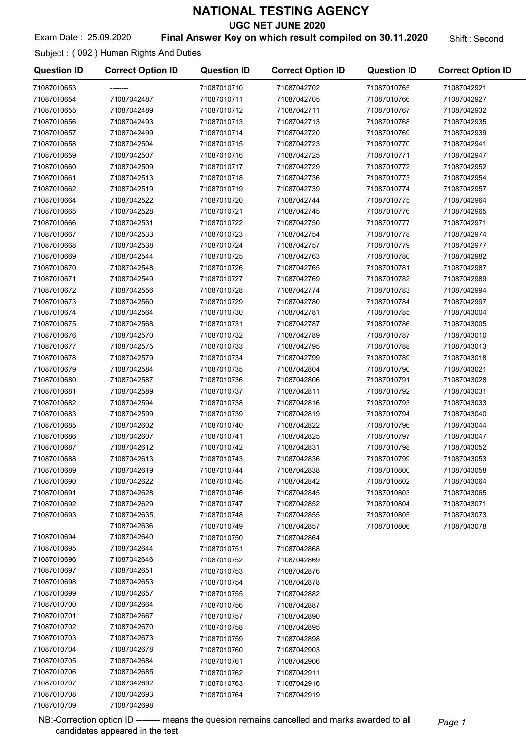# NATIONAL TESTING AGENCY

## UGC NET JUNE 2020

Exam Date : 25.09.2020 **Final Answer Key on which result compiled on 30.11.2020** Shift : Second

Subject : ( 092 ) Human Rights And Duties

| Question ID | Correct Option ID | Question ID | Correct Option ID | Question ID | Correct Option ID |
|---|---|---|---|---|---|
| 71087010653 | -------- | 71087010710 | 71087042702 | 71087010765 | 71087042921 |
| 71087010654 | 71087042487 | 71087010711 | 71087042705 | 71087010766 | 71087042927 |
| 71087010655 | 71087042489 | 71087010712 | 71087042711 | 71087010767 | 71087042932 |
| 71087010656 | 71087042493 | 71087010713 | 71087042713 | 71087010768 | 71087042935 |
| 71087010657 | 71087042499 | 71087010714 | 71087042720 | 71087010769 | 71087042939 |
| 71087010658 | 71087042504 | 71087010715 | 71087042723 | 71087010770 | 71087042941 |
| 71087010659 | 71087042507 | 71087010716 | 71087042725 | 71087010771 | 71087042947 |
| 71087010660 | 71087042509 | 71087010717 | 71087042729 | 71087010772 | 71087042952 |
| 71087010661 | 71087042513 | 71087010718 | 71087042736 | 71087010773 | 71087042954 |
| 71087010662 | 71087042519 | 71087010719 | 71087042739 | 71087010774 | 71087042957 |
| 71087010664 | 71087042522 | 71087010720 | 71087042744 | 71087010775 | 71087042964 |
| 71087010665 | 71087042528 | 71087010721 | 71087042745 | 71087010776 | 71087042965 |
| 71087010666 | 71087042531 | 71087010722 | 71087042750 | 71087010777 | 71087042971 |
| 71087010667 | 71087042533 | 71087010723 | 71087042754 | 71087010778 | 71087042974 |
| 71087010668 | 71087042538 | 71087010724 | 71087042757 | 71087010779 | 71087042977 |
| 71087010669 | 71087042544 | 71087010725 | 71087042763 | 71087010780 | 71087042982 |
| 71087010670 | 71087042548 | 71087010726 | 71087042765 | 71087010781 | 71087042987 |
| 71087010671 | 71087042549 | 71087010727 | 71087042769 | 71087010782 | 71087042989 |
| 71087010672 | 71087042556 | 71087010728 | 71087042774 | 71087010783 | 71087042994 |
| 71087010673 | 71087042560 | 71087010729 | 71087042780 | 71087010784 | 71087042997 |
| 71087010674 | 71087042564 | 71087010730 | 71087042781 | 71087010785 | 71087043004 |
| 71087010675 | 71087042568 | 71087010731 | 71087042787 | 71087010786 | 71087043005 |
| 71087010676 | 71087042570 | 71087010732 | 71087042789 | 71087010787 | 71087043010 |
| 71087010677 | 71087042575 | 71087010733 | 71087042795 | 71087010788 | 71087043013 |
| 71087010678 | 71087042579 | 71087010734 | 71087042799 | 71087010789 | 71087043018 |
| 71087010679 | 71087042584 | 71087010735 | 71087042804 | 71087010790 | 71087043021 |
| 71087010680 | 71087042587 | 71087010736 | 71087042806 | 71087010791 | 71087043028 |
| 71087010681 | 71087042589 | 71087010737 | 71087042811 | 71087010792 | 71087043031 |
| 71087010682 | 71087042594 | 71087010738 | 71087042816 | 71087010793 | 71087043033 |
| 71087010683 | 71087042599 | 71087010739 | 71087042819 | 71087010794 | 71087043040 |
| 71087010685 | 71087042602 | 71087010740 | 71087042822 | 71087010796 | 71087043044 |
| 71087010686 | 71087042607 | 71087010741 | 71087042825 | 71087010797 | 71087043047 |
| 71087010687 | 71087042612 | 71087010742 | 71087042831 | 71087010798 | 71087043052 |
| 71087010688 | 71087042613 | 71087010743 | 71087042836 | 71087010799 | 71087043053 |
| 71087010689 | 71087042619 | 71087010744 | 71087042838 | 71087010800 | 71087043058 |
| 71087010690 | 71087042622 | 71087010745 | 71087042842 | 71087010802 | 71087043064 |
| 71087010691 | 71087042628 | 71087010746 | 71087042845 | 71087010803 | 71087043065 |
| 71087010692 | 71087042629 | 71087010747 | 71087042852 | 71087010804 | 71087043071 |
| 71087010693 | 71087042635, 71087042636 | 71087010748 | 71087042855 | 71087010805 | 71087043073 |
| | | 71087010749 | 71087042857 | 71087010806 | 71087043078 |
| 71087010694 | 71087042640 | 71087010750 | 71087042864 | | |
| 71087010695 | 71087042644 | 71087010751 | 71087042868 | | |
| 71087010696 | 71087042646 | 71087010752 | 71087042869 | | |
| 71087010697 | 71087042651 | 71087010753 | 71087042876 | | |
| 71087010698 | 71087042653 | 71087010754 | 71087042878 | | |
| 71087010699 | 71087042657 | 71087010755 | 71087042882 | | |
| 71087010700 | 71087042664 | 71087010756 | 71087042887 | | |
| 71087010701 | 71087042667 | 71087010757 | 71087042890 | | |
| 71087010702 | 71087042670 | 71087010758 | 71087042895 | | |
| 71087010703 | 71087042673 | 71087010759 | 71087042898 | | |
| 71087010704 | 71087042678 | 71087010760 | 71087042903 | | |
| 71087010705 | 71087042684 | 71087010761 | 71087042906 | | |
| 71087010706 | 71087042685 | 71087010762 | 71087042911 | | |
| 71087010707 | 71087042692 | 71087010763 | 71087042916 | | |
| 71087010708 | 71087042693 | 71087010764 | 71087042919 | | |
| 71087010709 | 71087042698 | | | | |

NB:-Correction option ID -------- means the quesion remains cancelled and marks awarded to all candidates appeared in the test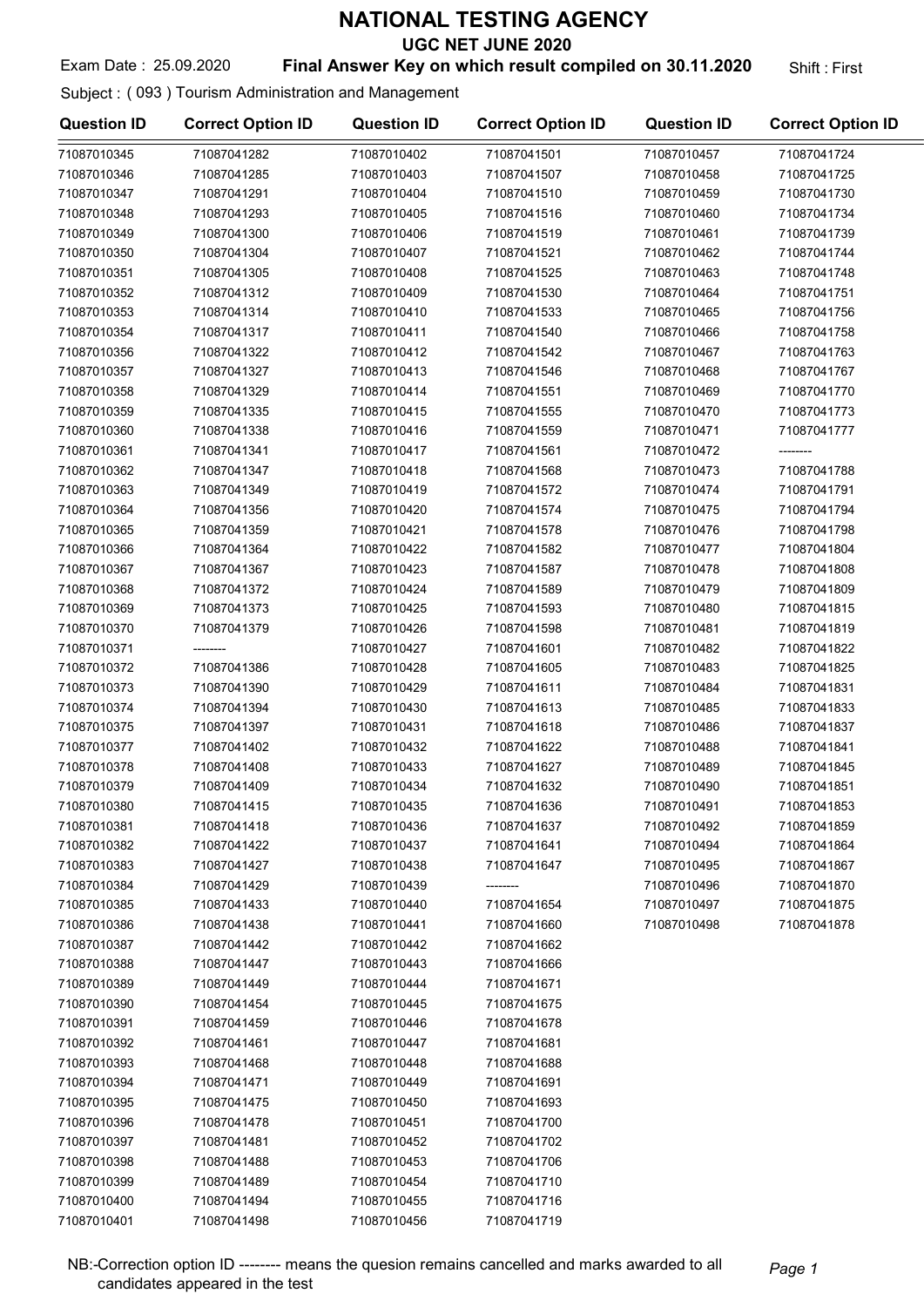# NATIONAL TESTING AGENCY

## UGC NET JUNE 2020

Exam Date : 25.09.2020 **Final Answer Key on which result compiled on 30.11.2020** Shift : First

Subject : ( 093 ) Tourism Administration and Management

| Question ID | Correct Option ID | Question ID | Correct Option ID | Question ID | Correct Option ID |
|---|---|---|---|---|---|
| 71087010345 | 71087041282 | 71087010402 | 71087041501 | 71087010457 | 71087041724 |
| 71087010346 | 71087041285 | 71087010403 | 71087041507 | 71087010458 | 71087041725 |
| 71087010347 | 71087041291 | 71087010404 | 71087041510 | 71087010459 | 71087041730 |
| 71087010348 | 71087041293 | 71087010405 | 71087041516 | 71087010460 | 71087041734 |
| 71087010349 | 71087041300 | 71087010406 | 71087041519 | 71087010461 | 71087041739 |
| 71087010350 | 71087041304 | 71087010407 | 71087041521 | 71087010462 | 71087041744 |
| 71087010351 | 71087041305 | 71087010408 | 71087041525 | 71087010463 | 71087041748 |
| 71087010352 | 71087041312 | 71087010409 | 71087041530 | 71087010464 | 71087041751 |
| 71087010353 | 71087041314 | 71087010410 | 71087041533 | 71087010465 | 71087041756 |
| 71087010354 | 71087041317 | 71087010411 | 71087041540 | 71087010466 | 71087041758 |
| 71087010356 | 71087041322 | 71087010412 | 71087041542 | 71087010467 | 71087041763 |
| 71087010357 | 71087041327 | 71087010413 | 71087041546 | 71087010468 | 71087041767 |
| 71087010358 | 71087041329 | 71087010414 | 71087041551 | 71087010469 | 71087041770 |
| 71087010359 | 71087041335 | 71087010415 | 71087041555 | 71087010470 | 71087041773 |
| 71087010360 | 71087041338 | 71087010416 | 71087041559 | 71087010471 | 71087041777 |
| 71087010361 | 71087041341 | 71087010417 | 71087041561 | 71087010472 | -------- |
| 71087010362 | 71087041347 | 71087010418 | 71087041568 | 71087010473 | 71087041788 |
| 71087010363 | 71087041349 | 71087010419 | 71087041572 | 71087010474 | 71087041791 |
| 71087010364 | 71087041356 | 71087010420 | 71087041574 | 71087010475 | 71087041794 |
| 71087010365 | 71087041359 | 71087010421 | 71087041578 | 71087010476 | 71087041798 |
| 71087010366 | 71087041364 | 71087010422 | 71087041582 | 71087010477 | 71087041804 |
| 71087010367 | 71087041367 | 71087010423 | 71087041587 | 71087010478 | 71087041808 |
| 71087010368 | 71087041372 | 71087010424 | 71087041589 | 71087010479 | 71087041809 |
| 71087010369 | 71087041373 | 71087010425 | 71087041593 | 71087010480 | 71087041815 |
| 71087010370 | 71087041379 | 71087010426 | 71087041598 | 71087010481 | 71087041819 |
| 71087010371 | -------- | 71087010427 | 71087041601 | 71087010482 | 71087041822 |
| 71087010372 | 71087041386 | 71087010428 | 71087041605 | 71087010483 | 71087041825 |
| 71087010373 | 71087041390 | 71087010429 | 71087041611 | 71087010484 | 71087041831 |
| 71087010374 | 71087041394 | 71087010430 | 71087041613 | 71087010485 | 71087041833 |
| 71087010375 | 71087041397 | 71087010431 | 71087041618 | 71087010486 | 71087041837 |
| 71087010377 | 71087041402 | 71087010432 | 71087041622 | 71087010488 | 71087041841 |
| 71087010378 | 71087041408 | 71087010433 | 71087041627 | 71087010489 | 71087041845 |
| 71087010379 | 71087041409 | 71087010434 | 71087041632 | 71087010490 | 71087041851 |
| 71087010380 | 71087041415 | 71087010435 | 71087041636 | 71087010491 | 71087041853 |
| 71087010381 | 71087041418 | 71087010436 | 71087041637 | 71087010492 | 71087041859 |
| 71087010382 | 71087041422 | 71087010437 | 71087041641 | 71087010494 | 71087041864 |
| 71087010383 | 71087041427 | 71087010438 | 71087041647 | 71087010495 | 71087041867 |
| 71087010384 | 71087041429 | 71087010439 | -------- | 71087010496 | 71087041870 |
| 71087010385 | 71087041433 | 71087010440 | 71087041654 | 71087010497 | 71087041875 |
| 71087010386 | 71087041438 | 71087010441 | 71087041660 | 71087010498 | 71087041878 |
| 71087010387 | 71087041442 | 71087010442 | 71087041662 | | |
| 71087010388 | 71087041447 | 71087010443 | 71087041666 | | |
| 71087010389 | 71087041449 | 71087010444 | 71087041671 | | |
| 71087010390 | 71087041454 | 71087010445 | 71087041675 | | |
| 71087010391 | 71087041459 | 71087010446 | 71087041678 | | |
| 71087010392 | 71087041461 | 71087010447 | 71087041681 | | |
| 71087010393 | 71087041468 | 71087010448 | 71087041688 | | |
| 71087010394 | 71087041471 | 71087010449 | 71087041691 | | |
| 71087010395 | 71087041475 | 71087010450 | 71087041693 | | |
| 71087010396 | 71087041478 | 71087010451 | 71087041700 | | |
| 71087010397 | 71087041481 | 71087010452 | 71087041702 | | |
| 71087010398 | 71087041488 | 71087010453 | 71087041706 | | |
| 71087010399 | 71087041489 | 71087010454 | 71087041710 | | |
| 71087010400 | 71087041494 | 71087010455 | 71087041716 | | |
| 71087010401 | 71087041498 | 71087010456 | 71087041719 | | |

NB:-Correction option ID -------- means the quesion remains cancelled and marks awarded to all candidates appeared in the test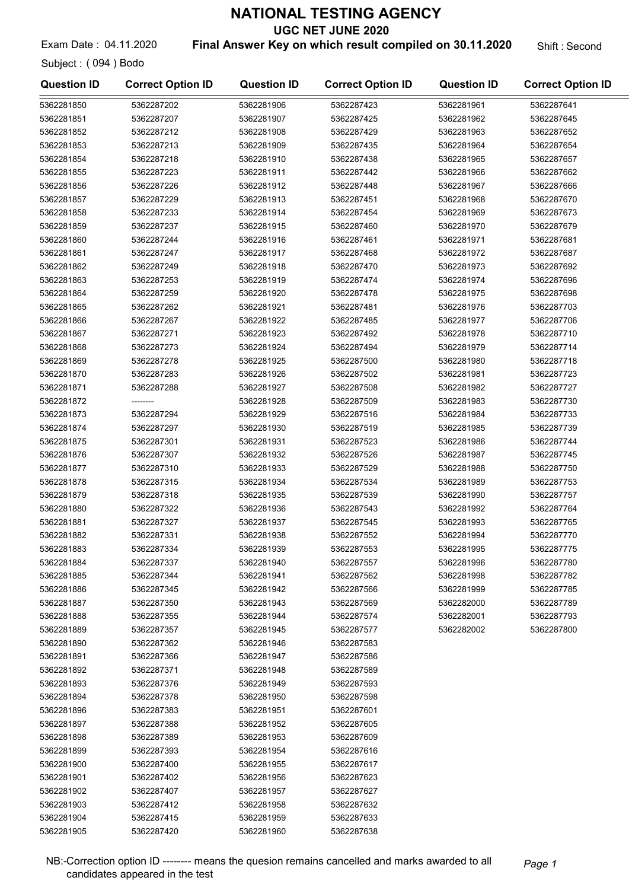# NATIONAL TESTING AGENCY

## UGC NET JUNE 2020

Exam Date : 04.11.2020 **Final Answer Key on which result compiled on 30.11.2020** Shift : Second

Subject : ( 094 ) Bodo

| Question ID | Correct Option ID | Question ID | Correct Option ID | Question ID | Correct Option ID |
|---|---|---|---|---|---|
| 5362281850 | 5362287202 | 5362281906 | 5362287423 | 5362281961 | 5362287641 |
| 5362281851 | 5362287207 | 5362281907 | 5362287425 | 5362281962 | 5362287645 |
| 5362281852 | 5362287212 | 5362281908 | 5362287429 | 5362281963 | 5362287652 |
| 5362281853 | 5362287213 | 5362281909 | 5362287435 | 5362281964 | 5362287654 |
| 5362281854 | 5362287218 | 5362281910 | 5362287438 | 5362281965 | 5362287657 |
| 5362281855 | 5362287223 | 5362281911 | 5362287442 | 5362281966 | 5362287662 |
| 5362281856 | 5362287226 | 5362281912 | 5362287448 | 5362281967 | 5362287666 |
| 5362281857 | 5362287229 | 5362281913 | 5362287451 | 5362281968 | 5362287670 |
| 5362281858 | 5362287233 | 5362281914 | 5362287454 | 5362281969 | 5362287673 |
| 5362281859 | 5362287237 | 5362281915 | 5362287460 | 5362281970 | 5362287679 |
| 5362281860 | 5362287244 | 5362281916 | 5362287461 | 5362281971 | 5362287681 |
| 5362281861 | 5362287247 | 5362281917 | 5362287468 | 5362281972 | 5362287687 |
| 5362281862 | 5362287249 | 5362281918 | 5362287470 | 5362281973 | 5362287692 |
| 5362281863 | 5362287253 | 5362281919 | 5362287474 | 5362281974 | 5362287696 |
| 5362281864 | 5362287259 | 5362281920 | 5362287478 | 5362281975 | 5362287698 |
| 5362281865 | 5362287262 | 5362281921 | 5362287481 | 5362281976 | 5362287703 |
| 5362281866 | 5362287267 | 5362281922 | 5362287485 | 5362281977 | 5362287706 |
| 5362281867 | 5362287271 | 5362281923 | 5362287492 | 5362281978 | 5362287710 |
| 5362281868 | 5362287273 | 5362281924 | 5362287494 | 5362281979 | 5362287714 |
| 5362281869 | 5362287278 | 5362281925 | 5362287500 | 5362281980 | 5362287718 |
| 5362281870 | 5362287283 | 5362281926 | 5362287502 | 5362281981 | 5362287723 |
| 5362281871 | 5362287288 | 5362281927 | 5362287508 | 5362281982 | 5362287727 |
| 5362281872 | -------- | 5362281928 | 5362287509 | 5362281983 | 5362287730 |
| 5362281873 | 5362287294 | 5362281929 | 5362287516 | 5362281984 | 5362287733 |
| 5362281874 | 5362287297 | 5362281930 | 5362287519 | 5362281985 | 5362287739 |
| 5362281875 | 5362287301 | 5362281931 | 5362287523 | 5362281986 | 5362287744 |
| 5362281876 | 5362287307 | 5362281932 | 5362287526 | 5362281987 | 5362287745 |
| 5362281877 | 5362287310 | 5362281933 | 5362287529 | 5362281988 | 5362287750 |
| 5362281878 | 5362287315 | 5362281934 | 5362287534 | 5362281989 | 5362287753 |
| 5362281879 | 5362287318 | 5362281935 | 5362287539 | 5362281990 | 5362287757 |
| 5362281880 | 5362287322 | 5362281936 | 5362287543 | 5362281992 | 5362287764 |
| 5362281881 | 5362287327 | 5362281937 | 5362287545 | 5362281993 | 5362287765 |
| 5362281882 | 5362287331 | 5362281938 | 5362287552 | 5362281994 | 5362287770 |
| 5362281883 | 5362287334 | 5362281939 | 5362287553 | 5362281995 | 5362287775 |
| 5362281884 | 5362287337 | 5362281940 | 5362287557 | 5362281996 | 5362287780 |
| 5362281885 | 5362287344 | 5362281941 | 5362287562 | 5362281998 | 5362287782 |
| 5362281886 | 5362287345 | 5362281942 | 5362287566 | 5362281999 | 5362287785 |
| 5362281887 | 5362287350 | 5362281943 | 5362287569 | 5362282000 | 5362287789 |
| 5362281888 | 5362287355 | 5362281944 | 5362287574 | 5362282001 | 5362287793 |
| 5362281889 | 5362287357 | 5362281945 | 5362287577 | 5362282002 | 5362287800 |
| 5362281890 | 5362287362 | 5362281946 | 5362287583 | | |
| 5362281891 | 5362287366 | 5362281947 | 5362287586 | | |
| 5362281892 | 5362287371 | 5362281948 | 5362287589 | | |
| 5362281893 | 5362287376 | 5362281949 | 5362287593 | | |
| 5362281894 | 5362287378 | 5362281950 | 5362287598 | | |
| 5362281896 | 5362287383 | 5362281951 | 5362287601 | | |
| 5362281897 | 5362287388 | 5362281952 | 5362287605 | | |
| 5362281898 | 5362287389 | 5362281953 | 5362287609 | | |
| 5362281899 | 5362287393 | 5362281954 | 5362287616 | | |
| 5362281900 | 5362287400 | 5362281955 | 5362287617 | | |
| 5362281901 | 5362287402 | 5362281956 | 5362287623 | | |
| 5362281902 | 5362287407 | 5362281957 | 5362287627 | | |
| 5362281903 | 5362287412 | 5362281958 | 5362287632 | | |
| 5362281904 | 5362287415 | 5362281959 | 5362287633 | | |
| 5362281905 | 5362287420 | 5362281960 | 5362287638 | | |

NB:-Correction option ID -------- means the quesion remains cancelled and marks awarded to all candidates appeared in the test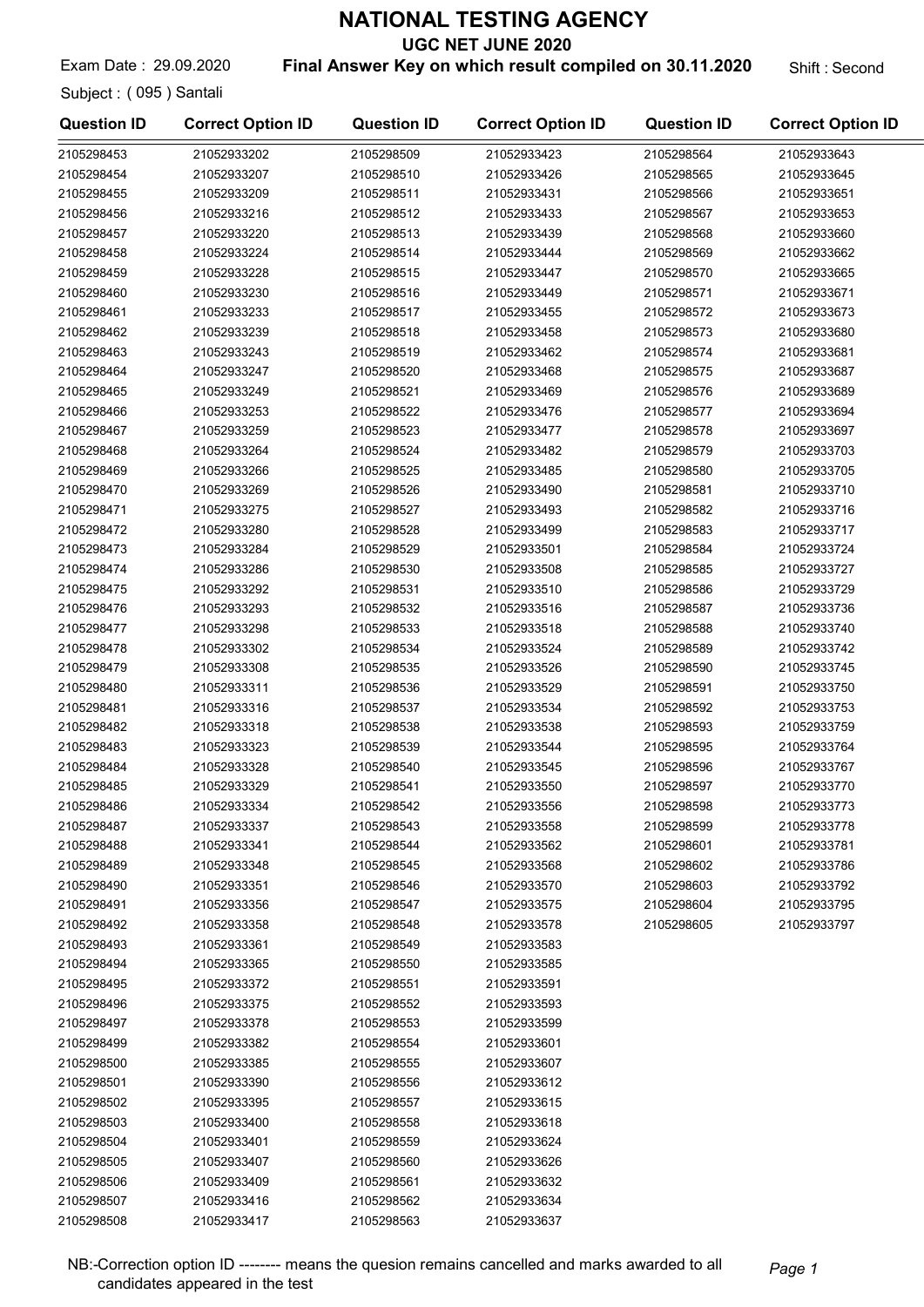# NATIONAL TESTING AGENCY

## UGC NET JUNE 2020

Exam Date : 29.09.2020 **Final Answer Key on which result compiled on 30.11.2020** Shift : Second

Subject : ( 095 ) Santali

| Question ID | Correct Option ID | Question ID | Correct Option ID | Question ID | Correct Option ID |
|---|---|---|---|---|---|
| 2105298453 | 21052933202 | 2105298509 | 21052933423 | 2105298564 | 21052933643 |
| 2105298454 | 21052933207 | 2105298510 | 21052933426 | 2105298565 | 21052933645 |
| 2105298455 | 21052933209 | 2105298511 | 21052933431 | 2105298566 | 21052933651 |
| 2105298456 | 21052933216 | 2105298512 | 21052933433 | 2105298567 | 21052933653 |
| 2105298457 | 21052933220 | 2105298513 | 21052933439 | 2105298568 | 21052933660 |
| 2105298458 | 21052933224 | 2105298514 | 21052933444 | 2105298569 | 21052933662 |
| 2105298459 | 21052933228 | 2105298515 | 21052933447 | 2105298570 | 21052933665 |
| 2105298460 | 21052933230 | 2105298516 | 21052933449 | 2105298571 | 21052933671 |
| 2105298461 | 21052933233 | 2105298517 | 21052933455 | 2105298572 | 21052933673 |
| 2105298462 | 21052933239 | 2105298518 | 21052933458 | 2105298573 | 21052933680 |
| 2105298463 | 21052933243 | 2105298519 | 21052933462 | 2105298574 | 21052933681 |
| 2105298464 | 21052933247 | 2105298520 | 21052933468 | 2105298575 | 21052933687 |
| 2105298465 | 21052933249 | 2105298521 | 21052933469 | 2105298576 | 21052933689 |
| 2105298466 | 21052933253 | 2105298522 | 21052933476 | 2105298577 | 21052933694 |
| 2105298467 | 21052933259 | 2105298523 | 21052933477 | 2105298578 | 21052933697 |
| 2105298468 | 21052933264 | 2105298524 | 21052933482 | 2105298579 | 21052933703 |
| 2105298469 | 21052933266 | 2105298525 | 21052933485 | 2105298580 | 21052933705 |
| 2105298470 | 21052933269 | 2105298526 | 21052933490 | 2105298581 | 21052933710 |
| 2105298471 | 21052933275 | 2105298527 | 21052933493 | 2105298582 | 21052933716 |
| 2105298472 | 21052933280 | 2105298528 | 21052933499 | 2105298583 | 21052933717 |
| 2105298473 | 21052933284 | 2105298529 | 21052933501 | 2105298584 | 21052933724 |
| 2105298474 | 21052933286 | 2105298530 | 21052933508 | 2105298585 | 21052933727 |
| 2105298475 | 21052933292 | 2105298531 | 21052933510 | 2105298586 | 21052933729 |
| 2105298476 | 21052933293 | 2105298532 | 21052933516 | 2105298587 | 21052933736 |
| 2105298477 | 21052933298 | 2105298533 | 21052933518 | 2105298588 | 21052933740 |
| 2105298478 | 21052933302 | 2105298534 | 21052933524 | 2105298589 | 21052933742 |
| 2105298479 | 21052933308 | 2105298535 | 21052933526 | 2105298590 | 21052933745 |
| 2105298480 | 21052933311 | 2105298536 | 21052933529 | 2105298591 | 21052933750 |
| 2105298481 | 21052933316 | 2105298537 | 21052933534 | 2105298592 | 21052933753 |
| 2105298482 | 21052933318 | 2105298538 | 21052933538 | 2105298593 | 21052933759 |
| 2105298483 | 21052933323 | 2105298539 | 21052933544 | 2105298595 | 21052933764 |
| 2105298484 | 21052933328 | 2105298540 | 21052933545 | 2105298596 | 21052933767 |
| 2105298485 | 21052933329 | 2105298541 | 21052933550 | 2105298597 | 21052933770 |
| 2105298486 | 21052933334 | 2105298542 | 21052933556 | 2105298598 | 21052933773 |
| 2105298487 | 21052933337 | 2105298543 | 21052933558 | 2105298599 | 21052933778 |
| 2105298488 | 21052933341 | 2105298544 | 21052933562 | 2105298601 | 21052933781 |
| 2105298489 | 21052933348 | 2105298545 | 21052933568 | 2105298602 | 21052933786 |
| 2105298490 | 21052933351 | 2105298546 | 21052933570 | 2105298603 | 21052933792 |
| 2105298491 | 21052933356 | 2105298547 | 21052933575 | 2105298604 | 21052933795 |
| 2105298492 | 21052933358 | 2105298548 | 21052933578 | 2105298605 | 21052933797 |
| 2105298493 | 21052933361 | 2105298549 | 21052933583 | | |
| 2105298494 | 21052933365 | 2105298550 | 21052933585 | | |
| 2105298495 | 21052933372 | 2105298551 | 21052933591 | | |
| 2105298496 | 21052933375 | 2105298552 | 21052933593 | | |
| 2105298497 | 21052933378 | 2105298553 | 21052933599 | | |
| 2105298499 | 21052933382 | 2105298554 | 21052933601 | | |
| 2105298500 | 21052933385 | 2105298555 | 21052933607 | | |
| 2105298501 | 21052933390 | 2105298556 | 21052933612 | | |
| 2105298502 | 21052933395 | 2105298557 | 21052933615 | | |
| 2105298503 | 21052933400 | 2105298558 | 21052933618 | | |
| 2105298504 | 21052933401 | 2105298559 | 21052933624 | | |
| 2105298505 | 21052933407 | 2105298560 | 21052933626 | | |
| 2105298506 | 21052933409 | 2105298561 | 21052933632 | | |
| 2105298507 | 21052933416 | 2105298562 | 21052933634 | | |
| 2105298508 | 21052933417 | 2105298563 | 21052933637 | | |

NB:-Correction option ID -------- means the quesion remains cancelled and marks awarded to all candidates appeared in the test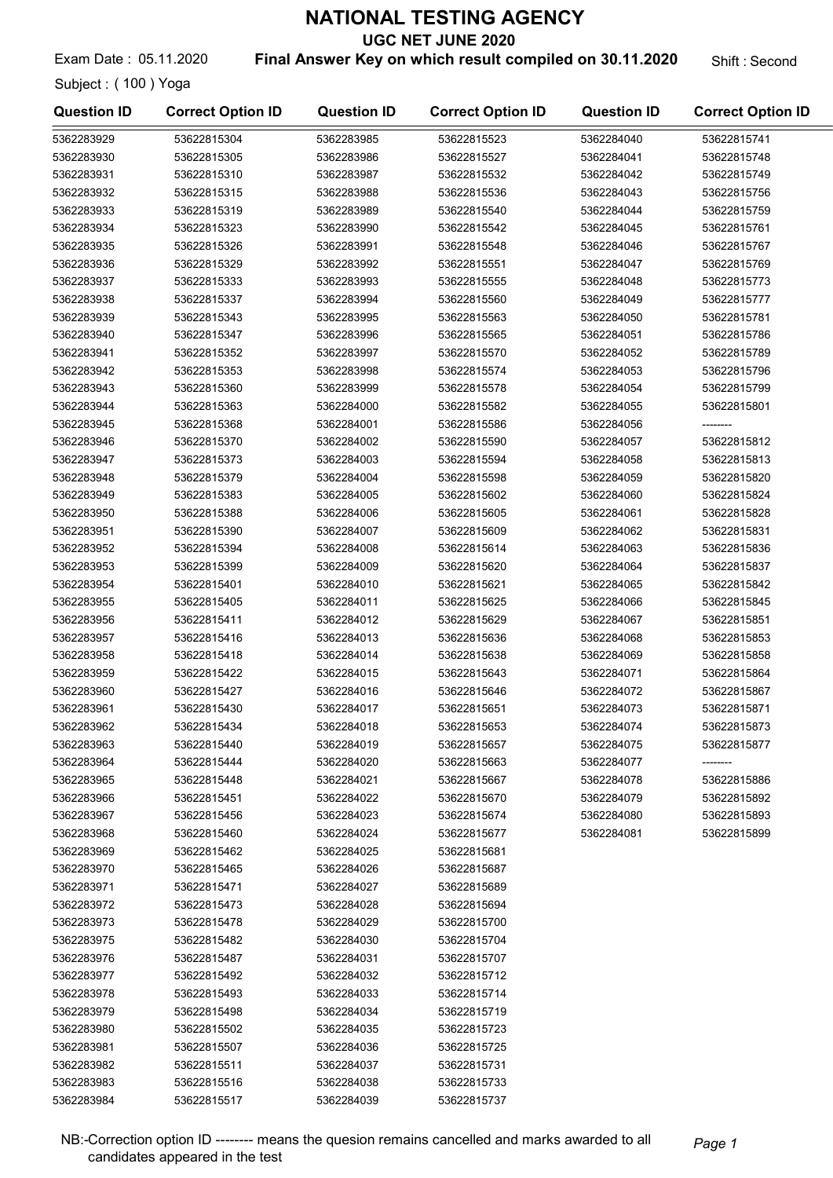# NATIONAL TESTING AGENCY

## UGC NET JUNE 2020

Exam Date : 05.11.2020 **Final Answer Key on which result compiled on 30.11.2020** Shift : Second

Subject : ( 100 ) Yoga

| Question ID | Correct Option ID | Question ID | Correct Option ID | Question ID | Correct Option ID |
|---|---|---|---|---|---|
| 5362283929 | 53622815304 | 5362283985 | 53622815523 | 5362284040 | 53622815741 |
| 5362283930 | 53622815305 | 5362283986 | 53622815527 | 5362284041 | 53622815748 |
| 5362283931 | 53622815310 | 5362283987 | 53622815532 | 5362284042 | 53622815749 |
| 5362283932 | 53622815315 | 5362283988 | 53622815536 | 5362284043 | 53622815756 |
| 5362283933 | 53622815319 | 5362283989 | 53622815540 | 5362284044 | 53622815759 |
| 5362283934 | 53622815323 | 5362283990 | 53622815542 | 5362284045 | 53622815761 |
| 5362283935 | 53622815326 | 5362283991 | 53622815548 | 5362284046 | 53622815767 |
| 5362283936 | 53622815329 | 5362283992 | 53622815551 | 5362284047 | 53622815769 |
| 5362283937 | 53622815333 | 5362283993 | 53622815555 | 5362284048 | 53622815773 |
| 5362283938 | 53622815337 | 5362283994 | 53622815560 | 5362284049 | 53622815777 |
| 5362283939 | 53622815343 | 5362283995 | 53622815563 | 5362284050 | 53622815781 |
| 5362283940 | 53622815347 | 5362283996 | 53622815565 | 5362284051 | 53622815786 |
| 5362283941 | 53622815352 | 5362283997 | 53622815570 | 5362284052 | 53622815789 |
| 5362283942 | 53622815353 | 5362283998 | 53622815574 | 5362284053 | 53622815796 |
| 5362283943 | 53622815360 | 5362283999 | 53622815578 | 5362284054 | 53622815799 |
| 5362283944 | 53622815363 | 5362284000 | 53622815582 | 5362284055 | 53622815801 |
| 5362283945 | 53622815368 | 5362284001 | 53622815586 | 5362284056 | -------- |
| 5362283946 | 53622815370 | 5362284002 | 53622815590 | 5362284057 | 53622815812 |
| 5362283947 | 53622815373 | 5362284003 | 53622815594 | 5362284058 | 53622815813 |
| 5362283948 | 53622815379 | 5362284004 | 53622815598 | 5362284059 | 53622815820 |
| 5362283949 | 53622815383 | 5362284005 | 53622815602 | 5362284060 | 53622815824 |
| 5362283950 | 53622815388 | 5362284006 | 53622815605 | 5362284061 | 53622815828 |
| 5362283951 | 53622815390 | 5362284007 | 53622815609 | 5362284062 | 53622815831 |
| 5362283952 | 53622815394 | 5362284008 | 53622815614 | 5362284063 | 53622815836 |
| 5362283953 | 53622815399 | 5362284009 | 53622815620 | 5362284064 | 53622815837 |
| 5362283954 | 53622815401 | 5362284010 | 53622815621 | 5362284065 | 53622815842 |
| 5362283955 | 53622815405 | 5362284011 | 53622815625 | 5362284066 | 53622815845 |
| 5362283956 | 53622815411 | 5362284012 | 53622815629 | 5362284067 | 53622815851 |
| 5362283957 | 53622815416 | 5362284013 | 53622815636 | 5362284068 | 53622815853 |
| 5362283958 | 53622815418 | 5362284014 | 53622815638 | 5362284069 | 53622815858 |
| 5362283959 | 53622815422 | 5362284015 | 53622815643 | 5362284071 | 53622815864 |
| 5362283960 | 53622815427 | 5362284016 | 53622815646 | 5362284072 | 53622815867 |
| 5362283961 | 53622815430 | 5362284017 | 53622815651 | 5362284073 | 53622815871 |
| 5362283962 | 53622815434 | 5362284018 | 53622815653 | 5362284074 | 53622815873 |
| 5362283963 | 53622815440 | 5362284019 | 53622815657 | 5362284075 | 53622815877 |
| 5362283964 | 53622815444 | 5362284020 | 53622815663 | 5362284077 | -------- |
| 5362283965 | 53622815448 | 5362284021 | 53622815667 | 5362284078 | 53622815886 |
| 5362283966 | 53622815451 | 5362284022 | 53622815670 | 5362284079 | 53622815892 |
| 5362283967 | 53622815456 | 5362284023 | 53622815674 | 5362284080 | 53622815893 |
| 5362283968 | 53622815460 | 5362284024 | 53622815677 | 5362284081 | 53622815899 |
| 5362283969 | 53622815462 | 5362284025 | 53622815681 | | |
| 5362283970 | 53622815465 | 5362284026 | 53622815687 | | |
| 5362283971 | 53622815471 | 5362284027 | 53622815689 | | |
| 5362283972 | 53622815473 | 5362284028 | 53622815694 | | |
| 5362283973 | 53622815478 | 5362284029 | 53622815700 | | |
| 5362283975 | 53622815482 | 5362284030 | 53622815704 | | |
| 5362283976 | 53622815487 | 5362284031 | 53622815707 | | |
| 5362283977 | 53622815492 | 5362284032 | 53622815712 | | |
| 5362283978 | 53622815493 | 5362284033 | 53622815714 | | |
| 5362283979 | 53622815498 | 5362284034 | 53622815719 | | |
| 5362283980 | 53622815502 | 5362284035 | 53622815723 | | |
| 5362283981 | 53622815507 | 5362284036 | 53622815725 | | |
| 5362283982 | 53622815511 | 5362284037 | 53622815731 | | |
| 5362283983 | 53622815516 | 5362284038 | 53622815733 | | |
| 5362283984 | 53622815517 | 5362284039 | 53622815737 | | |

NB:-Correction option ID -------- means the quesion remains cancelled and marks awarded to all candidates appeared in the test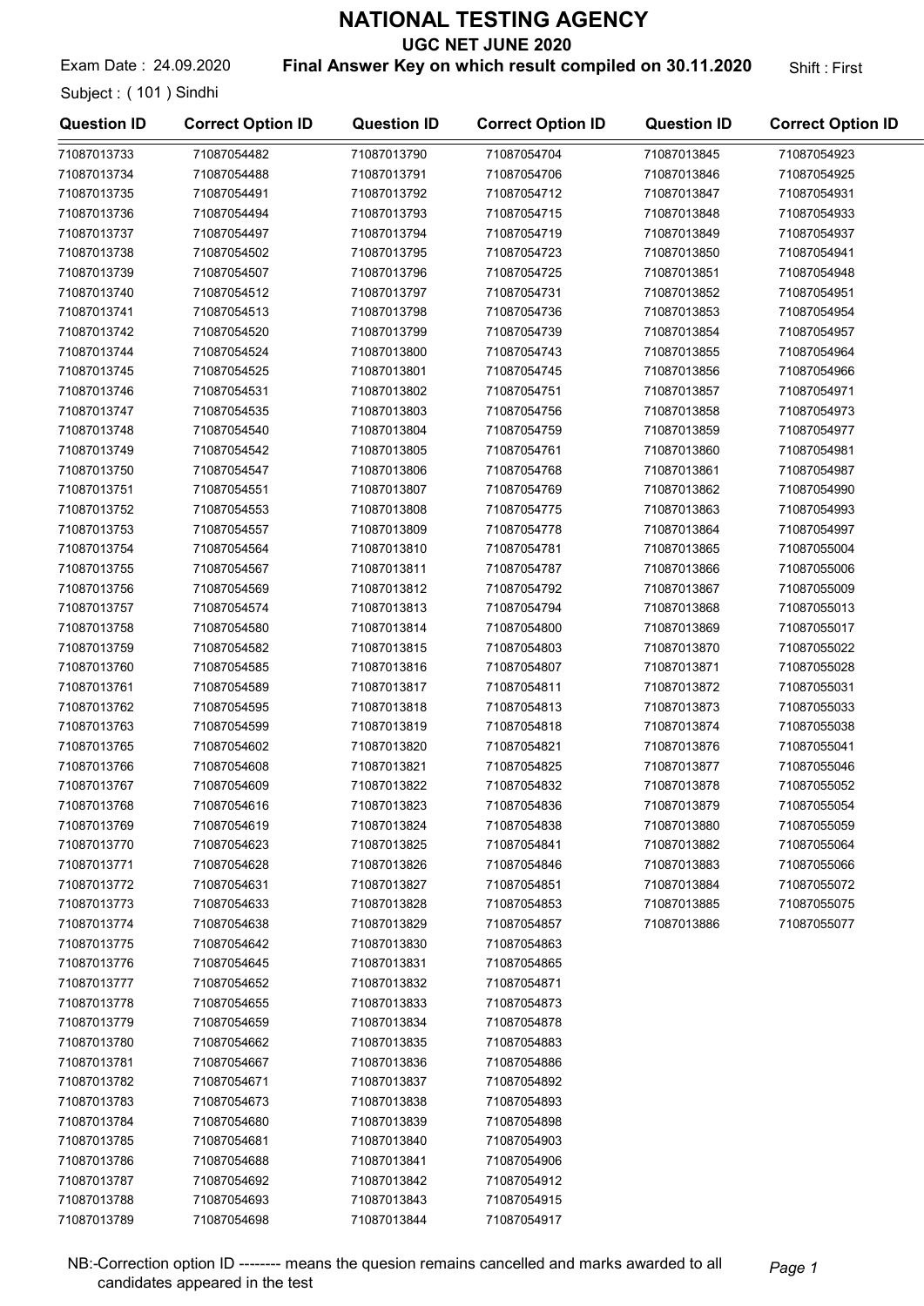# NATIONAL TESTING AGENCY

## UGC NET JUNE 2020

Exam Date : 24.09.2020 **Final Answer Key on which result compiled on 30.11.2020** Shift : First

Subject : ( 101 ) Sindhi

| Question ID | Correct Option ID | Question ID | Correct Option ID | Question ID | Correct Option ID |
|---|---|---|---|---|---|
| 71087013733 | 71087054482 | 71087013790 | 71087054704 | 71087013845 | 71087054923 |
| 71087013734 | 71087054488 | 71087013791 | 71087054706 | 71087013846 | 71087054925 |
| 71087013735 | 71087054491 | 71087013792 | 71087054712 | 71087013847 | 71087054931 |
| 71087013736 | 71087054494 | 71087013793 | 71087054715 | 71087013848 | 71087054933 |
| 71087013737 | 71087054497 | 71087013794 | 71087054719 | 71087013849 | 71087054937 |
| 71087013738 | 71087054502 | 71087013795 | 71087054723 | 71087013850 | 71087054941 |
| 71087013739 | 71087054507 | 71087013796 | 71087054725 | 71087013851 | 71087054948 |
| 71087013740 | 71087054512 | 71087013797 | 71087054731 | 71087013852 | 71087054951 |
| 71087013741 | 71087054513 | 71087013798 | 71087054736 | 71087013853 | 71087054954 |
| 71087013742 | 71087054520 | 71087013799 | 71087054739 | 71087013854 | 71087054957 |
| 71087013744 | 71087054524 | 71087013800 | 71087054743 | 71087013855 | 71087054964 |
| 71087013745 | 71087054525 | 71087013801 | 71087054745 | 71087013856 | 71087054966 |
| 71087013746 | 71087054531 | 71087013802 | 71087054751 | 71087013857 | 71087054971 |
| 71087013747 | 71087054535 | 71087013803 | 71087054756 | 71087013858 | 71087054973 |
| 71087013748 | 71087054540 | 71087013804 | 71087054759 | 71087013859 | 71087054977 |
| 71087013749 | 71087054542 | 71087013805 | 71087054761 | 71087013860 | 71087054981 |
| 71087013750 | 71087054547 | 71087013806 | 71087054768 | 71087013861 | 71087054987 |
| 71087013751 | 71087054551 | 71087013807 | 71087054769 | 71087013862 | 71087054990 |
| 71087013752 | 71087054553 | 71087013808 | 71087054775 | 71087013863 | 71087054993 |
| 71087013753 | 71087054557 | 71087013809 | 71087054778 | 71087013864 | 71087054997 |
| 71087013754 | 71087054564 | 71087013810 | 71087054781 | 71087013865 | 71087055004 |
| 71087013755 | 71087054567 | 71087013811 | 71087054787 | 71087013866 | 71087055006 |
| 71087013756 | 71087054569 | 71087013812 | 71087054792 | 71087013867 | 71087055009 |
| 71087013757 | 71087054574 | 71087013813 | 71087054794 | 71087013868 | 71087055013 |
| 71087013758 | 71087054580 | 71087013814 | 71087054800 | 71087013869 | 71087055017 |
| 71087013759 | 71087054582 | 71087013815 | 71087054803 | 71087013870 | 71087055022 |
| 71087013760 | 71087054585 | 71087013816 | 71087054807 | 71087013871 | 71087055028 |
| 71087013761 | 71087054589 | 71087013817 | 71087054811 | 71087013872 | 71087055031 |
| 71087013762 | 71087054595 | 71087013818 | 71087054813 | 71087013873 | 71087055033 |
| 71087013763 | 71087054599 | 71087013819 | 71087054818 | 71087013874 | 71087055038 |
| 71087013765 | 71087054602 | 71087013820 | 71087054821 | 71087013876 | 71087055041 |
| 71087013766 | 71087054608 | 71087013821 | 71087054825 | 71087013877 | 71087055046 |
| 71087013767 | 71087054609 | 71087013822 | 71087054832 | 71087013878 | 71087055052 |
| 71087013768 | 71087054616 | 71087013823 | 71087054836 | 71087013879 | 71087055054 |
| 71087013769 | 71087054619 | 71087013824 | 71087054838 | 71087013880 | 71087055059 |
| 71087013770 | 71087054623 | 71087013825 | 71087054841 | 71087013882 | 71087055064 |
| 71087013771 | 71087054628 | 71087013826 | 71087054846 | 71087013883 | 71087055066 |
| 71087013772 | 71087054631 | 71087013827 | 71087054851 | 71087013884 | 71087055072 |
| 71087013773 | 71087054633 | 71087013828 | 71087054853 | 71087013885 | 71087055075 |
| 71087013774 | 71087054638 | 71087013829 | 71087054857 | 71087013886 | 71087055077 |
| 71087013775 | 71087054642 | 71087013830 | 71087054863 | | |
| 71087013776 | 71087054645 | 71087013831 | 71087054865 | | |
| 71087013777 | 71087054652 | 71087013832 | 71087054871 | | |
| 71087013778 | 71087054655 | 71087013833 | 71087054873 | | |
| 71087013779 | 71087054659 | 71087013834 | 71087054878 | | |
| 71087013780 | 71087054662 | 71087013835 | 71087054883 | | |
| 71087013781 | 71087054667 | 71087013836 | 71087054886 | | |
| 71087013782 | 71087054671 | 71087013837 | 71087054892 | | |
| 71087013783 | 71087054673 | 71087013838 | 71087054893 | | |
| 71087013784 | 71087054680 | 71087013839 | 71087054898 | | |
| 71087013785 | 71087054681 | 71087013840 | 71087054903 | | |
| 71087013786 | 71087054688 | 71087013841 | 71087054906 | | |
| 71087013787 | 71087054692 | 71087013842 | 71087054912 | | |
| 71087013788 | 71087054693 | 71087013843 | 71087054915 | | |
| 71087013789 | 71087054698 | 71087013844 | 71087054917 | | |

NB:-Correction option ID -------- means the quesion remains cancelled and marks awarded to all candidates appeared in the test